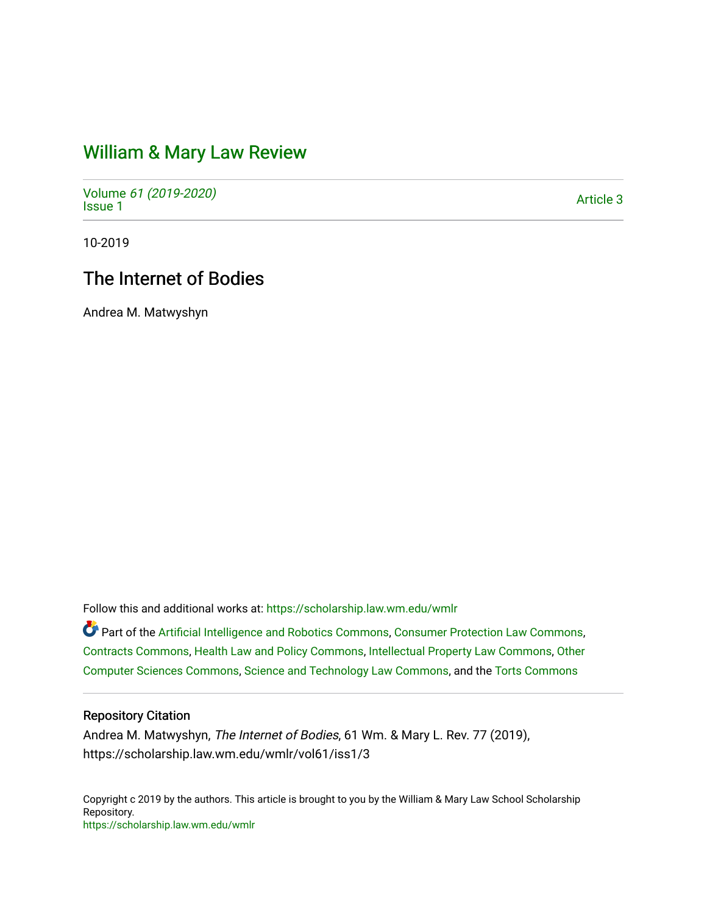# William & Mary Law Review

Volume *61 (2019-2020)*
Issue 1

Article 3

10-2019

## The Internet of Bodies

Andrea M. Matwyshyn

Follow this and additional works at: https://scholarship.law.wm.edu/wmlr

Part of the Artificial Intelligence and Robotics Commons, Consumer Protection Law Commons, Contracts Commons, Health Law and Policy Commons, Intellectual Property Law Commons, Other Computer Sciences Commons, Science and Technology Law Commons, and the Torts Commons

### Repository Citation

Andrea M. Matwyshyn, *The Internet of Bodies*, 61 Wm. & Mary L. Rev. 77 (2019), https://scholarship.law.wm.edu/wmlr/vol61/iss1/3

Copyright c 2019 by the authors. This article is brought to you by the William & Mary Law School Scholarship Repository.
https://scholarship.law.wm.edu/wmlr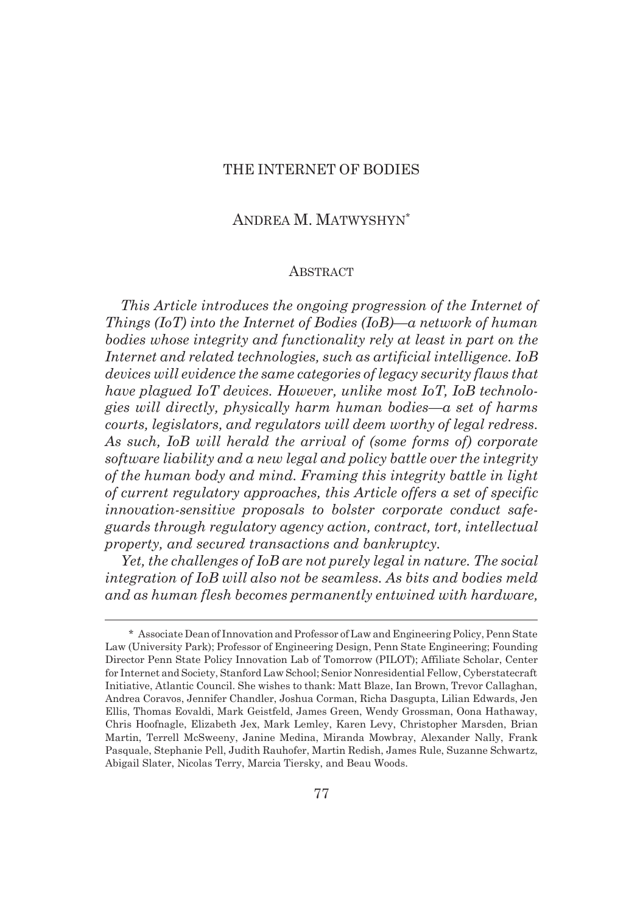# THE INTERNET OF BODIES

## ANDREA M. MATWYSHYN*

### ABSTRACT

*This Article introduces the ongoing progression of the Internet of Things (IoT) into the Internet of Bodies (IoB)—a network of human bodies whose integrity and functionality rely at least in part on the Internet and related technologies, such as artificial intelligence. IoB devices will evidence the same categories of legacy security flaws that have plagued IoT devices. However, unlike most IoT, IoB technologies will directly, physically harm human bodies—a set of harms courts, legislators, and regulators will deem worthy of legal redress. As such, IoB will herald the arrival of (some forms of) corporate software liability and a new legal and policy battle over the integrity of the human body and mind. Framing this integrity battle in light of current regulatory approaches, this Article offers a set of specific innovation-sensitive proposals to bolster corporate conduct safeguards through regulatory agency action, contract, tort, intellectual property, and secured transactions and bankruptcy.*

*Yet, the challenges of IoB are not purely legal in nature. The social integration of IoB will also not be seamless. As bits and bodies meld and as human flesh becomes permanently entwined with hardware,*

---

\* Associate Dean of Innovation and Professor of Law and Engineering Policy, Penn State Law (University Park); Professor of Engineering Design, Penn State Engineering; Founding Director Penn State Policy Innovation Lab of Tomorrow (PILOT); Affiliate Scholar, Center for Internet and Society, Stanford Law School; Senior Nonresidential Fellow, Cyberstatecraft Initiative, Atlantic Council. She wishes to thank: Matt Blaze, Ian Brown, Trevor Callaghan, Andrea Coravos, Jennifer Chandler, Joshua Corman, Richa Dasgupta, Lilian Edwards, Jen Ellis, Thomas Eovaldi, Mark Geistfeld, James Green, Wendy Grossman, Oona Hathaway, Chris Hoofnagle, Elizabeth Jex, Mark Lemley, Karen Levy, Christopher Marsden, Brian Martin, Terrell McSweeny, Janine Medina, Miranda Mowbray, Alexander Nally, Frank Pasquale, Stephanie Pell, Judith Rauhofer, Martin Redish, James Rule, Suzanne Schwartz, Abigail Slater, Nicolas Terry, Marcia Tiersky, and Beau Woods.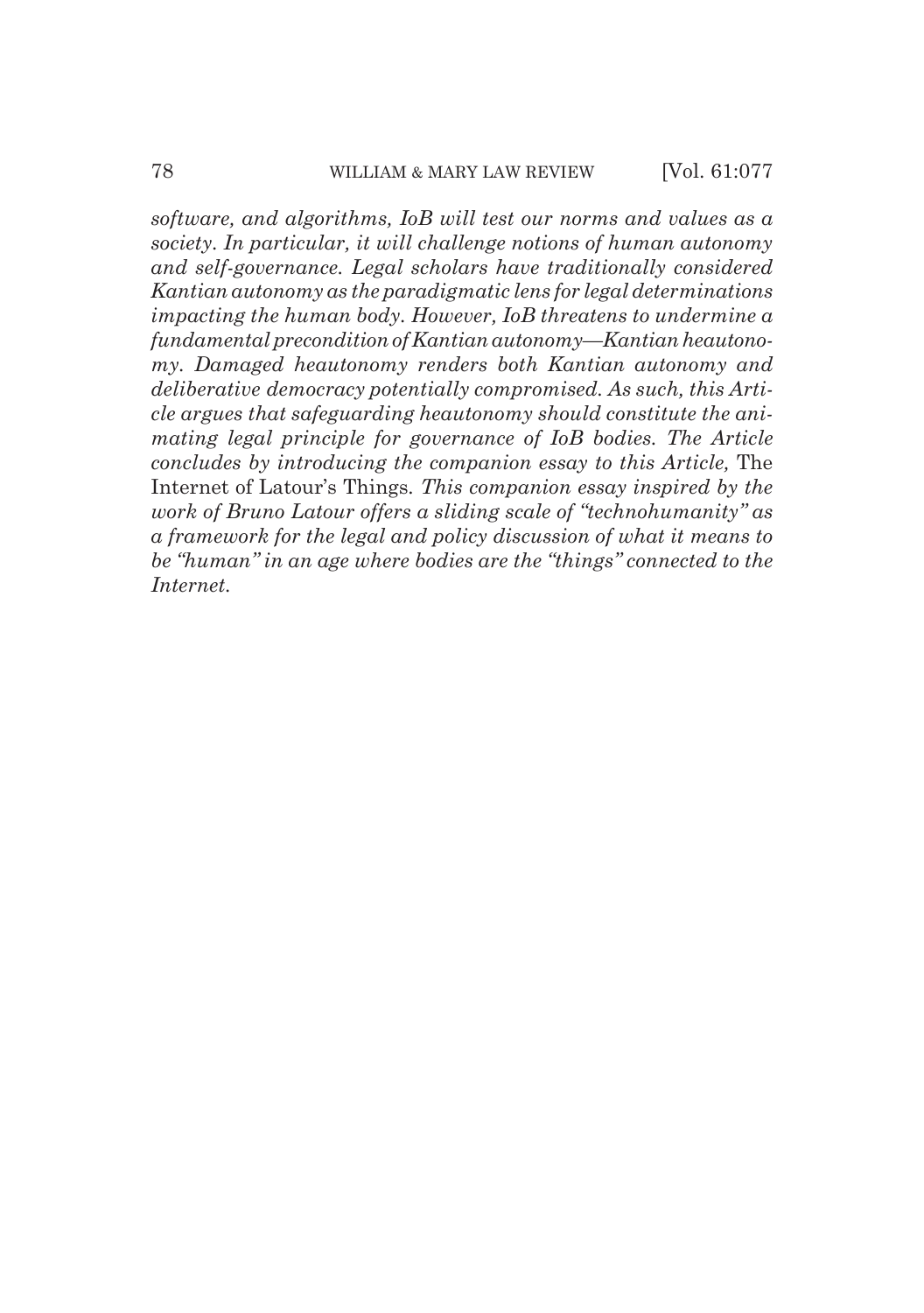*software, and algorithms, IoB will test our norms and values as a society. In particular, it will challenge notions of human autonomy and self-governance. Legal scholars have traditionally considered Kantian autonomy as the paradigmatic lens for legal determinations impacting the human body. However, IoB threatens to undermine a fundamental precondition of Kantian autonomy—Kantian heautonomy. Damaged heautonomy renders both Kantian autonomy and deliberative democracy potentially compromised. As such, this Article argues that safeguarding heautonomy should constitute the animating legal principle for governance of IoB bodies. The Article concludes by introducing the companion essay to this Article,* The Internet of Latour's Things. *This companion essay inspired by the work of Bruno Latour offers a sliding scale of "technohumanity" as a framework for the legal and policy discussion of what it means to be "human" in an age where bodies are the "things" connected to the Internet.*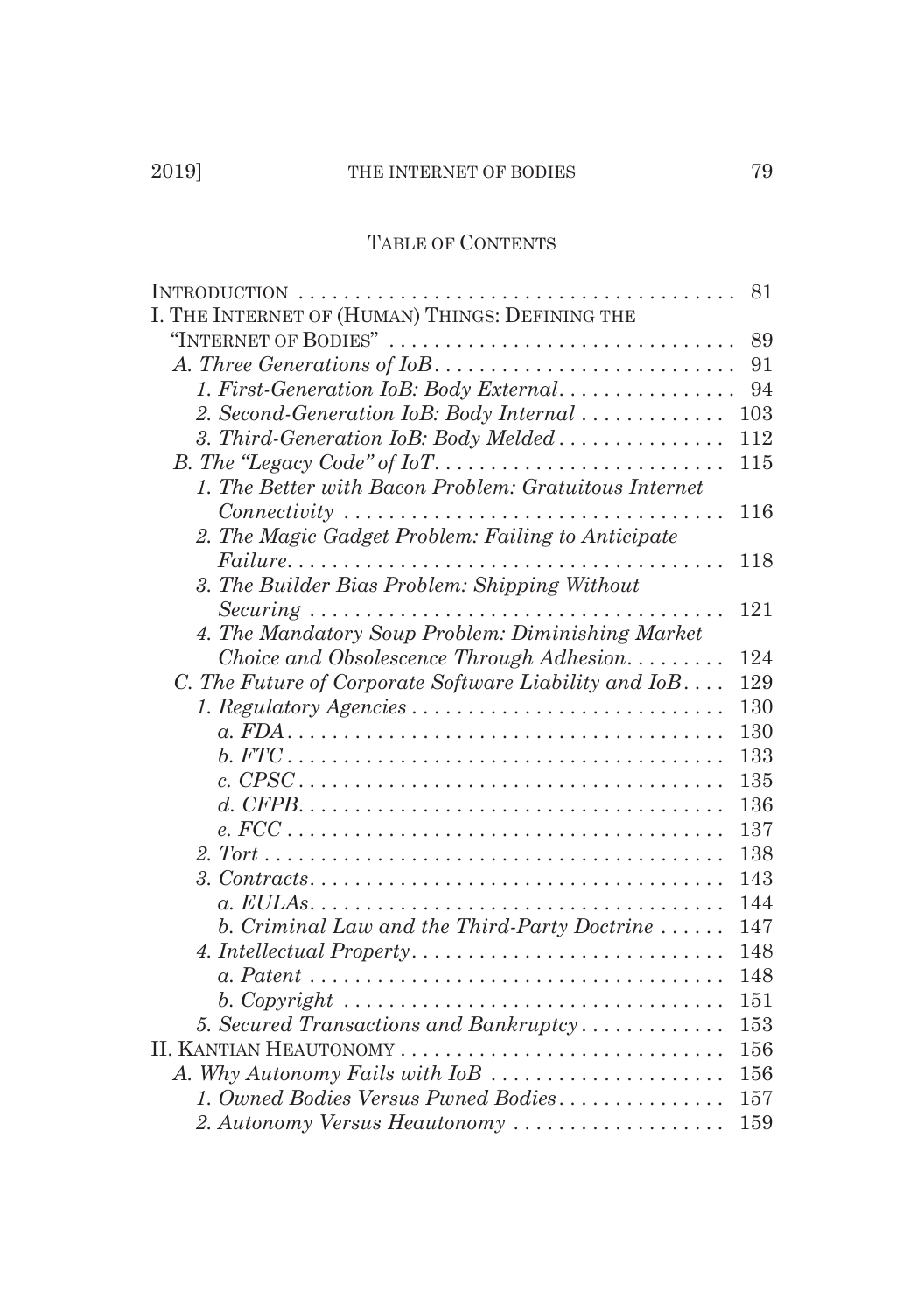## Table of Contents

| | |
|---|---|
| Introduction | 81 |
| I. The Internet of (Human) Things: Defining the "Internet of Bodies" | 89 |
| *A. Three Generations of IoB* | 91 |
| *1. First-Generation IoB: Body External* | 94 |
| *2. Second-Generation IoB: Body Internal* | 103 |
| *3. Third-Generation IoB: Body Melded* | 112 |
| *B. The "Legacy Code" of IoT* | 115 |
| *1. The Better with Bacon Problem: Gratuitous Internet Connectivity* | 116 |
| *2. The Magic Gadget Problem: Failing to Anticipate Failure* | 118 |
| *3. The Builder Bias Problem: Shipping Without Securing* | 121 |
| *4. The Mandatory Soup Problem: Diminishing Market Choice and Obsolescence Through Adhesion* | 124 |
| *C. The Future of Corporate Software Liability and IoB* | 129 |
| *1. Regulatory Agencies* | 130 |
| *a. FDA* | 130 |
| *b. FTC* | 133 |
| *c. CPSC* | 135 |
| *d. CFPB* | 136 |
| *e. FCC* | 137 |
| *2. Tort* | 138 |
| *3. Contracts* | 143 |
| *a. EULAs* | 144 |
| *b. Criminal Law and the Third-Party Doctrine* | 147 |
| *4. Intellectual Property* | 148 |
| *a. Patent* | 148 |
| *b. Copyright* | 151 |
| *5. Secured Transactions and Bankruptcy* | 153 |
| II. Kantian Heautonomy | 156 |
| *A. Why Autonomy Fails with IoB* | 156 |
| *1. Owned Bodies Versus Pwned Bodies* | 157 |
| *2. Autonomy Versus Heautonomy* | 159 |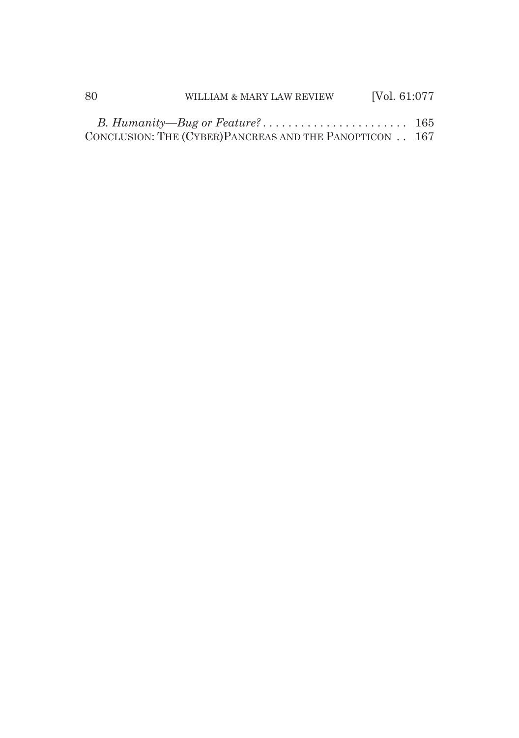*B. Humanity—Bug or Feature?* . . . . . . . . . . . . . . . . . . . . . . . . 165

CONCLUSION: THE (CYBER)PANCREAS AND THE PANOPTICON . . 167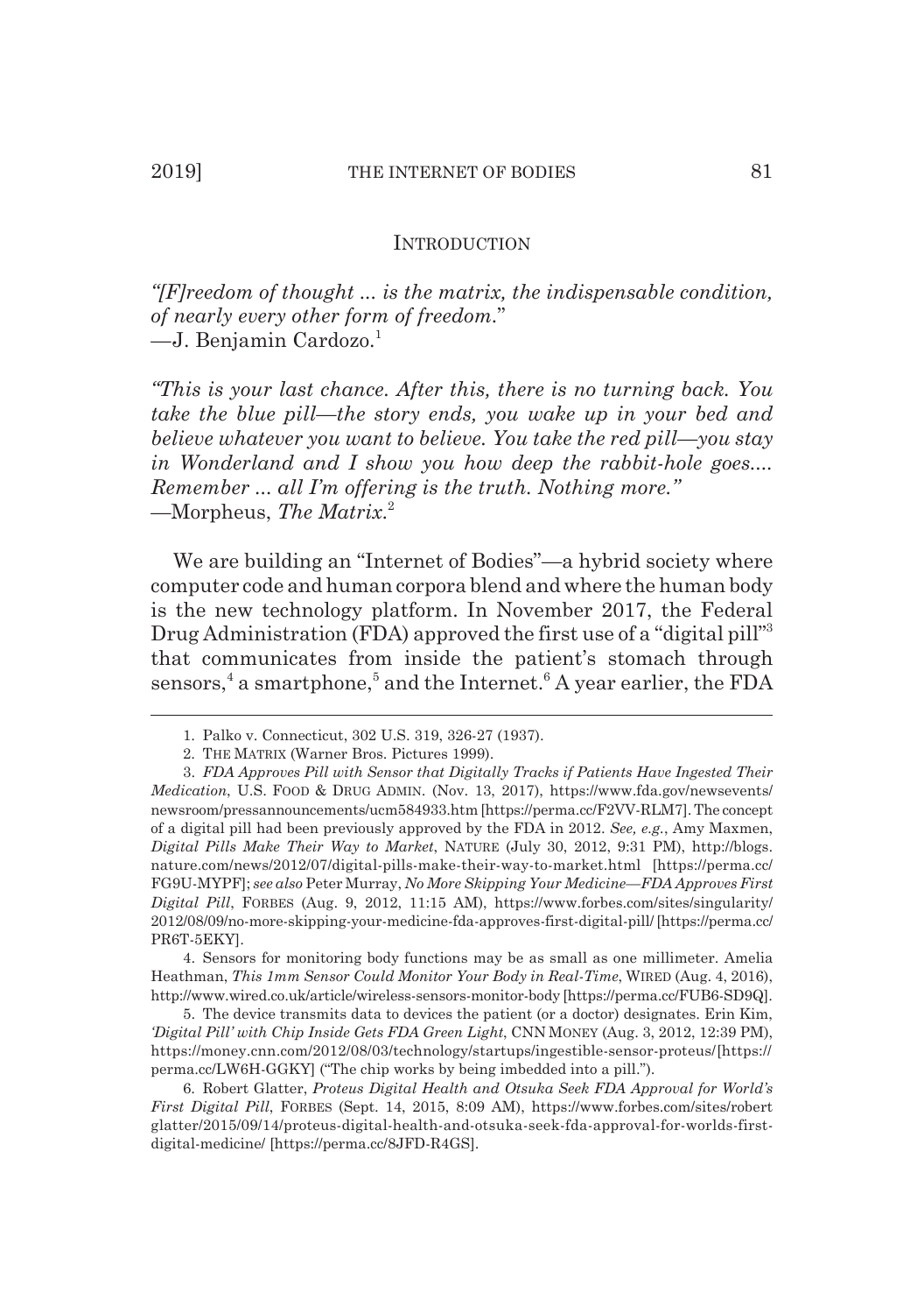## Introduction

*"[F]reedom of thought ... is the matrix, the indispensable condition, of nearly every other form of freedom."*
—J. Benjamin Cardozo.[1]

*"This is your last chance. After this, there is no turning back. You take the blue pill—the story ends, you wake up in your bed and believe whatever you want to believe. You take the red pill—you stay in Wonderland and I show you how deep the rabbit-hole goes.... Remember ... all I'm offering is the truth. Nothing more."*
—Morpheus, *The Matrix*.[2]

We are building an "Internet of Bodies"—a hybrid society where computer code and human corpora blend and where the human body is the new technology platform. In November 2017, the Federal Drug Administration (FDA) approved the first use of a "digital pill"[3] that communicates from inside the patient's stomach through sensors,[4] a smartphone,[5] and the Internet.[6] A year earlier, the FDA

---

1. Palko v. Connecticut, 302 U.S. 319, 326-27 (1937).

2. THE MATRIX (Warner Bros. Pictures 1999).

3. *FDA Approves Pill with Sensor that Digitally Tracks if Patients Have Ingested Their Medication*, U.S. FOOD & DRUG ADMIN. (Nov. 13, 2017), https://www.fda.gov/newsevents/newsroom/pressannouncements/ucm584933.htm [https://perma.cc/F2VV-RLM7]. The concept of a digital pill had been previously approved by the FDA in 2012. *See, e.g.*, Amy Maxmen, *Digital Pills Make Their Way to Market*, NATURE (July 30, 2012, 9:31 PM), http://blogs.nature.com/news/2012/07/digital-pills-make-their-way-to-market.html [https://perma.cc/FG9U-MYPF]; *see also* Peter Murray, *No More Skipping Your Medicine—FDA Approves First Digital Pill*, FORBES (Aug. 9, 2012, 11:15 AM), https://www.forbes.com/sites/singularity/2012/08/09/no-more-skipping-your-medicine-fda-approves-first-digital-pill/ [https://perma.cc/PR6T-5EKY].

4. Sensors for monitoring body functions may be as small as one millimeter. Amelia Heathman, *This 1mm Sensor Could Monitor Your Body in Real-Time*, WIRED (Aug. 4, 2016), http://www.wired.co.uk/article/wireless-sensors-monitor-body [https://perma.cc/FUB6-SD9Q].

5. The device transmits data to devices the patient (or a doctor) designates. Erin Kim, *'Digital Pill' with Chip Inside Gets FDA Green Light*, CNN MONEY (Aug. 3, 2012, 12:39 PM), https://money.cnn.com/2012/08/03/technology/startups/ingestible-sensor-proteus/ [https://perma.cc/LW6H-GGKY] ("The chip works by being imbedded into a pill.").

6. Robert Glatter, *Proteus Digital Health and Otsuka Seek FDA Approval for World's First Digital Pill*, FORBES (Sept. 14, 2015, 8:09 AM), https://www.forbes.com/sites/robertglatter/2015/09/14/proteus-digital-health-and-otsuka-seek-fda-approval-for-worlds-first-digital-medicine/ [https://perma.cc/8JFD-R4GS].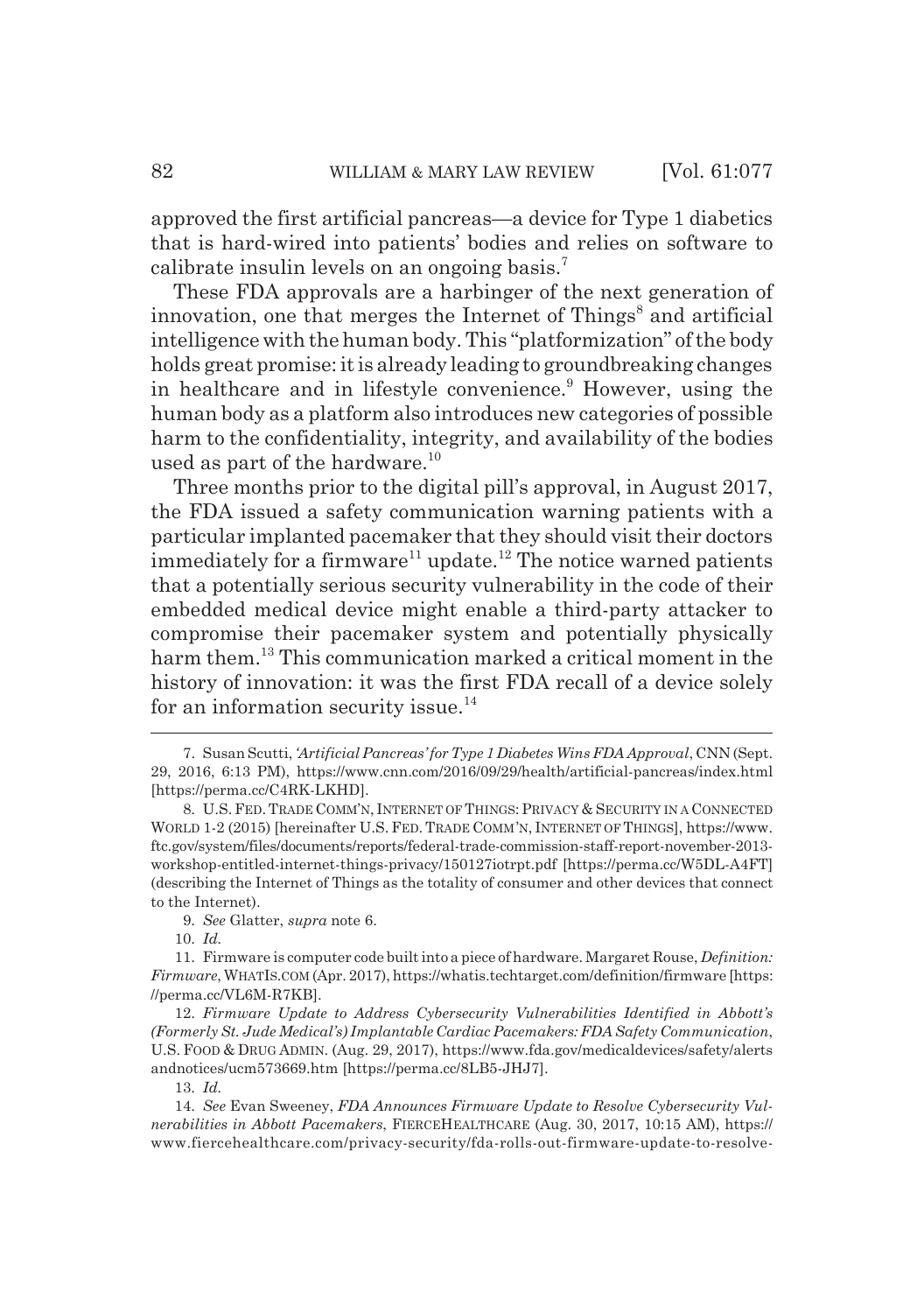approved the first artificial pancreas—a device for Type 1 diabetics that is hard-wired into patients' bodies and relies on software to calibrate insulin levels on an ongoing basis.[7]

These FDA approvals are a harbinger of the next generation of innovation, one that merges the Internet of Things[8] and artificial intelligence with the human body. This "platformization" of the body holds great promise: it is already leading to groundbreaking changes in healthcare and in lifestyle convenience.[9] However, using the human body as a platform also introduces new categories of possible harm to the confidentiality, integrity, and availability of the bodies used as part of the hardware.[10]

Three months prior to the digital pill's approval, in August 2017, the FDA issued a safety communication warning patients with a particular implanted pacemaker that they should visit their doctors immediately for a firmware[11] update.[12] The notice warned patients that a potentially serious security vulnerability in the code of their embedded medical device might enable a third-party attacker to compromise their pacemaker system and potentially physically harm them.[13] This communication marked a critical moment in the history of innovation: it was the first FDA recall of a device solely for an information security issue.[14]

---

7. Susan Scutti, *'Artificial Pancreas' for Type 1 Diabetes Wins FDA Approval*, CNN (Sept. 29, 2016, 6:13 PM), https://www.cnn.com/2016/09/29/health/artificial-pancreas/index.html [https://perma.cc/C4RK-LKHD].

8. U.S. FED. TRADE COMM'N, INTERNET OF THINGS: PRIVACY & SECURITY IN A CONNECTED WORLD 1-2 (2015) [hereinafter U.S. FED. TRADE COMM'N, INTERNET OF THINGS], https://www.ftc.gov/system/files/documents/reports/federal-trade-commission-staff-report-november-2013-workshop-entitled-internet-things-privacy/150127iotrpt.pdf [https://perma.cc/W5DL-A4FT] (describing the Internet of Things as the totality of consumer and other devices that connect to the Internet).

9. *See* Glatter, *supra* note 6.

10. *Id.*

11. Firmware is computer code built into a piece of hardware. Margaret Rouse, *Definition: Firmware*, WHATIS.COM (Apr. 2017), https://whatis.techtarget.com/definition/firmware [https://perma.cc/VL6M-R7KB].

12. *Firmware Update to Address Cybersecurity Vulnerabilities Identified in Abbott's (Formerly St. Jude Medical's) Implantable Cardiac Pacemakers: FDA Safety Communication*, U.S. FOOD & DRUG ADMIN. (Aug. 29, 2017), https://www.fda.gov/medicaldevices/safety/alertsandnotices/ucm573669.htm [https://perma.cc/8LB5-JHJ7].

13. *Id.*

14. *See* Evan Sweeney, *FDA Announces Firmware Update to Resolve Cybersecurity Vulnerabilities in Abbott Pacemakers*, FIERCEHEALTHCARE (Aug. 30, 2017, 10:15 AM), https://www.fiercehealthcare.com/privacy-security/fda-rolls-out-firmware-update-to-resolve-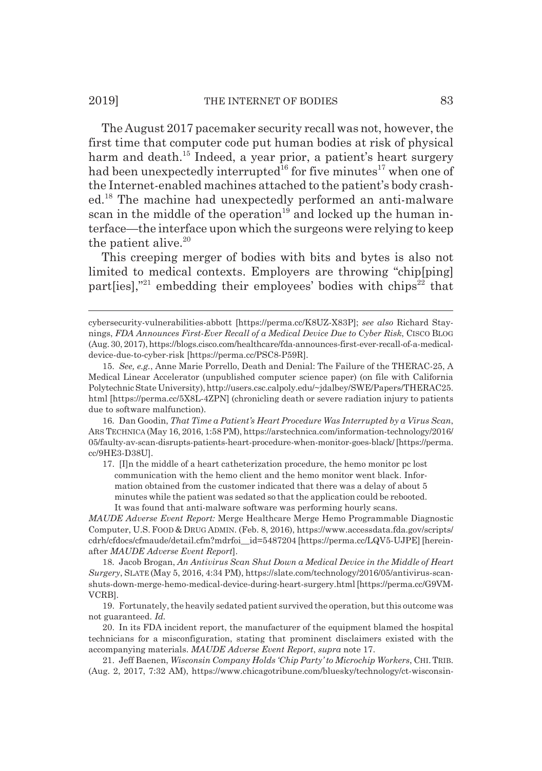The August 2017 pacemaker security recall was not, however, the first time that computer code put human bodies at risk of physical harm and death.[15] Indeed, a year prior, a patient's heart surgery had been unexpectedly interrupted[16] for five minutes[17] when one of the Internet-enabled machines attached to the patient's body crashed.[18] The machine had unexpectedly performed an anti-malware scan in the middle of the operation[19] and locked up the human interface—the interface upon which the surgeons were relying to keep the patient alive.[20]

This creeping merger of bodies with bits and bytes is also not limited to medical contexts. Employers are throwing "chip[ping] part[ies],"[21] embedding their employees' bodies with chips[22] that

---

cybersecurity-vulnerabilities-abbott [https://perma.cc/K8UZ-X83P]; *see also* Richard Staynings, *FDA Announces First-Ever Recall of a Medical Device Due to Cyber Risk*, CISCO BLOG (Aug. 30, 2017), https://blogs.cisco.com/healthcare/fda-announces-first-ever-recall-of-a-medical-device-due-to-cyber-risk [https://perma.cc/PSC8-P59R].

15. *See, e.g.*, Anne Marie Porrello, Death and Denial: The Failure of the THERAC-25, A Medical Linear Accelerator (unpublished computer science paper) (on file with California Polytechnic State University), http://users.csc.calpoly.edu/~jdalbey/SWE/Papers/THERAC25.html [https://perma.cc/5X8L-4ZPN] (chronicling death or severe radiation injury to patients due to software malfunction).

16. Dan Goodin, *That Time a Patient's Heart Procedure Was Interrupted by a Virus Scan*, ARS TECHNICA (May 16, 2016, 1:58 PM), https://arstechnica.com/information-technology/2016/05/faulty-av-scan-disrupts-patients-heart-procedure-when-monitor-goes-black/ [https://perma.cc/9HE3-D38U].

17. [I]n the middle of a heart catheterization procedure, the hemo monitor pc lost communication with the hemo client and the hemo monitor went black. Information obtained from the customer indicated that there was a delay of about 5 minutes while the patient was sedated so that the application could be rebooted. It was found that anti-malware software was performing hourly scans.

*MAUDE Adverse Event Report:* Merge Healthcare Merge Hemo Programmable Diagnostic Computer, U.S. FOOD & DRUG ADMIN. (Feb. 8, 2016), https://www.accessdata.fda.gov/scripts/cdrh/cfdocs/cfmaude/detail.cfm?mdrfoi__id=5487204 [https://perma.cc/LQV5-UJPE] [hereinafter *MAUDE Adverse Event Report*].

18. Jacob Brogan, *An Antivirus Scan Shut Down a Medical Device in the Middle of Heart Surgery*, SLATE (May 5, 2016, 4:34 PM), https://slate.com/technology/2016/05/antivirus-scan-shuts-down-merge-hemo-medical-device-during-heart-surgery.html [https://perma.cc/G9VM-VCRB].

19. Fortunately, the heavily sedated patient survived the operation, but this outcome was not guaranteed. *Id.*

20. In its FDA incident report, the manufacturer of the equipment blamed the hospital technicians for a misconfiguration, stating that prominent disclaimers existed with the accompanying materials. *MAUDE Adverse Event Report*, *supra* note 17.

21. Jeff Baenen, *Wisconsin Company Holds 'Chip Party' to Microchip Workers*, CHI. TRIB. (Aug. 2, 2017, 7:32 AM), https://www.chicagotribune.com/bluesky/technology/ct-wisconsin-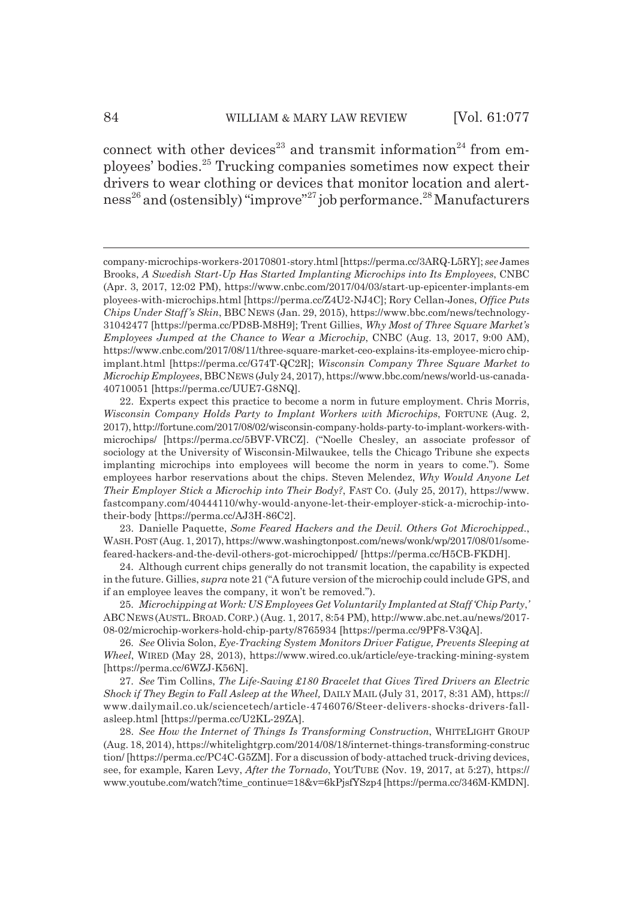connect with other devices[23] and transmit information[24] from employees' bodies.[25] Trucking companies sometimes now expect their drivers to wear clothing or devices that monitor location and alertness[26] and (ostensibly) "improve"[27] job performance.[28] Manufacturers

---

company-microchips-workers-20170801-story.html [https://perma.cc/3ARQ-L5RY]; *see* James Brooks, *A Swedish Start-Up Has Started Implanting Microchips into Its Employees*, CNBC (Apr. 3, 2017, 12:02 PM), https://www.cnbc.com/2017/04/03/start-up-epicenter-implants-employees-with-microchips.html [https://perma.cc/Z4U2-NJ4C]; Rory Cellan-Jones, *Office Puts Chips Under Staff's Skin*, BBC NEWS (Jan. 29, 2015), https://www.bbc.com/news/technology-31042477 [https://perma.cc/PD8B-M8H9]; Trent Gillies, *Why Most of Three Square Market's Employees Jumped at the Chance to Wear a Microchip*, CNBC (Aug. 13, 2017, 9:00 AM), https://www.cnbc.com/2017/08/11/three-square-market-ceo-explains-its-employee-microchip-implant.html [https://perma.cc/G74T-QC2R]; *Wisconsin Company Three Square Market to Microchip Employees*, BBC NEWS (July 24, 2017), https://www.bbc.com/news/world-us-canada-40710051 [https://perma.cc/UUE7-G8NQ].

22. Experts expect this practice to become a norm in future employment. Chris Morris, *Wisconsin Company Holds Party to Implant Workers with Microchips*, FORTUNE (Aug. 2, 2017), http://fortune.com/2017/08/02/wisconsin-company-holds-party-to-implant-workers-with-microchips/ [https://perma.cc/5BVF-VRCZ]. ("Noelle Chesley, an associate professor of sociology at the University of Wisconsin-Milwaukee, tells the Chicago Tribune she expects implanting microchips into employees will become the norm in years to come."). Some employees harbor reservations about the chips. Steven Melendez, *Why Would Anyone Let Their Employer Stick a Microchip into Their Body?*, FAST CO. (July 25, 2017), https://www.fastcompany.com/40444110/why-would-anyone-let-their-employer-stick-a-microchip-into-their-body [https://perma.cc/AJ3H-86C2].

23. Danielle Paquette, *Some Feared Hackers and the Devil. Others Got Microchipped.*, WASH. POST (Aug. 1, 2017), https://www.washingtonpost.com/news/wonk/wp/2017/08/01/some-feared-hackers-and-the-devil-others-got-microchipped/ [https://perma.cc/H5CB-FKDH].

24. Although current chips generally do not transmit location, the capability is expected in the future. Gillies, *supra* note 21 ("A future version of the microchip could include GPS, and if an employee leaves the company, it won't be removed.").

25. *Microchipping at Work: US Employees Get Voluntarily Implanted at Staff 'Chip Party*,*'* ABC NEWS (AUSTL. BROAD. CORP.) (Aug. 1, 2017, 8:54 PM), http://www.abc.net.au/news/2017-08-02/microchip-workers-hold-chip-party/8765934 [https://perma.cc/9PF8-V3QA].

26. *See* Olivia Solon, *Eye-Tracking System Monitors Driver Fatigue, Prevents Sleeping at Wheel*, WIRED (May 28, 2013), https://www.wired.co.uk/article/eye-tracking-mining-system [https://perma.cc/6WZJ-K56N].

27. *See* Tim Collins, *The Life-Saving £180 Bracelet that Gives Tired Drivers an Electric Shock if They Begin to Fall Asleep at the Wheel*, DAILY MAIL (July 31, 2017, 8:31 AM), https://www.dailymail.co.uk/sciencetech/article-4746076/Steer-delivers-shocks-drivers-fall-asleep.html [https://perma.cc/U2KL-29ZA].

28. *See How the Internet of Things Is Transforming Construction*, WHITELIGHT GROUP (Aug. 18, 2014), https://whitelightgrp.com/2014/08/18/internet-things-transforming-construction/ [https://perma.cc/PC4C-G5ZM]. For a discussion of body-attached truck-driving devices, see, for example, Karen Levy, *After the Tornado*, YOUTUBE (Nov. 19, 2017, at 5:27), https://www.youtube.com/watch?time_continue=18&v=6kPjsfYSzp4 [https://perma.cc/346M-KMDN].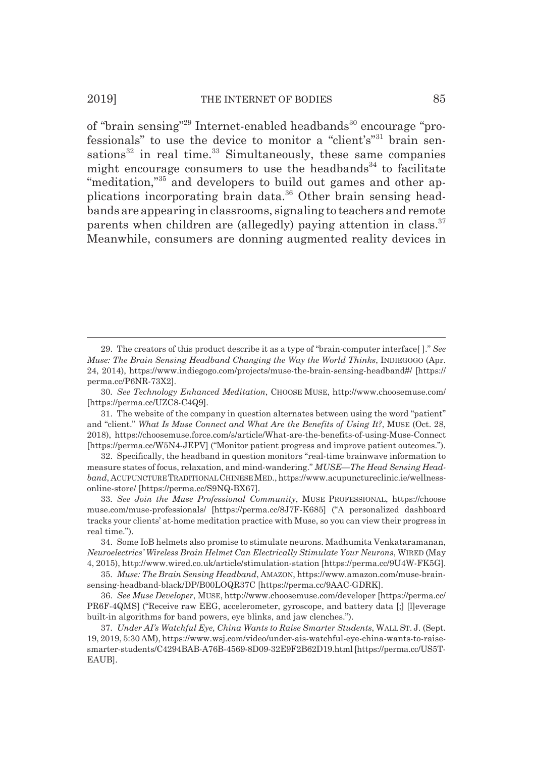of "brain sensing"[29] Internet-enabled headbands[30] encourage "professionals" to use the device to monitor a "client's"[31] brain sensations[32] in real time.[33] Simultaneously, these same companies might encourage consumers to use the headbands[34] to facilitate "meditation,"[35] and developers to build out games and other applications incorporating brain data.[36] Other brain sensing headbands are appearing in classrooms, signaling to teachers and remote parents when children are (allegedly) paying attention in class.[37] Meanwhile, consumers are donning augmented reality devices in

---

29. The creators of this product describe it as a type of "brain-computer interface[ ]." *See Muse: The Brain Sensing Headband Changing the Way the World Thinks*, INDIEGOGO (Apr. 24, 2014), https://www.indiegogo.com/projects/muse-the-brain-sensing-headband#/ [https://perma.cc/P6NR-73X2].

30. *See Technology Enhanced Meditation*, CHOOSE MUSE, http://www.choosemuse.com/ [https://perma.cc/UZC8-C4Q9].

31. The website of the company in question alternates between using the word "patient" and "client." *What Is Muse Connect and What Are the Benefits of Using It?*, MUSE (Oct. 28, 2018), https://choosemuse.force.com/s/article/What-are-the-benefits-of-using-Muse-Connect [https://perma.cc/W5N4-JEPV] ("Monitor patient progress and improve patient outcomes.").

32. Specifically, the headband in question monitors "real-time brainwave information to measure states of focus, relaxation, and mind-wandering." *MUSE—The Head Sensing Headband*, ACUPUNCTURE TRADITIONAL CHINESE MED., https://www.acupunctureclinic.ie/wellness-online-store/ [https://perma.cc/S9NQ-BX67].

33. *See Join the Muse Professional Community*, MUSE PROFESSIONAL, https://choosemuse.com/muse-professionals/ [https://perma.cc/8J7F-K685] ("A personalized dashboard tracks your clients' at-home meditation practice with Muse, so you can view their progress in real time.").

34. Some IoB helmets also promise to stimulate neurons. Madhumita Venkataramanan, *Neuroelectrics' Wireless Brain Helmet Can Electrically Stimulate Your Neurons*, WIRED (May 4, 2015), http://www.wired.co.uk/article/stimulation-station [https://perma.cc/9U4W-FK5G].

35. *Muse: The Brain Sensing Headband*, AMAZON, https://www.amazon.com/muse-brain-sensing-headband-black/DP/B00LOQR37C [https://perma.cc/9AAC-GDRK].

36. *See Muse Developer*, MUSE, http://www.choosemuse.com/developer [https://perma.cc/PR6F-4QMS] ("Receive raw EEG, accelerometer, gyroscope, and battery data [;] [l]everage built-in algorithms for band powers, eye blinks, and jaw clenches.").

37. *Under AI's Watchful Eye, China Wants to Raise Smarter Students*, WALL ST. J. (Sept. 19, 2019, 5:30 AM), https://www.wsj.com/video/under-ais-watchful-eye-china-wants-to-raise-smarter-students/C4294BAB-A76B-4569-8D09-32E9F2B62D19.html [https://perma.cc/US5T-EAUB].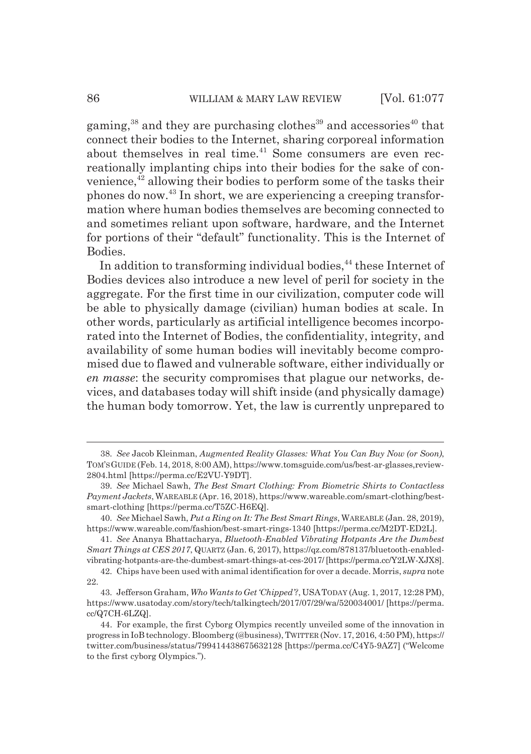gaming,[38] and they are purchasing clothes[39] and accessories[40] that connect their bodies to the Internet, sharing corporeal information about themselves in real time.[41] Some consumers are even recreationally implanting chips into their bodies for the sake of convenience,[42] allowing their bodies to perform some of the tasks their phones do now.[43] In short, we are experiencing a creeping transformation where human bodies themselves are becoming connected to and sometimes reliant upon software, hardware, and the Internet for portions of their "default" functionality. This is the Internet of Bodies.

In addition to transforming individual bodies,[44] these Internet of Bodies devices also introduce a new level of peril for society in the aggregate. For the first time in our civilization, computer code will be able to physically damage (civilian) human bodies at scale. In other words, particularly as artificial intelligence becomes incorporated into the Internet of Bodies, the confidentiality, integrity, and availability of some human bodies will inevitably become compromised due to flawed and vulnerable software, either individually or *en masse*: the security compromises that plague our networks, devices, and databases today will shift inside (and physically damage) the human body tomorrow. Yet, the law is currently unprepared to

---

38. *See* Jacob Kleinman, *Augmented Reality Glasses: What You Can Buy Now (or Soon)*, TOM'S GUIDE (Feb. 14, 2018, 8:00 AM), https://www.tomsguide.com/us/best-ar-glasses,review-2804.html [https://perma.cc/E2VU-Y9DT].

39. *See* Michael Sawh, *The Best Smart Clothing: From Biometric Shirts to Contactless Payment Jackets*, WAREABLE (Apr. 16, 2018), https://www.wareable.com/smart-clothing/best-smart-clothing [https://perma.cc/T5ZC-H6EQ].

40. *See* Michael Sawh, *Put a Ring on It: The Best Smart Rings*, WAREABLE (Jan. 28, 2019), https://www.wareable.com/fashion/best-smart-rings-1340 [https://perma.cc/M2DT-ED2L].

41. *See* Ananya Bhattacharya, *Bluetooth-Enabled Vibrating Hotpants Are the Dumbest Smart Things at CES 2017*, QUARTZ (Jan. 6, 2017), https://qz.com/878137/bluetooth-enabled-vibrating-hotpants-are-the-dumbest-smart-things-at-ces-2017/ [https://perma.cc/Y2LW-XJX8].

42. Chips have been used with animal identification for over a decade. Morris, *supra* note 22.

43. Jefferson Graham, *Who Wants to Get 'Chipped'?*, USA TODAY (Aug. 1, 2017, 12:28 PM), https://www.usatoday.com/story/tech/talkingtech/2017/07/29/wa/520034001/ [https://perma.cc/Q7CH-6LZQ].

44. For example, the first Cyborg Olympics recently unveiled some of the innovation in progress in IoB technology. Bloomberg (@business), TWITTER (Nov. 17, 2016, 4:50 PM), https://twitter.com/business/status/799414438675632128 [https://perma.cc/C4Y5-9AZ7] ("Welcome to the first cyborg Olympics.").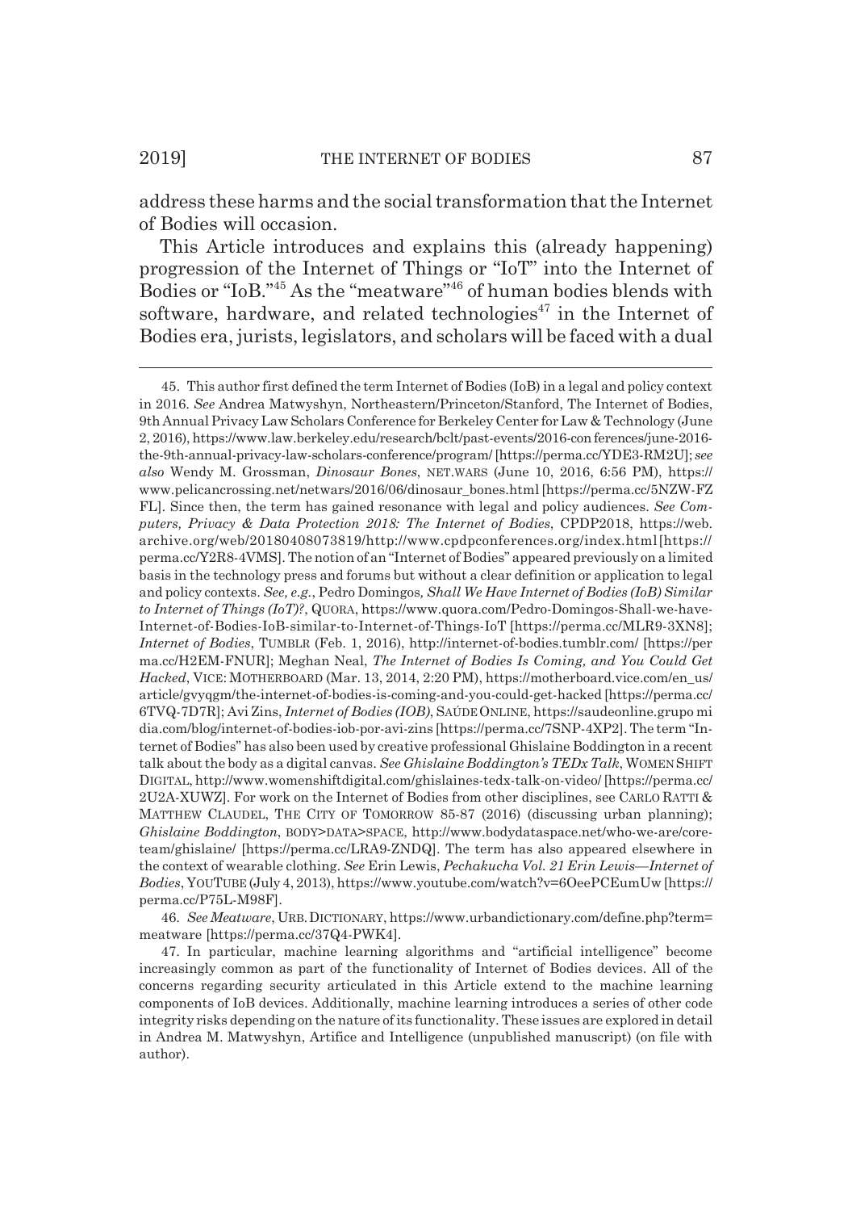address these harms and the social transformation that the Internet of Bodies will occasion.

This Article introduces and explains this (already happening) progression of the Internet of Things or "IoT" into the Internet of Bodies or "IoB."[45] As the "meatware"[46] of human bodies blends with software, hardware, and related technologies[47] in the Internet of Bodies era, jurists, legislators, and scholars will be faced with a dual

---

45. This author first defined the term Internet of Bodies (IoB) in a legal and policy context in 2016. *See* Andrea Matwyshyn, Northeastern/Princeton/Stanford, The Internet of Bodies, 9th Annual Privacy Law Scholars Conference for Berkeley Center for Law & Technology (June 2, 2016), https://www.law.berkeley.edu/research/bclt/past-events/2016-con ferences/june-2016-the-9th-annual-privacy-law-scholars-conference/program/ [https://perma.cc/YDE3-RM2U]; *see also* Wendy M. Grossman, *Dinosaur Bones*, NET.WARS (June 10, 2016, 6:56 PM), https://www.pelicancrossing.net/netwars/2016/06/dinosaur_bones.html [https://perma.cc/5NZW-FZFL]. Since then, the term has gained resonance with legal and policy audiences. *See Computers, Privacy & Data Protection 2018: The Internet of Bodies*, CPDP2018, https://web.archive.org/web/20180408073819/http://www.cpdpconferences.org/index.html [https://perma.cc/Y2R8-4VMS]. The notion of an "Internet of Bodies" appeared previously on a limited basis in the technology press and forums but without a clear definition or application to legal and policy contexts. *See, e.g.*, Pedro Domingos, *Shall We Have Internet of Bodies (IoB) Similar to Internet of Things (IoT)?*, QUORA, https://www.quora.com/Pedro-Domingos-Shall-we-have-Internet-of-Bodies-IoB-similar-to-Internet-of-Things-IoT [https://perma.cc/MLR9-3XN8]; *Internet of Bodies*, TUMBLR (Feb. 1, 2016), http://internet-of-bodies.tumblr.com/ [https://perma.cc/H2EM-FNUR]; Meghan Neal, *The Internet of Bodies Is Coming, and You Could Get Hacked*, VICE: MOTHERBOARD (Mar. 13, 2014, 2:20 PM), https://motherboard.vice.com/en_us/article/gvyqgm/the-internet-of-bodies-is-coming-and-you-could-get-hacked [https://perma.cc/6TVQ-7D7R]; Avi Zins, *Internet of Bodies (IOB)*, SAÚDE ONLINE, https://saudeonline.grupo midia.com/blog/internet-of-bodies-iob-por-avi-zins [https://perma.cc/7SNP-4XP2]. The term "Internet of Bodies" has also been used by creative professional Ghislaine Boddington in a recent talk about the body as a digital canvas. *See Ghislaine Boddington's TEDx Talk*, WOMEN SHIFT DIGITAL, http://www.womenshiftdigital.com/ghislaines-tedx-talk-on-video/ [https://perma.cc/2U2A-XUWZ]. For work on the Internet of Bodies from other disciplines, see CARLO RATTI & MATTHEW CLAUDEL, THE CITY OF TOMORROW 85-87 (2016) (discussing urban planning); *Ghislaine Boddington*, BODY>DATA>SPACE, http://www.bodydataspace.net/who-we-are/core-team/ghislaine/ [https://perma.cc/LRA9-ZNDQ]. The term has also appeared elsewhere in the context of wearable clothing. *See* Erin Lewis, *Pechakucha Vol. 21 Erin Lewis—Internet of Bodies*, YOUTUBE (July 4, 2013), https://www.youtube.com/watch?v=6OeePCEumUw [https://perma.cc/P75L-M98F].

46. *See Meatware*, URB. DICTIONARY, https://www.urbandictionary.com/define.php?term=meatware [https://perma.cc/37Q4-PWK4].

47. In particular, machine learning algorithms and "artificial intelligence" become increasingly common as part of the functionality of Internet of Bodies devices. All of the concerns regarding security articulated in this Article extend to the machine learning components of IoB devices. Additionally, machine learning introduces a series of other code integrity risks depending on the nature of its functionality. These issues are explored in detail in Andrea M. Matwyshyn, Artifice and Intelligence (unpublished manuscript) (on file with author).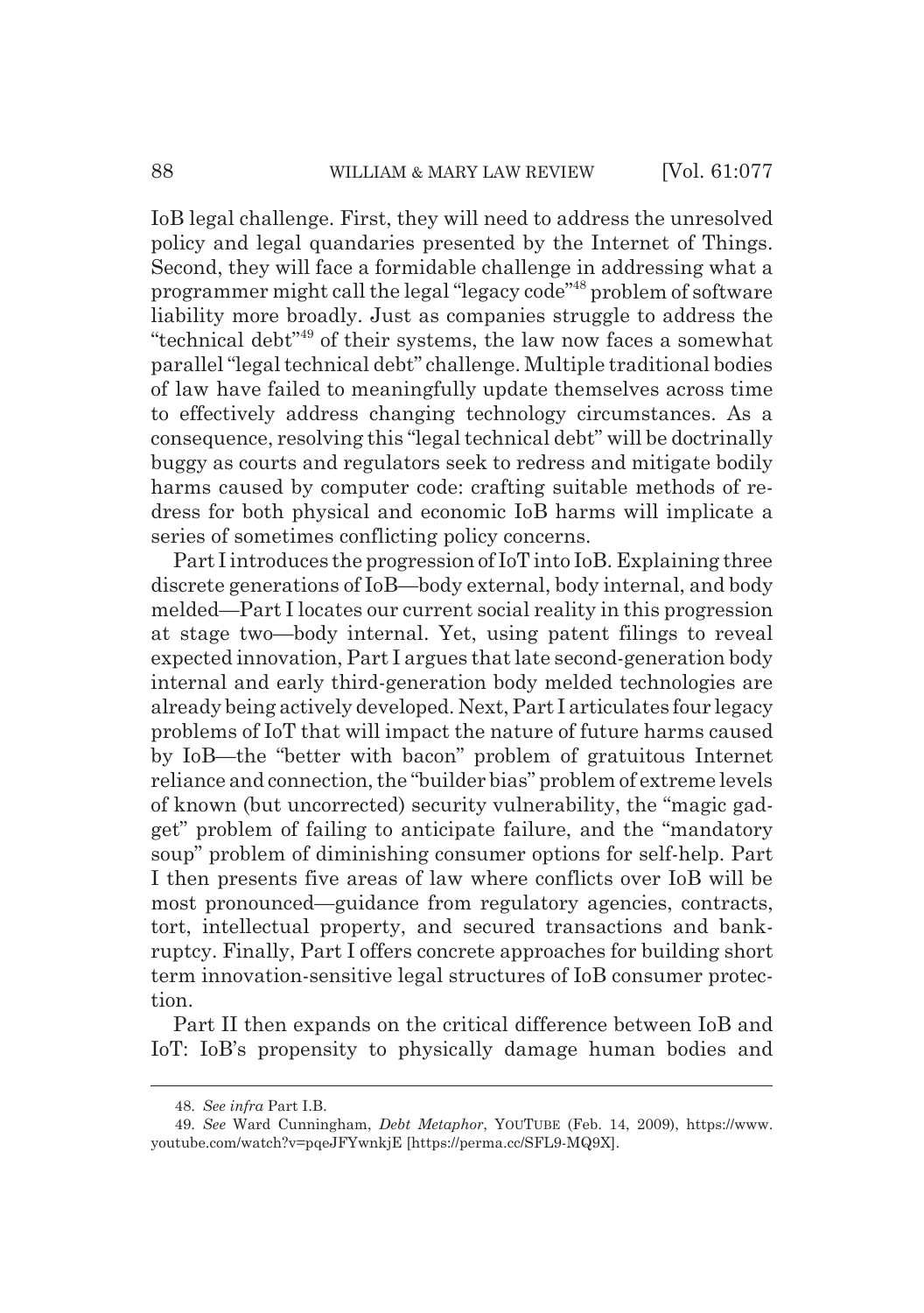IoB legal challenge. First, they will need to address the unresolved policy and legal quandaries presented by the Internet of Things. Second, they will face a formidable challenge in addressing what a programmer might call the legal "legacy code"[48] problem of software liability more broadly. Just as companies struggle to address the "technical debt"[49] of their systems, the law now faces a somewhat parallel "legal technical debt" challenge. Multiple traditional bodies of law have failed to meaningfully update themselves across time to effectively address changing technology circumstances. As a consequence, resolving this "legal technical debt" will be doctrinally buggy as courts and regulators seek to redress and mitigate bodily harms caused by computer code: crafting suitable methods of redress for both physical and economic IoB harms will implicate a series of sometimes conflicting policy concerns.

Part I introduces the progression of IoT into IoB. Explaining three discrete generations of IoB—body external, body internal, and body melded—Part I locates our current social reality in this progression at stage two—body internal. Yet, using patent filings to reveal expected innovation, Part I argues that late second-generation body internal and early third-generation body melded technologies are already being actively developed. Next, Part I articulates four legacy problems of IoT that will impact the nature of future harms caused by IoB—the "better with bacon" problem of gratuitous Internet reliance and connection, the "builder bias" problem of extreme levels of known (but uncorrected) security vulnerability, the "magic gadget" problem of failing to anticipate failure, and the "mandatory soup" problem of diminishing consumer options for self-help. Part I then presents five areas of law where conflicts over IoB will be most pronounced—guidance from regulatory agencies, contracts, tort, intellectual property, and secured transactions and bankruptcy. Finally, Part I offers concrete approaches for building short term innovation-sensitive legal structures of IoB consumer protection.

Part II then expands on the critical difference between IoB and IoT: IoB's propensity to physically damage human bodies and

---

48. *See infra* Part I.B.

49. *See* Ward Cunningham, *Debt Metaphor*, YOUTUBE (Feb. 14, 2009), https://www.youtube.com/watch?v=pqeJFYwnkjE [https://perma.cc/SFL9-MQ9X].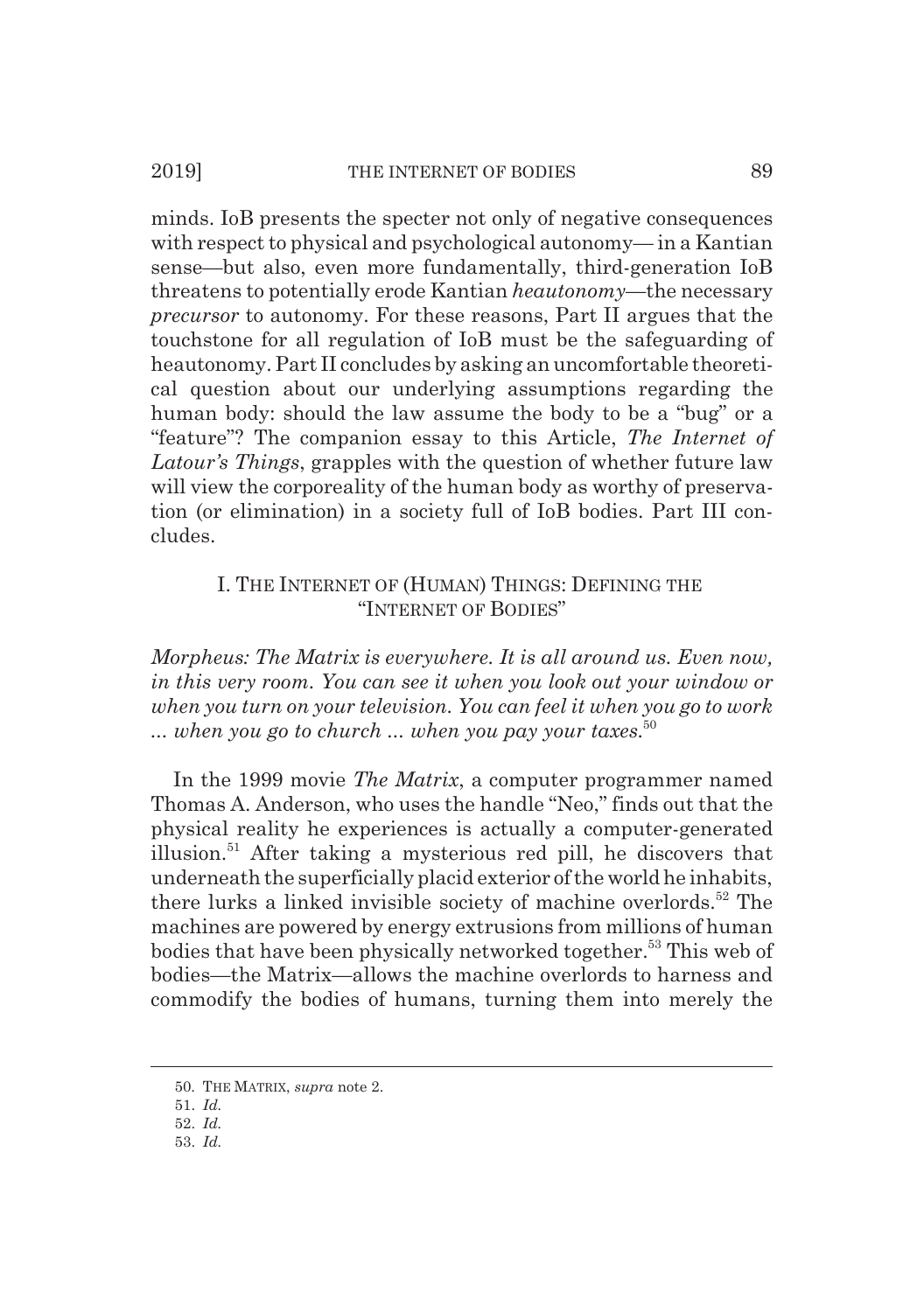minds. IoB presents the specter not only of negative consequences with respect to physical and psychological autonomy— in a Kantian sense—but also, even more fundamentally, third-generation IoB threatens to potentially erode Kantian *heautonomy*—the necessary *precursor* to autonomy. For these reasons, Part II argues that the touchstone for all regulation of IoB must be the safeguarding of heautonomy. Part II concludes by asking an uncomfortable theoretical question about our underlying assumptions regarding the human body: should the law assume the body to be a "bug" or a "feature"? The companion essay to this Article, *The Internet of Latour's Things*, grapples with the question of whether future law will view the corporeality of the human body as worthy of preservation (or elimination) in a society full of IoB bodies. Part III concludes.

## I. THE INTERNET OF (HUMAN) THINGS: DEFINING THE "INTERNET OF BODIES"

*Morpheus: The Matrix is everywhere. It is all around us. Even now, in this very room. You can see it when you look out your window or when you turn on your television. You can feel it when you go to work ... when you go to church ... when you pay your taxes.*[50]

In the 1999 movie *The Matrix*, a computer programmer named Thomas A. Anderson, who uses the handle "Neo," finds out that the physical reality he experiences is actually a computer-generated illusion.[51] After taking a mysterious red pill, he discovers that underneath the superficially placid exterior of the world he inhabits, there lurks a linked invisible society of machine overlords.[52] The machines are powered by energy extrusions from millions of human bodies that have been physically networked together.[53] This web of bodies—the Matrix—allows the machine overlords to harness and commodify the bodies of humans, turning them into merely the

---

50. THE MATRIX, *supra* note 2.

51. *Id.*

52. *Id.*

53. *Id.*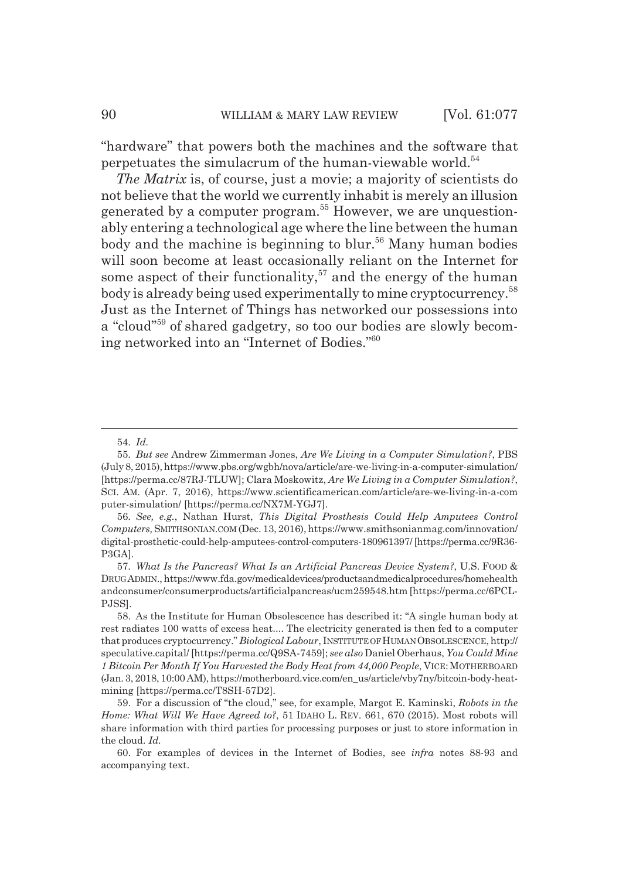"hardware" that powers both the machines and the software that perpetuates the simulacrum of the human-viewable world.[54]

*The Matrix* is, of course, just a movie; a majority of scientists do not believe that the world we currently inhabit is merely an illusion generated by a computer program.[55] However, we are unquestionably entering a technological age where the line between the human body and the machine is beginning to blur.[56] Many human bodies will soon become at least occasionally reliant on the Internet for some aspect of their functionality,[57] and the energy of the human body is already being used experimentally to mine cryptocurrency.[58] Just as the Internet of Things has networked our possessions into a "cloud"[59] of shared gadgetry, so too our bodies are slowly becoming networked into an "Internet of Bodies."[60]

---

54. *Id.*

55. *But see* Andrew Zimmerman Jones, *Are We Living in a Computer Simulation?*, PBS (July 8, 2015), https://www.pbs.org/wgbh/nova/article/are-we-living-in-a-computer-simulation/ [https://perma.cc/87RJ-TLUW]; Clara Moskowitz, *Are We Living in a Computer Simulation?*, SCI. AM. (Apr. 7, 2016), https://www.scientificamerican.com/article/are-we-living-in-a-computer-simulation/ [https://perma.cc/NX7M-YGJ7].

56. *See, e.g.*, Nathan Hurst, *This Digital Prosthesis Could Help Amputees Control Computers,* SMITHSONIAN.COM (Dec. 13, 2016), https://www.smithsonianmag.com/innovation/digital-prosthetic-could-help-amputees-control-computers-180961397/ [https://perma.cc/9R36-P3GA].

57. *What Is the Pancreas? What Is an Artificial Pancreas Device System?*, U.S. FOOD & DRUG ADMIN., https://www.fda.gov/medicaldevices/productsandmedicalprocedures/homehealthandconsumer/consumerproducts/artificialpancreas/ucm259548.htm [https://perma.cc/6PCL-PJSS].

58. As the Institute for Human Obsolescence has described it: "A single human body at rest radiates 100 watts of excess heat.... The electricity generated is then fed to a computer that produces cryptocurrency." *Biological Labour*, INSTITUTE OF HUMAN OBSOLESCENCE, http://speculative.capital/ [https://perma.cc/Q9SA-7459]; *see also* Daniel Oberhaus, *You Could Mine 1 Bitcoin Per Month If You Harvested the Body Heat from 44,000 People*, VICE: MOTHERBOARD (Jan. 3, 2018, 10:00 AM), https://motherboard.vice.com/en_us/article/vby7ny/bitcoin-body-heat-mining [https://perma.cc/T8SH-57D2].

59. For a discussion of "the cloud," see, for example, Margot E. Kaminski, *Robots in the Home: What Will We Have Agreed to?*, 51 IDAHO L. REV. 661, 670 (2015). Most robots will share information with third parties for processing purposes or just to store information in the cloud. *Id.*

60. For examples of devices in the Internet of Bodies, see *infra* notes 88-93 and accompanying text.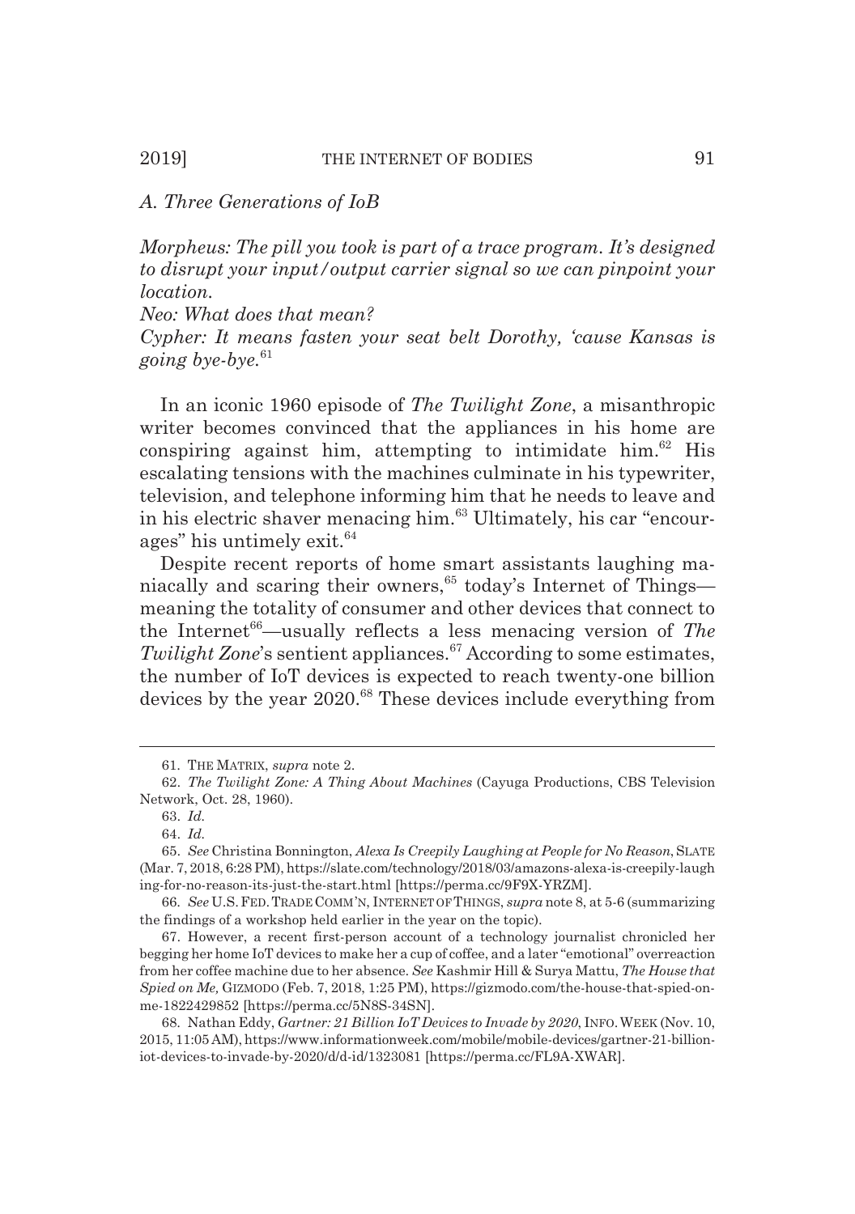### *A. Three Generations of IoB*

*Morpheus: The pill you took is part of a trace program. It's designed to disrupt your input/output carrier signal so we can pinpoint your location.*

*Neo: What does that mean?*

*Cypher: It means fasten your seat belt Dorothy, 'cause Kansas is going bye-bye.*[61]

In an iconic 1960 episode of *The Twilight Zone*, a misanthropic writer becomes convinced that the appliances in his home are conspiring against him, attempting to intimidate him.[62] His escalating tensions with the machines culminate in his typewriter, television, and telephone informing him that he needs to leave and in his electric shaver menacing him.[63] Ultimately, his car "encourages" his untimely exit.[64]

Despite recent reports of home smart assistants laughing maniacally and scaring their owners,[65] today's Internet of Things—meaning the totality of consumer and other devices that connect to the Internet[66]—usually reflects a less menacing version of *The Twilight Zone*'s sentient appliances.[67] According to some estimates, the number of IoT devices is expected to reach twenty-one billion devices by the year 2020.[68] These devices include everything from

---

61. THE MATRIX, *supra* note 2.

62. *The Twilight Zone: A Thing About Machines* (Cayuga Productions, CBS Television Network, Oct. 28, 1960).

63. *Id.*

64. *Id.*

65. *See* Christina Bonnington, *Alexa Is Creepily Laughing at People for No Reason*, SLATE (Mar. 7, 2018, 6:28 PM), https://slate.com/technology/2018/03/amazons-alexa-is-creepily-laughing-for-no-reason-its-just-the-start.html [https://perma.cc/9F9X-YRZM].

66. *See* U.S. FED. TRADE COMM'N, INTERNET OF THINGS, *supra* note 8, at 5-6 (summarizing the findings of a workshop held earlier in the year on the topic).

67. However, a recent first-person account of a technology journalist chronicled her begging her home IoT devices to make her a cup of coffee, and a later "emotional" overreaction from her coffee machine due to her absence. *See* Kashmir Hill & Surya Mattu, *The House that Spied on Me,* GIZMODO (Feb. 7, 2018, 1:25 PM), https://gizmodo.com/the-house-that-spied-on-me-1822429852 [https://perma.cc/5N8S-34SN].

68. Nathan Eddy, *Gartner: 21 Billion IoT Devices to Invade by 2020*, INFO. WEEK (Nov. 10, 2015, 11:05 AM), https://www.informationweek.com/mobile/mobile-devices/gartner-21-billion-iot-devices-to-invade-by-2020/d/d-id/1323081 [https://perma.cc/FL9A-XWAR].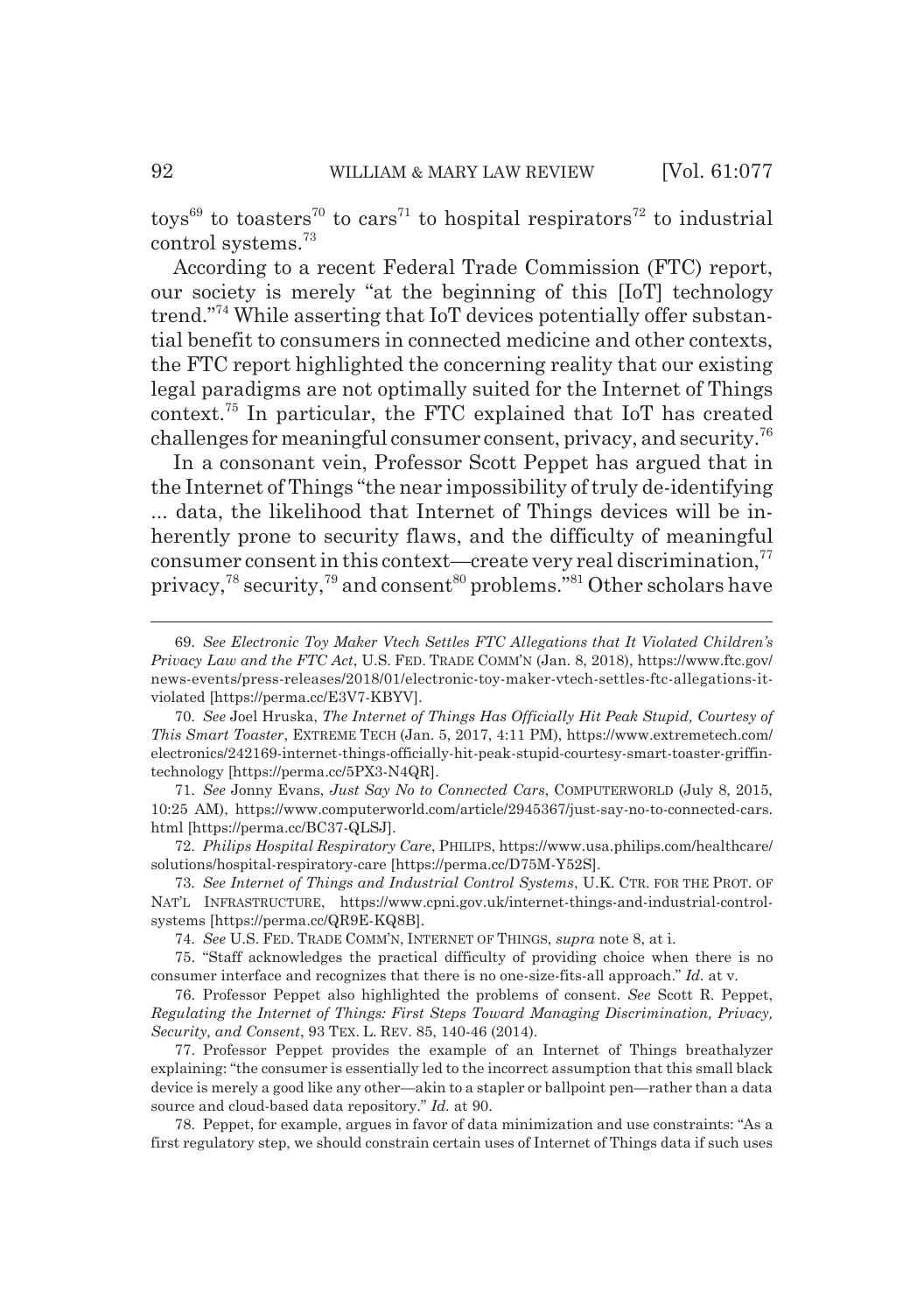toys[69] to toasters[70] to cars[71] to hospital respirators[72] to industrial control systems.[73]

According to a recent Federal Trade Commission (FTC) report, our society is merely "at the beginning of this [IoT] technology trend."[74] While asserting that IoT devices potentially offer substantial benefit to consumers in connected medicine and other contexts, the FTC report highlighted the concerning reality that our existing legal paradigms are not optimally suited for the Internet of Things context.[75] In particular, the FTC explained that IoT has created challenges for meaningful consumer consent, privacy, and security.[76]

In a consonant vein, Professor Scott Peppet has argued that in the Internet of Things "the near impossibility of truly de-identifying ... data, the likelihood that Internet of Things devices will be inherently prone to security flaws, and the difficulty of meaningful consumer consent in this context—create very real discrimination,[77] privacy,[78] security,[79] and consent[80] problems."[81] Other scholars have

---

69. *See Electronic Toy Maker Vtech Settles FTC Allegations that It Violated Children's Privacy Law and the FTC Act*, U.S. FED. TRADE COMM'N (Jan. 8, 2018), https://www.ftc.gov/news-events/press-releases/2018/01/electronic-toy-maker-vtech-settles-ftc-allegations-it-violated [https://perma.cc/E3V7-KBYV].

70. *See* Joel Hruska, *The Internet of Things Has Officially Hit Peak Stupid, Courtesy of This Smart Toaster*, EXTREME TECH (Jan. 5, 2017, 4:11 PM), https://www.extremetech.com/electronics/242169-internet-things-officially-hit-peak-stupid-courtesy-smart-toaster-griffin-technology [https://perma.cc/5PX3-N4QR].

71. *See* Jonny Evans, *Just Say No to Connected Cars*, COMPUTERWORLD (July 8, 2015, 10:25 AM), https://www.computerworld.com/article/2945367/just-say-no-to-connected-cars.html [https://perma.cc/BC37-QLSJ].

72. *Philips Hospital Respiratory Care*, PHILIPS, https://www.usa.philips.com/healthcare/solutions/hospital-respiratory-care [https://perma.cc/D75M-Y52S].

73. *See Internet of Things and Industrial Control Systems*, U.K. CTR. FOR THE PROT. OF NAT'L INFRASTRUCTURE, https://www.cpni.gov.uk/internet-things-and-industrial-control-systems [https://perma.cc/QR9E-KQ8B].

74. *See* U.S. FED. TRADE COMM'N, INTERNET OF THINGS, *supra* note 8, at i.

75. "Staff acknowledges the practical difficulty of providing choice when there is no consumer interface and recognizes that there is no one-size-fits-all approach." *Id.* at v.

76. Professor Peppet also highlighted the problems of consent. *See* Scott R. Peppet, *Regulating the Internet of Things: First Steps Toward Managing Discrimination, Privacy, Security, and Consent*, 93 TEX. L. REV. 85, 140-46 (2014).

77. Professor Peppet provides the example of an Internet of Things breathalyzer explaining: "the consumer is essentially led to the incorrect assumption that this small black device is merely a good like any other—akin to a stapler or ballpoint pen—rather than a data source and cloud-based data repository." *Id.* at 90.

78. Peppet, for example, argues in favor of data minimization and use constraints: "As a first regulatory step, we should constrain certain uses of Internet of Things data if such uses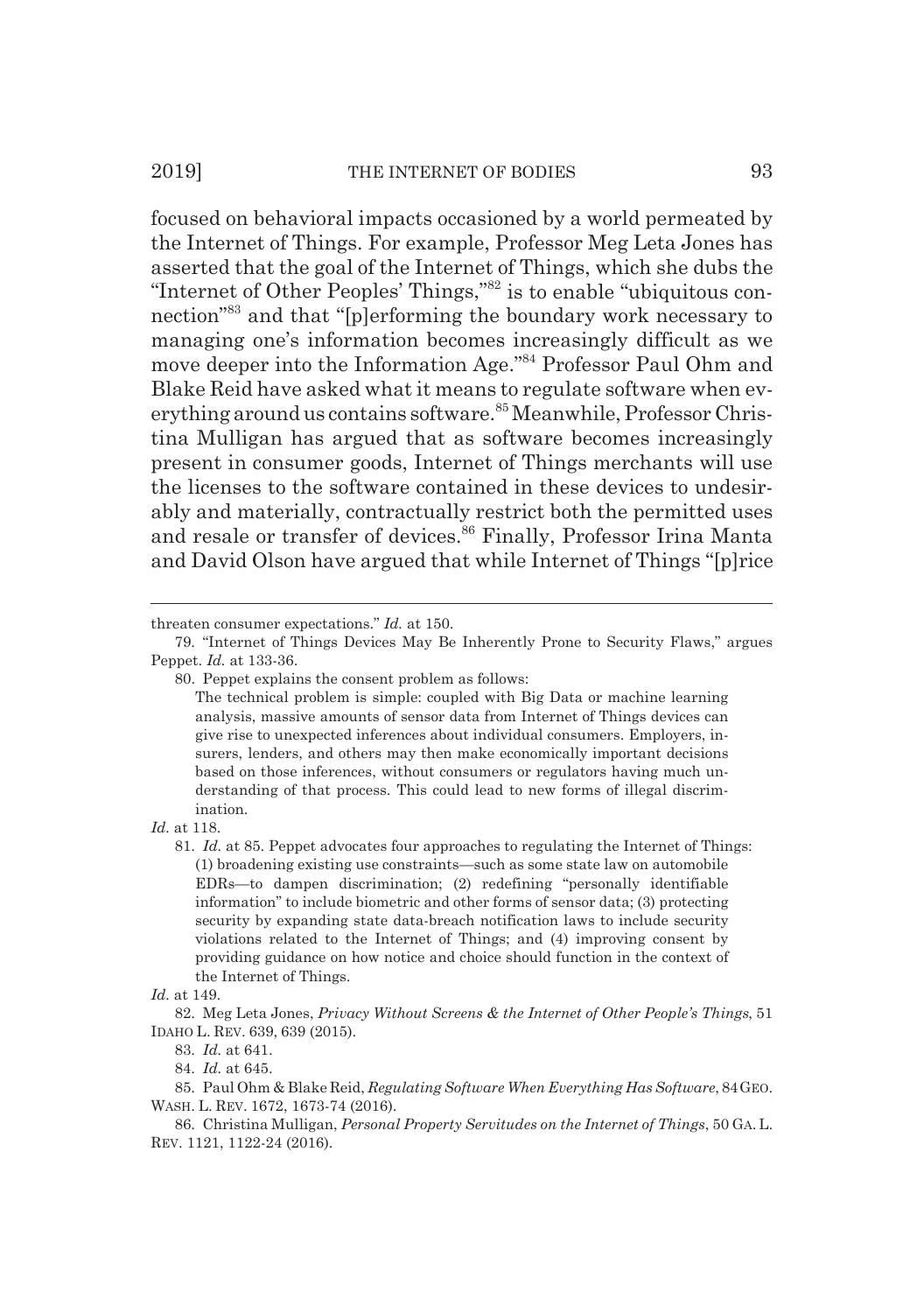focused on behavioral impacts occasioned by a world permeated by the Internet of Things. For example, Professor Meg Leta Jones has asserted that the goal of the Internet of Things, which she dubs the "Internet of Other Peoples' Things,"[82] is to enable "ubiquitous connection"[83] and that "[p]erforming the boundary work necessary to managing one's information becomes increasingly difficult as we move deeper into the Information Age."[84] Professor Paul Ohm and Blake Reid have asked what it means to regulate software when everything around us contains software.[85] Meanwhile, Professor Christina Mulligan has argued that as software becomes increasingly present in consumer goods, Internet of Things merchants will use the licenses to the software contained in these devices to undesirably and materially, contractually restrict both the permitted uses and resale or transfer of devices.[86] Finally, Professor Irina Manta and David Olson have argued that while Internet of Things "[p]rice

---

threaten consumer expectations." *Id.* at 150.

79. "Internet of Things Devices May Be Inherently Prone to Security Flaws," argues Peppet. *Id.* at 133-36.

80. Peppet explains the consent problem as follows:

> The technical problem is simple: coupled with Big Data or machine learning analysis, massive amounts of sensor data from Internet of Things devices can give rise to unexpected inferences about individual consumers. Employers, insurers, lenders, and others may then make economically important decisions based on those inferences, without consumers or regulators having much understanding of that process. This could lead to new forms of illegal discrimination.

*Id.* at 118.

81. *Id.* at 85. Peppet advocates four approaches to regulating the Internet of Things: (1) broadening existing use constraints—such as some state law on automobile EDRs—to dampen discrimination; (2) redefining "personally identifiable information" to include biometric and other forms of sensor data; (3) protecting security by expanding state data-breach notification laws to include security violations related to the Internet of Things; and (4) improving consent by providing guidance on how notice and choice should function in the context of the Internet of Things.

*Id.* at 149.

82. Meg Leta Jones, *Privacy Without Screens & the Internet of Other People's Things*, 51 IDAHO L. REV. 639, 639 (2015).

83. *Id.* at 641.

84. *Id.* at 645.

85. Paul Ohm & Blake Reid, *Regulating Software When Everything Has Software*, 84 GEO. WASH. L. REV. 1672, 1673-74 (2016).

86. Christina Mulligan, *Personal Property Servitudes on the Internet of Things*, 50 GA. L. REV. 1121, 1122-24 (2016).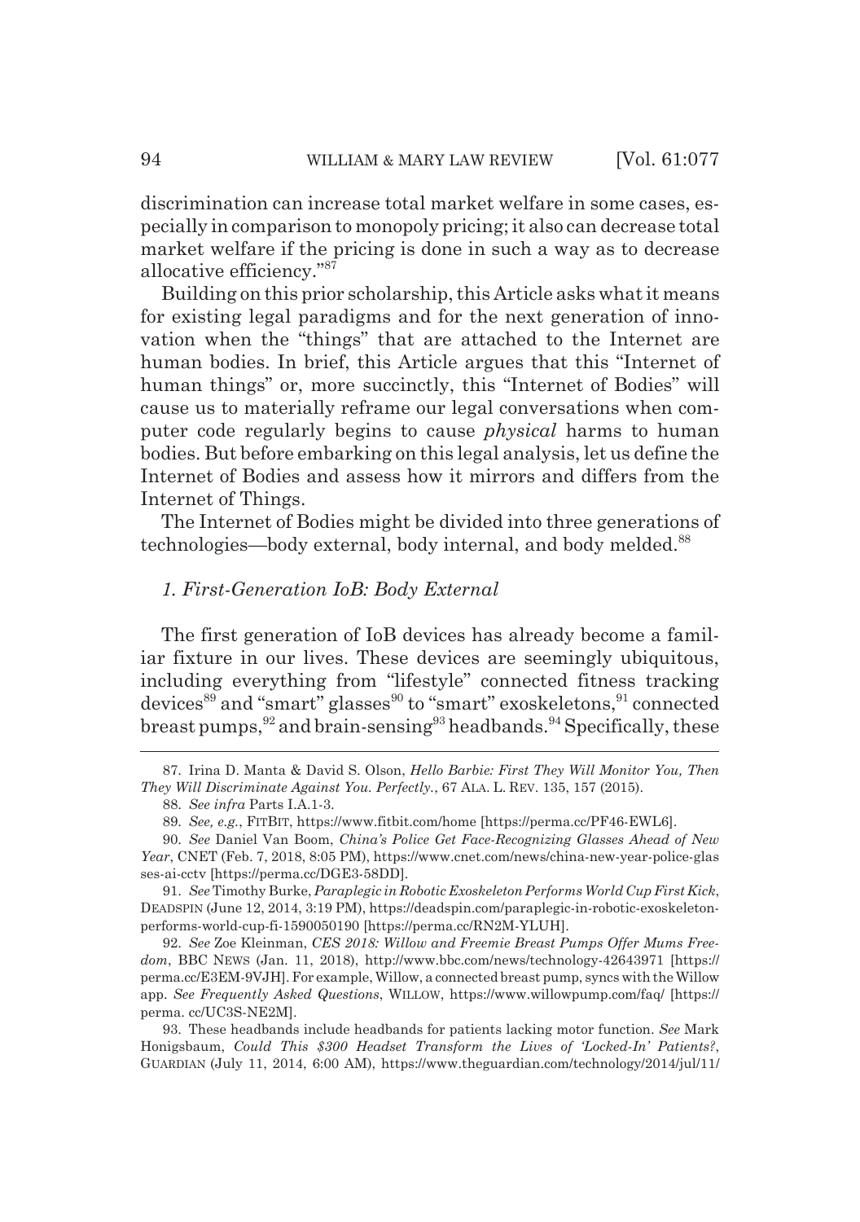discrimination can increase total market welfare in some cases, especially in comparison to monopoly pricing; it also can decrease total market welfare if the pricing is done in such a way as to decrease allocative efficiency."[87]

Building on this prior scholarship, this Article asks what it means for existing legal paradigms and for the next generation of innovation when the "things" that are attached to the Internet are human bodies. In brief, this Article argues that this "Internet of human things" or, more succinctly, this "Internet of Bodies" will cause us to materially reframe our legal conversations when computer code regularly begins to cause *physical* harms to human bodies. But before embarking on this legal analysis, let us define the Internet of Bodies and assess how it mirrors and differs from the Internet of Things.

The Internet of Bodies might be divided into three generations of technologies—body external, body internal, and body melded.[88]

### *1. First-Generation IoB: Body External*

The first generation of IoB devices has already become a familiar fixture in our lives. These devices are seemingly ubiquitous, including everything from "lifestyle" connected fitness tracking devices[89] and "smart" glasses[90] to "smart" exoskeletons,[91] connected breast pumps,[92] and brain-sensing[93] headbands.[94] Specifically, these

---

87. Irina D. Manta & David S. Olson, *Hello Barbie: First They Will Monitor You, Then They Will Discriminate Against You. Perfectly.*, 67 ALA. L. REV. 135, 157 (2015).

88. *See infra* Parts I.A.1-3.

89. *See, e.g.*, FITBIT, https://www.fitbit.com/home [https://perma.cc/PF46-EWL6].

90. *See* Daniel Van Boom, *China's Police Get Face-Recognizing Glasses Ahead of New Year*, CNET (Feb. 7, 2018, 8:05 PM), https://www.cnet.com/news/china-new-year-police-glasses-ai-cctv [https://perma.cc/DGE3-58DD].

91. *See* Timothy Burke, *Paraplegic in Robotic Exoskeleton Performs World Cup First Kick*, DEADSPIN (June 12, 2014, 3:19 PM), https://deadspin.com/paraplegic-in-robotic-exoskeleton-performs-world-cup-fi-1590050190 [https://perma.cc/RN2M-YLUH].

92. *See* Zoe Kleinman, *CES 2018: Willow and Freemie Breast Pumps Offer Mums Freedom*, BBC NEWS (Jan. 11, 2018), http://www.bbc.com/news/technology-42643971 [https://perma.cc/E3EM-9VJH]. For example, Willow, a connected breast pump, syncs with the Willow app. *See Frequently Asked Questions*, WILLOW, https://www.willowpump.com/faq/ [https://perma. cc/UC3S-NE2M].

93. These headbands include headbands for patients lacking motor function. *See* Mark Honigsbaum, *Could This $300 Headset Transform the Lives of 'Locked-In' Patients?*, GUARDIAN (July 11, 2014, 6:00 AM), https://www.theguardian.com/technology/2014/jul/11/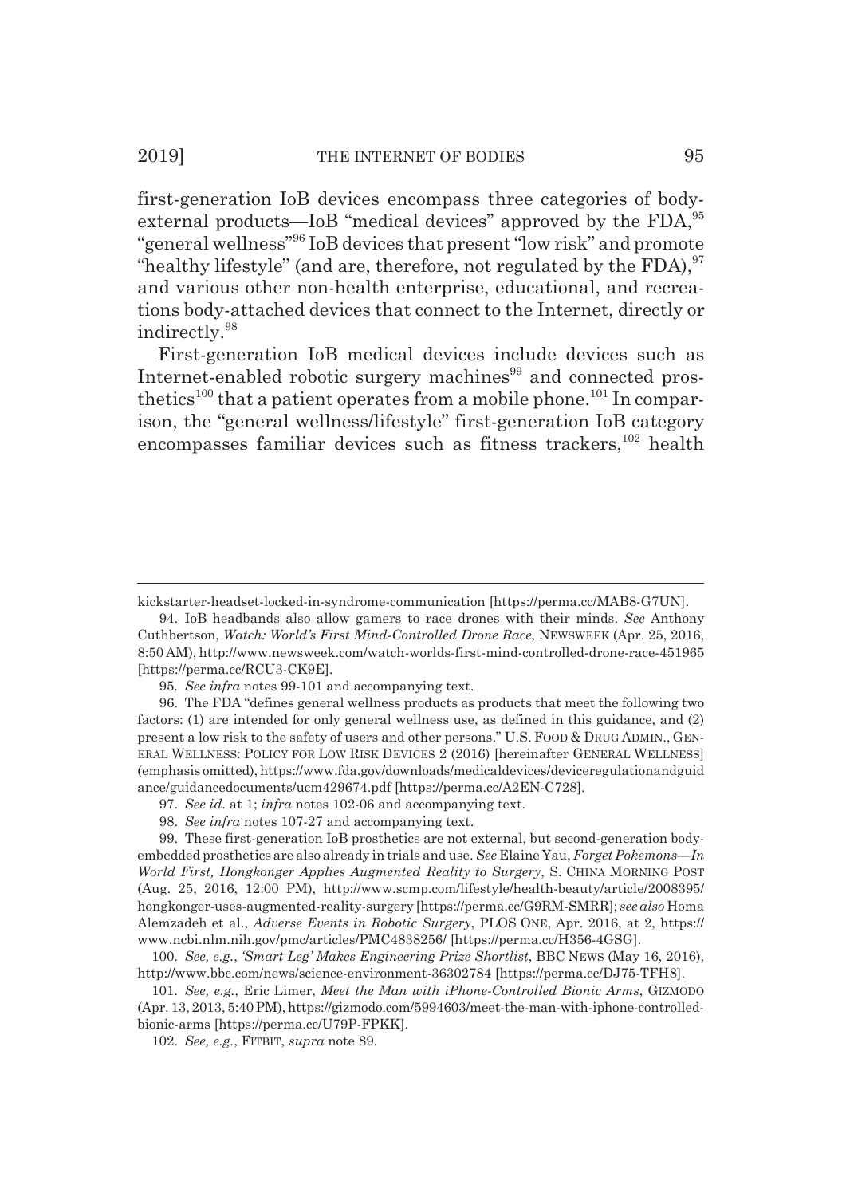first-generation IoB devices encompass three categories of body-external products—IoB "medical devices" approved by the FDA,[95] "general wellness"[96] IoB devices that present "low risk" and promote "healthy lifestyle" (and are, therefore, not regulated by the FDA),[97] and various other non-health enterprise, educational, and recreations body-attached devices that connect to the Internet, directly or indirectly.[98]

First-generation IoB medical devices include devices such as Internet-enabled robotic surgery machines[99] and connected prosthetics[100] that a patient operates from a mobile phone.[101] In comparison, the "general wellness/lifestyle" first-generation IoB category encompasses familiar devices such as fitness trackers,[102] health

---

kickstarter-headset-locked-in-syndrome-communication [https://perma.cc/MAB8-G7UN].

94. IoB headbands also allow gamers to race drones with their minds. *See* Anthony Cuthbertson, *Watch: World's First Mind-Controlled Drone Race*, NEWSWEEK (Apr. 25, 2016, 8:50 AM), http://www.newsweek.com/watch-worlds-first-mind-controlled-drone-race-451965 [https://perma.cc/RCU3-CK9E].

95. *See infra* notes 99-101 and accompanying text.

96. The FDA "defines general wellness products as products that meet the following two factors: (1) are intended for only general wellness use, as defined in this guidance, and (2) present a low risk to the safety of users and other persons." U.S. FOOD & DRUG ADMIN., GENERAL WELLNESS: POLICY FOR LOW RISK DEVICES 2 (2016) [hereinafter GENERAL WELLNESS] (emphasis omitted), https://www.fda.gov/downloads/medicaldevices/deviceregulationandguidance/guidancedocuments/ucm429674.pdf [https://perma.cc/A2EN-C728].

97. *See id.* at 1; *infra* notes 102-06 and accompanying text.

98. *See infra* notes 107-27 and accompanying text.

99. These first-generation IoB prosthetics are not external, but second-generation body-embedded prosthetics are also already in trials and use. *See* Elaine Yau, *Forget Pokemons—In World First, Hongkonger Applies Augmented Reality to Surgery*, S. CHINA MORNING POST (Aug. 25, 2016, 12:00 PM), http://www.scmp.com/lifestyle/health-beauty/article/2008395/hongkonger-uses-augmented-reality-surgery [https://perma.cc/G9RM-SMRR]; *see also* Homa Alemzadeh et al., *Adverse Events in Robotic Surgery*, PLOS ONE, Apr. 2016, at 2, https://www.ncbi.nlm.nih.gov/pmc/articles/PMC4838256/ [https://perma.cc/H356-4GSG].

100. *See, e.g.*, *'Smart Leg' Makes Engineering Prize Shortlist*, BBC NEWS (May 16, 2016), http://www.bbc.com/news/science-environment-36302784 [https://perma.cc/DJ75-TFH8].

101. *See, e.g.*, Eric Limer, *Meet the Man with iPhone-Controlled Bionic Arms*, GIZMODO (Apr. 13, 2013, 5:40 PM), https://gizmodo.com/5994603/meet-the-man-with-iphone-controlled-bionic-arms [https://perma.cc/U79P-FPKK].

102. *See, e.g.*, FITBIT, *supra* note 89.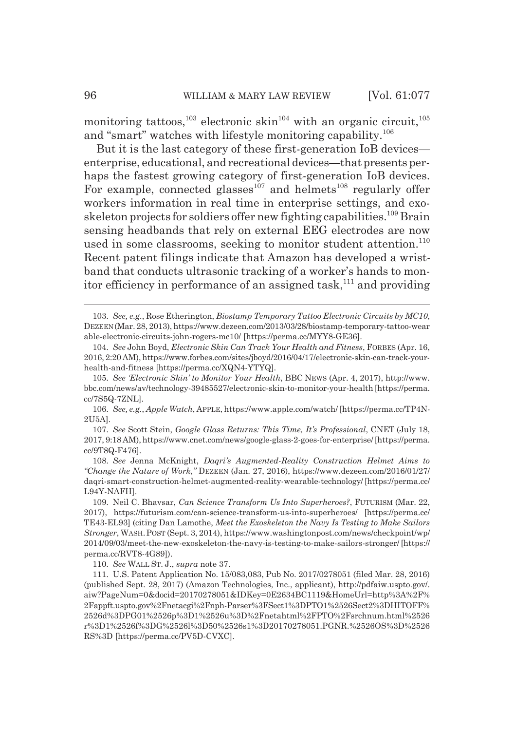monitoring tattoos,[103] electronic skin[104] with an organic circuit,[105] and "smart" watches with lifestyle monitoring capability.[106]

But it is the last category of these first-generation IoB devices—enterprise, educational, and recreational devices—that presents perhaps the fastest growing category of first-generation IoB devices. For example, connected glasses[107] and helmets[108] regularly offer workers information in real time in enterprise settings, and exoskeleton projects for soldiers offer new fighting capabilities.[109] Brain sensing headbands that rely on external EEG electrodes are now used in some classrooms, seeking to monitor student attention.[110] Recent patent filings indicate that Amazon has developed a wristband that conducts ultrasonic tracking of a worker's hands to monitor efficiency in performance of an assigned task,[111] and providing

---

103. *See, e.g.*, Rose Etherington, *Biostamp Temporary Tattoo Electronic Circuits by MC10*, DEZEEN (Mar. 28, 2013), https://www.dezeen.com/2013/03/28/biostamp-temporary-tattoo-wearable-electronic-circuits-john-rogers-mc10/ [https://perma.cc/MYY8-GE36].

104. *See* John Boyd, *Electronic Skin Can Track Your Health and Fitness*, FORBES (Apr. 16, 2016, 2:20 AM), https://www.forbes.com/sites/jboyd/2016/04/17/electronic-skin-can-track-your-health-and-fitness [https://perma.cc/XQN4-YTYQ].

105. *See 'Electronic Skin' to Monitor Your Health*, BBC NEWS (Apr. 4, 2017), http://www.bbc.com/news/av/technology-39485527/electronic-skin-to-monitor-your-health [https://perma.cc/7S5Q-7ZNL].

106. *See, e.g.*, *Apple Watch*, APPLE, https://www.apple.com/watch/ [https://perma.cc/TP4N-2U5A].

107. *See* Scott Stein, *Google Glass Returns: This Time, It's Professional*, CNET (July 18, 2017, 9:18 AM), https://www.cnet.com/news/google-glass-2-goes-for-enterprise/ [https://perma.cc/9T8Q-F476].

108. *See* Jenna McKnight, *Daqri's Augmented-Reality Construction Helmet Aims to "Change the Nature of Work,"* DEZEEN (Jan. 27, 2016), https://www.dezeen.com/2016/01/27/daqri-smart-construction-helmet-augmented-reality-wearable-technology/ [https://perma.cc/L94Y-NAFH].

109. Neil C. Bhavsar, *Can Science Transform Us Into Superheroes?*, FUTURISM (Mar. 22, 2017), https://futurism.com/can-science-transform-us-into-superheroes/ [https://perma.cc/TE43-EL93] (citing Dan Lamothe, *Meet the Exoskeleton the Navy Is Testing to Make Sailors Stronger*, WASH. POST (Sept. 3, 2014), https://www.washingtonpost.com/news/checkpoint/wp/2014/09/03/meet-the-new-exoskeleton-the-navy-is-testing-to-make-sailors-stronger/ [https://perma.cc/RVT8-4G89]).

110. *See* WALL ST. J., *supra* note 37.

111. U.S. Patent Application No. 15/083,083, Pub No. 2017/0278051 (filed Mar. 28, 2016) (published Sept. 28, 2017) (Amazon Technologies, Inc., applicant), http://pdfaiw.uspto.gov/.aiw?PageNum=0&docid=20170278051&IDKey=0E2634BC1119&HomeUrl=http%3A%2F%2Fappft.uspto.gov%2Fnetacgi%2Fnph-Parser%3FSect1%3DPTO1%2526Sect2%3DHITOFF%2526d%3DPG01%2526p%3D1%2526u%3D%2Fnetahtml%2FPTO%2Fsrchnum.html%2526r%3D1%2526f%3DG%2526l%3D50%2526s1%3D20170278051.PGNR.%2526OS%3D%2526RS%3D [https://perma.cc/PV5D-CVXC].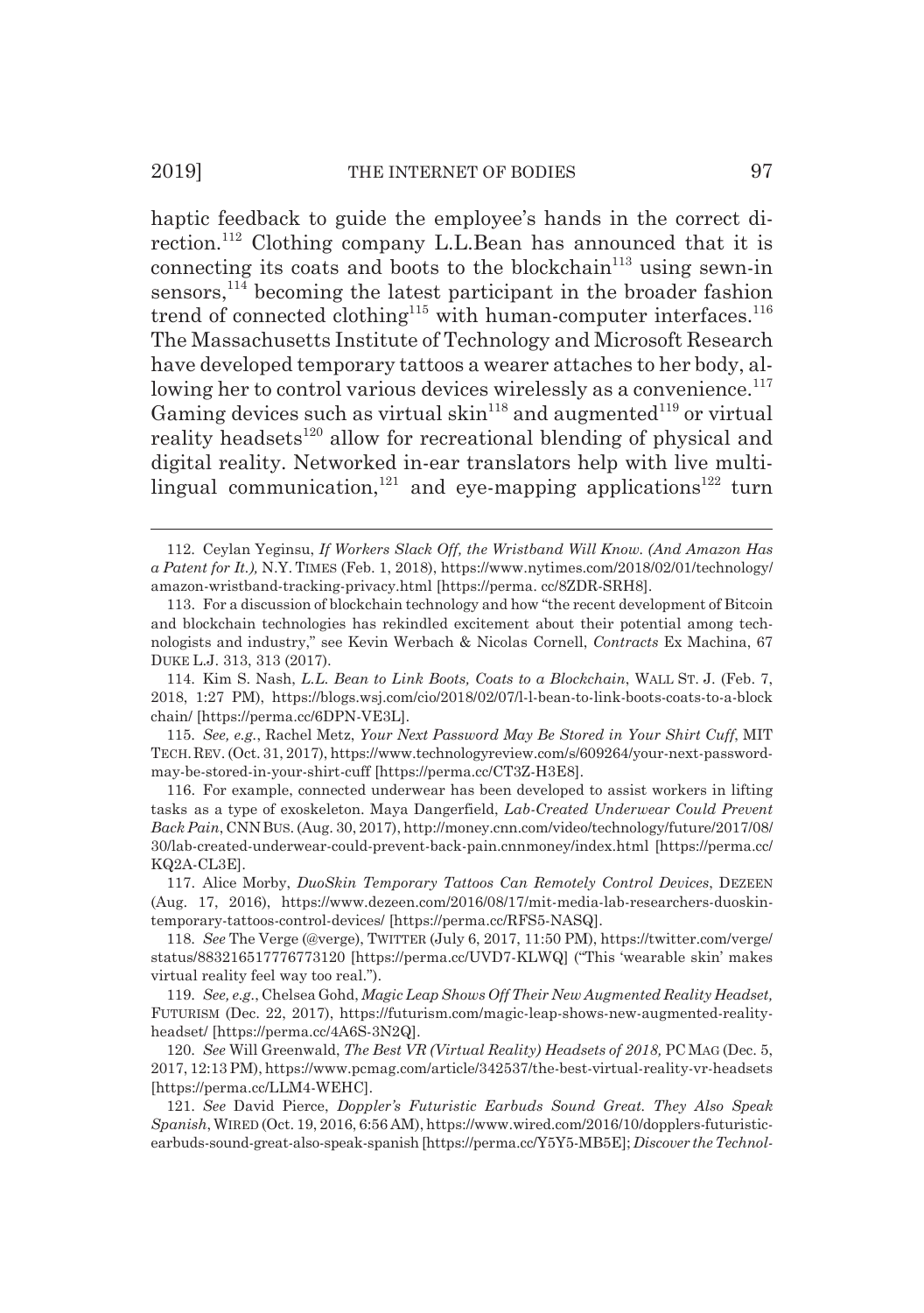haptic feedback to guide the employee's hands in the correct direction.[112] Clothing company L.L.Bean has announced that it is connecting its coats and boots to the blockchain[113] using sewn-in sensors,[114] becoming the latest participant in the broader fashion trend of connected clothing[115] with human-computer interfaces.[116] The Massachusetts Institute of Technology and Microsoft Research have developed temporary tattoos a wearer attaches to her body, allowing her to control various devices wirelessly as a convenience.[117] Gaming devices such as virtual skin[118] and augmented[119] or virtual reality headsets[120] allow for recreational blending of physical and digital reality. Networked in-ear translators help with live multilingual communication,[121] and eye-mapping applications[122] turn

---

112. Ceylan Yeginsu, *If Workers Slack Off, the Wristband Will Know. (And Amazon Has a Patent for It.),* N.Y. TIMES (Feb. 1, 2018), https://www.nytimes.com/2018/02/01/technology/amazon-wristband-tracking-privacy.html [https://perma. cc/8ZDR-SRH8].

113. For a discussion of blockchain technology and how "the recent development of Bitcoin and blockchain technologies has rekindled excitement about their potential among technologists and industry," see Kevin Werbach & Nicolas Cornell, *Contracts* Ex Machina, 67 DUKE L.J. 313, 313 (2017).

114. Kim S. Nash, *L.L. Bean to Link Boots, Coats to a Blockchain*, WALL ST. J. (Feb. 7, 2018, 1:27 PM), https://blogs.wsj.com/cio/2018/02/07/l-l-bean-to-link-boots-coats-to-a-blockchain/ [https://perma.cc/6DPN-VE3L].

115. *See, e.g.*, Rachel Metz, *Your Next Password May Be Stored in Your Shirt Cuff*, MIT TECH. REV. (Oct. 31, 2017), https://www.technologyreview.com/s/609264/your-next-password-may-be-stored-in-your-shirt-cuff [https://perma.cc/CT3Z-H3E8].

116. For example, connected underwear has been developed to assist workers in lifting tasks as a type of exoskeleton. Maya Dangerfield, *Lab-Created Underwear Could Prevent Back Pain*, CNN BUS. (Aug. 30, 2017), http://money.cnn.com/video/technology/future/2017/08/30/lab-created-underwear-could-prevent-back-pain.cnnmoney/index.html [https://perma.cc/KQ2A-CL3E].

117. Alice Morby, *DuoSkin Temporary Tattoos Can Remotely Control Devices*, DEZEEN (Aug. 17, 2016), https://www.dezeen.com/2016/08/17/mit-media-lab-researchers-duoskin-temporary-tattoos-control-devices/ [https://perma.cc/RFS5-NASQ].

118. *See* The Verge (@verge), TWITTER (July 6, 2017, 11:50 PM), https://twitter.com/verge/status/883216517776773120 [https://perma.cc/UVD7-KLWQ] ("This 'wearable skin' makes virtual reality feel way too real.").

119. *See, e.g.*, Chelsea Gohd, *Magic Leap Shows Off Their New Augmented Reality Headset,* FUTURISM (Dec. 22, 2017), https://futurism.com/magic-leap-shows-new-augmented-reality-headset/ [https://perma.cc/4A6S-3N2Q].

120. *See* Will Greenwald, *The Best VR (Virtual Reality) Headsets of 2018,* PC MAG (Dec. 5, 2017, 12:13 PM), https://www.pcmag.com/article/342537/the-best-virtual-reality-vr-headsets [https://perma.cc/LLM4-WEHC].

121. *See* David Pierce, *Doppler's Futuristic Earbuds Sound Great. They Also Speak Spanish*, WIRED (Oct. 19, 2016, 6:56 AM), https://www.wired.com/2016/10/dopplers-futuristic-earbuds-sound-great-also-speak-spanish [https://perma.cc/Y5Y5-MB5E]; *Discover the Technol-*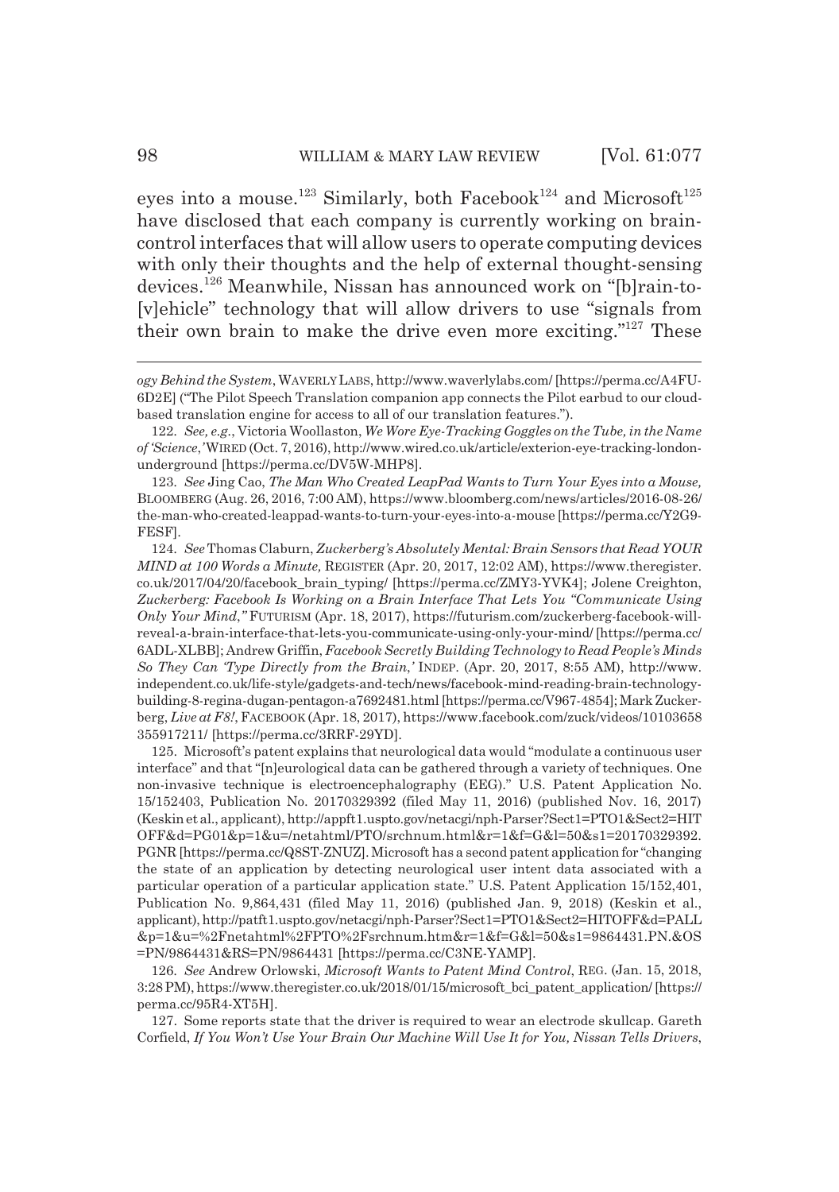eyes into a mouse.[123] Similarly, both Facebook[124] and Microsoft[125] have disclosed that each company is currently working on brain-control interfaces that will allow users to operate computing devices with only their thoughts and the help of external thought-sensing devices.[126] Meanwhile, Nissan has announced work on "[b]rain-to-[v]ehicle" technology that will allow drivers to use "signals from their own brain to make the drive even more exciting."[127] These

---

*ogy Behind the System*, WAVERLY LABS, http://www.waverlylabs.com/ [https://perma.cc/A4FU-6D2E] ("The Pilot Speech Translation companion app connects the Pilot earbud to our cloud-based translation engine for access to all of our translation features.").

122. *See, e.g.*, Victoria Woollaston, *We Wore Eye-Tracking Goggles on the Tube, in the Name of 'Science*,*'* WIRED (Oct. 7, 2016), http://www.wired.co.uk/article/exterion-eye-tracking-london-underground [https://perma.cc/DV5W-MHP8].

123. *See* Jing Cao, *The Man Who Created LeapPad Wants to Turn Your Eyes into a Mouse,* BLOOMBERG (Aug. 26, 2016, 7:00 AM), https://www.bloomberg.com/news/articles/2016-08-26/the-man-who-created-leappad-wants-to-turn-your-eyes-into-a-mouse [https://perma.cc/Y2G9-FESF].

124. *See* Thomas Claburn, *Zuckerberg's Absolutely Mental: Brain Sensors that Read YOUR MIND at 100 Words a Minute,* REGISTER (Apr. 20, 2017, 12:02 AM), https://www.theregister.co.uk/2017/04/20/facebook_brain_typing/ [https://perma.cc/ZMY3-YVK4]; Jolene Creighton, *Zuckerberg: Facebook Is Working on a Brain Interface That Lets You "Communicate Using Only Your Mind*,*"* FUTURISM (Apr. 18, 2017), https://futurism.com/zuckerberg-facebook-will-reveal-a-brain-interface-that-lets-you-communicate-using-only-your-mind/ [https://perma.cc/6ADL-XLBB]; Andrew Griffin, *Facebook Secretly Building Technology to Read People's Minds So They Can 'Type Directly from the Brain*,*'* INDEP. (Apr. 20, 2017, 8:55 AM), http://www.independent.co.uk/life-style/gadgets-and-tech/news/facebook-mind-reading-brain-technology-building-8-regina-dugan-pentagon-a7692481.html [https://perma.cc/V967-4854]; Mark Zuckerberg, *Live at F8!*, FACEBOOK (Apr. 18, 2017), https://www.facebook.com/zuck/videos/10103658355917211/ [https://perma.cc/3RRF-29YD].

125. Microsoft's patent explains that neurological data would "modulate a continuous user interface" and that "[n]eurological data can be gathered through a variety of techniques. One non-invasive technique is electroencephalography (EEG)." U.S. Patent Application No. 15/152403, Publication No. 20170329392 (filed May 11, 2016) (published Nov. 16, 2017) (Keskin et al., applicant), http://appft1.uspto.gov/netacgi/nph-Parser?Sect1=PTO1&Sect2=HITOFF&d=PG01&p=1&u=/netahtml/PTO/srchnum.html&r=1&f=G&l=50&s1=20170329392.PGNR [https://perma.cc/Q8ST-ZNUZ]. Microsoft has a second patent application for "changing the state of an application by detecting neurological user intent data associated with a particular operation of a particular application state." U.S. Patent Application 15/152,401, Publication No. 9,864,431 (filed May 11, 2016) (published Jan. 9, 2018) (Keskin et al., applicant), http://patft1.uspto.gov/netacgi/nph-Parser?Sect1=PTO1&Sect2=HITOFF&d=PALL&p=1&u=%2Fnetahtml%2FPTO%2Fsrchnum.htm&r=1&f=G&l=50&s1=9864431.PN.&OS=PN/9864431&RS=PN/9864431 [https://perma.cc/C3NE-YAMP].

126. *See* Andrew Orlowski, *Microsoft Wants to Patent Mind Control*, REG. (Jan. 15, 2018, 3:28 PM), https://www.theregister.co.uk/2018/01/15/microsoft_bci_patent_application/ [https://perma.cc/95R4-XT5H].

127. Some reports state that the driver is required to wear an electrode skullcap. Gareth Corfield, *If You Won't Use Your Brain Our Machine Will Use It for You, Nissan Tells Drivers*,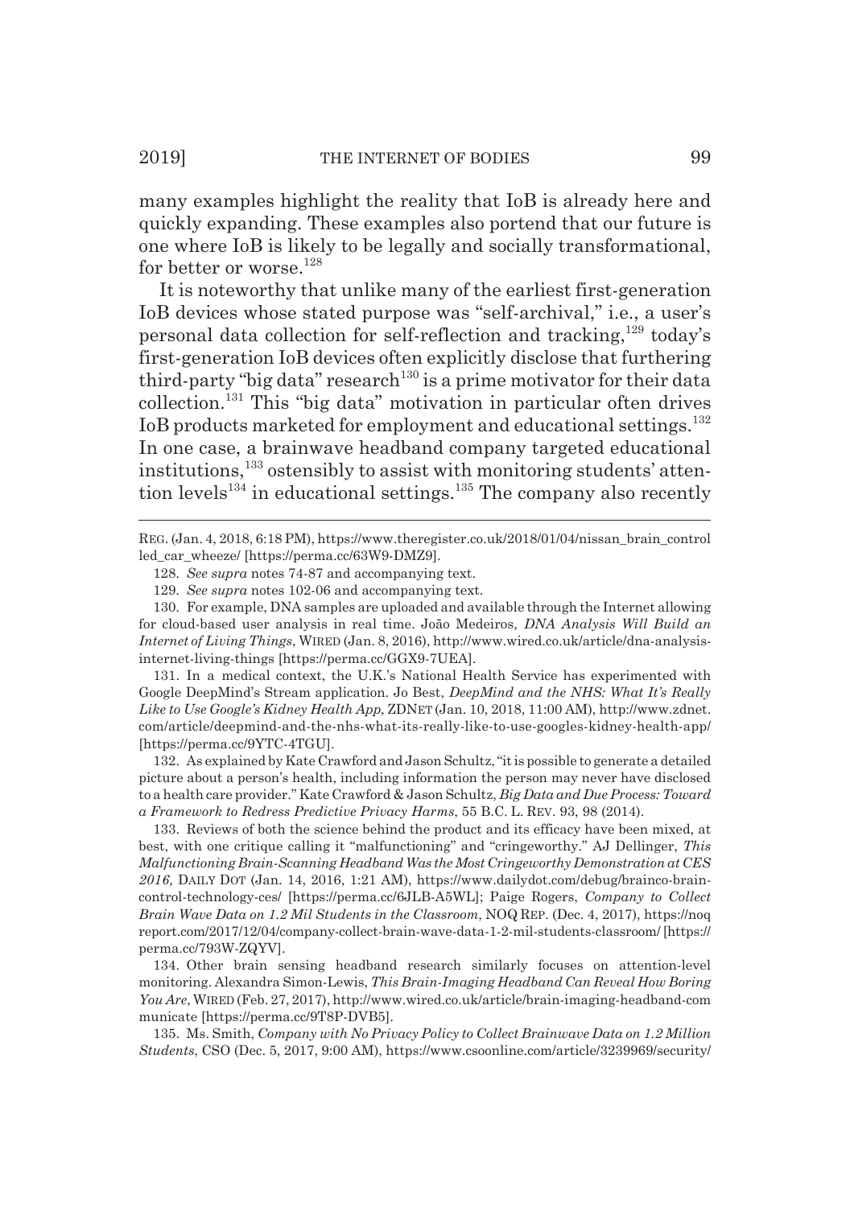many examples highlight the reality that IoB is already here and quickly expanding. These examples also portend that our future is one where IoB is likely to be legally and socially transformational, for better or worse.[128]

It is noteworthy that unlike many of the earliest first-generation IoB devices whose stated purpose was "self-archival," i.e., a user's personal data collection for self-reflection and tracking,[129] today's first-generation IoB devices often explicitly disclose that furthering third-party "big data" research[130] is a prime motivator for their data collection.[131] This "big data" motivation in particular often drives IoB products marketed for employment and educational settings.[132] In one case, a brainwave headband company targeted educational institutions,[133] ostensibly to assist with monitoring students' attention levels[134] in educational settings.[135] The company also recently

---

REG. (Jan. 4, 2018, 6:18 PM), https://www.theregister.co.uk/2018/01/04/nissan_brain_controlled_car_wheeze/ [https://perma.cc/63W9-DMZ9].

128. *See supra* notes 74-87 and accompanying text.

129. *See supra* notes 102-06 and accompanying text.

130. For example, DNA samples are uploaded and available through the Internet allowing for cloud-based user analysis in real time. João Medeiros, *DNA Analysis Will Build an Internet of Living Things*, WIRED (Jan. 8, 2016), http://www.wired.co.uk/article/dna-analysis-internet-living-things [https://perma.cc/GGX9-7UEA].

131. In a medical context, the U.K.'s National Health Service has experimented with Google DeepMind's Stream application. Jo Best, *DeepMind and the NHS: What It's Really Like to Use Google's Kidney Health App*, ZDNET (Jan. 10, 2018, 11:00 AM), http://www.zdnet.com/article/deepmind-and-the-nhs-what-its-really-like-to-use-googles-kidney-health-app/ [https://perma.cc/9YTC-4TGU].

132. As explained by Kate Crawford and Jason Schultz, "it is possible to generate a detailed picture about a person's health, including information the person may never have disclosed to a health care provider." Kate Crawford & Jason Schultz, *Big Data and Due Process: Toward a Framework to Redress Predictive Privacy Harms*, 55 B.C. L. REV. 93, 98 (2014).

133. Reviews of both the science behind the product and its efficacy have been mixed, at best, with one critique calling it "malfunctioning" and "cringeworthy." AJ Dellinger, *This Malfunctioning Brain-Scanning Headband Was the Most Cringeworthy Demonstration at CES 2016,* DAILY DOT (Jan. 14, 2016, 1:21 AM), https://www.dailydot.com/debug/brainco-brain-control-technology-ces/ [https://perma.cc/6JLB-A5WL]; Paige Rogers, *Company to Collect Brain Wave Data on 1.2 Mil Students in the Classroom*, NOQ REP. (Dec. 4, 2017), https://noqreport.com/2017/12/04/company-collect-brain-wave-data-1-2-mil-students-classroom/ [https://perma.cc/793W-ZQYV].

134. Other brain sensing headband research similarly focuses on attention-level monitoring. Alexandra Simon-Lewis, *This Brain-Imaging Headband Can Reveal How Boring You Are*, WIRED (Feb. 27, 2017), http://www.wired.co.uk/article/brain-imaging-headband-communicate [https://perma.cc/9T8P-DVB5].

135. Ms. Smith, *Company with No Privacy Policy to Collect Brainwave Data on 1.2 Million Students*, CSO (Dec. 5, 2017, 9:00 AM), https://www.csoonline.com/article/3239969/security/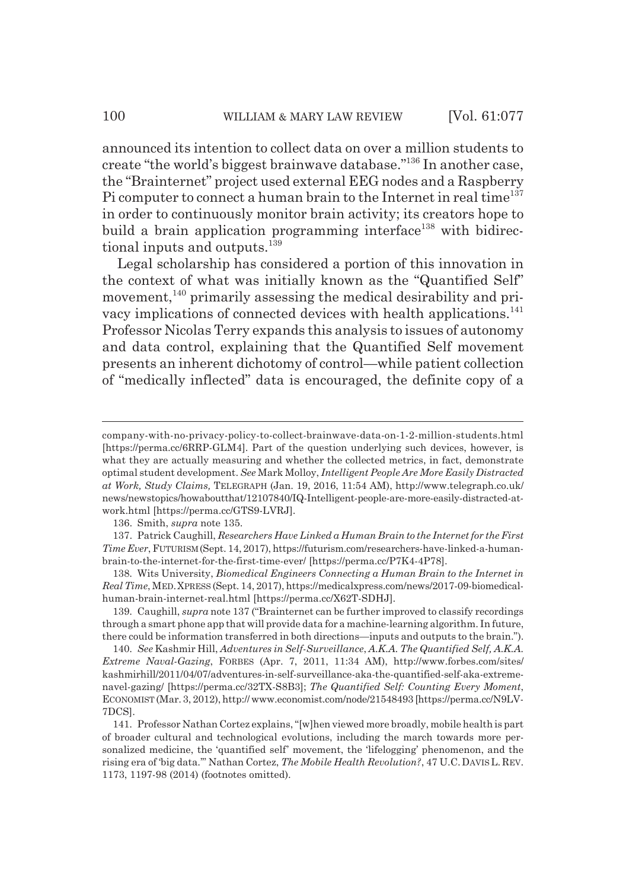announced its intention to collect data on over a million students to create "the world's biggest brainwave database."[136] In another case, the "Brainternet" project used external EEG nodes and a Raspberry Pi computer to connect a human brain to the Internet in real time[137] in order to continuously monitor brain activity; its creators hope to build a brain application programming interface[138] with bidirectional inputs and outputs.[139]

Legal scholarship has considered a portion of this innovation in the context of what was initially known as the "Quantified Self" movement,[140] primarily assessing the medical desirability and privacy implications of connected devices with health applications.[141] Professor Nicolas Terry expands this analysis to issues of autonomy and data control, explaining that the Quantified Self movement presents an inherent dichotomy of control—while patient collection of "medically inflected" data is encouraged, the definite copy of a

---

company-with-no-privacy-policy-to-collect-brainwave-data-on-1-2-million-students.html [https://perma.cc/6RRP-GLM4]. Part of the question underlying such devices, however, is what they are actually measuring and whether the collected metrics, in fact, demonstrate optimal student development. *See* Mark Molloy, *Intelligent People Are More Easily Distracted at Work, Study Claims,* TELEGRAPH (Jan. 19, 2016, 11:54 AM), http://www.telegraph.co.uk/news/newstopics/howaboutthat/12107840/IQ-Intelligent-people-are-more-easily-distracted-at-work.html [https://perma.cc/GTS9-LVRJ].

136. Smith, *supra* note 135.

137. Patrick Caughill, *Researchers Have Linked a Human Brain to the Internet for the First Time Ever*, FUTURISM (Sept. 14, 2017), https://futurism.com/researchers-have-linked-a-human-brain-to-the-internet-for-the-first-time-ever/ [https://perma.cc/P7K4-4P78].

138. Wits University, *Biomedical Engineers Connecting a Human Brain to the Internet in Real Time*, MED. XPRESS (Sept. 14, 2017), https://medicalxpress.com/news/2017-09-biomedical-human-brain-internet-real.html [https://perma.cc/X62T-SDHJ].

139. Caughill, *supra* note 137 ("Brainternet can be further improved to classify recordings through a smart phone app that will provide data for a machine-learning algorithm. In future, there could be information transferred in both directions—inputs and outputs to the brain.").

140. *See* Kashmir Hill, *Adventures in Self-Surveillance, A.K.A. The Quantified Self, A.K.A. Extreme Naval-Gazing*, FORBES (Apr. 7, 2011, 11:34 AM), http://www.forbes.com/sites/kashmirhill/2011/04/07/adventures-in-self-surveillance-aka-the-quantified-self-aka-extreme-navel-gazing/ [https://perma.cc/32TX-S8B3]; *The Quantified Self: Counting Every Moment*, ECONOMIST (Mar. 3, 2012), http://www.economist.com/node/21548493 [https://perma.cc/N9LV-7DCS].

141. Professor Nathan Cortez explains, "[w]hen viewed more broadly, mobile health is part of broader cultural and technological evolutions, including the march towards more personalized medicine, the 'quantified self' movement, the 'lifelogging' phenomenon, and the rising era of 'big data.'" Nathan Cortez, *The Mobile Health Revolution?*, 47 U.C. DAVIS L. REV. 1173, 1197-98 (2014) (footnotes omitted).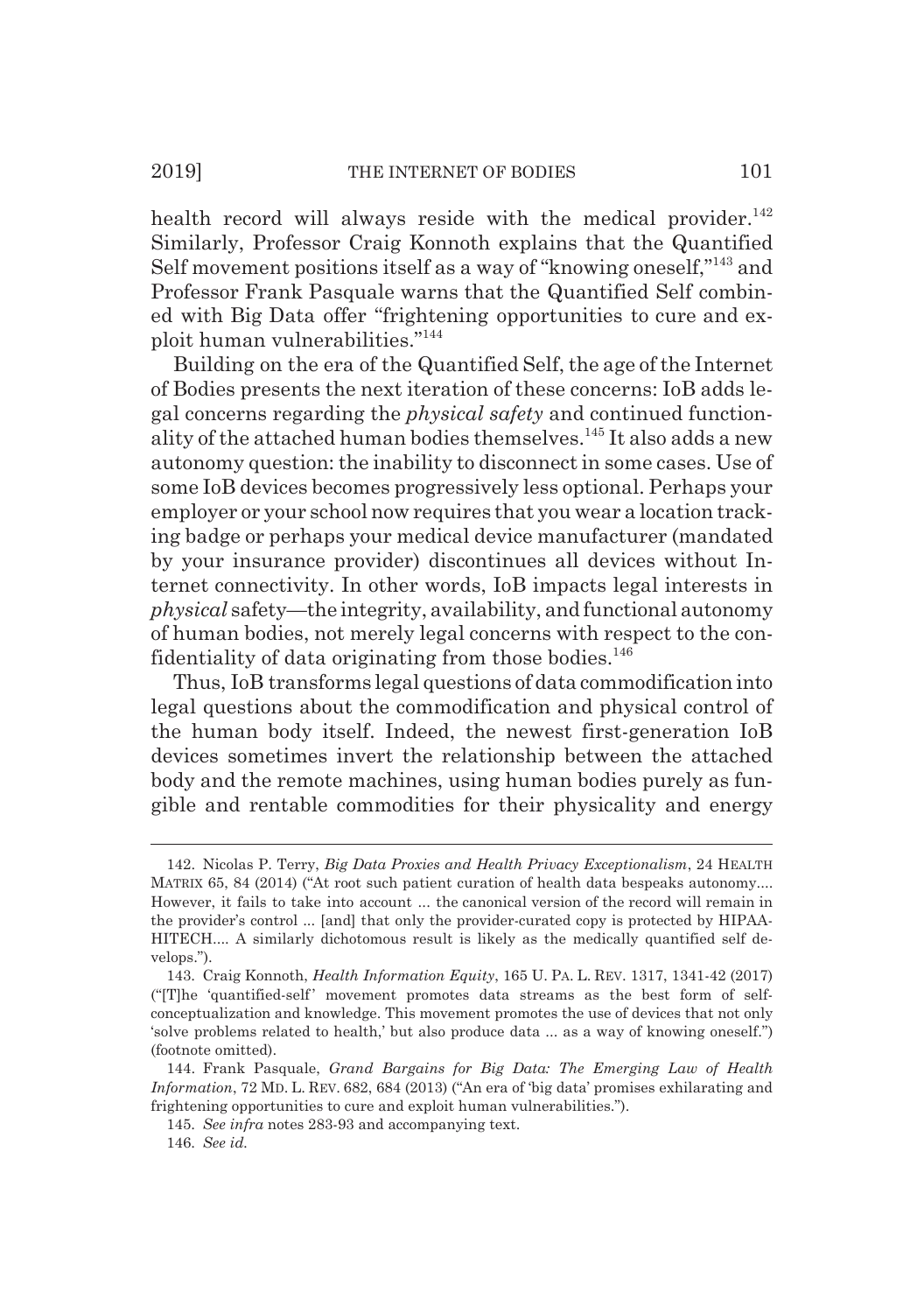health record will always reside with the medical provider.[142] Similarly, Professor Craig Konnoth explains that the Quantified Self movement positions itself as a way of "knowing oneself,"[143] and Professor Frank Pasquale warns that the Quantified Self combined with Big Data offer "frightening opportunities to cure and exploit human vulnerabilities."[144]

Building on the era of the Quantified Self, the age of the Internet of Bodies presents the next iteration of these concerns: IoB adds legal concerns regarding the *physical safety* and continued functionality of the attached human bodies themselves.[145] It also adds a new autonomy question: the inability to disconnect in some cases. Use of some IoB devices becomes progressively less optional. Perhaps your employer or your school now requires that you wear a location tracking badge or perhaps your medical device manufacturer (mandated by your insurance provider) discontinues all devices without Internet connectivity. In other words, IoB impacts legal interests in *physical* safety—the integrity, availability, and functional autonomy of human bodies, not merely legal concerns with respect to the confidentiality of data originating from those bodies.[146]

Thus, IoB transforms legal questions of data commodification into legal questions about the commodification and physical control of the human body itself. Indeed, the newest first-generation IoB devices sometimes invert the relationship between the attached body and the remote machines, using human bodies purely as fungible and rentable commodities for their physicality and energy

---

142. Nicolas P. Terry, *Big Data Proxies and Health Privacy Exceptionalism*, 24 HEALTH MATRIX 65, 84 (2014) ("At root such patient curation of health data bespeaks autonomy.... However, it fails to take into account ... the canonical version of the record will remain in the provider's control ... [and] that only the provider-curated copy is protected by HIPAA-HITECH.... A similarly dichotomous result is likely as the medically quantified self develops.").

143. Craig Konnoth, *Health Information Equity*, 165 U. PA. L. REV. 1317, 1341-42 (2017) ("[T]he 'quantified-self' movement promotes data streams as the best form of self-conceptualization and knowledge. This movement promotes the use of devices that not only 'solve problems related to health,' but also produce data ... as a way of knowing oneself.") (footnote omitted).

144. Frank Pasquale, *Grand Bargains for Big Data: The Emerging Law of Health Information*, 72 MD. L. REV. 682, 684 (2013) ("An era of 'big data' promises exhilarating and frightening opportunities to cure and exploit human vulnerabilities.").

145. *See infra* notes 283-93 and accompanying text.

146. *See id.*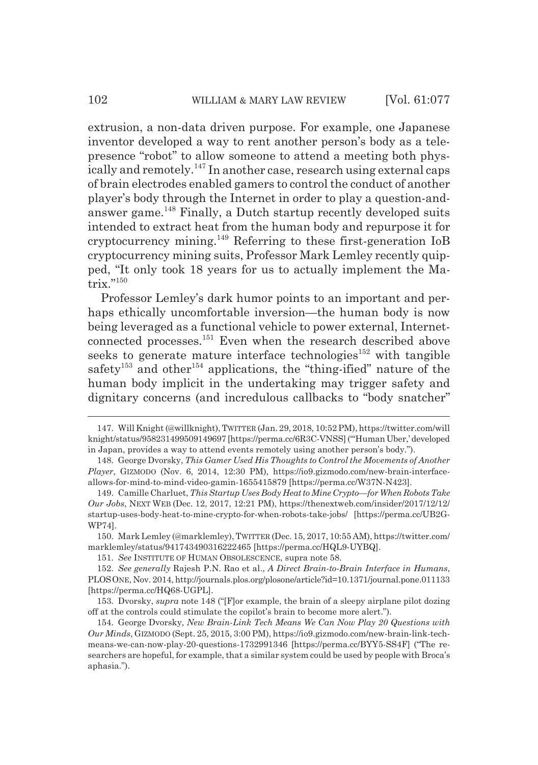extrusion, a non-data driven purpose. For example, one Japanese inventor developed a way to rent another person's body as a telepresence "robot" to allow someone to attend a meeting both physically and remotely.[147] In another case, research using external caps of brain electrodes enabled gamers to control the conduct of another player's body through the Internet in order to play a question-and-answer game.[148] Finally, a Dutch startup recently developed suits intended to extract heat from the human body and repurpose it for cryptocurrency mining.[149] Referring to these first-generation IoB cryptocurrency mining suits, Professor Mark Lemley recently quipped, "It only took 18 years for us to actually implement the Matrix."[150]

Professor Lemley's dark humor points to an important and perhaps ethically uncomfortable inversion—the human body is now being leveraged as a functional vehicle to power external, Internet-connected processes.[151] Even when the research described above seeks to generate mature interface technologies[152] with tangible safety[153] and other[154] applications, the "thing-ified" nature of the human body implicit in the undertaking may trigger safety and dignitary concerns (and incredulous callbacks to "body snatcher"

---

147. Will Knight (@willknight), TWITTER (Jan. 29, 2018, 10:52 PM), https://twitter.com/willknight/status/958231499509149697 [https://perma.cc/6R3C-VNSS] ("'Human Uber,' developed in Japan, provides a way to attend events remotely using another person's body.").

148. George Dvorsky, *This Gamer Used His Thoughts to Control the Movements of Another Player*, GIZMODO (Nov. 6, 2014, 12:30 PM), https://io9.gizmodo.com/new-brain-interface-allows-for-mind-to-mind-video-gamin-1655415879 [https://perma.cc/W37N-N423].

149. Camille Charluet, *This Startup Uses Body Heat to Mine Crypto—for When Robots Take Our Jobs*, NEXT WEB (Dec. 12, 2017, 12:21 PM), https://thenextweb.com/insider/2017/12/12/startup-uses-body-heat-to-mine-crypto-for-when-robots-take-jobs/ [https://perma.cc/UB2G-WP74].

150. Mark Lemley (@marklemley), TWITTER (Dec. 15, 2017, 10:55 AM), https://twitter.com/marklemley/status/941743490316222465 [https://perma.cc/HQL9-UYBQ].

151. *See* INSTITUTE OF HUMAN OBSOLESCENCE, supra note 58.

152. *See generally* Rajesh P.N. Rao et al., *A Direct Brain-to-Brain Interface in Humans*, PLOS ONE, Nov. 2014, http://journals.plos.org/plosone/article?id=10.1371/journal.pone.011133 [https://perma.cc/HQ68-UGPL].

153. Dvorsky, *supra* note 148 ("[F]or example, the brain of a sleepy airplane pilot dozing off at the controls could stimulate the copilot's brain to become more alert.").

154. George Dvorsky, *New Brain-Link Tech Means We Can Now Play 20 Questions with Our Minds*, GIZMODO (Sept. 25, 2015, 3:00 PM), https://io9.gizmodo.com/new-brain-link-tech-means-we-can-now-play-20-questions-1732991346 [https://perma.cc/BYY5-SS4F] ("The researchers are hopeful, for example, that a similar system could be used by people with Broca's aphasia.").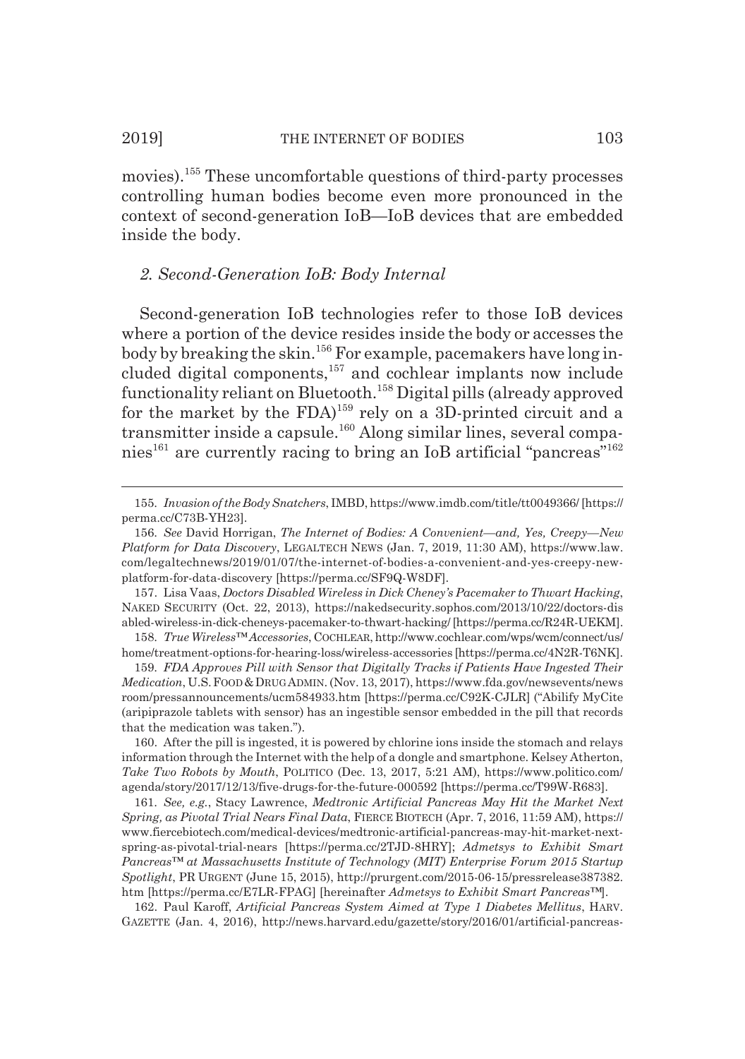movies).[155] These uncomfortable questions of third-party processes controlling human bodies become even more pronounced in the context of second-generation IoB—IoB devices that are embedded inside the body.

### *2. Second-Generation IoB: Body Internal*

Second-generation IoB technologies refer to those IoB devices where a portion of the device resides inside the body or accesses the body by breaking the skin.[156] For example, pacemakers have long included digital components,[157] and cochlear implants now include functionality reliant on Bluetooth.[158] Digital pills (already approved for the market by the FDA)[159] rely on a 3D-printed circuit and a transmitter inside a capsule.[160] Along similar lines, several companies[161] are currently racing to bring an IoB artificial "pancreas"[162]

---

155. *Invasion of the Body Snatchers*, IMBD, https://www.imdb.com/title/tt0049366/ [https://perma.cc/C73B-YH23].

156. *See* David Horrigan, *The Internet of Bodies: A Convenient—and, Yes, Creepy—New Platform for Data Discovery*, LEGALTECH NEWS (Jan. 7, 2019, 11:30 AM), https://www.law.com/legaltechnews/2019/01/07/the-internet-of-bodies-a-convenient-and-yes-creepy-new-platform-for-data-discovery [https://perma.cc/SF9Q-W8DF].

157. Lisa Vaas, *Doctors Disabled Wireless in Dick Cheney's Pacemaker to Thwart Hacking*, NAKED SECURITY (Oct. 22, 2013), https://nakedsecurity.sophos.com/2013/10/22/doctors-disabled-wireless-in-dick-cheneys-pacemaker-to-thwart-hacking/ [https://perma.cc/R24R-UEKM].

158. *True Wireless™ Accessories*, COCHLEAR, http://www.cochlear.com/wps/wcm/connect/us/home/treatment-options-for-hearing-loss/wireless-accessories [https://perma.cc/4N2R-T6NK].

159. *FDA Approves Pill with Sensor that Digitally Tracks if Patients Have Ingested Their Medication*, U.S. FOOD & DRUG ADMIN. (Nov. 13, 2017), https://www.fda.gov/newsevents/newsroom/pressannouncements/ucm584933.htm [https://perma.cc/C92K-CJLR] ("Abilify MyCite (aripiprazole tablets with sensor) has an ingestible sensor embedded in the pill that records that the medication was taken.").

160. After the pill is ingested, it is powered by chlorine ions inside the stomach and relays information through the Internet with the help of a dongle and smartphone. Kelsey Atherton, *Take Two Robots by Mouth*, POLITICO (Dec. 13, 2017, 5:21 AM), https://www.politico.com/agenda/story/2017/12/13/five-drugs-for-the-future-000592 [https://perma.cc/T99W-R683].

161. *See, e.g.*, Stacy Lawrence, *Medtronic Artificial Pancreas May Hit the Market Next Spring, as Pivotal Trial Nears Final Data*, FIERCE BIOTECH (Apr. 7, 2016, 11:59 AM), https://www.fiercebiotech.com/medical-devices/medtronic-artificial-pancreas-may-hit-market-next-spring-as-pivotal-trial-nears [https://perma.cc/2TJD-8HRY]; *Admetsys to Exhibit Smart Pancreas™ at Massachusetts Institute of Technology (MIT) Enterprise Forum 2015 Startup Spotlight*, PR URGENT (June 15, 2015), http://prurgent.com/2015-06-15/pressrelease387382.htm [https://perma.cc/E7LR-FPAG] [hereinafter *Admetsys to Exhibit Smart Pancreas™*].

162. Paul Karoff, *Artificial Pancreas System Aimed at Type 1 Diabetes Mellitus*, HARV. GAZETTE (Jan. 4, 2016), http://news.harvard.edu/gazette/story/2016/01/artificial-pancreas-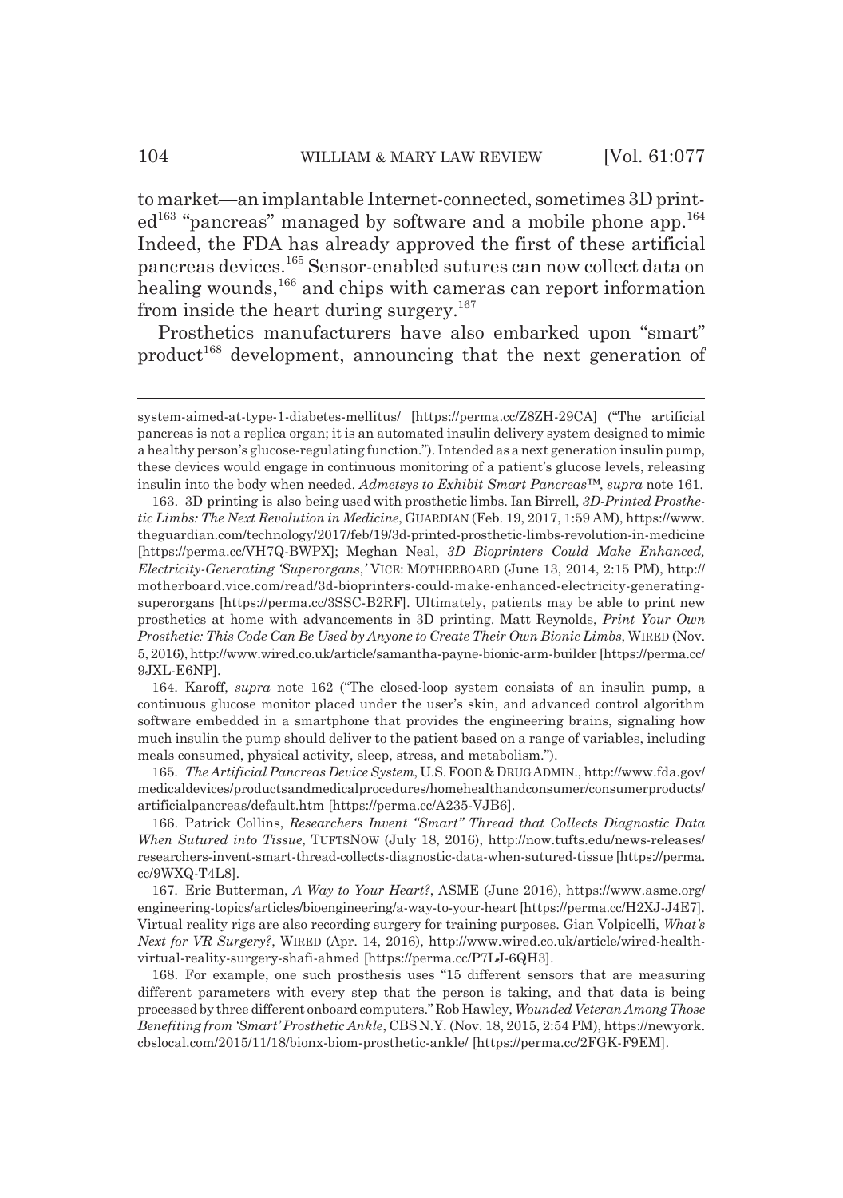to market—an implantable Internet-connected, sometimes 3D printed[163] "pancreas" managed by software and a mobile phone app.[164] Indeed, the FDA has already approved the first of these artificial pancreas devices.[165] Sensor-enabled sutures can now collect data on healing wounds,[166] and chips with cameras can report information from inside the heart during surgery.[167]

Prosthetics manufacturers have also embarked upon "smart" product[168] development, announcing that the next generation of

---

system-aimed-at-type-1-diabetes-mellitus/ [https://perma.cc/Z8ZH-29CA] ("The artificial pancreas is not a replica organ; it is an automated insulin delivery system designed to mimic a healthy person's glucose-regulating function."). Intended as a next generation insulin pump, these devices would engage in continuous monitoring of a patient's glucose levels, releasing insulin into the body when needed. *Admetsys to Exhibit Smart Pancreas™*, *supra* note 161.

163. 3D printing is also being used with prosthetic limbs. Ian Birrell, *3D-Printed Prosthetic Limbs: The Next Revolution in Medicine*, GUARDIAN (Feb. 19, 2017, 1:59 AM), https://www.theguardian.com/technology/2017/feb/19/3d-printed-prosthetic-limbs-revolution-in-medicine [https://perma.cc/VH7Q-BWPX]; Meghan Neal, *3D Bioprinters Could Make Enhanced, Electricity-Generating 'Superorgans*,*'* VICE: MOTHERBOARD (June 13, 2014, 2:15 PM), http://motherboard.vice.com/read/3d-bioprinters-could-make-enhanced-electricity-generating-superorgans [https://perma.cc/3SSC-B2RF]. Ultimately, patients may be able to print new prosthetics at home with advancements in 3D printing. Matt Reynolds, *Print Your Own Prosthetic: This Code Can Be Used by Anyone to Create Their Own Bionic Limbs*, WIRED (Nov. 5, 2016), http://www.wired.co.uk/article/samantha-payne-bionic-arm-builder [https://perma.cc/9JXL-E6NP].

164. Karoff, *supra* note 162 ("The closed-loop system consists of an insulin pump, a continuous glucose monitor placed under the user's skin, and advanced control algorithm software embedded in a smartphone that provides the engineering brains, signaling how much insulin the pump should deliver to the patient based on a range of variables, including meals consumed, physical activity, sleep, stress, and metabolism.").

165. *The Artificial Pancreas Device System*, U.S. FOOD & DRUG ADMIN., http://www.fda.gov/medicaldevices/productsandmedicalprocedures/homehealthandconsumer/consumerproducts/artificialpancreas/default.htm [https://perma.cc/A235-VJB6].

166. Patrick Collins, *Researchers Invent "Smart" Thread that Collects Diagnostic Data When Sutured into Tissue*, TUFTSNOW (July 18, 2016), http://now.tufts.edu/news-releases/researchers-invent-smart-thread-collects-diagnostic-data-when-sutured-tissue [https://perma.cc/9WXQ-T4L8].

167. Eric Butterman, *A Way to Your Heart?*, ASME (June 2016), https://www.asme.org/engineering-topics/articles/bioengineering/a-way-to-your-heart [https://perma.cc/H2XJ-J4E7]. Virtual reality rigs are also recording surgery for training purposes. Gian Volpicelli, *What's Next for VR Surgery?*, WIRED (Apr. 14, 2016), http://www.wired.co.uk/article/wired-health-virtual-reality-surgery-shafi-ahmed [https://perma.cc/P7LJ-6QH3].

168. For example, one such prosthesis uses "15 different sensors that are measuring different parameters with every step that the person is taking, and that data is being processed by three different onboard computers." Rob Hawley, *Wounded Veteran Among Those Benefiting from 'Smart' Prosthetic Ankle*, CBS N.Y. (Nov. 18, 2015, 2:54 PM), https://newyork.cbslocal.com/2015/11/18/bionx-biom-prosthetic-ankle/ [https://perma.cc/2FGK-F9EM].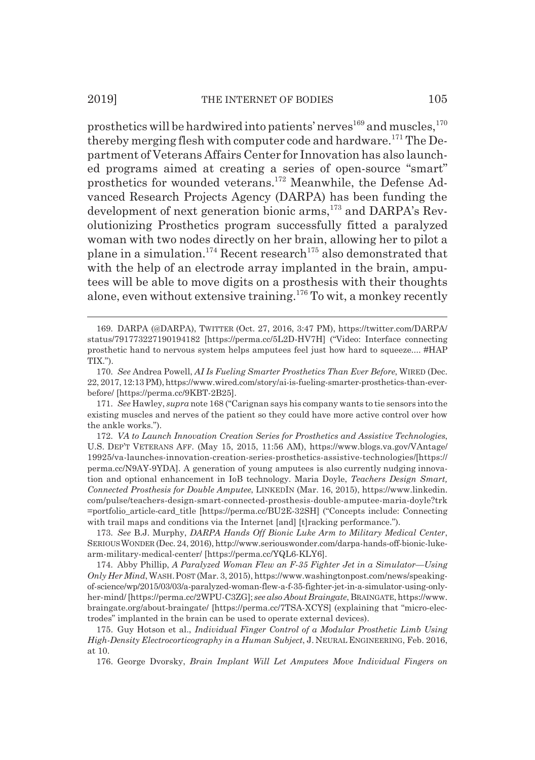prosthetics will be hardwired into patients' nerves[169] and muscles,[170] thereby merging flesh with computer code and hardware.[171] The Department of Veterans Affairs Center for Innovation has also launched programs aimed at creating a series of open-source "smart" prosthetics for wounded veterans.[172] Meanwhile, the Defense Advanced Research Projects Agency (DARPA) has been funding the development of next generation bionic arms,[173] and DARPA's Revolutionizing Prosthetics program successfully fitted a paralyzed woman with two nodes directly on her brain, allowing her to pilot a plane in a simulation.[174] Recent research[175] also demonstrated that with the help of an electrode array implanted in the brain, amputees will be able to move digits on a prosthesis with their thoughts alone, even without extensive training.[176] To wit, a monkey recently

---

169. DARPA (@DARPA), TWITTER (Oct. 27, 2016, 3:47 PM), https://twitter.com/DARPA/status/791773227190194182 [https://perma.cc/5L2D-HV7H] ("Video: Interface connecting prosthetic hand to nervous system helps amputees feel just how hard to squeeze.... #HAPTIX.").

170. *See* Andrea Powell, *AI Is Fueling Smarter Prosthetics Than Ever Before*, WIRED (Dec. 22, 2017, 12:13 PM), https://www.wired.com/story/ai-is-fueling-smarter-prosthetics-than-ever-before/ [https://perma.cc/9KBT-2B25].

171. *See* Hawley, *supra* note 168 ("Carignan says his company wants to tie sensors into the existing muscles and nerves of the patient so they could have more active control over how the ankle works.").

172. *VA to Launch Innovation Creation Series for Prosthetics and Assistive Technologies*, U.S. DEP'T VETERANS AFF. (May 15, 2015, 11:56 AM), https://www.blogs.va.gov/VAntage/19925/va-launches-innovation-creation-series-prosthetics-assistive-technologies/[https://perma.cc/N9AY-9YDA]. A generation of young amputees is also currently nudging innovation and optional enhancement in IoB technology. Maria Doyle, *Teachers Design Smart, Connected Prosthesis for Double Amputee*, LINKEDIN (Mar. 16, 2015), https://www.linkedin.com/pulse/teachers-design-smart-connected-prosthesis-double-amputee-maria-doyle?trk=portfolio_article-card_title [https://perma.cc/BU2E-32SH] ("Concepts include: Connecting with trail maps and conditions via the Internet [and] [t]racking performance.").

173. *See* B.J. Murphy, *DARPA Hands Off Bionic Luke Arm to Military Medical Center*, SERIOUS WONDER (Dec. 24, 2016), http://www.seriouswonder.com/darpa-hands-off-bionic-luke-arm-military-medical-center/ [https://perma.cc/YQL6-KLY6].

174. Abby Phillip, *A Paralyzed Woman Flew an F-35 Fighter Jet in a Simulator—Using Only Her Mind*, WASH. POST (Mar. 3, 2015), https://www.washingtonpost.com/news/speaking-of-science/wp/2015/03/03/a-paralyzed-woman-flew-a-f-35-fighter-jet-in-a-simulator-using-only-her-mind/ [https://perma.cc/2WPU-C3ZG]; *see also About Braingate*, BRAINGATE, https://www.braingate.org/about-braingate/ [https://perma.cc/7TSA-XCYS] (explaining that "micro-electrodes" implanted in the brain can be used to operate external devices).

175. Guy Hotson et al., *Individual Finger Control of a Modular Prosthetic Limb Using High-Density Electrocorticography in a Human Subject*, J. NEURAL ENGINEERING, Feb. 2016, at 10.

176. George Dvorsky, *Brain Implant Will Let Amputees Move Individual Fingers on*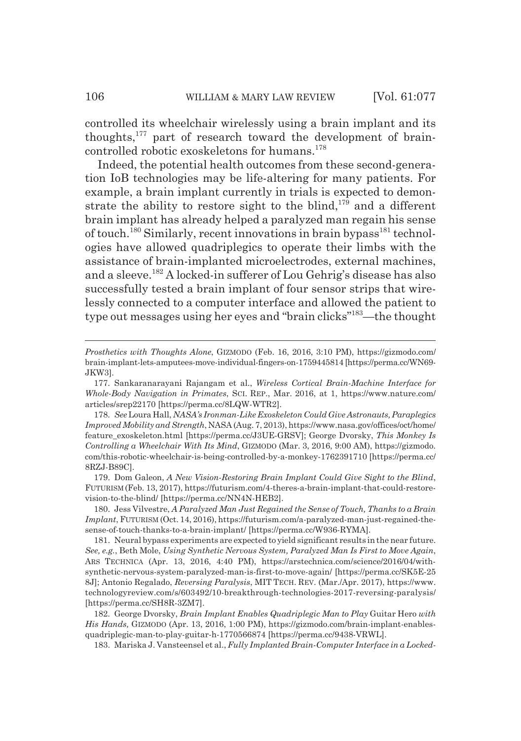controlled its wheelchair wirelessly using a brain implant and its thoughts,[177] part of research toward the development of brain-controlled robotic exoskeletons for humans.[178]

Indeed, the potential health outcomes from these second-generation IoB technologies may be life-altering for many patients. For example, a brain implant currently in trials is expected to demonstrate the ability to restore sight to the blind,[179] and a different brain implant has already helped a paralyzed man regain his sense of touch.[180] Similarly, recent innovations in brain bypass[181] technologies have allowed quadriplegics to operate their limbs with the assistance of brain-implanted microelectrodes, external machines, and a sleeve.[182] A locked-in sufferer of Lou Gehrig's disease has also successfully tested a brain implant of four sensor strips that wirelessly connected to a computer interface and allowed the patient to type out messages using her eyes and "brain clicks"[183]—the thought

---

*Prosthetics with Thoughts Alone*, GIZMODO (Feb. 16, 2016, 3:10 PM), https://gizmodo.com/brain-implant-lets-amputees-move-individual-fingers-on-1759445814 [https://perma.cc/WN69-JKW3].

177. Sankaranarayani Rajangam et al., *Wireless Cortical Brain-Machine Interface for Whole-Body Navigation in Primates*, SCI. REP., Mar. 2016, at 1, https://www.nature.com/articles/srep22170 [https://perma.cc/8LQW-WTR2].

178. *See* Loura Hall, *NASA's Ironman-Like Exoskeleton Could Give Astronauts, Paraplegics Improved Mobility and Strength*, NASA (Aug. 7, 2013), https://www.nasa.gov/offices/oct/home/feature_exoskeleton.html [https://perma.cc/J3UE-GRSV]; George Dvorsky, *This Monkey Is Controlling a Wheelchair With Its Mind*, GIZMODO (Mar. 3, 2016, 9:00 AM), https://gizmodo.com/this-robotic-wheelchair-is-being-controlled-by-a-monkey-1762391710 [https://perma.cc/8RZJ-B89C].

179. Dom Galeon, *A New Vision-Restoring Brain Implant Could Give Sight to the Blind*, FUTURISM (Feb. 13, 2017), https://futurism.com/4-theres-a-brain-implant-that-could-restore-vision-to-the-blind/ [https://perma.cc/NN4N-HEB2].

180. Jess Vilvestre, *A Paralyzed Man Just Regained the Sense of Touch, Thanks to a Brain Implant*, FUTURISM (Oct. 14, 2016), https://futurism.com/a-paralyzed-man-just-regained-the-sense-of-touch-thanks-to-a-brain-implant/ [https://perma.cc/W936-RYMA].

181. Neural bypass experiments are expected to yield significant results in the near future. *See, e.g.*, Beth Mole, *Using Synthetic Nervous System, Paralyzed Man Is First to Move Again*, ARS TECHNICA (Apr. 13, 2016, 4:40 PM), https://arstechnica.com/science/2016/04/with-synthetic-nervous-system-paralyzed-man-is-first-to-move-again/ [https://perma.cc/SK5E-258J]; Antonio Regalado, *Reversing Paralysis*, MIT TECH. REV. (Mar./Apr. 2017), https://www.technologyreview.com/s/603492/10-breakthrough-technologies-2017-reversing-paralysis/ [https://perma.cc/SH8R-3ZM7].

182. George Dvorsky, *Brain Implant Enables Quadriplegic Man to Play* Guitar Hero *with His Hands,* GIZMODO (Apr. 13, 2016, 1:00 PM), https://gizmodo.com/brain-implant-enables-quadriplegic-man-to-play-guitar-h-1770566874 [https://perma.cc/9438-VRWL].

183. Mariska J. Vansteensel et al., *Fully Implanted Brain-Computer Interface in a Locked-*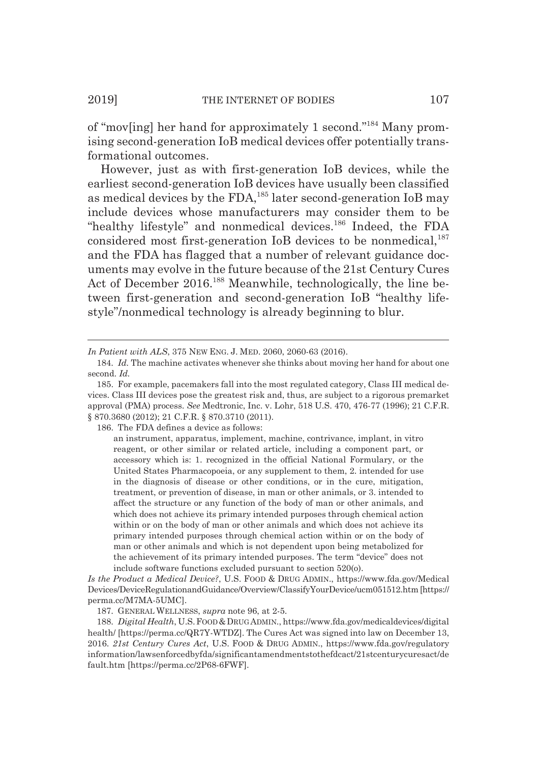of "mov[ing] her hand for approximately 1 second."[184] Many promising second-generation IoB medical devices offer potentially transformational outcomes.

However, just as with first-generation IoB devices, while the earliest second-generation IoB devices have usually been classified as medical devices by the FDA,[185] later second-generation IoB may include devices whose manufacturers may consider them to be "healthy lifestyle" and nonmedical devices.[186] Indeed, the FDA considered most first-generation IoB devices to be nonmedical,[187] and the FDA has flagged that a number of relevant guidance documents may evolve in the future because of the 21st Century Cures Act of December 2016.[188] Meanwhile, technologically, the line between first-generation and second-generation IoB "healthy lifestyle"/nonmedical technology is already beginning to blur.

---

*In Patient with ALS*, 375 NEW ENG. J. MED. 2060, 2060-63 (2016).

184. *Id.* The machine activates whenever she thinks about moving her hand for about one second. *Id.*

185. For example, pacemakers fall into the most regulated category, Class III medical devices. Class III devices pose the greatest risk and, thus, are subject to a rigorous premarket approval (PMA) process. *See* Medtronic, Inc. v. Lohr, 518 U.S. 470, 476-77 (1996); 21 C.F.R. § 870.3680 (2012); 21 C.F.R. § 870.3710 (2011).

186. The FDA defines a device as follows:

> an instrument, apparatus, implement, machine, contrivance, implant, in vitro reagent, or other similar or related article, including a component part, or accessory which is: 1. recognized in the official National Formulary, or the United States Pharmacopoeia, or any supplement to them, 2. intended for use in the diagnosis of disease or other conditions, or in the cure, mitigation, treatment, or prevention of disease, in man or other animals, or 3. intended to affect the structure or any function of the body of man or other animals, and which does not achieve its primary intended purposes through chemical action within or on the body of man or other animals and which does not achieve its primary intended purposes through chemical action within or on the body of man or other animals and which is not dependent upon being metabolized for the achievement of its primary intended purposes. The term "device" does not include software functions excluded pursuant to section 520(o).

*Is the Product a Medical Device?*, U.S. FOOD & DRUG ADMIN., https://www.fda.gov/MedicalDevices/DeviceRegulationandGuidance/Overview/ClassifyYourDevice/ucm051512.htm [https://perma.cc/M7MA-5UMC].

187. GENERAL WELLNESS, *supra* note 96, at 2-5.

188. *Digital Health*, U.S. FOOD & DRUG ADMIN., https://www.fda.gov/medicaldevices/digitalhealth/ [https://perma.cc/QR7Y-WTDZ]. The Cures Act was signed into law on December 13, 2016. *21st Century Cures Act*, U.S. FOOD & DRUG ADMIN., https://www.fda.gov/regulatoryinformation/lawsenforcedbyfda/significantamendmentstothefdcact/21stcenturycuresact/default.htm [https://perma.cc/2P68-6FWF].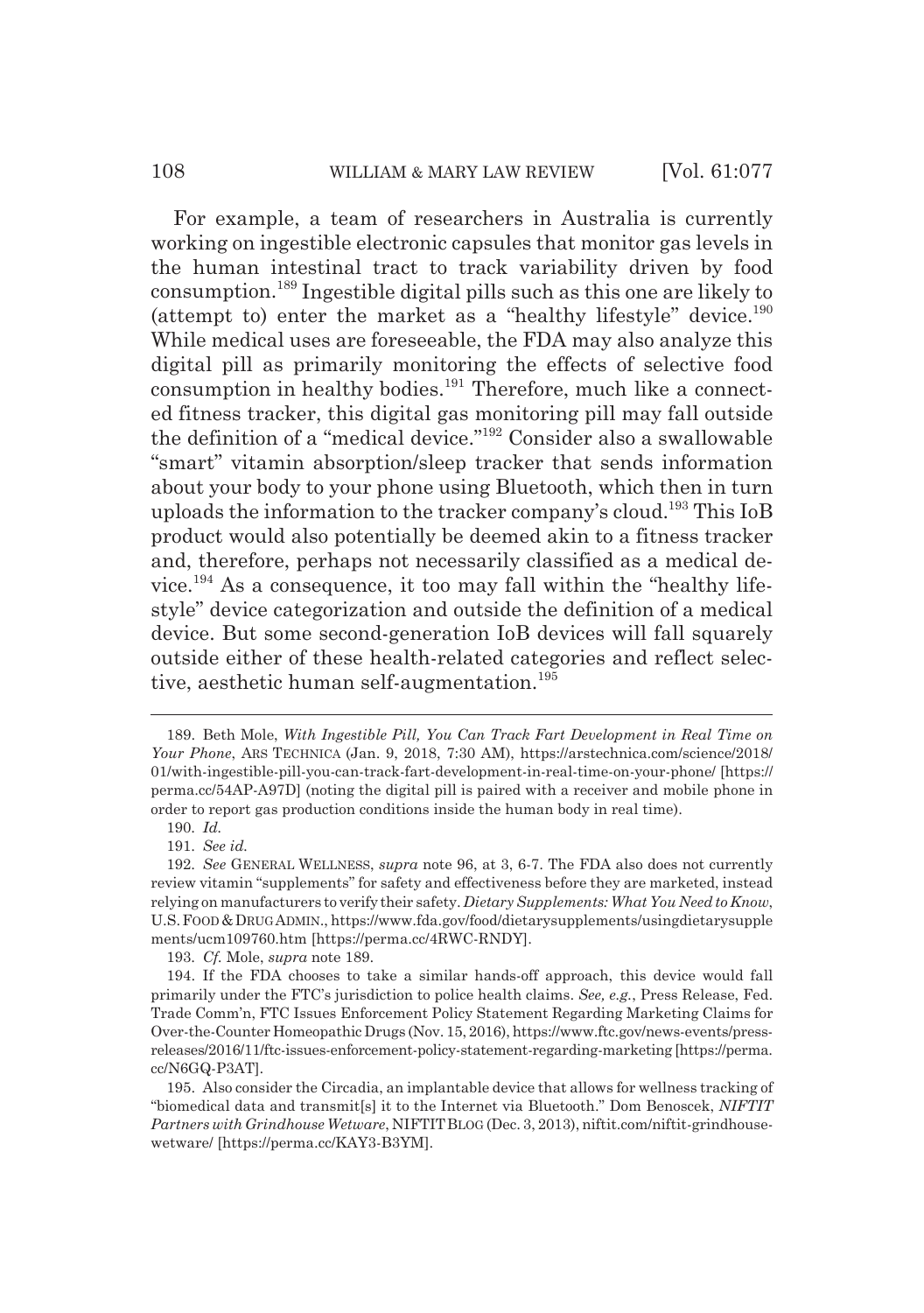For example, a team of researchers in Australia is currently working on ingestible electronic capsules that monitor gas levels in the human intestinal tract to track variability driven by food consumption.[189] Ingestible digital pills such as this one are likely to (attempt to) enter the market as a "healthy lifestyle" device.[190] While medical uses are foreseeable, the FDA may also analyze this digital pill as primarily monitoring the effects of selective food consumption in healthy bodies.[191] Therefore, much like a connected fitness tracker, this digital gas monitoring pill may fall outside the definition of a "medical device."[192] Consider also a swallowable "smart" vitamin absorption/sleep tracker that sends information about your body to your phone using Bluetooth, which then in turn uploads the information to the tracker company's cloud.[193] This IoB product would also potentially be deemed akin to a fitness tracker and, therefore, perhaps not necessarily classified as a medical device.[194] As a consequence, it too may fall within the "healthy lifestyle" device categorization and outside the definition of a medical device. But some second-generation IoB devices will fall squarely outside either of these health-related categories and reflect selective, aesthetic human self-augmentation.[195]

---

189. Beth Mole, *With Ingestible Pill, You Can Track Fart Development in Real Time on Your Phone*, ARS TECHNICA (Jan. 9, 2018, 7:30 AM), https://arstechnica.com/science/2018/01/with-ingestible-pill-you-can-track-fart-development-in-real-time-on-your-phone/ [https://perma.cc/54AP-A97D] (noting the digital pill is paired with a receiver and mobile phone in order to report gas production conditions inside the human body in real time).

190. *Id.*

191. *See id.*

192. *See* GENERAL WELLNESS, *supra* note 96, at 3, 6-7. The FDA also does not currently review vitamin "supplements" for safety and effectiveness before they are marketed, instead relying on manufacturers to verify their safety. *Dietary Supplements: What You Need to Know*, U.S. FOOD & DRUG ADMIN., https://www.fda.gov/food/dietarysupplements/usingdietarysupplements/ucm109760.htm [https://perma.cc/4RWC-RNDY].

193. *Cf.* Mole, *supra* note 189.

194. If the FDA chooses to take a similar hands-off approach, this device would fall primarily under the FTC's jurisdiction to police health claims. *See, e.g.*, Press Release, Fed. Trade Comm'n, FTC Issues Enforcement Policy Statement Regarding Marketing Claims for Over-the-Counter Homeopathic Drugs (Nov. 15, 2016), https://www.ftc.gov/news-events/press-releases/2016/11/ftc-issues-enforcement-policy-statement-regarding-marketing [https://perma.cc/N6GQ-P3AT].

195. Also consider the Circadia, an implantable device that allows for wellness tracking of "biomedical data and transmit[s] it to the Internet via Bluetooth." Dom Benoscek, *NIFTIT Partners with Grindhouse Wetware*, NIFTIT BLOG (Dec. 3, 2013), niftit.com/niftit-grindhouse-wetware/ [https://perma.cc/KAY3-B3YM].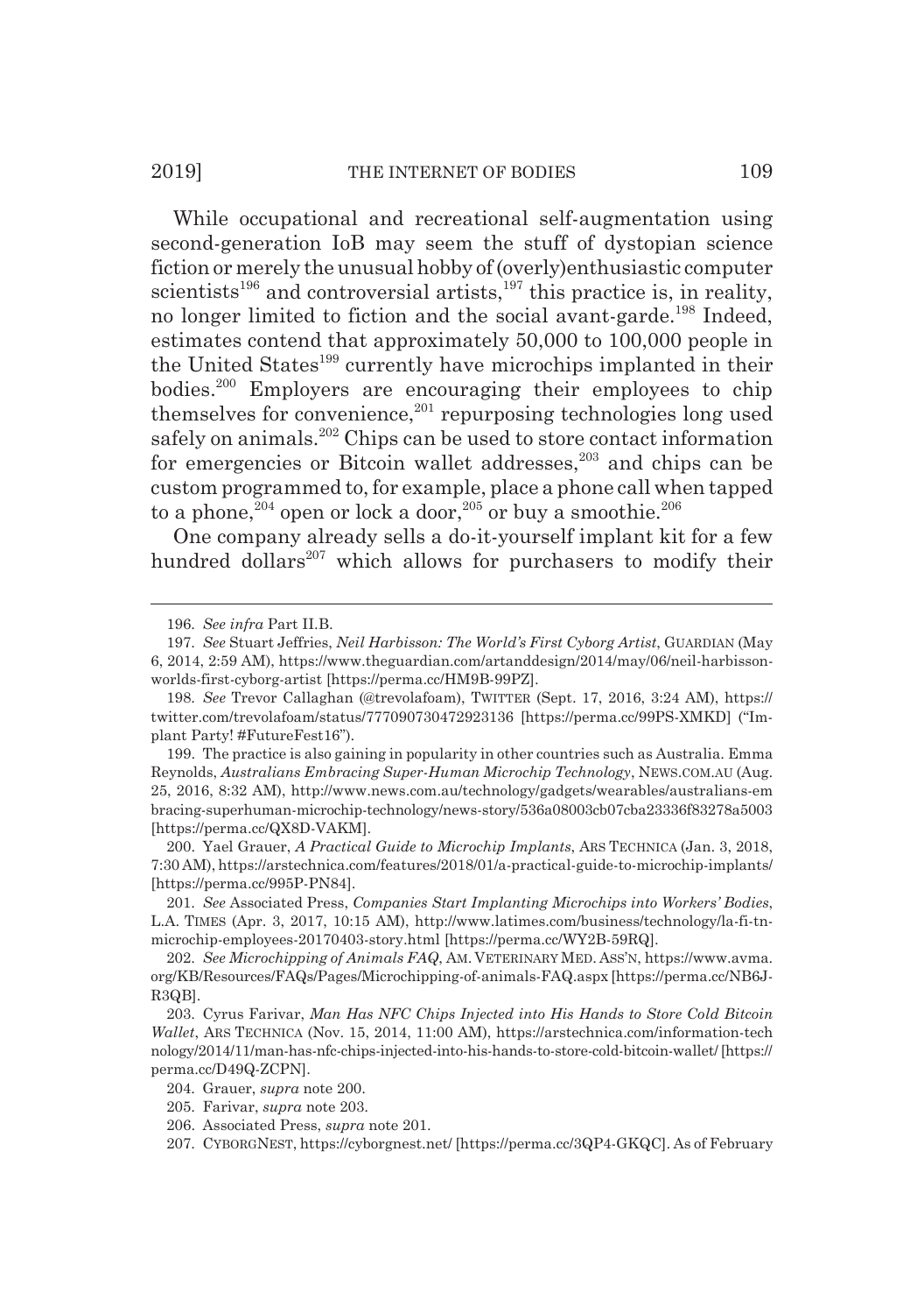While occupational and recreational self-augmentation using second-generation IoB may seem the stuff of dystopian science fiction or merely the unusual hobby of (overly)enthusiastic computer scientists[196] and controversial artists,[197] this practice is, in reality, no longer limited to fiction and the social avant-garde.[198] Indeed, estimates contend that approximately 50,000 to 100,000 people in the United States[199] currently have microchips implanted in their bodies.[200] Employers are encouraging their employees to chip themselves for convenience,[201] repurposing technologies long used safely on animals.[202] Chips can be used to store contact information for emergencies or Bitcoin wallet addresses,[203] and chips can be custom programmed to, for example, place a phone call when tapped to a phone,[204] open or lock a door,[205] or buy a smoothie.[206]

One company already sells a do-it-yourself implant kit for a few hundred dollars[207] which allows for purchasers to modify their

---

196. *See infra* Part II.B.

197. *See* Stuart Jeffries, *Neil Harbisson: The World's First Cyborg Artist*, GUARDIAN (May 6, 2014, 2:59 AM), https://www.theguardian.com/artanddesign/2014/may/06/neil-harbisson-worlds-first-cyborg-artist [https://perma.cc/HM9B-99PZ].

198. *See* Trevor Callaghan (@trevolafoam), TWITTER (Sept. 17, 2016, 3:24 AM), https://twitter.com/trevolafoam/status/777090730472923136 [https://perma.cc/99PS-XMKD] ("Implant Party! #FutureFest16").

199. The practice is also gaining in popularity in other countries such as Australia. Emma Reynolds, *Australians Embracing Super-Human Microchip Technology*, NEWS.COM.AU (Aug. 25, 2016, 8:32 AM), http://www.news.com.au/technology/gadgets/wearables/australians-embracing-superhuman-microchip-technology/news-story/536a08003cb07cba23336f83278a5003 [https://perma.cc/QX8D-VAKM].

200. Yael Grauer, *A Practical Guide to Microchip Implants*, ARS TECHNICA (Jan. 3, 2018, 7:30 AM), https://arstechnica.com/features/2018/01/a-practical-guide-to-microchip-implants/ [https://perma.cc/995P-PN84].

201. *See* Associated Press, *Companies Start Implanting Microchips into Workers' Bodies*, L.A. TIMES (Apr. 3, 2017, 10:15 AM), http://www.latimes.com/business/technology/la-fi-tn-microchip-employees-20170403-story.html [https://perma.cc/WY2B-59RQ].

202. *See Microchipping of Animals FAQ*, AM. VETERINARY MED. ASS'N, https://www.avma.org/KB/Resources/FAQs/Pages/Microchipping-of-animals-FAQ.aspx [https://perma.cc/NB6J-R3QB].

203. Cyrus Farivar, *Man Has NFC Chips Injected into His Hands to Store Cold Bitcoin Wallet*, ARS TECHNICA (Nov. 15, 2014, 11:00 AM), https://arstechnica.com/information-technology/2014/11/man-has-nfc-chips-injected-into-his-hands-to-store-cold-bitcoin-wallet/ [https://perma.cc/D49Q-ZCPN].

204. Grauer, *supra* note 200.

205. Farivar, *supra* note 203.

206. Associated Press, *supra* note 201.

207. CYBORGNEST, https://cyborgnest.net/ [https://perma.cc/3QP4-GKQC]. As of February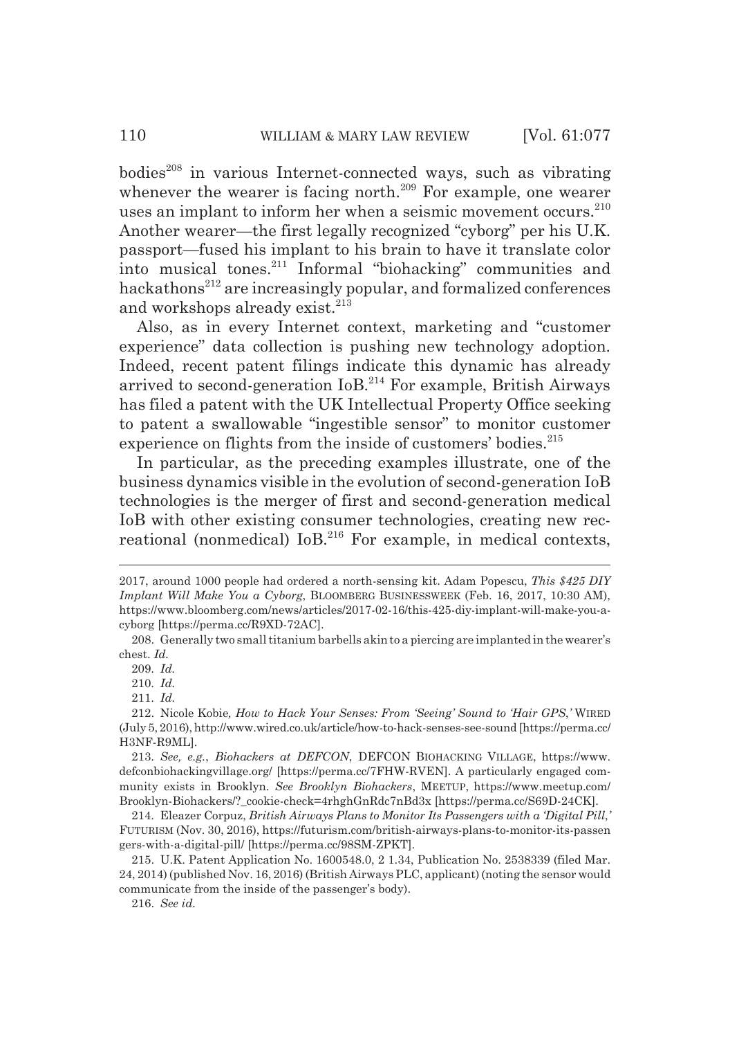bodies[208] in various Internet-connected ways, such as vibrating whenever the wearer is facing north.[209] For example, one wearer uses an implant to inform her when a seismic movement occurs.[210] Another wearer—the first legally recognized "cyborg" per his U.K. passport—fused his implant to his brain to have it translate color into musical tones.[211] Informal "biohacking" communities and hackathons[212] are increasingly popular, and formalized conferences and workshops already exist.[213]

Also, as in every Internet context, marketing and "customer experience" data collection is pushing new technology adoption. Indeed, recent patent filings indicate this dynamic has already arrived to second-generation IoB.[214] For example, British Airways has filed a patent with the UK Intellectual Property Office seeking to patent a swallowable "ingestible sensor" to monitor customer experience on flights from the inside of customers' bodies.[215]

In particular, as the preceding examples illustrate, one of the business dynamics visible in the evolution of second-generation IoB technologies is the merger of first and second-generation medical IoB with other existing consumer technologies, creating new recreational (nonmedical) IoB.[216] For example, in medical contexts,

---

2017, around 1000 people had ordered a north-sensing kit. Adam Popescu, *This $425 DIY Implant Will Make You a Cyborg*, BLOOMBERG BUSINESSWEEK (Feb. 16, 2017, 10:30 AM), https://www.bloomberg.com/news/articles/2017-02-16/this-425-diy-implant-will-make-you-a-cyborg [https://perma.cc/R9XD-72AC].

208. Generally two small titanium barbells akin to a piercing are implanted in the wearer's chest. *Id.*

209. *Id.*

210. *Id.*

211. *Id.*

212. Nicole Kobie, *How to Hack Your Senses: From 'Seeing' Sound to 'Hair GPS*,*'* WIRED (July 5, 2016), http://www.wired.co.uk/article/how-to-hack-senses-see-sound [https://perma.cc/H3NF-R9ML].

213. *See, e.g.*, *Biohackers at DEFCON*, DEFCON BIOHACKING VILLAGE, https://www.defconbiohackingvillage.org/ [https://perma.cc/7FHW-RVEN]. A particularly engaged community exists in Brooklyn. *See Brooklyn Biohackers*, MEETUP, https://www.meetup.com/Brooklyn-Biohackers/?_cookie-check=4rhghGnRdc7nBd3x [https://perma.cc/S69D-24CK].

214. Eleazer Corpuz, *British Airways Plans to Monitor Its Passengers with a 'Digital Pill*,*'* FUTURISM (Nov. 30, 2016), https://futurism.com/british-airways-plans-to-monitor-its-passengers-with-a-digital-pill/ [https://perma.cc/98SM-ZPKT].

215. U.K. Patent Application No. 1600548.0, 2 1.34, Publication No. 2538339 (filed Mar. 24, 2014) (published Nov. 16, 2016) (British Airways PLC, applicant) (noting the sensor would communicate from the inside of the passenger's body).

216. *See id.*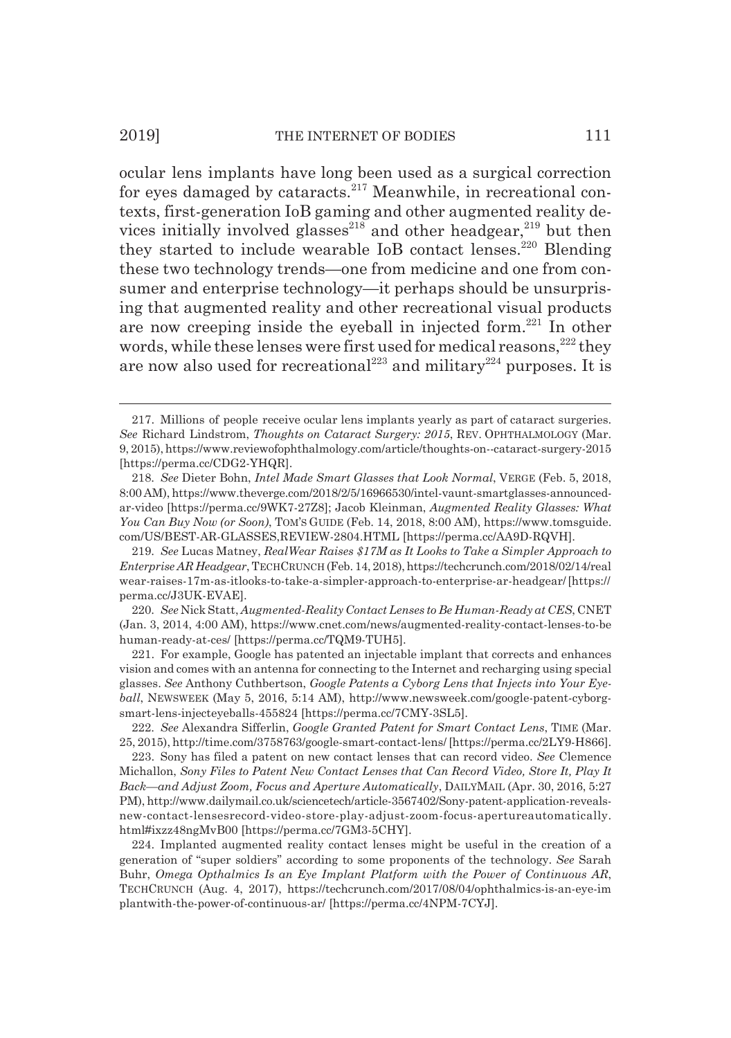ocular lens implants have long been used as a surgical correction for eyes damaged by cataracts.[217] Meanwhile, in recreational contexts, first-generation IoB gaming and other augmented reality devices initially involved glasses[218] and other headgear,[219] but then they started to include wearable IoB contact lenses.[220] Blending these two technology trends—one from medicine and one from consumer and enterprise technology—it perhaps should be unsurprising that augmented reality and other recreational visual products are now creeping inside the eyeball in injected form.[221] In other words, while these lenses were first used for medical reasons,[222] they are now also used for recreational[223] and military[224] purposes. It is

---

217. Millions of people receive ocular lens implants yearly as part of cataract surgeries. *See* Richard Lindstrom, *Thoughts on Cataract Surgery: 2015*, REV. OPHTHALMOLOGY (Mar. 9, 2015), https://www.reviewofophthalmology.com/article/thoughts-on--cataract-surgery-2015 [https://perma.cc/CDG2-YHQR].

218. *See* Dieter Bohn, *Intel Made Smart Glasses that Look Normal*, VERGE (Feb. 5, 2018, 8:00 AM), https://www.theverge.com/2018/2/5/16966530/intel-vaunt-smartglasses-announced-ar-video [https://perma.cc/9WK7-27Z8]; Jacob Kleinman, *Augmented Reality Glasses: What You Can Buy Now (or Soon)*, TOM'S GUIDE (Feb. 14, 2018, 8:00 AM), https://www.tomsguide.com/US/BEST-AR-GLASSES,REVIEW-2804.HTML [https://perma.cc/AA9D-RQVH].

219. *See* Lucas Matney, *RealWear Raises $17M as It Looks to Take a Simpler Approach to Enterprise AR Headgear*, TECHCRUNCH (Feb. 14, 2018), https://techcrunch.com/2018/02/14/realwear-raises-17m-as-itlooks-to-take-a-simpler-approach-to-enterprise-ar-headgear/ [https://perma.cc/J3UK-EVAE].

220. *See* Nick Statt, *Augmented-Reality Contact Lenses to Be Human-Ready at CES*, CNET (Jan. 3, 2014, 4:00 AM), https://www.cnet.com/news/augmented-reality-contact-lenses-to-be human-ready-at-ces/ [https://perma.cc/TQM9-TUH5].

221. For example, Google has patented an injectable implant that corrects and enhances vision and comes with an antenna for connecting to the Internet and recharging using special glasses. *See* Anthony Cuthbertson, *Google Patents a Cyborg Lens that Injects into Your Eyeball*, NEWSWEEK (May 5, 2016, 5:14 AM), http://www.newsweek.com/google-patent-cyborg-smart-lens-injecteyeballs-455824 [https://perma.cc/7CMY-3SL5].

222. *See* Alexandra Sifferlin, *Google Granted Patent for Smart Contact Lens*, TIME (Mar. 25, 2015), http://time.com/3758763/google-smart-contact-lens/ [https://perma.cc/2LY9-H866].

223. Sony has filed a patent on new contact lenses that can record video. *See* Clemence Michallon, *Sony Files to Patent New Contact Lenses that Can Record Video, Store It, Play It Back—and Adjust Zoom, Focus and Aperture Automatically*, DAILYMAIL (Apr. 30, 2016, 5:27 PM), http://www.dailymail.co.uk/sciencetech/article-3567402/Sony-patent-application-reveals-new-contact-lensesrecord-video-store-play-adjust-zoom-focus-apertureautomatically.html#ixzz48ngMvB00 [https://perma.cc/7GM3-5CHY].

224. Implanted augmented reality contact lenses might be useful in the creation of a generation of "super soldiers" according to some proponents of the technology. *See* Sarah Buhr, *Omega Opthalmics Is an Eye Implant Platform with the Power of Continuous AR*, TECHCRUNCH (Aug. 4, 2017), https://techcrunch.com/2017/08/04/ophthalmics-is-an-eye-implantwith-the-power-of-continuous-ar/ [https://perma.cc/4NPM-7CYJ].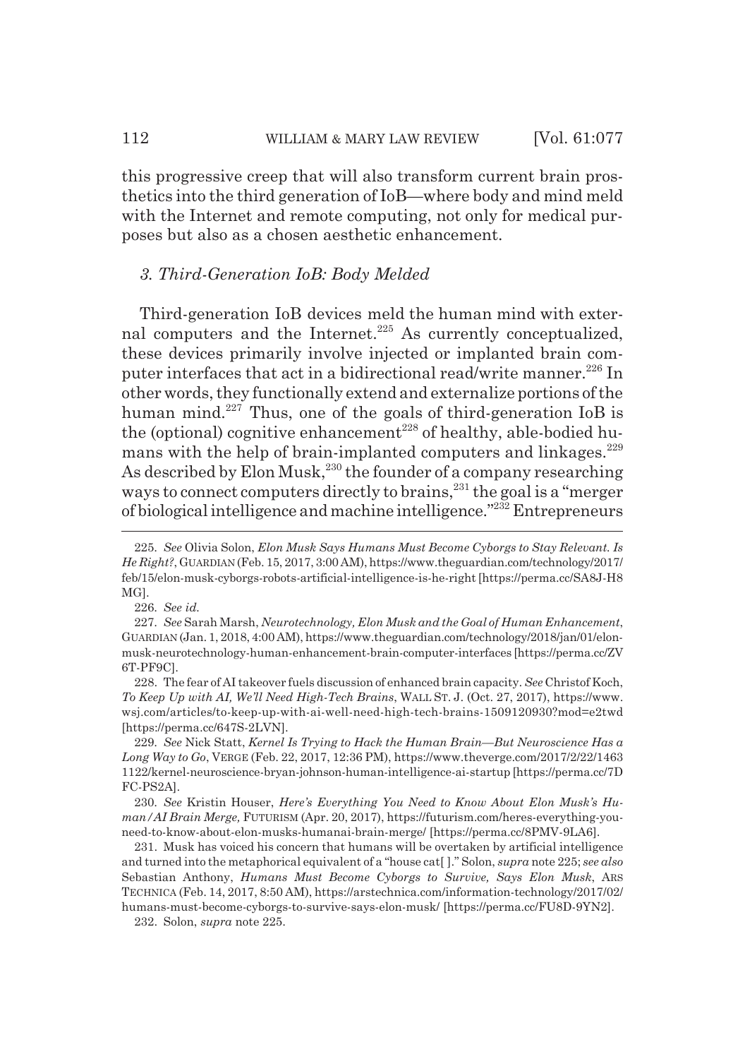this progressive creep that will also transform current brain prosthetics into the third generation of IoB—where body and mind meld with the Internet and remote computing, not only for medical purposes but also as a chosen aesthetic enhancement.

### *3. Third-Generation IoB: Body Melded*

Third-generation IoB devices meld the human mind with external computers and the Internet.[225] As currently conceptualized, these devices primarily involve injected or implanted brain computer interfaces that act in a bidirectional read/write manner.[226] In other words, they functionally extend and externalize portions of the human mind.[227] Thus, one of the goals of third-generation IoB is the (optional) cognitive enhancement[228] of healthy, able-bodied humans with the help of brain-implanted computers and linkages.[229] As described by Elon Musk,[230] the founder of a company researching ways to connect computers directly to brains,[231] the goal is a "merger of biological intelligence and machine intelligence."[232] Entrepreneurs

---

225. *See* Olivia Solon, *Elon Musk Says Humans Must Become Cyborgs to Stay Relevant. Is He Right?*, GUARDIAN (Feb. 15, 2017, 3:00 AM), https://www.theguardian.com/technology/2017/feb/15/elon-musk-cyborgs-robots-artificial-intelligence-is-he-right [https://perma.cc/SA8J-H8MG].

226. *See id.*

227. *See* Sarah Marsh, *Neurotechnology, Elon Musk and the Goal of Human Enhancement*, GUARDIAN (Jan. 1, 2018, 4:00 AM), https://www.theguardian.com/technology/2018/jan/01/elon-musk-neurotechnology-human-enhancement-brain-computer-interfaces [https://perma.cc/ZV6T-PF9C].

228. The fear of AI takeover fuels discussion of enhanced brain capacity. *See* Christof Koch, *To Keep Up with AI, We'll Need High-Tech Brains*, WALL ST. J. (Oct. 27, 2017), https://www.wsj.com/articles/to-keep-up-with-ai-well-need-high-tech-brains-1509120930?mod=e2twd [https://perma.cc/647S-2LVN].

229. *See* Nick Statt, *Kernel Is Trying to Hack the Human Brain—But Neuroscience Has a Long Way to Go*, VERGE (Feb. 22, 2017, 12:36 PM), https://www.theverge.com/2017/2/22/14631122/kernel-neuroscience-bryan-johnson-human-intelligence-ai-startup [https://perma.cc/7DFC-PS2A].

230. *See* Kristin Houser, *Here's Everything You Need to Know About Elon Musk's Human/AI Brain Merge,* FUTURISM (Apr. 20, 2017), https://futurism.com/heres-everything-you-need-to-know-about-elon-musks-humanai-brain-merge/ [https://perma.cc/8PMV-9LA6].

231. Musk has voiced his concern that humans will be overtaken by artificial intelligence and turned into the metaphorical equivalent of a "house cat[ ]." Solon, *supra* note 225; *see also* Sebastian Anthony, *Humans Must Become Cyborgs to Survive, Says Elon Musk*, ARS TECHNICA (Feb. 14, 2017, 8:50 AM), https://arstechnica.com/information-technology/2017/02/humans-must-become-cyborgs-to-survive-says-elon-musk/ [https://perma.cc/FU8D-9YN2].

232. Solon, *supra* note 225.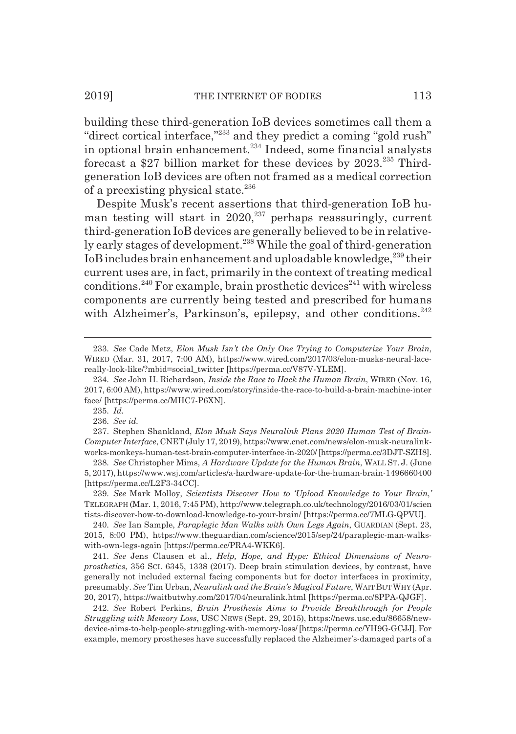building these third-generation IoB devices sometimes call them a "direct cortical interface,"[233] and they predict a coming "gold rush" in optional brain enhancement.[234] Indeed, some financial analysts forecast a $27 billion market for these devices by 2023.[235] Third-generation IoB devices are often not framed as a medical correction of a preexisting physical state.[236]

Despite Musk's recent assertions that third-generation IoB human testing will start in 2020,[237] perhaps reassuringly, current third-generation IoB devices are generally believed to be in relatively early stages of development.[238] While the goal of third-generation IoB includes brain enhancement and uploadable knowledge,[239] their current uses are, in fact, primarily in the context of treating medical conditions.[240] For example, brain prosthetic devices[241] with wireless components are currently being tested and prescribed for humans with Alzheimer's, Parkinson's, epilepsy, and other conditions.[242]

---

233. *See* Cade Metz, *Elon Musk Isn't the Only One Trying to Computerize Your Brain*, WIRED (Mar. 31, 2017, 7:00 AM), https://www.wired.com/2017/03/elon-musks-neural-lace-really-look-like/?mbid=social_twitter [https://perma.cc/V87V-YLEM].

234. *See* John H. Richardson, *Inside the Race to Hack the Human Brain*, WIRED (Nov. 16, 2017, 6:00 AM), https://www.wired.com/story/inside-the-race-to-build-a-brain-machine-interface/ [https://perma.cc/MHC7-P6XN].

235. *Id.*

236. *See id.*

237. Stephen Shankland, *Elon Musk Says Neuralink Plans 2020 Human Test of Brain-Computer Interface*, CNET (July 17, 2019), https://www.cnet.com/news/elon-musk-neuralink-works-monkeys-human-test-brain-computer-interface-in-2020/ [https://perma.cc/3DJT-SZH8].

238. *See* Christopher Mims, *A Hardware Update for the Human Brain*, WALL ST. J. (June 5, 2017), https://www.wsj.com/articles/a-hardware-update-for-the-human-brain-1496660400 [https://perma.cc/L2F3-34CC].

239. *See* Mark Molloy, *Scientists Discover How to 'Upload Knowledge to Your Brain,'* TELEGRAPH (Mar. 1, 2016, 7:45 PM), http://www.telegraph.co.uk/technology/2016/03/01/scientists-discover-how-to-download-knowledge-to-your-brain/ [https://perma.cc/7MLG-QPVU].

240. *See* Ian Sample, *Paraplegic Man Walks with Own Legs Again*, GUARDIAN (Sept. 23, 2015, 8:00 PM), https://www.theguardian.com/science/2015/sep/24/paraplegic-man-walks-with-own-legs-again [https://perma.cc/PRA4-WKK6].

241. *See* Jens Clausen et al., *Help, Hope, and Hype: Ethical Dimensions of Neuroprosthetics*, 356 SCI. 6345, 1338 (2017). Deep brain stimulation devices, by contrast, have generally not included external facing components but for doctor interfaces in proximity, presumably. *See* Tim Urban, *Neuralink and the Brain's Magical Future*, WAIT BUT WHY (Apr. 20, 2017), https://waitbutwhy.com/2017/04/neuralink.html [https://perma.cc/8PPA-QJGF].

242. *See* Robert Perkins, *Brain Prosthesis Aims to Provide Breakthrough for People Struggling with Memory Loss*, USC NEWS (Sept. 29, 2015), https://news.usc.edu/86658/new-device-aims-to-help-people-struggling-with-memory-loss/ [https://perma.cc/YH9G-GCJJ]. For example, memory prostheses have successfully replaced the Alzheimer's-damaged parts of a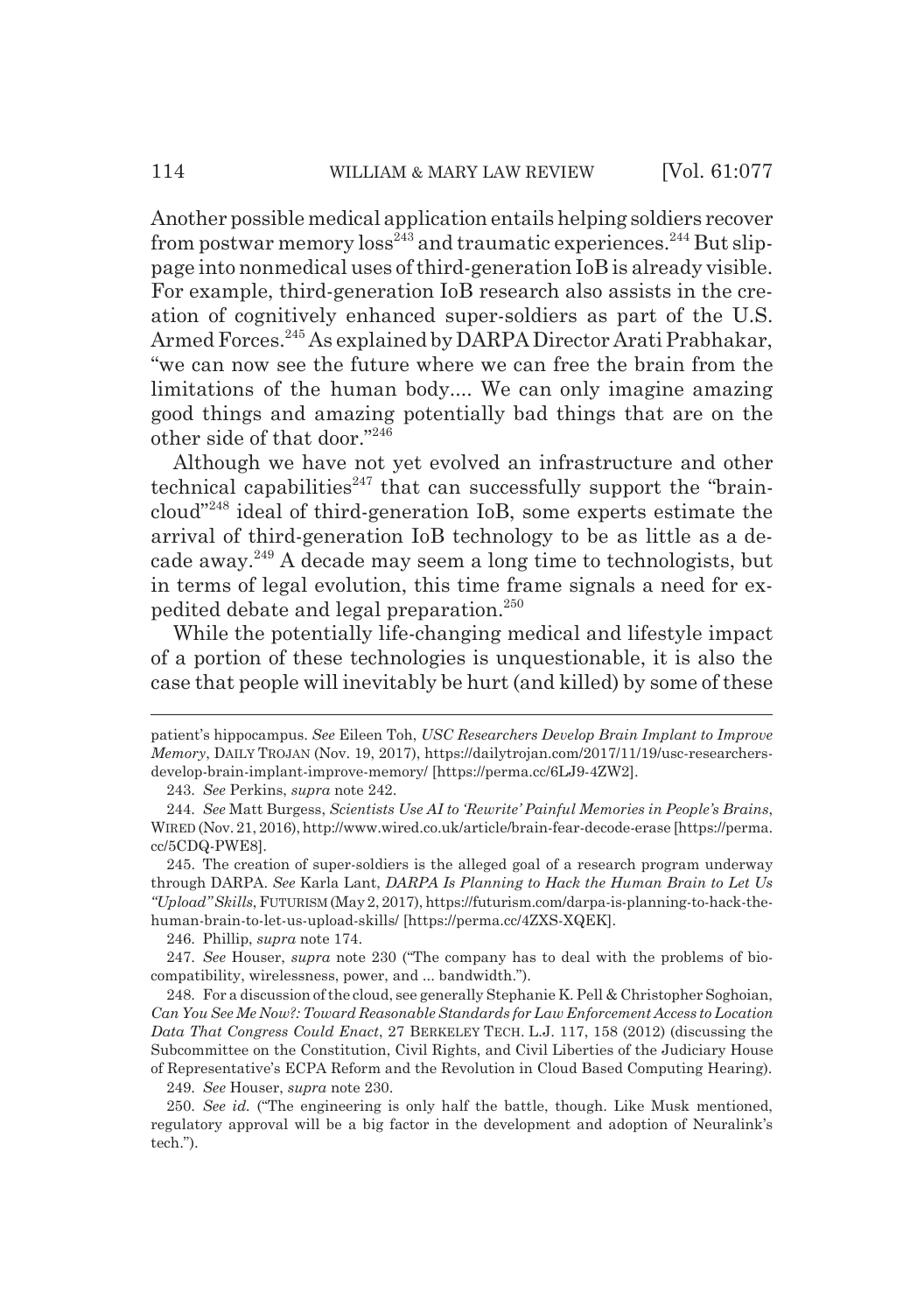Another possible medical application entails helping soldiers recover from postwar memory loss[243] and traumatic experiences.[244] But slippage into nonmedical uses of third-generation IoB is already visible. For example, third-generation IoB research also assists in the creation of cognitively enhanced super-soldiers as part of the U.S. Armed Forces.[245] As explained by DARPA Director Arati Prabhakar, "we can now see the future where we can free the brain from the limitations of the human body.... We can only imagine amazing good things and amazing potentially bad things that are on the other side of that door."[246]

Although we have not yet evolved an infrastructure and other technical capabilities[247] that can successfully support the "brain-cloud"[248] ideal of third-generation IoB, some experts estimate the arrival of third-generation IoB technology to be as little as a decade away.[249] A decade may seem a long time to technologists, but in terms of legal evolution, this time frame signals a need for expedited debate and legal preparation.[250]

While the potentially life-changing medical and lifestyle impact of a portion of these technologies is unquestionable, it is also the case that people will inevitably be hurt (and killed) by some of these

---

patient's hippocampus. *See* Eileen Toh, *USC Researchers Develop Brain Implant to Improve Memory*, DAILY TROJAN (Nov. 19, 2017), https://dailytrojan.com/2017/11/19/usc-researchers-develop-brain-implant-improve-memory/ [https://perma.cc/6LJ9-4ZW2].

243. *See* Perkins, *supra* note 242.

244. *See* Matt Burgess, *Scientists Use AI to 'Rewrite' Painful Memories in People's Brains*, WIRED (Nov. 21, 2016), http://www.wired.co.uk/article/brain-fear-decode-erase [https://perma.cc/5CDQ-PWE8].

245. The creation of super-soldiers is the alleged goal of a research program underway through DARPA. *See* Karla Lant, *DARPA Is Planning to Hack the Human Brain to Let Us "Upload" Skills*, FUTURISM (May 2, 2017), https://futurism.com/darpa-is-planning-to-hack-the-human-brain-to-let-us-upload-skills/ [https://perma.cc/4ZXS-XQEK].

246. Phillip, *supra* note 174.

247. *See* Houser, *supra* note 230 ("The company has to deal with the problems of biocompatibility, wirelessness, power, and ... bandwidth.").

248. For a discussion of the cloud, see generally Stephanie K. Pell & Christopher Soghoian, *Can You See Me Now?: Toward Reasonable Standards for Law Enforcement Access to Location Data That Congress Could Enact*, 27 BERKELEY TECH. L.J. 117, 158 (2012) (discussing the Subcommittee on the Constitution, Civil Rights, and Civil Liberties of the Judiciary House of Representative's ECPA Reform and the Revolution in Cloud Based Computing Hearing).

249. *See* Houser, *supra* note 230.

250. *See id.* ("The engineering is only half the battle, though. Like Musk mentioned, regulatory approval will be a big factor in the development and adoption of Neuralink's tech.").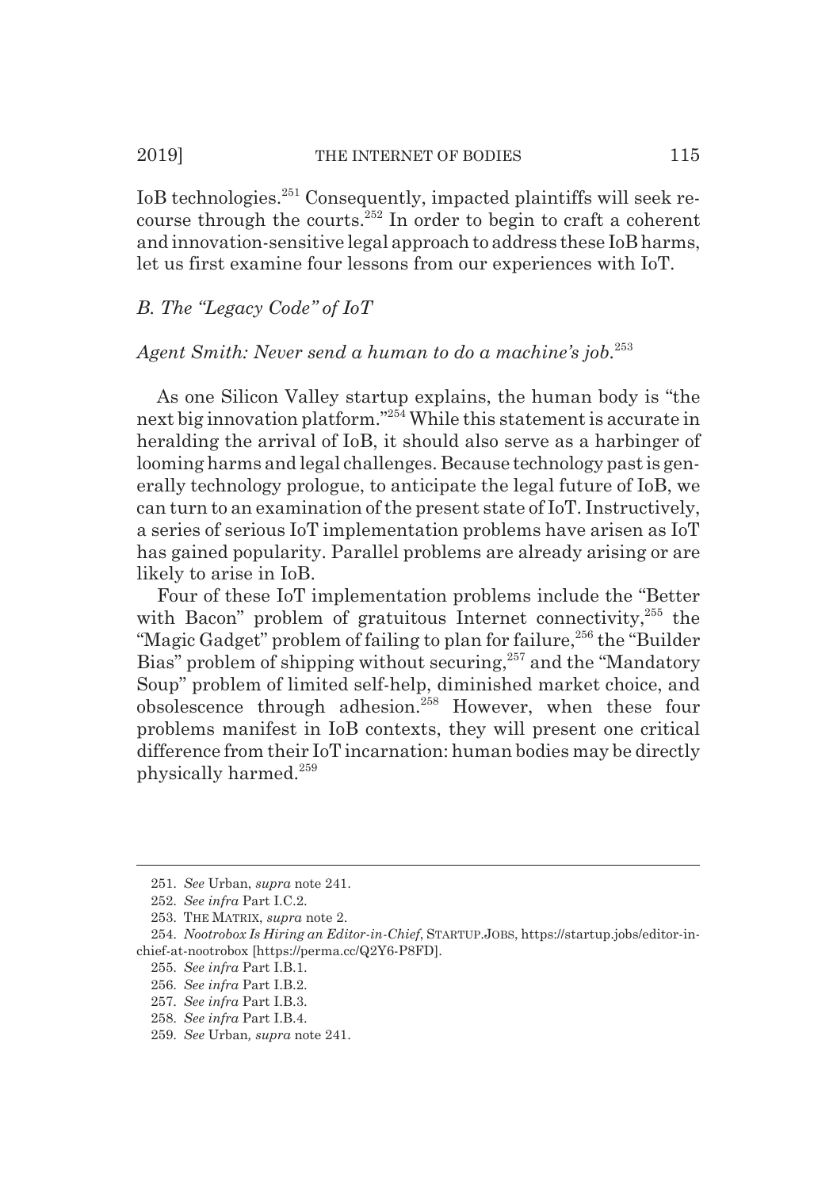IoB technologies.[251] Consequently, impacted plaintiffs will seek recourse through the courts.[252] In order to begin to craft a coherent and innovation-sensitive legal approach to address these IoB harms, let us first examine four lessons from our experiences with IoT.

### *B. The "Legacy Code" of IoT*

*Agent Smith: Never send a human to do a machine's job.*[253]

As one Silicon Valley startup explains, the human body is "the next big innovation platform."[254] While this statement is accurate in heralding the arrival of IoB, it should also serve as a harbinger of looming harms and legal challenges. Because technology past is generally technology prologue, to anticipate the legal future of IoB, we can turn to an examination of the present state of IoT. Instructively, a series of serious IoT implementation problems have arisen as IoT has gained popularity. Parallel problems are already arising or are likely to arise in IoB.

Four of these IoT implementation problems include the "Better with Bacon" problem of gratuitous Internet connectivity,[255] the "Magic Gadget" problem of failing to plan for failure,[256] the "Builder Bias" problem of shipping without securing,[257] and the "Mandatory Soup" problem of limited self-help, diminished market choice, and obsolescence through adhesion.[258] However, when these four problems manifest in IoB contexts, they will present one critical difference from their IoT incarnation: human bodies may be directly physically harmed.[259]

---

251. *See* Urban, *supra* note 241.

252. *See infra* Part I.C.2.

253. THE MATRIX, *supra* note 2.

254. *Nootrobox Is Hiring an Editor-in-Chief*, STARTUP.JOBS, https://startup.jobs/editor-in-chief-at-nootrobox [https://perma.cc/Q2Y6-P8FD].

255. *See infra* Part I.B.1.

256. *See infra* Part I.B.2.

257. *See infra* Part I.B.3.

258. *See infra* Part I.B.4.

259. *See* Urban, *supra* note 241.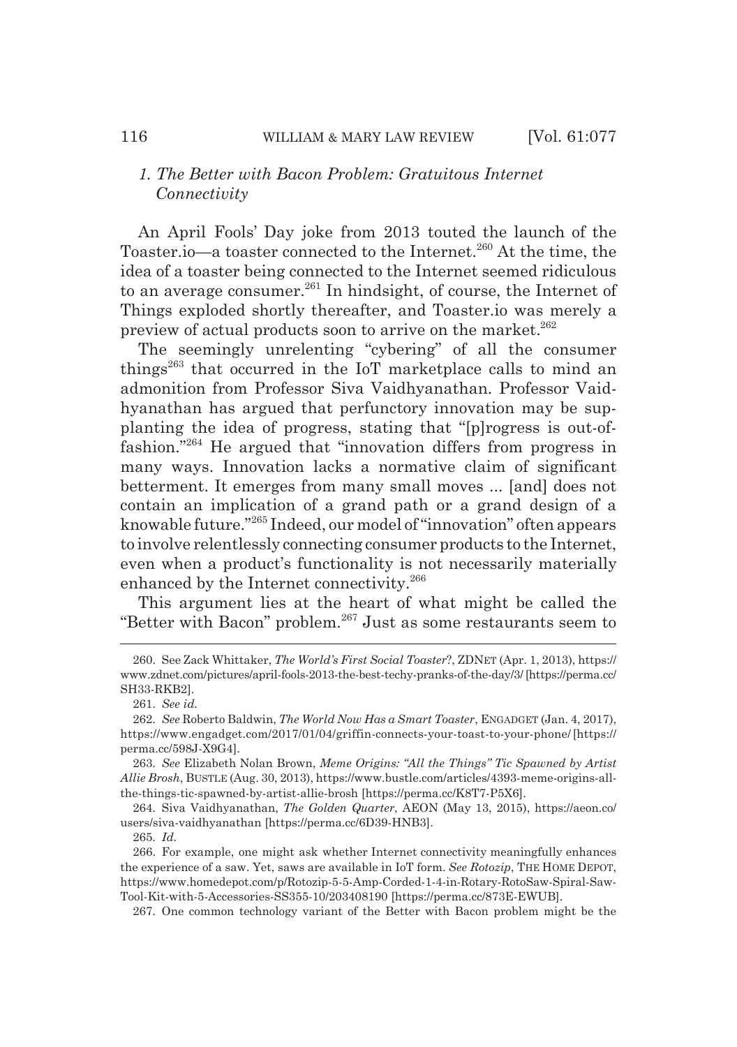### *1. The Better with Bacon Problem: Gratuitous Internet Connectivity*

An April Fools' Day joke from 2013 touted the launch of the Toaster.io—a toaster connected to the Internet.[260] At the time, the idea of a toaster being connected to the Internet seemed ridiculous to an average consumer.[261] In hindsight, of course, the Internet of Things exploded shortly thereafter, and Toaster.io was merely a preview of actual products soon to arrive on the market.[262]

The seemingly unrelenting "cybering" of all the consumer things[263] that occurred in the IoT marketplace calls to mind an admonition from Professor Siva Vaidhyanathan. Professor Vaidhyanathan has argued that perfunctory innovation may be supplanting the idea of progress, stating that "[p]rogress is out-of-fashion."[264] He argued that "innovation differs from progress in many ways. Innovation lacks a normative claim of significant betterment. It emerges from many small moves ... [and] does not contain an implication of a grand path or a grand design of a knowable future."[265] Indeed, our model of "innovation" often appears to involve relentlessly connecting consumer products to the Internet, even when a product's functionality is not necessarily materially enhanced by the Internet connectivity.[266]

This argument lies at the heart of what might be called the "Better with Bacon" problem.[267] Just as some restaurants seem to

---

260. See Zack Whittaker, *The World's First Social Toaster?*, ZDNET (Apr. 1, 2013), https://www.zdnet.com/pictures/april-fools-2013-the-best-techy-pranks-of-the-day/3/ [https://perma.cc/SH33-RKB2].

261. *See id.*

262. *See* Roberto Baldwin, *The World Now Has a Smart Toaster*, ENGADGET (Jan. 4, 2017), https://www.engadget.com/2017/01/04/griffin-connects-your-toast-to-your-phone/ [https://perma.cc/598J-X9G4].

263. *See* Elizabeth Nolan Brown, *Meme Origins: "All the Things" Tic Spawned by Artist Allie Brosh*, BUSTLE (Aug. 30, 2013), https://www.bustle.com/articles/4393-meme-origins-all-the-things-tic-spawned-by-artist-allie-brosh [https://perma.cc/K8T7-P5X6].

264. Siva Vaidhyanathan, *The Golden Quarter*, AEON (May 13, 2015), https://aeon.co/users/siva-vaidhyanathan [https://perma.cc/6D39-HNB3].

265. *Id.*

266. For example, one might ask whether Internet connectivity meaningfully enhances the experience of a saw. Yet, saws are available in IoT form. *See Rotozip*, THE HOME DEPOT, https://www.homedepot.com/p/Rotozip-5-5-Amp-Corded-1-4-in-Rotary-RotoSaw-Spiral-Saw-Tool-Kit-with-5-Accessories-SS355-10/203408190 [https://perma.cc/873E-EWUB].

267. One common technology variant of the Better with Bacon problem might be the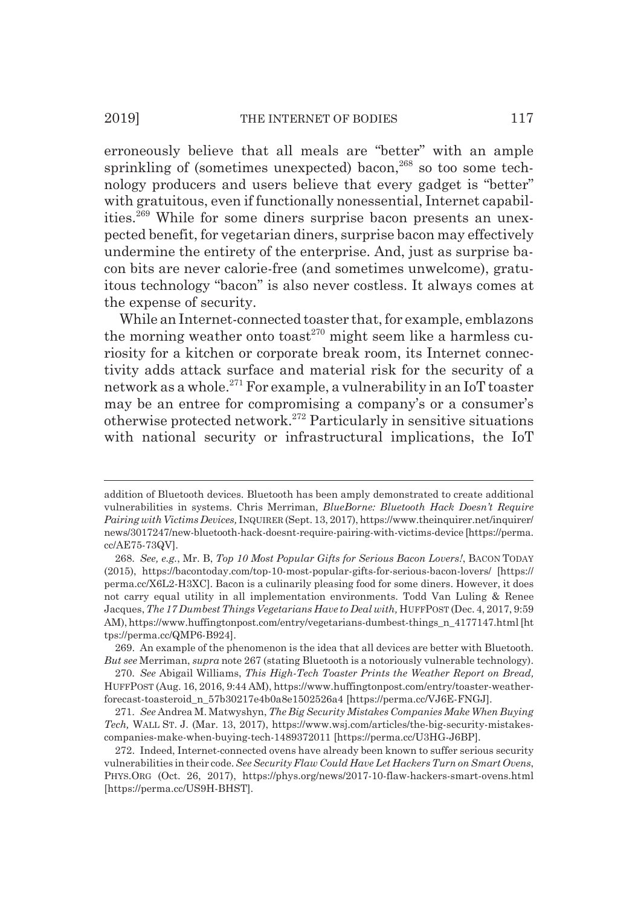erroneously believe that all meals are "better" with an ample sprinkling of (sometimes unexpected) bacon,[268] so too some technology producers and users believe that every gadget is "better" with gratuitous, even if functionally nonessential, Internet capabilities.[269] While for some diners surprise bacon presents an unexpected benefit, for vegetarian diners, surprise bacon may effectively undermine the entirety of the enterprise. And, just as surprise bacon bits are never calorie-free (and sometimes unwelcome), gratuitous technology "bacon" is also never costless. It always comes at the expense of security.

While an Internet-connected toaster that, for example, emblazons the morning weather onto toast[270] might seem like a harmless curiosity for a kitchen or corporate break room, its Internet connectivity adds attack surface and material risk for the security of a network as a whole.[271] For example, a vulnerability in an IoT toaster may be an entree for compromising a company's or a consumer's otherwise protected network.[272] Particularly in sensitive situations with national security or infrastructural implications, the IoT

---

addition of Bluetooth devices. Bluetooth has been amply demonstrated to create additional vulnerabilities in systems. Chris Merriman, *BlueBorne: Bluetooth Hack Doesn't Require Pairing with Victims Devices,* INQUIRER (Sept. 13, 2017), https://www.theinquirer.net/inquirer/news/3017247/new-bluetooth-hack-doesnt-require-pairing-with-victims-device [https://perma.cc/AE75-73QV].

268. *See, e.g.*, Mr. B, *Top 10 Most Popular Gifts for Serious Bacon Lovers!*, BACON TODAY (2015), https://bacontoday.com/top-10-most-popular-gifts-for-serious-bacon-lovers/ [https://perma.cc/X6L2-H3XC]. Bacon is a culinarily pleasing food for some diners. However, it does not carry equal utility in all implementation environments. Todd Van Luling & Renee Jacques, *The 17 Dumbest Things Vegetarians Have to Deal with,* HUFFPOST (Dec. 4, 2017, 9:59 AM), https://www.huffingtonpost.com/entry/vegetarians-dumbest-things_n_4177147.html [https://perma.cc/QMP6-B924].

269. An example of the phenomenon is the idea that all devices are better with Bluetooth. *But see* Merriman, *supra* note 267 (stating Bluetooth is a notoriously vulnerable technology).

270. *See* Abigail Williams, *This High-Tech Toaster Prints the Weather Report on Bread,* HUFFPOST (Aug. 16, 2016, 9:44 AM), https://www.huffingtonpost.com/entry/toaster-weather-forecast-toasteroid_n_57b30217e4b0a8e1502526a4 [https://perma.cc/VJ6E-FNGJ].

271. *See* Andrea M. Matwyshyn, *The Big Security Mistakes Companies Make When Buying Tech,* WALL ST. J. (Mar. 13, 2017), https://www.wsj.com/articles/the-big-security-mistakes-companies-make-when-buying-tech-1489372011 [https://perma.cc/U3HG-J6BP].

272. Indeed, Internet-connected ovens have already been known to suffer serious security vulnerabilities in their code. *See Security Flaw Could Have Let Hackers Turn on Smart Ovens*, PHYS.ORG (Oct. 26, 2017), https://phys.org/news/2017-10-flaw-hackers-smart-ovens.html [https://perma.cc/US9H-BHST].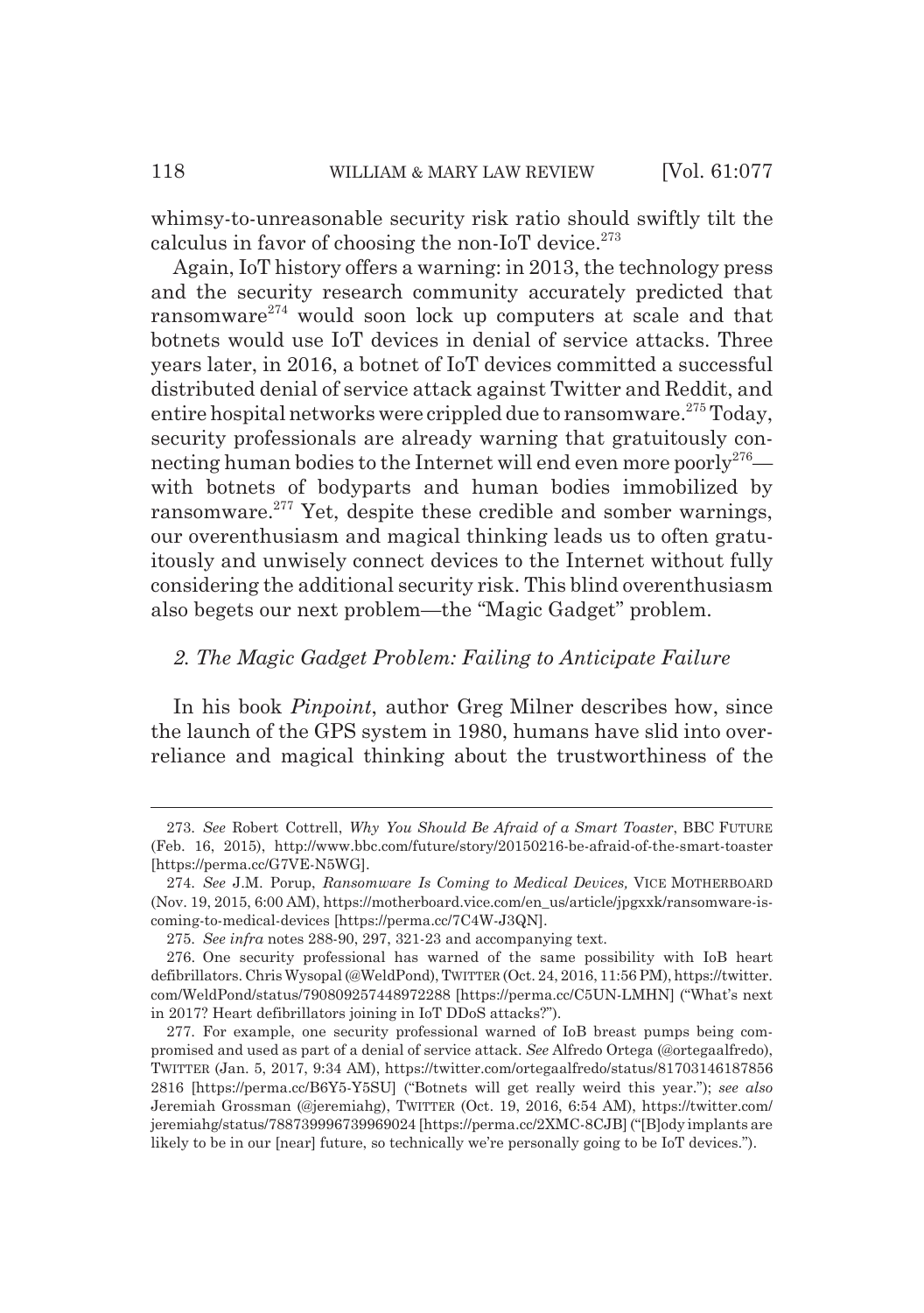whimsy-to-unreasonable security risk ratio should swiftly tilt the calculus in favor of choosing the non-IoT device.[273]

Again, IoT history offers a warning: in 2013, the technology press and the security research community accurately predicted that ransomware[274] would soon lock up computers at scale and that botnets would use IoT devices in denial of service attacks. Three years later, in 2016, a botnet of IoT devices committed a successful distributed denial of service attack against Twitter and Reddit, and entire hospital networks were crippled due to ransomware.[275] Today, security professionals are already warning that gratuitously connecting human bodies to the Internet will end even more poorly[276]—with botnets of bodyparts and human bodies immobilized by ransomware.[277] Yet, despite these credible and somber warnings, our overenthusiasm and magical thinking leads us to often gratuitously and unwisely connect devices to the Internet without fully considering the additional security risk. This blind overenthusiasm also begets our next problem—the "Magic Gadget" problem.

### *2. The Magic Gadget Problem: Failing to Anticipate Failure*

In his book *Pinpoint*, author Greg Milner describes how, since the launch of the GPS system in 1980, humans have slid into overreliance and magical thinking about the trustworthiness of the

---

273. *See* Robert Cottrell, *Why You Should Be Afraid of a Smart Toaster*, BBC FUTURE (Feb. 16, 2015), http://www.bbc.com/future/story/20150216-be-afraid-of-the-smart-toaster [https://perma.cc/G7VE-N5WG].

274. *See* J.M. Porup, *Ransomware Is Coming to Medical Devices,* VICE MOTHERBOARD (Nov. 19, 2015, 6:00 AM), https://motherboard.vice.com/en_us/article/jpgxxk/ransomware-is-coming-to-medical-devices [https://perma.cc/7C4W-J3QN].

275. *See infra* notes 288-90, 297, 321-23 and accompanying text.

276. One security professional has warned of the same possibility with IoB heart defibrillators. Chris Wysopal (@WeldPond), TWITTER (Oct. 24, 2016, 11:56 PM), https://twitter.com/WeldPond/status/790809257448972288 [https://perma.cc/C5UN-LMHN] ("What's next in 2017? Heart defibrillators joining in IoT DDoS attacks?").

277. For example, one security professional warned of IoB breast pumps being compromised and used as part of a denial of service attack. *See* Alfredo Ortega (@ortegaalfredo), TWITTER (Jan. 5, 2017, 9:34 AM), https://twitter.com/ortegaalfredo/status/817031461878562816 [https://perma.cc/B6Y5-Y5SU] ("Botnets will get really weird this year."); *see also* Jeremiah Grossman (@jeremiahg), TWITTER (Oct. 19, 2016, 6:54 AM), https://twitter.com/jeremiahg/status/788739996739969024 [https://perma.cc/2XMC-8CJB] ("[B]ody implants are likely to be in our [near] future, so technically we're personally going to be IoT devices.").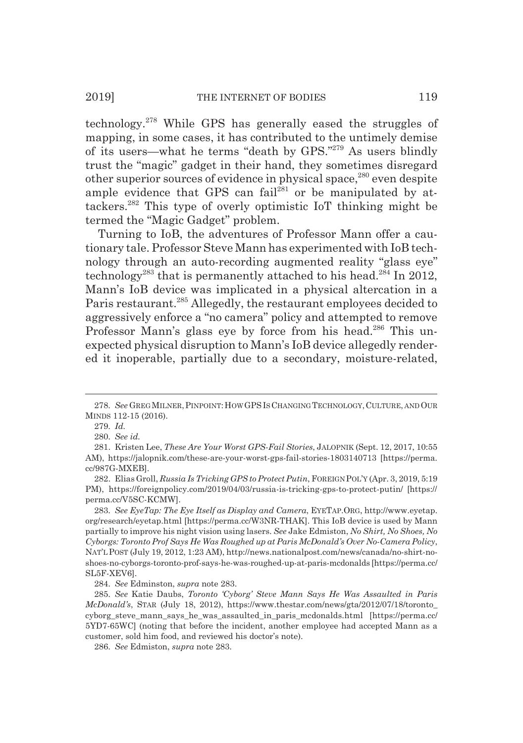technology.[278] While GPS has generally eased the struggles of mapping, in some cases, it has contributed to the untimely demise of its users—what he terms "death by GPS."[279] As users blindly trust the "magic" gadget in their hand, they sometimes disregard other superior sources of evidence in physical space,[280] even despite ample evidence that GPS can fail[281] or be manipulated by attackers.[282] This type of overly optimistic IoT thinking might be termed the "Magic Gadget" problem.

Turning to IoB, the adventures of Professor Mann offer a cautionary tale. Professor Steve Mann has experimented with IoB technology through an auto-recording augmented reality "glass eye" technology[283] that is permanently attached to his head.[284] In 2012, Mann's IoB device was implicated in a physical altercation in a Paris restaurant.[285] Allegedly, the restaurant employees decided to aggressively enforce a "no camera" policy and attempted to remove Professor Mann's glass eye by force from his head.[286] This unexpected physical disruption to Mann's IoB device allegedly rendered it inoperable, partially due to a secondary, moisture-related,

---

278. *See* GREG MILNER, PINPOINT: HOW GPS IS CHANGING TECHNOLOGY, CULTURE, AND OUR MINDS 112-15 (2016).

279. *Id.*

280. *See id.*

281. Kristen Lee, *These Are Your Worst GPS-Fail Stories*, JALOPNIK (Sept. 12, 2017, 10:55 AM), https://jalopnik.com/these-are-your-worst-gps-fail-stories-1803140713 [https://perma.cc/987G-MXEB].

282. Elias Groll, *Russia Is Tricking GPS to Protect Putin*, FOREIGN POL'Y (Apr. 3, 2019, 5:19 PM), https://foreignpolicy.com/2019/04/03/russia-is-tricking-gps-to-protect-putin/ [https://perma.cc/V5SC-KCMW].

283. *See EyeTap: The Eye Itself as Display and Camera*, EYETAP.ORG, http://www.eyetap.org/research/eyetap.html [https://perma.cc/W3NR-THAK]. This IoB device is used by Mann partially to improve his night vision using lasers. *See* Jake Edmiston, *No Shirt, No Shoes, No Cyborgs: Toronto Prof Says He Was Roughed up at Paris McDonald's Over No-Camera Policy*, NAT'L POST (July 19, 2012, 1:23 AM), http://news.nationalpost.com/news/canada/no-shirt-no-shoes-no-cyborgs-toronto-prof-says-he-was-roughed-up-at-paris-mcdonalds [https://perma.cc/SL5F-XEV6].

284. *See* Edminston, *supra* note 283.

285. *See* Katie Daubs, *Toronto 'Cyborg' Steve Mann Says He Was Assaulted in Paris McDonald's*, STAR (July 18, 2012), https://www.thestar.com/news/gta/2012/07/18/toronto_cyborg_steve_mann_says_he_was_assaulted_in_paris_mcdonalds.html [https://perma.cc/5YD7-65WC] (noting that before the incident, another employee had accepted Mann as a customer, sold him food, and reviewed his doctor's note).

286. *See* Edmiston, *supra* note 283.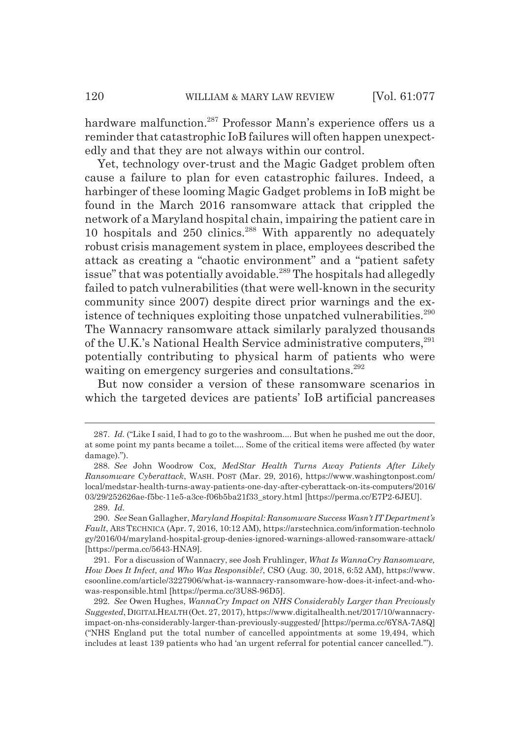hardware malfunction.[287] Professor Mann's experience offers us a reminder that catastrophic IoB failures will often happen unexpectedly and that they are not always within our control.

Yet, technology over-trust and the Magic Gadget problem often cause a failure to plan for even catastrophic failures. Indeed, a harbinger of these looming Magic Gadget problems in IoB might be found in the March 2016 ransomware attack that crippled the network of a Maryland hospital chain, impairing the patient care in 10 hospitals and 250 clinics.[288] With apparently no adequately robust crisis management system in place, employees described the attack as creating a "chaotic environment" and a "patient safety issue" that was potentially avoidable.[289] The hospitals had allegedly failed to patch vulnerabilities (that were well-known in the security community since 2007) despite direct prior warnings and the existence of techniques exploiting those unpatched vulnerabilities.[290] The Wannacry ransomware attack similarly paralyzed thousands of the U.K.'s National Health Service administrative computers,[291] potentially contributing to physical harm of patients who were waiting on emergency surgeries and consultations.[292]

But now consider a version of these ransomware scenarios in which the targeted devices are patients' IoB artificial pancreases

---

287. *Id.* ("Like I said, I had to go to the washroom.... But when he pushed me out the door, at some point my pants became a toilet.... Some of the critical items were affected (by water damage).").

288. *See* John Woodrow Cox, *MedStar Health Turns Away Patients After Likely Ransomware Cyberattack*, WASH. POST (Mar. 29, 2016), https://www.washingtonpost.com/local/medstar-health-turns-away-patients-one-day-after-cyberattack-on-its-computers/2016/03/29/252626ae-f5bc-11e5-a3ce-f06b5ba21f33_story.html [https://perma.cc/E7P2-6JEU].

289. *Id.*

290. *See* Sean Gallagher, *Maryland Hospital: Ransomware Success Wasn't IT Department's Fault*, ARS TECHNICA (Apr. 7, 2016, 10:12 AM), https://arstechnica.com/information-technology/2016/04/maryland-hospital-group-denies-ignored-warnings-allowed-ransomware-attack/ [https://perma.cc/5643-HNA9].

291. For a discussion of Wannacry, see Josh Fruhlinger, *What Is WannaCry Ransomware, How Does It Infect, and Who Was Responsible?*, CSO (Aug. 30, 2018, 6:52 AM), https://www.csoonline.com/article/3227906/what-is-wannacry-ransomware-how-does-it-infect-and-who-was-responsible.html [https://perma.cc/3U8S-96D5].

292. *See* Owen Hughes, *WannaCry Impact on NHS Considerably Larger than Previously Suggested*, DIGITALHEALTH (Oct. 27, 2017), https://www.digitalhealth.net/2017/10/wannacry-impact-on-nhs-considerably-larger-than-previously-suggested/ [https://perma.cc/6Y8A-7A8Q] ("NHS England put the total number of cancelled appointments at some 19,494, which includes at least 139 patients who had 'an urgent referral for potential cancer cancelled.'").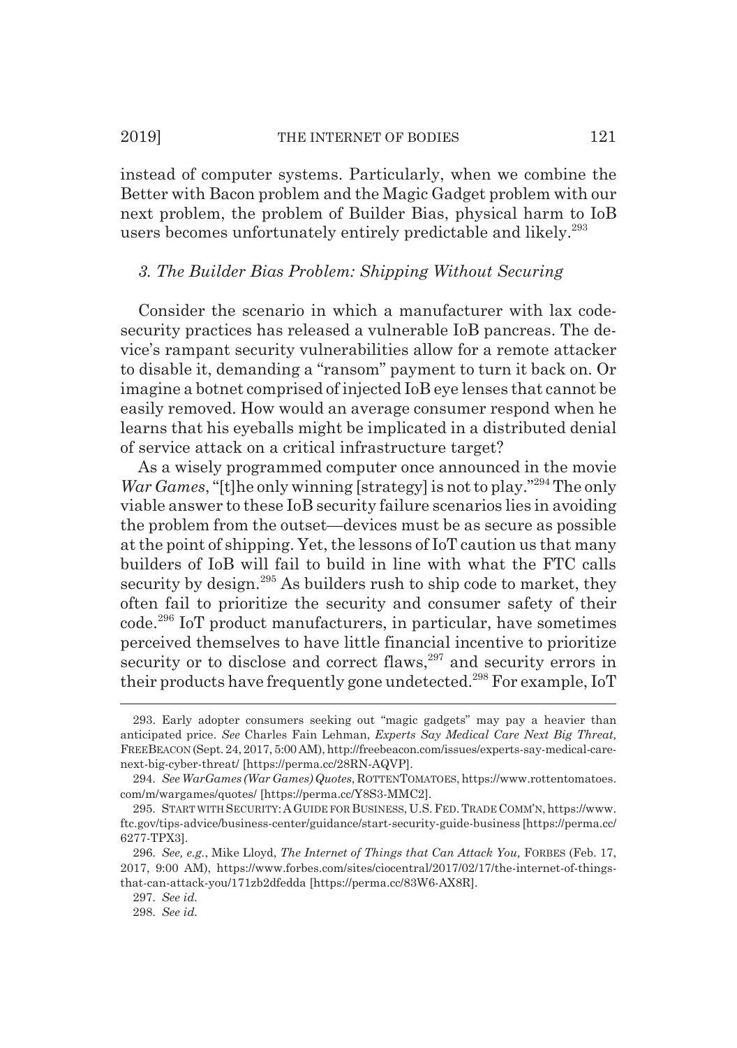instead of computer systems. Particularly, when we combine the Better with Bacon problem and the Magic Gadget problem with our next problem, the problem of Builder Bias, physical harm to IoB users becomes unfortunately entirely predictable and likely.[293]

### *3. The Builder Bias Problem: Shipping Without Securing*

Consider the scenario in which a manufacturer with lax code-security practices has released a vulnerable IoB pancreas. The device's rampant security vulnerabilities allow for a remote attacker to disable it, demanding a "ransom" payment to turn it back on. Or imagine a botnet comprised of injected IoB eye lenses that cannot be easily removed. How would an average consumer respond when he learns that his eyeballs might be implicated in a distributed denial of service attack on a critical infrastructure target?

As a wisely programmed computer once announced in the movie *War Games*, "[t]he only winning [strategy] is not to play."[294] The only viable answer to these IoB security failure scenarios lies in avoiding the problem from the outset—devices must be as secure as possible at the point of shipping. Yet, the lessons of IoT caution us that many builders of IoB will fail to build in line with what the FTC calls security by design.[295] As builders rush to ship code to market, they often fail to prioritize the security and consumer safety of their code.[296] IoT product manufacturers, in particular, have sometimes perceived themselves to have little financial incentive to prioritize security or to disclose and correct flaws,[297] and security errors in their products have frequently gone undetected.[298] For example, IoT

---

293. Early adopter consumers seeking out "magic gadgets" may pay a heavier than anticipated price. *See* Charles Fain Lehman, *Experts Say Medical Care Next Big Threat,* FREEBEACON (Sept. 24, 2017, 5:00 AM), http://freebeacon.com/issues/experts-say-medical-care-next-big-cyber-threat/ [https://perma.cc/28RN-AQVP].

294. *See WarGames (War Games) Quotes*, ROTTENTOMATOES, https://www.rottentomatoes.com/m/wargames/quotes/ [https://perma.cc/Y8S3-MMC2].

295. START WITH SECURITY: A GUIDE FOR BUSINESS, U.S. FED. TRADE COMM'N, https://www.ftc.gov/tips-advice/business-center/guidance/start-security-guide-business [https://perma.cc/6277-TPX3].

296. *See, e.g.*, Mike Lloyd, *The Internet of Things that Can Attack You,* FORBES (Feb. 17, 2017, 9:00 AM), https://www.forbes.com/sites/ciocentral/2017/02/17/the-internet-of-things-that-can-attack-you/171zb2dfedda [https://perma.cc/83W6-AX8R].

297. *See id.*

298. *See id.*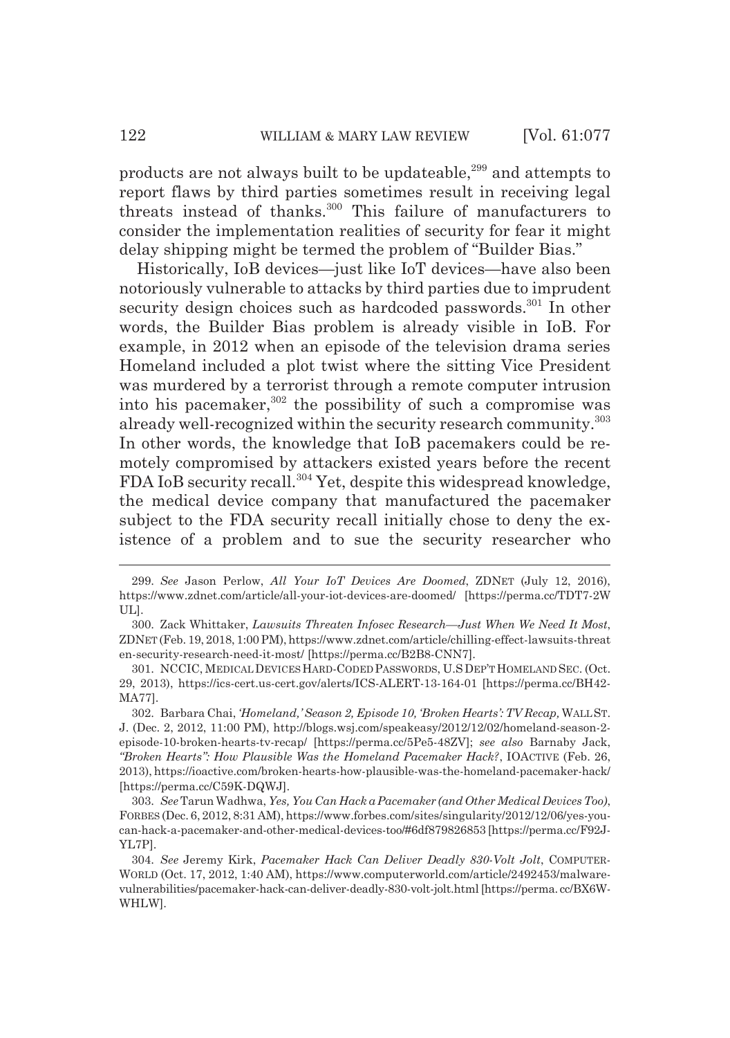products are not always built to be updateable,[299] and attempts to report flaws by third parties sometimes result in receiving legal threats instead of thanks.[300] This failure of manufacturers to consider the implementation realities of security for fear it might delay shipping might be termed the problem of "Builder Bias."

Historically, IoB devices—just like IoT devices—have also been notoriously vulnerable to attacks by third parties due to imprudent security design choices such as hardcoded passwords.[301] In other words, the Builder Bias problem is already visible in IoB. For example, in 2012 when an episode of the television drama series Homeland included a plot twist where the sitting Vice President was murdered by a terrorist through a remote computer intrusion into his pacemaker,[302] the possibility of such a compromise was already well-recognized within the security research community.[303] In other words, the knowledge that IoB pacemakers could be remotely compromised by attackers existed years before the recent FDA IoB security recall.[304] Yet, despite this widespread knowledge, the medical device company that manufactured the pacemaker subject to the FDA security recall initially chose to deny the existence of a problem and to sue the security researcher who

---

299. *See* Jason Perlow, *All Your IoT Devices Are Doomed*, ZDNET (July 12, 2016), https://www.zdnet.com/article/all-your-iot-devices-are-doomed/ [https://perma.cc/TDT7-2WUL].

300. Zack Whittaker, *Lawsuits Threaten Infosec Research—Just When We Need It Most*, ZDNET (Feb. 19, 2018, 1:00 PM), https://www.zdnet.com/article/chilling-effect-lawsuits-threaten-security-research-need-it-most/ [https://perma.cc/B2B8-CNN7].

301. NCCIC, MEDICAL DEVICES HARD-CODED PASSWORDS, U.S DEP'T HOMELAND SEC. (Oct. 29, 2013), https://ics-cert.us-cert.gov/alerts/ICS-ALERT-13-164-01 [https://perma.cc/BH42-MA77].

302. Barbara Chai, *'Homeland,' Season 2, Episode 10, 'Broken Hearts': TV Recap,* WALL ST. J. (Dec. 2, 2012, 11:00 PM), http://blogs.wsj.com/speakeasy/2012/12/02/homeland-season-2-episode-10-broken-hearts-tv-recap/ [https://perma.cc/5Pe5-48ZV]; *see also* Barnaby Jack, *"Broken Hearts": How Plausible Was the Homeland Pacemaker Hack?*, IOACTIVE (Feb. 26, 2013), https://ioactive.com/broken-hearts-how-plausible-was-the-homeland-pacemaker-hack/ [https://perma.cc/C59K-DQWJ].

303. *See* Tarun Wadhwa, *Yes, You Can Hack a Pacemaker (and Other Medical Devices Too)*, FORBES (Dec. 6, 2012, 8:31 AM), https://www.forbes.com/sites/singularity/2012/12/06/yes-you-can-hack-a-pacemaker-and-other-medical-devices-too/#6df879826853 [https://perma.cc/F92J-YL7P].

304. *See* Jeremy Kirk, *Pacemaker Hack Can Deliver Deadly 830-Volt Jolt*, COMPUTERWORLD (Oct. 17, 2012, 1:40 AM), https://www.computerworld.com/article/2492453/malware-vulnerabilities/pacemaker-hack-can-deliver-deadly-830-volt-jolt.html [https://perma.cc/BX6W-WHLW].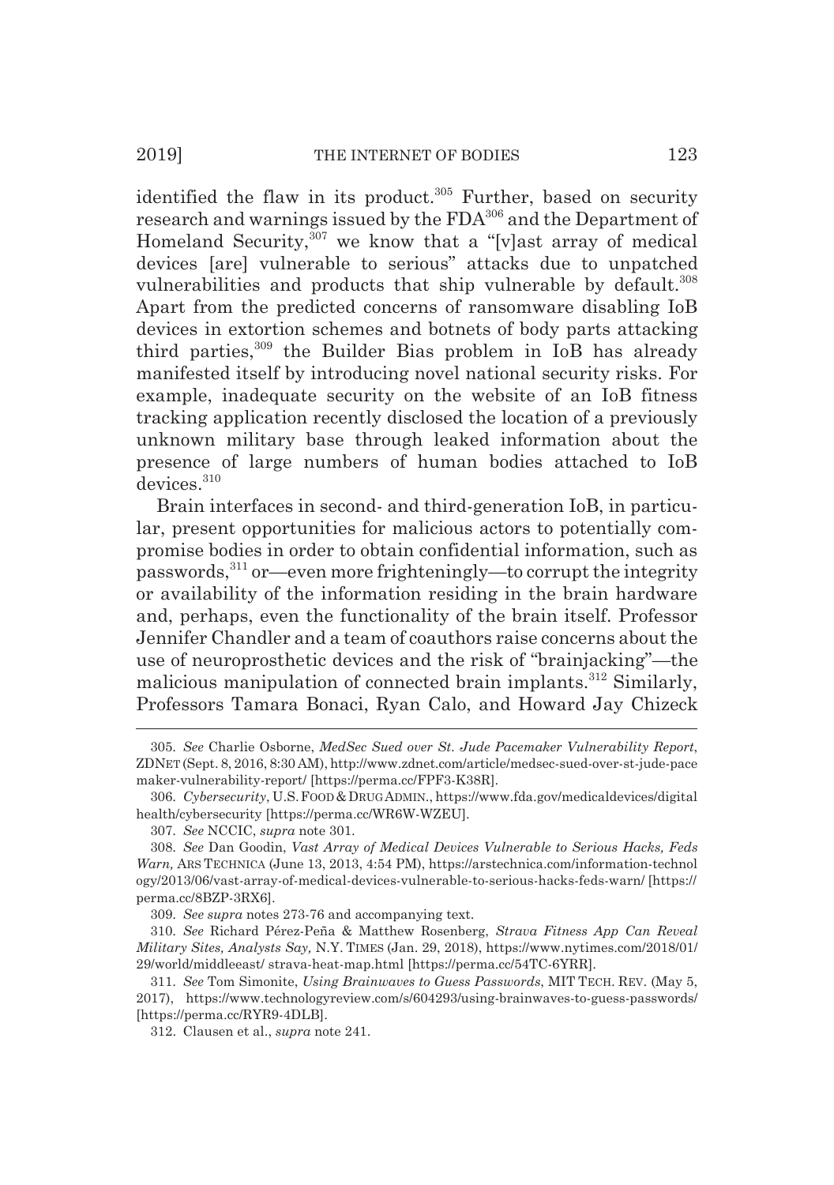identified the flaw in its product.[305] Further, based on security research and warnings issued by the FDA[306] and the Department of Homeland Security,[307] we know that a "[v]ast array of medical devices [are] vulnerable to serious" attacks due to unpatched vulnerabilities and products that ship vulnerable by default.[308] Apart from the predicted concerns of ransomware disabling IoB devices in extortion schemes and botnets of body parts attacking third parties,[309] the Builder Bias problem in IoB has already manifested itself by introducing novel national security risks. For example, inadequate security on the website of an IoB fitness tracking application recently disclosed the location of a previously unknown military base through leaked information about the presence of large numbers of human bodies attached to IoB devices.[310]

Brain interfaces in second- and third-generation IoB, in particular, present opportunities for malicious actors to potentially compromise bodies in order to obtain confidential information, such as passwords,[311] or—even more frighteningly—to corrupt the integrity or availability of the information residing in the brain hardware and, perhaps, even the functionality of the brain itself. Professor Jennifer Chandler and a team of coauthors raise concerns about the use of neuroprosthetic devices and the risk of "brainjacking"—the malicious manipulation of connected brain implants.[312] Similarly, Professors Tamara Bonaci, Ryan Calo, and Howard Jay Chizeck

---

305. *See* Charlie Osborne, *MedSec Sued over St. Jude Pacemaker Vulnerability Report*, ZDNET (Sept. 8, 2016, 8:30 AM), http://www.zdnet.com/article/medsec-sued-over-st-jude-pacemaker-vulnerability-report/ [https://perma.cc/FPF3-K38R].

306. *Cybersecurity*, U.S. FOOD & DRUG ADMIN., https://www.fda.gov/medicaldevices/digitalhealth/cybersecurity [https://perma.cc/WR6W-WZEU].

307. *See* NCCIC, *supra* note 301.

308. *See* Dan Goodin, *Vast Array of Medical Devices Vulnerable to Serious Hacks, Feds Warn,* ARS TECHNICA (June 13, 2013, 4:54 PM), https://arstechnica.com/information-technology/2013/06/vast-array-of-medical-devices-vulnerable-to-serious-hacks-feds-warn/ [https://perma.cc/8BZP-3RX6].

309. *See supra* notes 273-76 and accompanying text.

310. *See* Richard Pérez-Peña & Matthew Rosenberg, *Strava Fitness App Can Reveal Military Sites, Analysts Say,* N.Y. TIMES (Jan. 29, 2018), https://www.nytimes.com/2018/01/29/world/middleeast/ strava-heat-map.html [https://perma.cc/54TC-6YRR].

311. *See* Tom Simonite, *Using Brainwaves to Guess Passwords*, MIT TECH. REV. (May 5, 2017), https://www.technologyreview.com/s/604293/using-brainwaves-to-guess-passwords/ [https://perma.cc/RYR9-4DLB].

312. Clausen et al., *supra* note 241.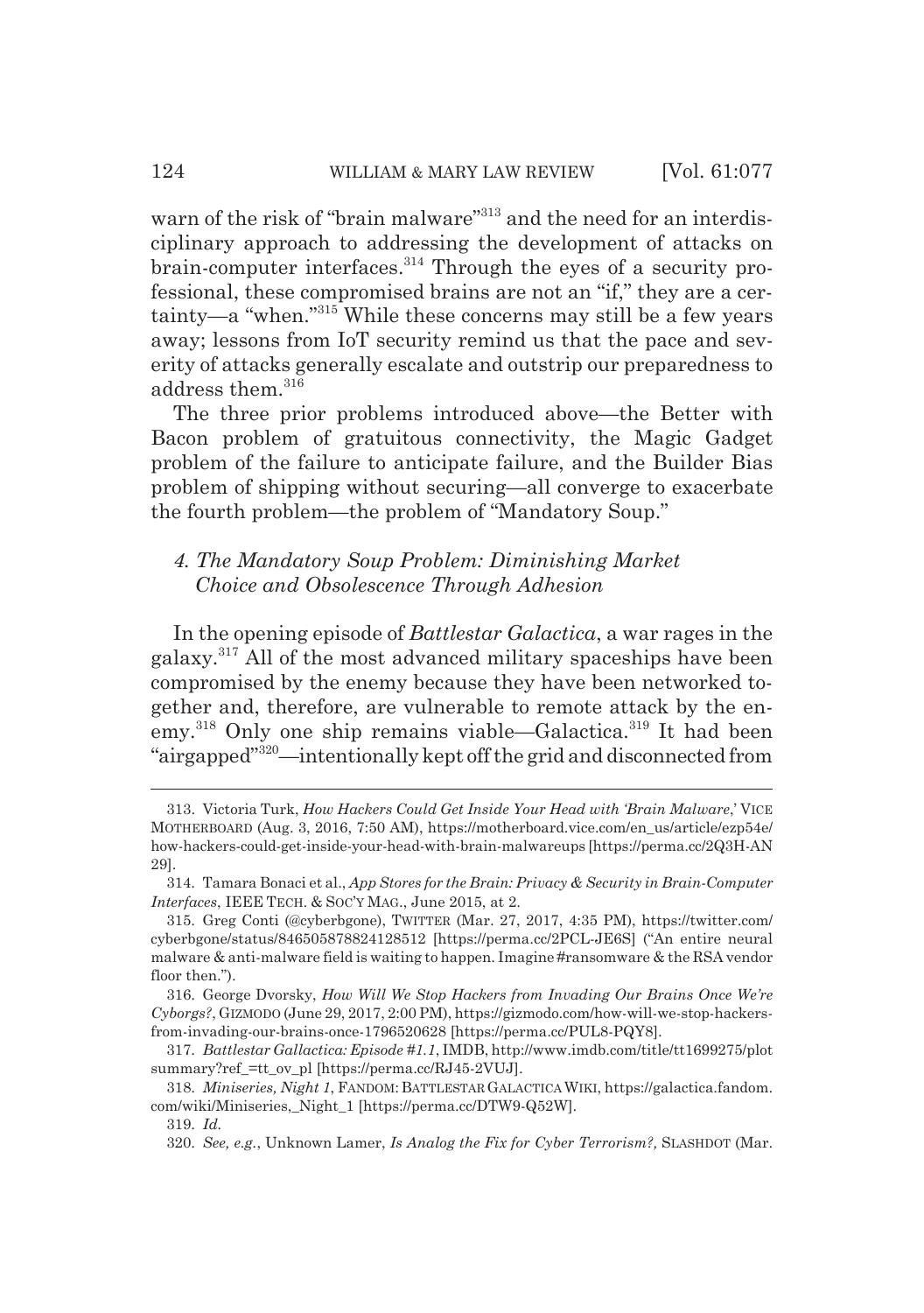warn of the risk of "brain malware"[313] and the need for an interdisciplinary approach to addressing the development of attacks on brain-computer interfaces.[314] Through the eyes of a security professional, these compromised brains are not an "if," they are a certainty—a "when."[315] While these concerns may still be a few years away; lessons from IoT security remind us that the pace and severity of attacks generally escalate and outstrip our preparedness to address them.[316]

The three prior problems introduced above—the Better with Bacon problem of gratuitous connectivity, the Magic Gadget problem of the failure to anticipate failure, and the Builder Bias problem of shipping without securing—all converge to exacerbate the fourth problem—the problem of "Mandatory Soup."

### *4. The Mandatory Soup Problem: Diminishing Market Choice and Obsolescence Through Adhesion*

In the opening episode of *Battlestar Galactica*, a war rages in the galaxy.[317] All of the most advanced military spaceships have been compromised by the enemy because they have been networked together and, therefore, are vulnerable to remote attack by the enemy.[318] Only one ship remains viable—Galactica.[319] It had been "airgapped"[320]—intentionally kept off the grid and disconnected from

---

313. Victoria Turk, *How Hackers Could Get Inside Your Head with 'Brain Malware*,' VICE MOTHERBOARD (Aug. 3, 2016, 7:50 AM), https://motherboard.vice.com/en_us/article/ezp54e/how-hackers-could-get-inside-your-head-with-brain-malwareups [https://perma.cc/2Q3H-AN29].

314. Tamara Bonaci et al., *App Stores for the Brain: Privacy & Security in Brain-Computer Interfaces*, IEEE TECH. & SOC'Y MAG., June 2015, at 2.

315. Greg Conti (@cyberbgone), TWITTER (Mar. 27, 2017, 4:35 PM), https://twitter.com/cyberbgone/status/846505878824128512 [https://perma.cc/2PCL-JE6S] ("An entire neural malware & anti-malware field is waiting to happen. Imagine #ransomware & the RSA vendor floor then.").

316. George Dvorsky, *How Will We Stop Hackers from Invading Our Brains Once We're Cyborgs?*, GIZMODO (June 29, 2017, 2:00 PM), https://gizmodo.com/how-will-we-stop-hackers-from-invading-our-brains-once-1796520628 [https://perma.cc/PUL8-PQY8].

317. *Battlestar Gallactica: Episode #1.1*, IMDB, http://www.imdb.com/title/tt1699275/plotsummary?ref_=tt_ov_pl [https://perma.cc/RJ45-2VUJ].

318. *Miniseries, Night 1*, FANDOM: BATTLESTAR GALACTICA WIKI, https://galactica.fandom.com/wiki/Miniseries,_Night_1 [https://perma.cc/DTW9-Q52W].

319. *Id.*

320. *See, e.g.*, Unknown Lamer, *Is Analog the Fix for Cyber Terrorism?,* SLASHDOT (Mar.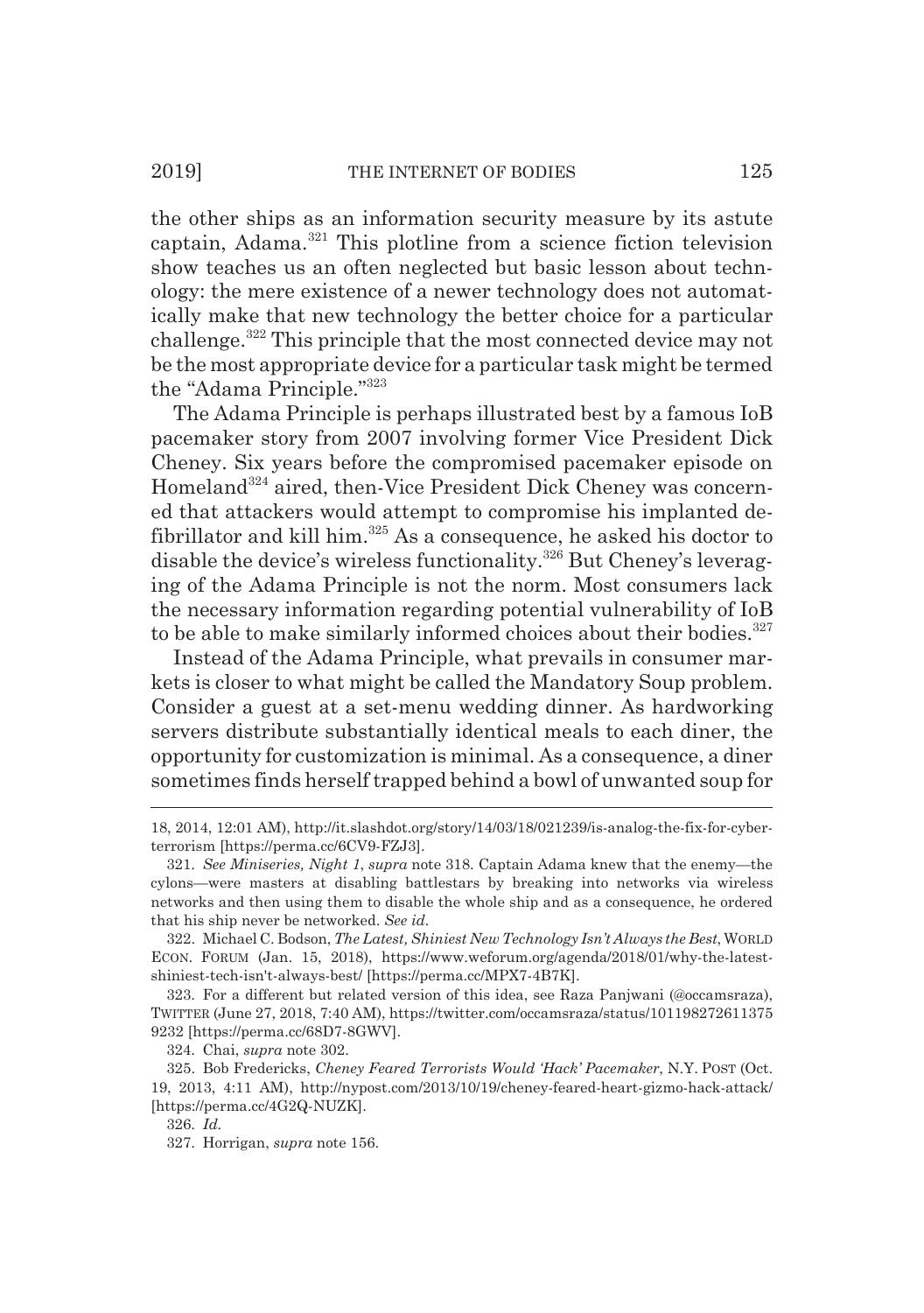the other ships as an information security measure by its astute captain, Adama.[321] This plotline from a science fiction television show teaches us an often neglected but basic lesson about technology: the mere existence of a newer technology does not automatically make that new technology the better choice for a particular challenge.[322] This principle that the most connected device may not be the most appropriate device for a particular task might be termed the "Adama Principle."[323]

The Adama Principle is perhaps illustrated best by a famous IoB pacemaker story from 2007 involving former Vice President Dick Cheney. Six years before the compromised pacemaker episode on Homeland[324] aired, then-Vice President Dick Cheney was concerned that attackers would attempt to compromise his implanted defibrillator and kill him.[325] As a consequence, he asked his doctor to disable the device's wireless functionality.[326] But Cheney's leveraging of the Adama Principle is not the norm. Most consumers lack the necessary information regarding potential vulnerability of IoB to be able to make similarly informed choices about their bodies.[327]

Instead of the Adama Principle, what prevails in consumer markets is closer to what might be called the Mandatory Soup problem. Consider a guest at a set-menu wedding dinner. As hardworking servers distribute substantially identical meals to each diner, the opportunity for customization is minimal. As a consequence, a diner sometimes finds herself trapped behind a bowl of unwanted soup for

---

18, 2014, 12:01 AM), http://it.slashdot.org/story/14/03/18/021239/is-analog-the-fix-for-cyber-terrorism [https://perma.cc/6CV9-FZJ3].

321. *See Miniseries, Night 1*, *supra* note 318. Captain Adama knew that the enemy—the cylons—were masters at disabling battlestars by breaking into networks via wireless networks and then using them to disable the whole ship and as a consequence, he ordered that his ship never be networked. *See id.*

322. Michael C. Bodson, *The Latest, Shiniest New Technology Isn't Always the Best*, WORLD ECON. FORUM (Jan. 15, 2018), https://www.weforum.org/agenda/2018/01/why-the-latest-shiniest-tech-isn't-always-best/ [https://perma.cc/MPX7-4B7K].

323. For a different but related version of this idea, see Raza Panjwani (@occamsraza), TWITTER (June 27, 2018, 7:40 AM), https://twitter.com/occamsraza/status/1011982726113759232 [https://perma.cc/68D7-8GWV].

324. Chai, *supra* note 302.

325. Bob Fredericks, *Cheney Feared Terrorists Would 'Hack' Pacemaker*, N.Y. POST (Oct. 19, 2013, 4:11 AM), http://nypost.com/2013/10/19/cheney-feared-heart-gizmo-hack-attack/ [https://perma.cc/4G2Q-NUZK].

326. *Id.*

327. Horrigan, *supra* note 156.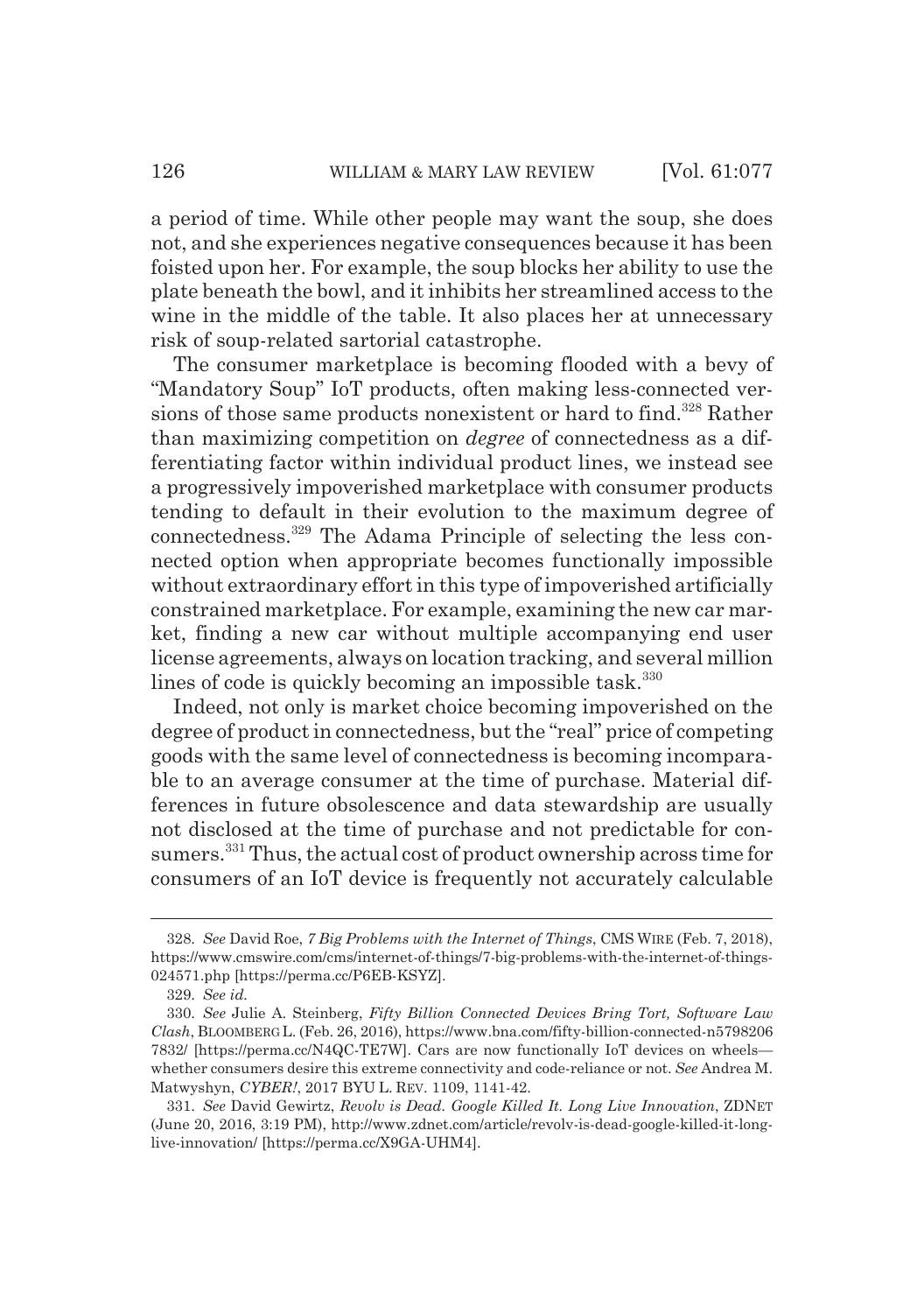a period of time. While other people may want the soup, she does not, and she experiences negative consequences because it has been foisted upon her. For example, the soup blocks her ability to use the plate beneath the bowl, and it inhibits her streamlined access to the wine in the middle of the table. It also places her at unnecessary risk of soup-related sartorial catastrophe.

The consumer marketplace is becoming flooded with a bevy of "Mandatory Soup" IoT products, often making less-connected versions of those same products nonexistent or hard to find.[328] Rather than maximizing competition on *degree* of connectedness as a differentiating factor within individual product lines, we instead see a progressively impoverished marketplace with consumer products tending to default in their evolution to the maximum degree of connectedness.[329] The Adama Principle of selecting the less connected option when appropriate becomes functionally impossible without extraordinary effort in this type of impoverished artificially constrained marketplace. For example, examining the new car market, finding a new car without multiple accompanying end user license agreements, always on location tracking, and several million lines of code is quickly becoming an impossible task.[330]

Indeed, not only is market choice becoming impoverished on the degree of product in connectedness, but the "real" price of competing goods with the same level of connectedness is becoming incomparable to an average consumer at the time of purchase. Material differences in future obsolescence and data stewardship are usually not disclosed at the time of purchase and not predictable for consumers.[331] Thus, the actual cost of product ownership across time for consumers of an IoT device is frequently not accurately calculable

---

328. *See* David Roe, *7 Big Problems with the Internet of Things*, CMS WIRE (Feb. 7, 2018), https://www.cmswire.com/cms/internet-of-things/7-big-problems-with-the-internet-of-things-024571.php [https://perma.cc/P6EB-KSYZ].

329. *See id.*

330. *See* Julie A. Steinberg, *Fifty Billion Connected Devices Bring Tort, Software Law Clash*, BLOOMBERG L. (Feb. 26, 2016), https://www.bna.com/fifty-billion-connected-n57982067832/ [https://perma.cc/N4QC-TE7W]. Cars are now functionally IoT devices on wheels—whether consumers desire this extreme connectivity and code-reliance or not. *See* Andrea M. Matwyshyn, *CYBER!*, 2017 BYU L. REV. 1109, 1141-42.

331. *See* David Gewirtz, *Revolv is Dead. Google Killed It. Long Live Innovation*, ZDNET (June 20, 2016, 3:19 PM), http://www.zdnet.com/article/revolv-is-dead-google-killed-it-long-live-innovation/ [https://perma.cc/X9GA-UHM4].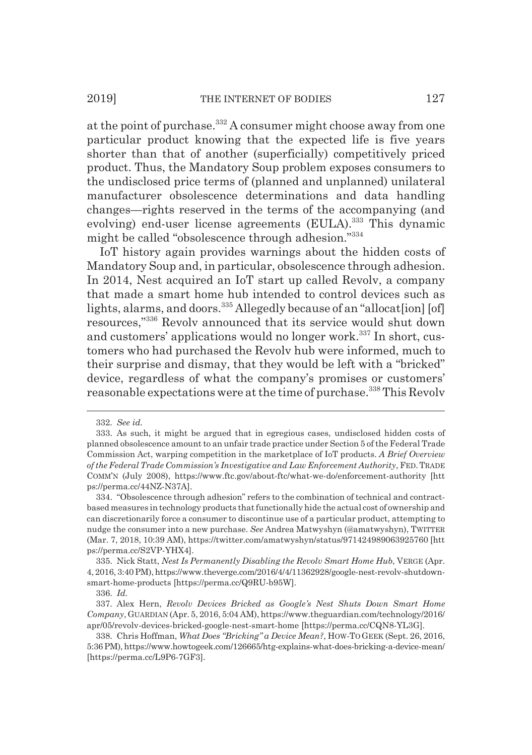at the point of purchase.[332] A consumer might choose away from one particular product knowing that the expected life is five years shorter than that of another (superficially) competitively priced product. Thus, the Mandatory Soup problem exposes consumers to the undisclosed price terms of (planned and unplanned) unilateral manufacturer obsolescence determinations and data handling changes—rights reserved in the terms of the accompanying (and evolving) end-user license agreements (EULA).[333] This dynamic might be called "obsolescence through adhesion."[334]

IoT history again provides warnings about the hidden costs of Mandatory Soup and, in particular, obsolescence through adhesion. In 2014, Nest acquired an IoT start up called Revolv, a company that made a smart home hub intended to control devices such as lights, alarms, and doors.[335] Allegedly because of an "allocat[ion] [of] resources,"[336] Revolv announced that its service would shut down and customers' applications would no longer work.[337] In short, customers who had purchased the Revolv hub were informed, much to their surprise and dismay, that they would be left with a "bricked" device, regardless of what the company's promises or customers' reasonable expectations were at the time of purchase.[338] This Revolv

---

332. *See id.*

333. As such, it might be argued that in egregious cases, undisclosed hidden costs of planned obsolescence amount to an unfair trade practice under Section 5 of the Federal Trade Commission Act, warping competition in the marketplace of IoT products. *A Brief Overview of the Federal Trade Commission's Investigative and Law Enforcement Authority*, FED. TRADE COMM'N (July 2008), https://www.ftc.gov/about-ftc/what-we-do/enforcement-authority [https://perma.cc/44NZ-N37A].

334. "Obsolescence through adhesion" refers to the combination of technical and contract-based measures in technology products that functionally hide the actual cost of ownership and can discretionarily force a consumer to discontinue use of a particular product, attempting to nudge the consumer into a new purchase. *See* Andrea Matwyshyn (@amatwyshyn), TWITTER (Mar. 7, 2018, 10:39 AM), https://twitter.com/amatwyshyn/status/971424989063925760 [https://perma.cc/S2VP-YHX4].

335. Nick Statt, *Nest Is Permanently Disabling the Revolv Smart Home Hub*, VERGE (Apr. 4, 2016, 3:40 PM), https://www.theverge.com/2016/4/4/11362928/google-nest-revolv-shutdown-smart-home-products [https://perma.cc/Q9RU-b95W].

336. *Id.*

337. Alex Hern, *Revolv Devices Bricked as Google's Nest Shuts Down Smart Home Company*, GUARDIAN (Apr. 5, 2016, 5:04 AM), https://www.theguardian.com/technology/2016/apr/05/revolv-devices-bricked-google-nest-smart-home [https://perma.cc/CQN8-YL3G].

338. Chris Hoffman, *What Does "Bricking" a Device Mean?*, HOW-TO GEEK (Sept. 26, 2016, 5:36 PM), https://www.howtogeek.com/126665/htg-explains-what-does-bricking-a-device-mean/ [https://perma.cc/L9P6-7GF3].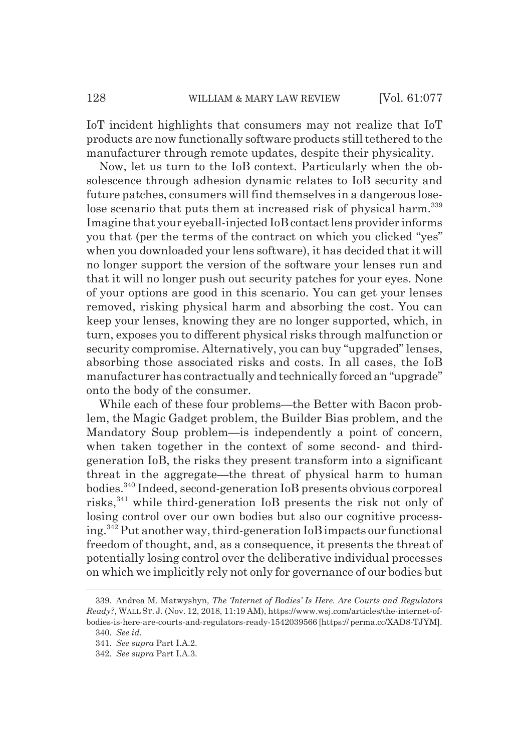IoT incident highlights that consumers may not realize that IoT products are now functionally software products still tethered to the manufacturer through remote updates, despite their physicality.

Now, let us turn to the IoB context. Particularly when the obsolescence through adhesion dynamic relates to IoB security and future patches, consumers will find themselves in a dangerous lose-lose scenario that puts them at increased risk of physical harm.[339] Imagine that your eyeball-injected IoB contact lens provider informs you that (per the terms of the contract on which you clicked "yes" when you downloaded your lens software), it has decided that it will no longer support the version of the software your lenses run and that it will no longer push out security patches for your eyes. None of your options are good in this scenario. You can get your lenses removed, risking physical harm and absorbing the cost. You can keep your lenses, knowing they are no longer supported, which, in turn, exposes you to different physical risks through malfunction or security compromise. Alternatively, you can buy "upgraded" lenses, absorbing those associated risks and costs. In all cases, the IoB manufacturer has contractually and technically forced an "upgrade" onto the body of the consumer.

While each of these four problems—the Better with Bacon problem, the Magic Gadget problem, the Builder Bias problem, and the Mandatory Soup problem—is independently a point of concern, when taken together in the context of some second- and third-generation IoB, the risks they present transform into a significant threat in the aggregate—the threat of physical harm to human bodies.[340] Indeed, second-generation IoB presents obvious corporeal risks,[341] while third-generation IoB presents the risk not only of losing control over our own bodies but also our cognitive processing.[342] Put another way, third-generation IoB impacts our functional freedom of thought, and, as a consequence, it presents the threat of potentially losing control over the deliberative individual processes on which we implicitly rely not only for governance of our bodies but

---

339. Andrea M. Matwyshyn, *The 'Internet of Bodies' Is Here. Are Courts and Regulators Ready?*, WALL ST. J. (Nov. 12, 2018, 11:19 AM), https://www.wsj.com/articles/the-internet-of-bodies-is-here-are-courts-and-regulators-ready-1542039566 [https://perma.cc/XAD8-TJYM].

340. *See id.*

341. *See supra* Part I.A.2.

342. *See supra* Part I.A.3.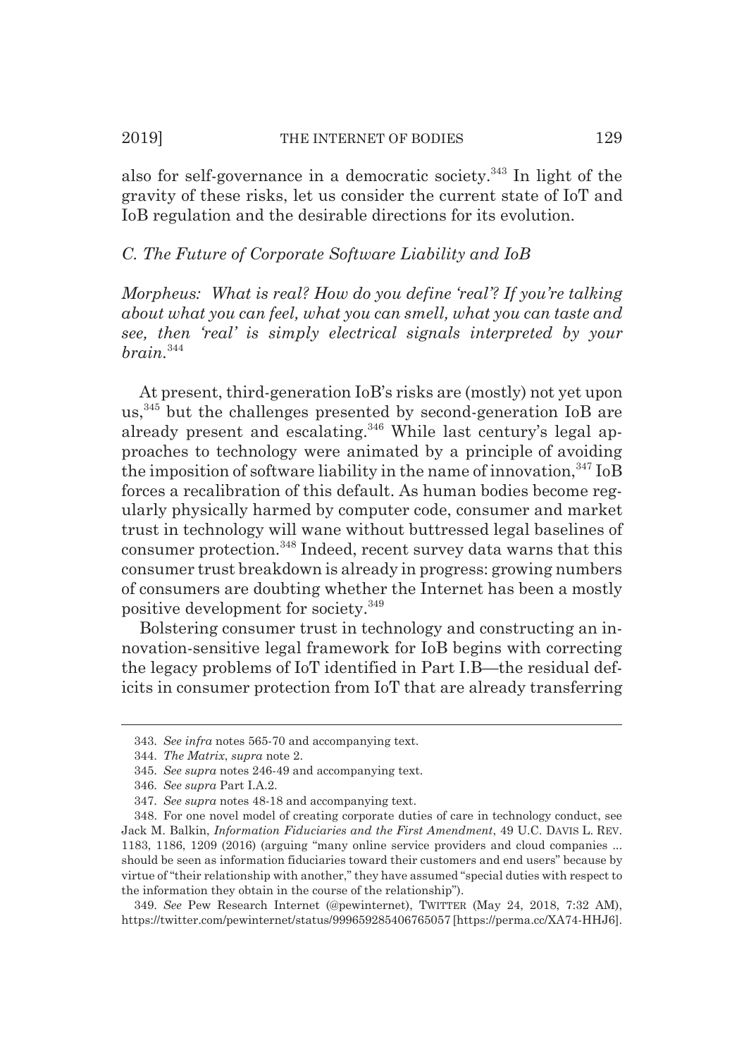also for self-governance in a democratic society.[343] In light of the gravity of these risks, let us consider the current state of IoT and IoB regulation and the desirable directions for its evolution.

### *C. The Future of Corporate Software Liability and IoB*

*Morpheus: What is real? How do you define 'real'? If you're talking about what you can feel, what you can smell, what you can taste and see, then 'real' is simply electrical signals interpreted by your brain.*[344]

At present, third-generation IoB's risks are (mostly) not yet upon us,[345] but the challenges presented by second-generation IoB are already present and escalating.[346] While last century's legal approaches to technology were animated by a principle of avoiding the imposition of software liability in the name of innovation,[347] IoB forces a recalibration of this default. As human bodies become regularly physically harmed by computer code, consumer and market trust in technology will wane without buttressed legal baselines of consumer protection.[348] Indeed, recent survey data warns that this consumer trust breakdown is already in progress: growing numbers of consumers are doubting whether the Internet has been a mostly positive development for society.[349]

Bolstering consumer trust in technology and constructing an innovation-sensitive legal framework for IoB begins with correcting the legacy problems of IoT identified in Part I.B—the residual deficits in consumer protection from IoT that are already transferring

---

343. *See infra* notes 565-70 and accompanying text.

344. *The Matrix*, *supra* note 2.

345. *See supra* notes 246-49 and accompanying text.

346. *See supra* Part I.A.2.

347. *See supra* notes 48-18 and accompanying text.

348. For one novel model of creating corporate duties of care in technology conduct, see Jack M. Balkin, *Information Fiduciaries and the First Amendment*, 49 U.C. DAVIS L. REV. 1183, 1186, 1209 (2016) (arguing "many online service providers and cloud companies ... should be seen as information fiduciaries toward their customers and end users" because by virtue of "their relationship with another," they have assumed "special duties with respect to the information they obtain in the course of the relationship").

349. *See* Pew Research Internet (@pewinternet), TWITTER (May 24, 2018, 7:32 AM), https://twitter.com/pewinternet/status/999659285406765057 [https://perma.cc/XA74-HHJ6].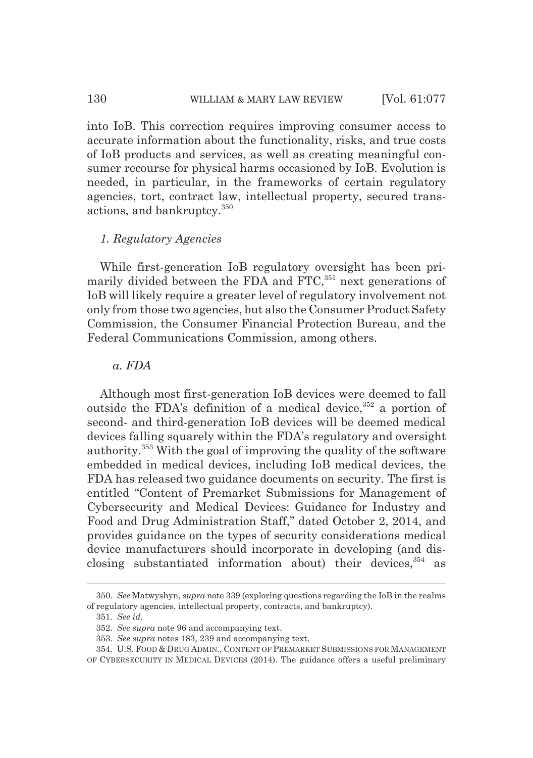into IoB. This correction requires improving consumer access to accurate information about the functionality, risks, and true costs of IoB products and services, as well as creating meaningful consumer recourse for physical harms occasioned by IoB. Evolution is needed, in particular, in the frameworks of certain regulatory agencies, tort, contract law, intellectual property, secured transactions, and bankruptcy.[350]

### *1. Regulatory Agencies*

While first-generation IoB regulatory oversight has been primarily divided between the FDA and FTC,[351] next generations of IoB will likely require a greater level of regulatory involvement not only from those two agencies, but also the Consumer Product Safety Commission, the Consumer Financial Protection Bureau, and the Federal Communications Commission, among others.

#### *a. FDA*

Although most first-generation IoB devices were deemed to fall outside the FDA's definition of a medical device,[352] a portion of second- and third-generation IoB devices will be deemed medical devices falling squarely within the FDA's regulatory and oversight authority.[353] With the goal of improving the quality of the software embedded in medical devices, including IoB medical devices, the FDA has released two guidance documents on security. The first is entitled "Content of Premarket Submissions for Management of Cybersecurity and Medical Devices: Guidance for Industry and Food and Drug Administration Staff," dated October 2, 2014, and provides guidance on the types of security considerations medical device manufacturers should incorporate in developing (and disclosing substantiated information about) their devices,[354] as

---

350. *See* Matwyshyn, *supra* note 339 (exploring questions regarding the IoB in the realms of regulatory agencies, intellectual property, contracts, and bankruptcy).

351. *See id.*

352. *See supra* note 96 and accompanying text.

353. *See supra* notes 183, 239 and accompanying text.

354. U.S. FOOD & DRUG ADMIN., CONTENT OF PREMARKET SUBMISSIONS FOR MANAGEMENT OF CYBERSECURITY IN MEDICAL DEVICES (2014). The guidance offers a useful preliminary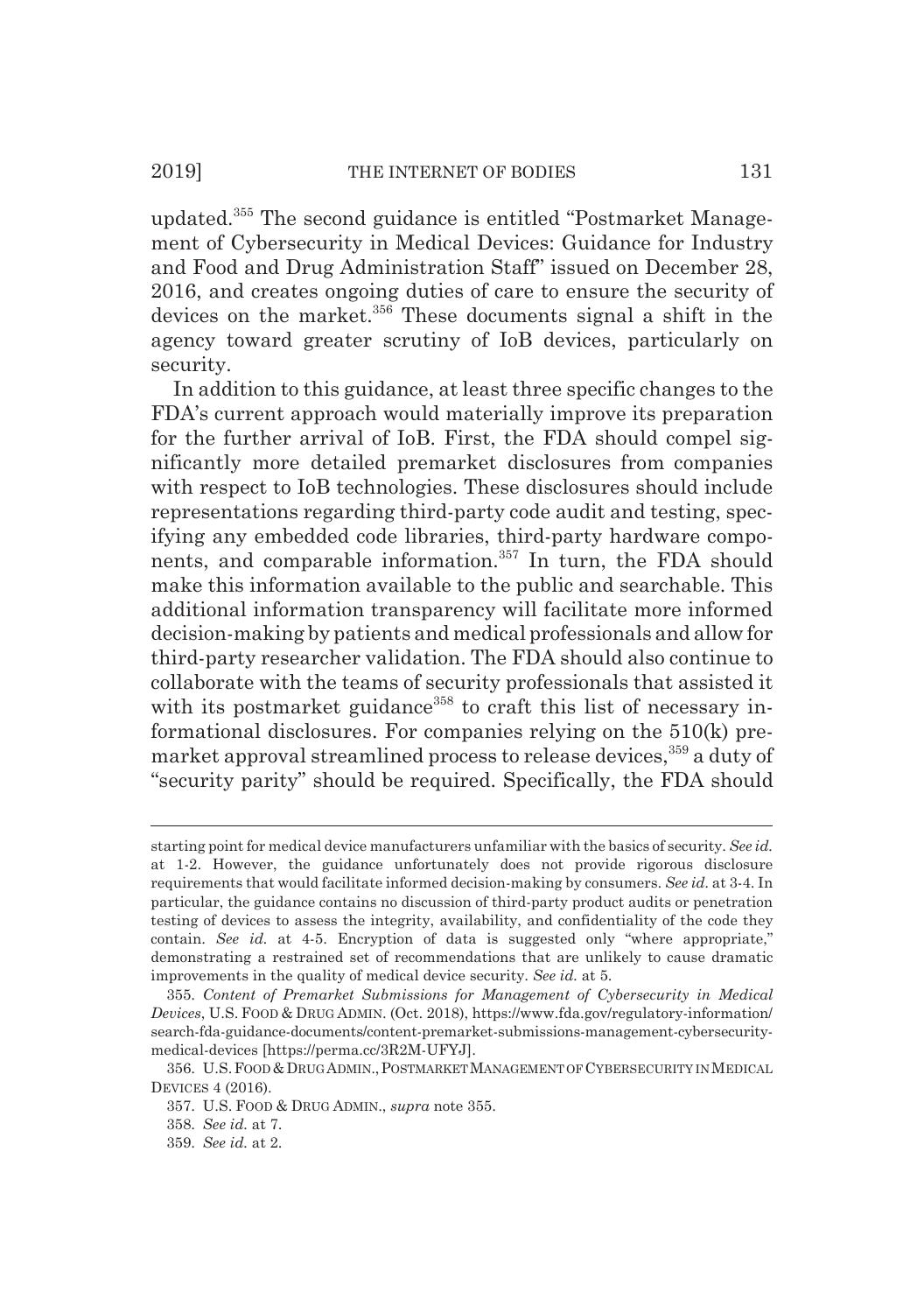updated.[355] The second guidance is entitled "Postmarket Management of Cybersecurity in Medical Devices: Guidance for Industry and Food and Drug Administration Staff" issued on December 28, 2016, and creates ongoing duties of care to ensure the security of devices on the market.[356] These documents signal a shift in the agency toward greater scrutiny of IoB devices, particularly on security.

In addition to this guidance, at least three specific changes to the FDA's current approach would materially improve its preparation for the further arrival of IoB. First, the FDA should compel significantly more detailed premarket disclosures from companies with respect to IoB technologies. These disclosures should include representations regarding third-party code audit and testing, specifying any embedded code libraries, third-party hardware components, and comparable information.[357] In turn, the FDA should make this information available to the public and searchable. This additional information transparency will facilitate more informed decision-making by patients and medical professionals and allow for third-party researcher validation. The FDA should also continue to collaborate with the teams of security professionals that assisted it with its postmarket guidance[358] to craft this list of necessary informational disclosures. For companies relying on the 510(k) premarket approval streamlined process to release devices,[359] a duty of "security parity" should be required. Specifically, the FDA should

---

starting point for medical device manufacturers unfamiliar with the basics of security. *See id.* at 1-2. However, the guidance unfortunately does not provide rigorous disclosure requirements that would facilitate informed decision-making by consumers. *See id.* at 3-4. In particular, the guidance contains no discussion of third-party product audits or penetration testing of devices to assess the integrity, availability, and confidentiality of the code they contain. *See id.* at 4-5. Encryption of data is suggested only "where appropriate," demonstrating a restrained set of recommendations that are unlikely to cause dramatic improvements in the quality of medical device security. *See id.* at 5.

355. *Content of Premarket Submissions for Management of Cybersecurity in Medical Devices*, U.S. FOOD & DRUG ADMIN. (Oct. 2018), https://www.fda.gov/regulatory-information/search-fda-guidance-documents/content-premarket-submissions-management-cybersecurity-medical-devices [https://perma.cc/3R2M-UFYJ].

356. U.S. FOOD & DRUG ADMIN., POSTMARKET MANAGEMENT OF CYBERSECURITY IN MEDICAL DEVICES 4 (2016).

357. U.S. FOOD & DRUG ADMIN., *supra* note 355.

358. *See id.* at 7.

359. *See id.* at 2.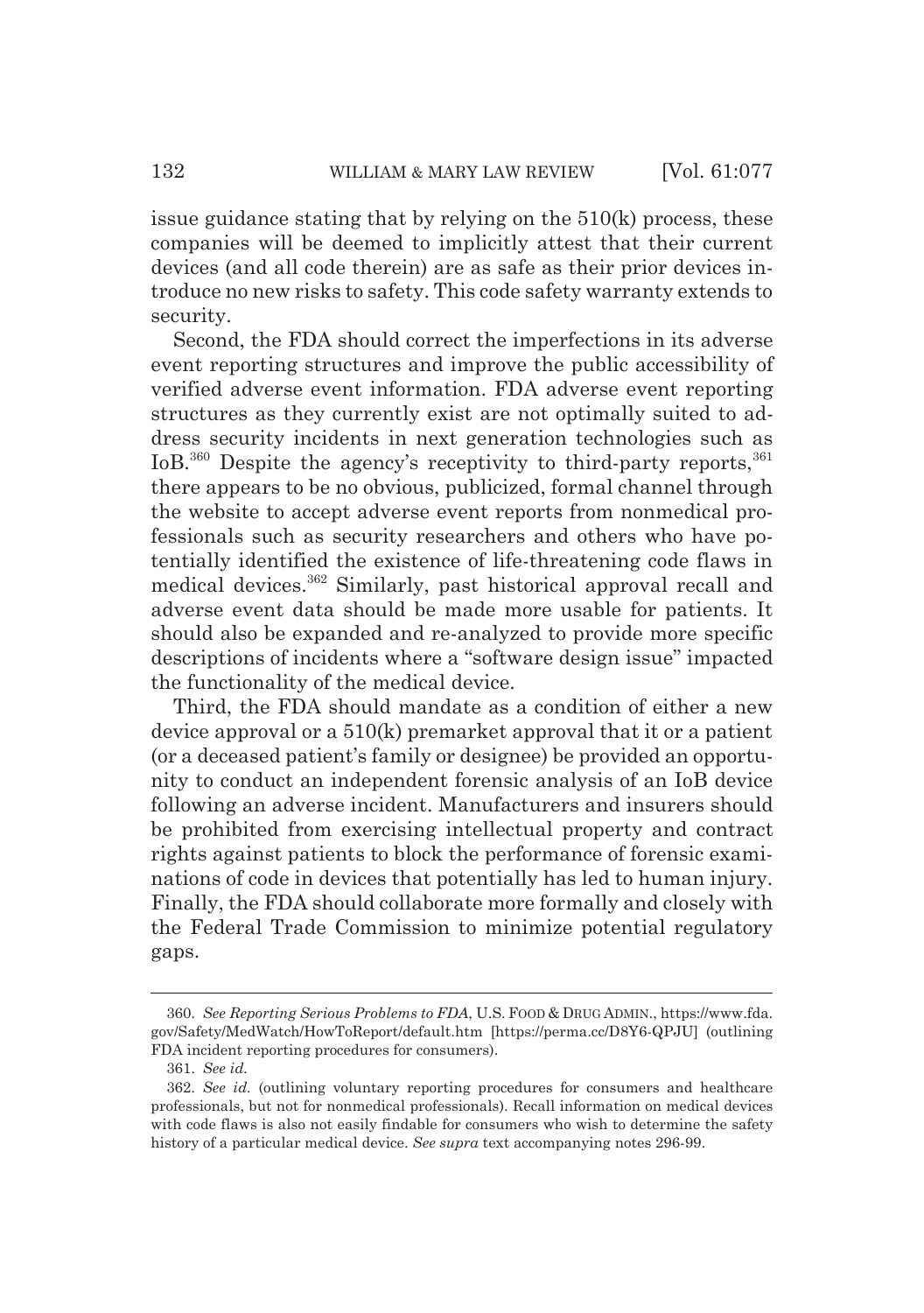issue guidance stating that by relying on the 510(k) process, these companies will be deemed to implicitly attest that their current devices (and all code therein) are as safe as their prior devices introduce no new risks to safety. This code safety warranty extends to security.

Second, the FDA should correct the imperfections in its adverse event reporting structures and improve the public accessibility of verified adverse event information. FDA adverse event reporting structures as they currently exist are not optimally suited to address security incidents in next generation technologies such as IoB.[360] Despite the agency's receptivity to third-party reports,[361] there appears to be no obvious, publicized, formal channel through the website to accept adverse event reports from nonmedical professionals such as security researchers and others who have potentially identified the existence of life-threatening code flaws in medical devices.[362] Similarly, past historical approval recall and adverse event data should be made more usable for patients. It should also be expanded and re-analyzed to provide more specific descriptions of incidents where a "software design issue" impacted the functionality of the medical device.

Third, the FDA should mandate as a condition of either a new device approval or a 510(k) premarket approval that it or a patient (or a deceased patient's family or designee) be provided an opportunity to conduct an independent forensic analysis of an IoB device following an adverse incident. Manufacturers and insurers should be prohibited from exercising intellectual property and contract rights against patients to block the performance of forensic examinations of code in devices that potentially has led to human injury. Finally, the FDA should collaborate more formally and closely with the Federal Trade Commission to minimize potential regulatory gaps.

---

360. *See Reporting Serious Problems to FDA*, U.S. FOOD & DRUG ADMIN., https://www.fda.gov/Safety/MedWatch/HowToReport/default.htm [https://perma.cc/D8Y6-QPJU] (outlining FDA incident reporting procedures for consumers).

361. *See id.*

362. *See id.* (outlining voluntary reporting procedures for consumers and healthcare professionals, but not for nonmedical professionals). Recall information on medical devices with code flaws is also not easily findable for consumers who wish to determine the safety history of a particular medical device. *See supra* text accompanying notes 296-99.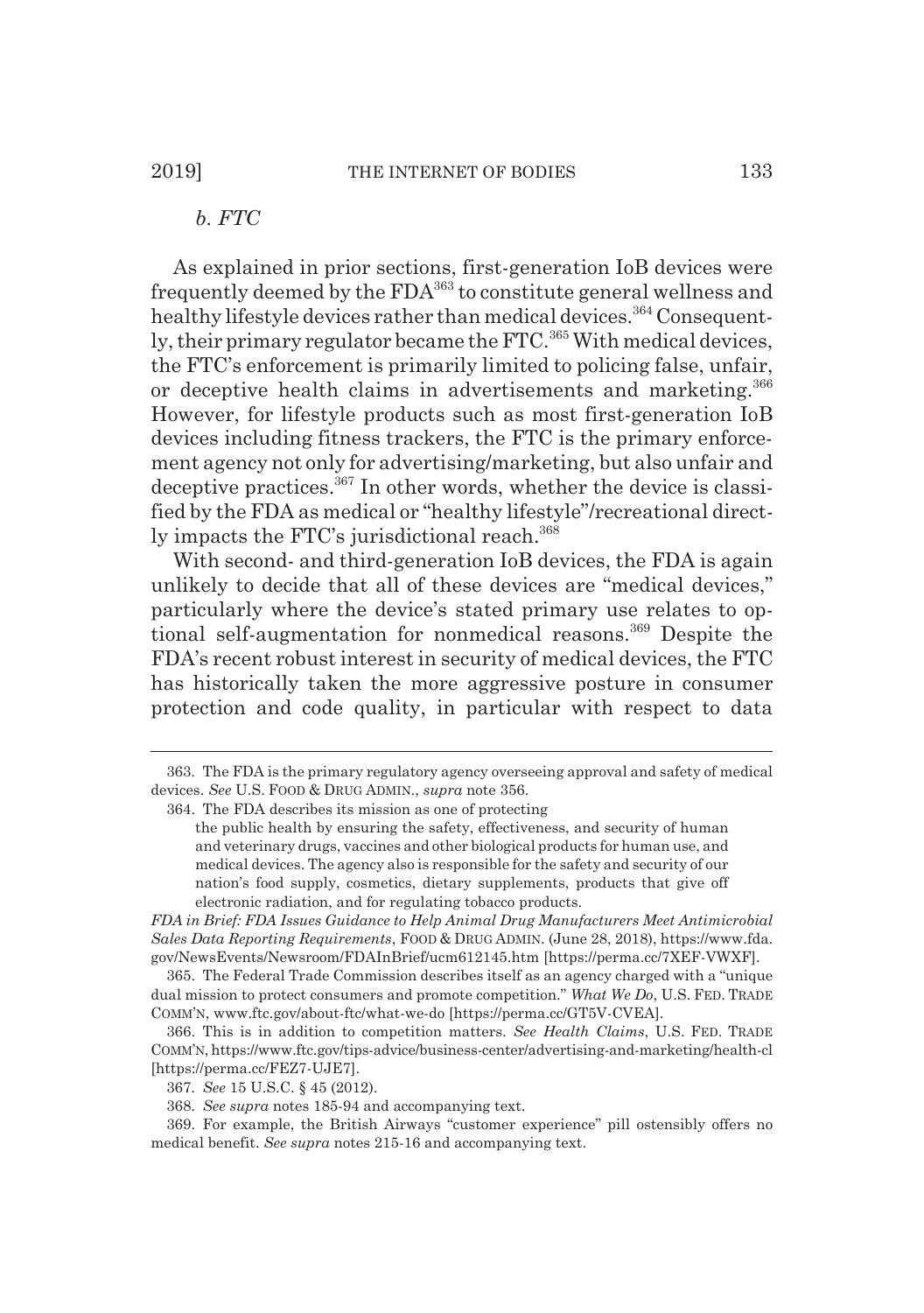*b. FTC*

As explained in prior sections, first-generation IoB devices were frequently deemed by the FDA[363] to constitute general wellness and healthy lifestyle devices rather than medical devices.[364] Consequently, their primary regulator became the FTC.[365] With medical devices, the FTC's enforcement is primarily limited to policing false, unfair, or deceptive health claims in advertisements and marketing.[366] However, for lifestyle products such as most first-generation IoB devices including fitness trackers, the FTC is the primary enforcement agency not only for advertising/marketing, but also unfair and deceptive practices.[367] In other words, whether the device is classified by the FDA as medical or "healthy lifestyle"/recreational directly impacts the FTC's jurisdictional reach.[368]

With second- and third-generation IoB devices, the FDA is again unlikely to decide that all of these devices are "medical devices," particularly where the device's stated primary use relates to optional self-augmentation for nonmedical reasons.[369] Despite the FDA's recent robust interest in security of medical devices, the FTC has historically taken the more aggressive posture in consumer protection and code quality, in particular with respect to data

---

363. The FDA is the primary regulatory agency overseeing approval and safety of medical devices. *See* U.S. FOOD & DRUG ADMIN., *supra* note 356.

364. The FDA describes its mission as one of protecting

> the public health by ensuring the safety, effectiveness, and security of human and veterinary drugs, vaccines and other biological products for human use, and medical devices. The agency also is responsible for the safety and security of our nation's food supply, cosmetics, dietary supplements, products that give off electronic radiation, and for regulating tobacco products.

*FDA in Brief: FDA Issues Guidance to Help Animal Drug Manufacturers Meet Antimicrobial Sales Data Reporting Requirements*, FOOD & DRUG ADMIN. (June 28, 2018), https://www.fda.gov/NewsEvents/Newsroom/FDAInBrief/ucm612145.htm [https://perma.cc/7XEF-VWXF].

365. The Federal Trade Commission describes itself as an agency charged with a "unique dual mission to protect consumers and promote competition." *What We Do*, U.S. FED. TRADE COMM'N, www.ftc.gov/about-ftc/what-we-do [https://perma.cc/GT5V-CVEA].

366. This is in addition to competition matters. *See Health Claims*, U.S. FED. TRADE COMM'N, https://www.ftc.gov/tips-advice/business-center/advertising-and-marketing/health-cl [https://perma.cc/FEZ7-UJE7].

367. *See* 15 U.S.C. § 45 (2012).

368. *See supra* notes 185-94 and accompanying text.

369. For example, the British Airways "customer experience" pill ostensibly offers no medical benefit. *See supra* notes 215-16 and accompanying text.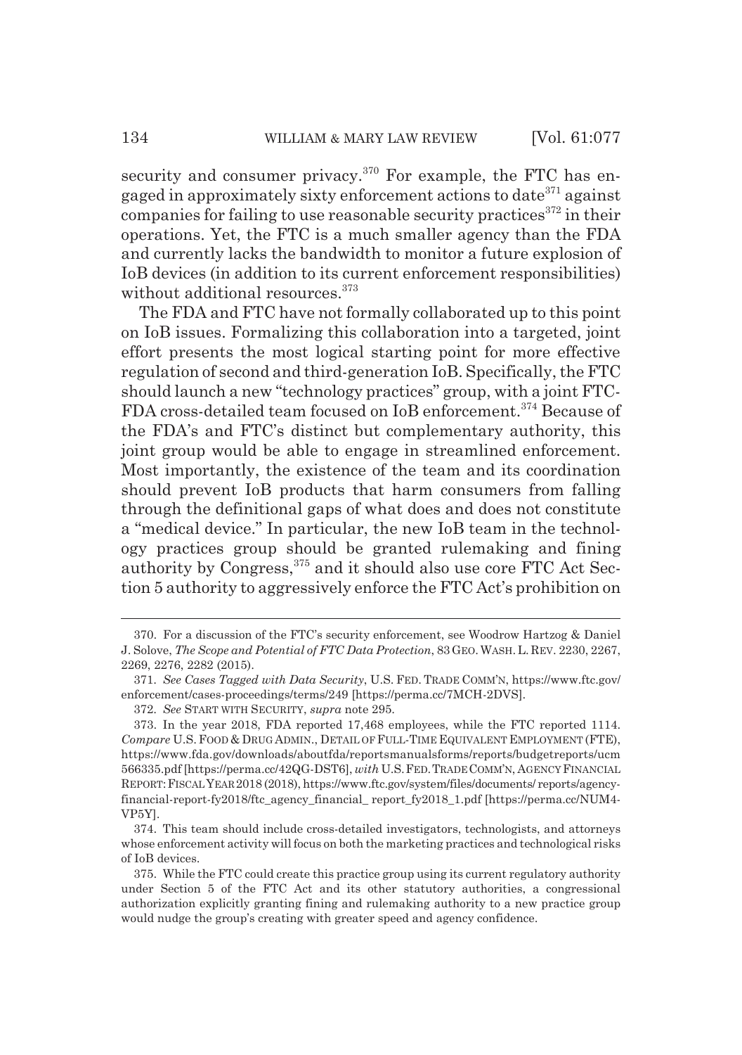security and consumer privacy.[370] For example, the FTC has engaged in approximately sixty enforcement actions to date[371] against companies for failing to use reasonable security practices[372] in their operations. Yet, the FTC is a much smaller agency than the FDA and currently lacks the bandwidth to monitor a future explosion of IoB devices (in addition to its current enforcement responsibilities) without additional resources.[373]

The FDA and FTC have not formally collaborated up to this point on IoB issues. Formalizing this collaboration into a targeted, joint effort presents the most logical starting point for more effective regulation of second and third-generation IoB. Specifically, the FTC should launch a new "technology practices" group, with a joint FTC-FDA cross-detailed team focused on IoB enforcement.[374] Because of the FDA's and FTC's distinct but complementary authority, this joint group would be able to engage in streamlined enforcement. Most importantly, the existence of the team and its coordination should prevent IoB products that harm consumers from falling through the definitional gaps of what does and does not constitute a "medical device." In particular, the new IoB team in the technology practices group should be granted rulemaking and fining authority by Congress,[375] and it should also use core FTC Act Section 5 authority to aggressively enforce the FTC Act's prohibition on

---

370. For a discussion of the FTC's security enforcement, see Woodrow Hartzog & Daniel J. Solove, *The Scope and Potential of FTC Data Protection*, 83 GEO. WASH. L. REV. 2230, 2267, 2269, 2276, 2282 (2015).

371. *See Cases Tagged with Data Security*, U.S. FED. TRADE COMM'N, https://www.ftc.gov/enforcement/cases-proceedings/terms/249 [https://perma.cc/7MCH-2DVS].

372. *See* START WITH SECURITY, *supra* note 295.

373. In the year 2018, FDA reported 17,468 employees, while the FTC reported 1114. *Compare* U.S. FOOD & DRUG ADMIN., DETAIL OF FULL-TIME EQUIVALENT EMPLOYMENT (FTE), https://www.fda.gov/downloads/aboutfda/reportsmanualsforms/reports/budgetreports/ucm566335.pdf [https://perma.cc/42QG-DST6], *with* U.S. FED. TRADE COMM'N, AGENCY FINANCIAL REPORT: FISCAL YEAR 2018 (2018), https://www.ftc.gov/system/files/documents/ reports/agency-financial-report-fy2018/ftc_agency_financial_ report_fy2018_1.pdf [https://perma.cc/NUM4-VP5Y].

374. This team should include cross-detailed investigators, technologists, and attorneys whose enforcement activity will focus on both the marketing practices and technological risks of IoB devices.

375. While the FTC could create this practice group using its current regulatory authority under Section 5 of the FTC Act and its other statutory authorities, a congressional authorization explicitly granting fining and rulemaking authority to a new practice group would nudge the group's creating with greater speed and agency confidence.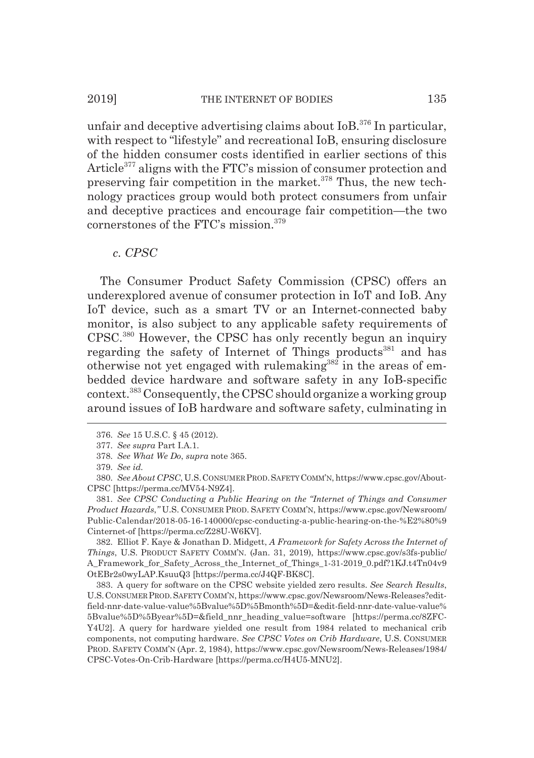unfair and deceptive advertising claims about IoB.[376] In particular, with respect to "lifestyle" and recreational IoB, ensuring disclosure of the hidden consumer costs identified in earlier sections of this Article[377] aligns with the FTC's mission of consumer protection and preserving fair competition in the market.[378] Thus, the new technology practices group would both protect consumers from unfair and deceptive practices and encourage fair competition—the two cornerstones of the FTC's mission.[379]

*c. CPSC*

The Consumer Product Safety Commission (CPSC) offers an underexplored avenue of consumer protection in IoT and IoB. Any IoT device, such as a smart TV or an Internet-connected baby monitor, is also subject to any applicable safety requirements of CPSC.[380] However, the CPSC has only recently begun an inquiry regarding the safety of Internet of Things products[381] and has otherwise not yet engaged with rulemaking[382] in the areas of embedded device hardware and software safety in any IoB-specific context.[383] Consequently, the CPSC should organize a working group around issues of IoB hardware and software safety, culminating in

---

376. *See* 15 U.S.C. § 45 (2012).

377. *See supra* Part I.A.1.

378. *See What We Do*, *supra* note 365.

379. *See id.*

380. *See About CPSC*, U.S. CONSUMER PROD. SAFETY COMM'N, https://www.cpsc.gov/About-CPSC [https://perma.cc/MV54-N9Z4].

381. *See CPSC Conducting a Public Hearing on the "Internet of Things and Consumer Product Hazards*,*"* U.S. CONSUMER PROD. SAFETY COMM'N, https://www.cpsc.gov/Newsroom/Public-Calendar/2018-05-16-140000/cpsc-conducting-a-public-hearing-on-the-%E2%80%9Cinternet-of [https://perma.cc/Z28U-W6KV].

382. Elliot F. Kaye & Jonathan D. Midgett, *A Framework for Safety Across the Internet of Things*, U.S. PRODUCT SAFETY COMM'N. (Jan. 31, 2019), https://www.cpsc.gov/s3fs-public/A_Framework_for_Safety_Across_the_Internet_of_Things_1-31-2019_0.pdf?1KJ.t4Tn04v9OtEBr2s0wyLAP.KsuuQ3 [https://perma.cc/J4QF-BK8C].

383. A query for software on the CPSC website yielded zero results. *See Search Results*, U.S. CONSUMER PROD. SAFETY COMM'N, https://www.cpsc.gov/Newsroom/News-Releases?edit-field-nnr-date-value-value%5Bvalue%5D%5Bmonth%5D=&edit-field-nnr-date-value-value%5Bvalue%5D%5Byear%5D=&field_nnr_heading_value=software [https://perma.cc/8ZFC-Y4U2]. A query for hardware yielded one result from 1984 related to mechanical crib components, not computing hardware. *See CPSC Votes on Crib Hardware*, U.S. CONSUMER PROD. SAFETY COMM'N (Apr. 2, 1984), https://www.cpsc.gov/Newsroom/News-Releases/1984/CPSC-Votes-On-Crib-Hardware [https://perma.cc/H4U5-MNU2].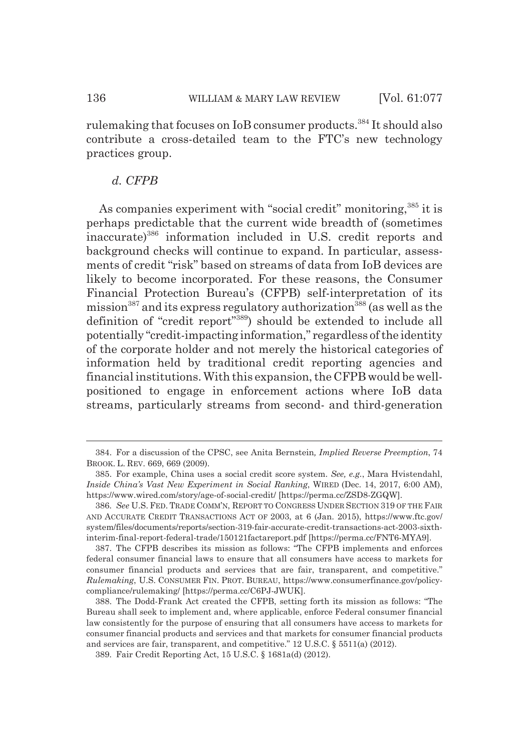rulemaking that focuses on IoB consumer products.[384] It should also contribute a cross-detailed team to the FTC's new technology practices group.

### *d. CFPB*

As companies experiment with "social credit" monitoring,[385] it is perhaps predictable that the current wide breadth of (sometimes inaccurate)[386] information included in U.S. credit reports and background checks will continue to expand. In particular, assessments of credit "risk" based on streams of data from IoB devices are likely to become incorporated. For these reasons, the Consumer Financial Protection Bureau's (CFPB) self-interpretation of its mission[387] and its express regulatory authorization[388] (as well as the definition of "credit report"[389]) should be extended to include all potentially "credit-impacting information," regardless of the identity of the corporate holder and not merely the historical categories of information held by traditional credit reporting agencies and financial institutions. With this expansion, the CFPB would be well-positioned to engage in enforcement actions where IoB data streams, particularly streams from second- and third-generation

---

384. For a discussion of the CPSC, see Anita Bernstein, *Implied Reverse Preemption*, 74 BROOK. L. REV. 669, 669 (2009).

385. For example, China uses a social credit score system. *See, e.g.*, Mara Hvistendahl, *Inside China's Vast New Experiment in Social Ranking*, WIRED (Dec. 14, 2017, 6:00 AM), https://www.wired.com/story/age-of-social-credit/ [https://perma.cc/ZSD8-ZGQW].

386. *See* U.S. FED. TRADE COMM'N, REPORT TO CONGRESS UNDER SECTION 319 OF THE FAIR AND ACCURATE CREDIT TRANSACTIONS ACT OF 2003, at 6 (Jan. 2015), https://www.ftc.gov/system/files/documents/reports/section-319-fair-accurate-credit-transactions-act-2003-sixth-interim-final-report-federal-trade/150121factareport.pdf [https://perma.cc/FNT6-MYA9].

387. The CFPB describes its mission as follows: "The CFPB implements and enforces federal consumer financial laws to ensure that all consumers have access to markets for consumer financial products and services that are fair, transparent, and competitive." *Rulemaking*, U.S. CONSUMER FIN. PROT. BUREAU, https://www.consumerfinance.gov/policy-compliance/rulemaking/ [https://perma.cc/C6PJ-JWUK].

388. The Dodd-Frank Act created the CFPB, setting forth its mission as follows: "The Bureau shall seek to implement and, where applicable, enforce Federal consumer financial law consistently for the purpose of ensuring that all consumers have access to markets for consumer financial products and services and that markets for consumer financial products and services are fair, transparent, and competitive." 12 U.S.C. § 5511(a) (2012).

389. Fair Credit Reporting Act, 15 U.S.C. § 1681a(d) (2012).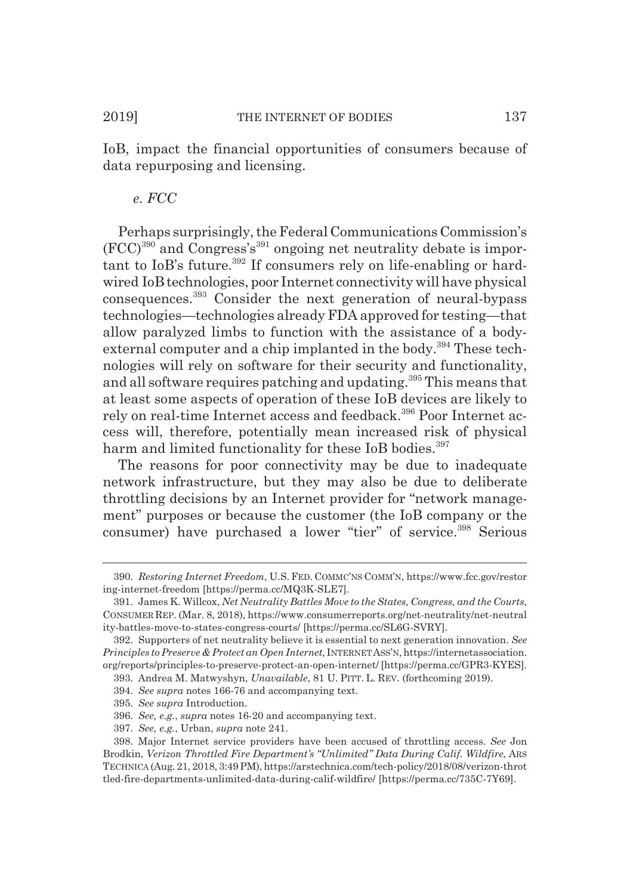IoB, impact the financial opportunities of consumers because of data repurposing and licensing.

*e. FCC*

Perhaps surprisingly, the Federal Communications Commission's (FCC)[390] and Congress's[391] ongoing net neutrality debate is important to IoB's future.[392] If consumers rely on life-enabling or hardwired IoB technologies, poor Internet connectivity will have physical consequences.[393] Consider the next generation of neural-bypass technologies—technologies already FDA approved for testing—that allow paralyzed limbs to function with the assistance of a body-external computer and a chip implanted in the body.[394] These technologies will rely on software for their security and functionality, and all software requires patching and updating.[395] This means that at least some aspects of operation of these IoB devices are likely to rely on real-time Internet access and feedback.[396] Poor Internet access will, therefore, potentially mean increased risk of physical harm and limited functionality for these IoB bodies.[397]

The reasons for poor connectivity may be due to inadequate network infrastructure, but they may also be due to deliberate throttling decisions by an Internet provider for "network management" purposes or because the customer (the IoB company or the consumer) have purchased a lower "tier" of service.[398] Serious

---

390. *Restoring Internet Freedom*, U.S. FED. COMMC'NS COMM'N, https://www.fcc.gov/restoring-internet-freedom [https://perma.cc/MQ3K-SLE7].

391. James K. Willcox, *Net Neutrality Battles Move to the States, Congress, and the Courts*, CONSUMER REP. (Mar. 8, 2018), https://www.consumerreports.org/net-neutrality/net-neutrality-battles-move-to-states-congress-courts/ [https://perma.cc/SL6G-SVRY].

392. Supporters of net neutrality believe it is essential to next generation innovation. *See Principles to Preserve & Protect an Open Internet*, INTERNET ASS'N, https://internetassociation.org/reports/principles-to-preserve-protect-an-open-internet/ [https://perma.cc/GPR3-KYES].

393. Andrea M. Matwyshyn, *Unavailable*, 81 U. PITT. L. REV. (forthcoming 2019).

394. *See supra* notes 166-76 and accompanying text.

395. *See supra* Introduction.

396. *See, e.g.*, *supra* notes 16-20 and accompanying text.

397. *See, e.g.*, Urban, *supra* note 241.

398. Major Internet service providers have been accused of throttling access. *See* Jon Brodkin, *Verizon Throttled Fire Department's "Unlimited" Data During Calif. Wildfire*, ARS TECHNICA (Aug. 21, 2018, 3:49 PM), https://arstechnica.com/tech-policy/2018/08/verizon-throttled-fire-departments-unlimited-data-during-calif-wildfire/ [https://perma.cc/735C-7Y69].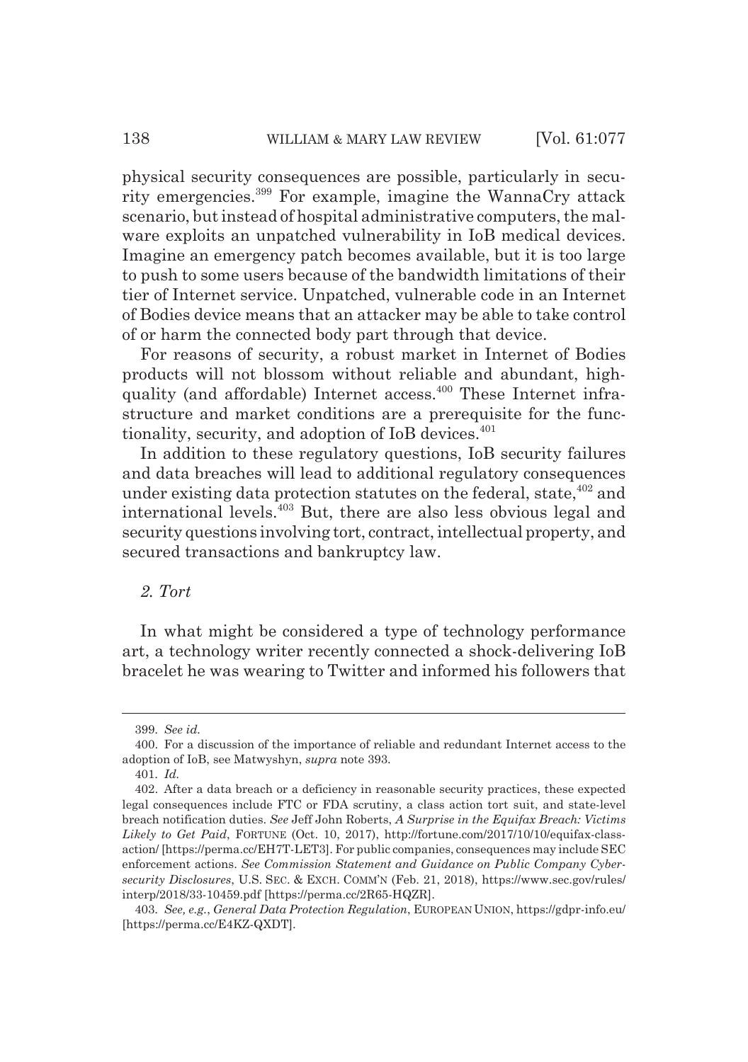physical security consequences are possible, particularly in security emergencies.[399] For example, imagine the WannaCry attack scenario, but instead of hospital administrative computers, the malware exploits an unpatched vulnerability in IoB medical devices. Imagine an emergency patch becomes available, but it is too large to push to some users because of the bandwidth limitations of their tier of Internet service. Unpatched, vulnerable code in an Internet of Bodies device means that an attacker may be able to take control of or harm the connected body part through that device.

For reasons of security, a robust market in Internet of Bodies products will not blossom without reliable and abundant, high-quality (and affordable) Internet access.[400] These Internet infrastructure and market conditions are a prerequisite for the functionality, security, and adoption of IoB devices.[401]

In addition to these regulatory questions, IoB security failures and data breaches will lead to additional regulatory consequences under existing data protection statutes on the federal, state,[402] and international levels.[403] But, there are also less obvious legal and security questions involving tort, contract, intellectual property, and secured transactions and bankruptcy law.

### *2. Tort*

In what might be considered a type of technology performance art, a technology writer recently connected a shock-delivering IoB bracelet he was wearing to Twitter and informed his followers that

---

399. *See id.*

400. For a discussion of the importance of reliable and redundant Internet access to the adoption of IoB, see Matwyshyn, *supra* note 393.

401. *Id.*

402. After a data breach or a deficiency in reasonable security practices, these expected legal consequences include FTC or FDA scrutiny, a class action tort suit, and state-level breach notification duties. *See* Jeff John Roberts, *A Surprise in the Equifax Breach: Victims Likely to Get Paid*, FORTUNE (Oct. 10, 2017), http://fortune.com/2017/10/10/equifax-class-action/ [https://perma.cc/EH7T-LET3]. For public companies, consequences may include SEC enforcement actions. *See Commission Statement and Guidance on Public Company Cybersecurity Disclosures*, U.S. SEC. & EXCH. COMM'N (Feb. 21, 2018), https://www.sec.gov/rules/interp/2018/33-10459.pdf [https://perma.cc/2R65-HQZR].

403. *See, e.g.*, *General Data Protection Regulation*, EUROPEAN UNION, https://gdpr-info.eu/ [https://perma.cc/E4KZ-QXDT].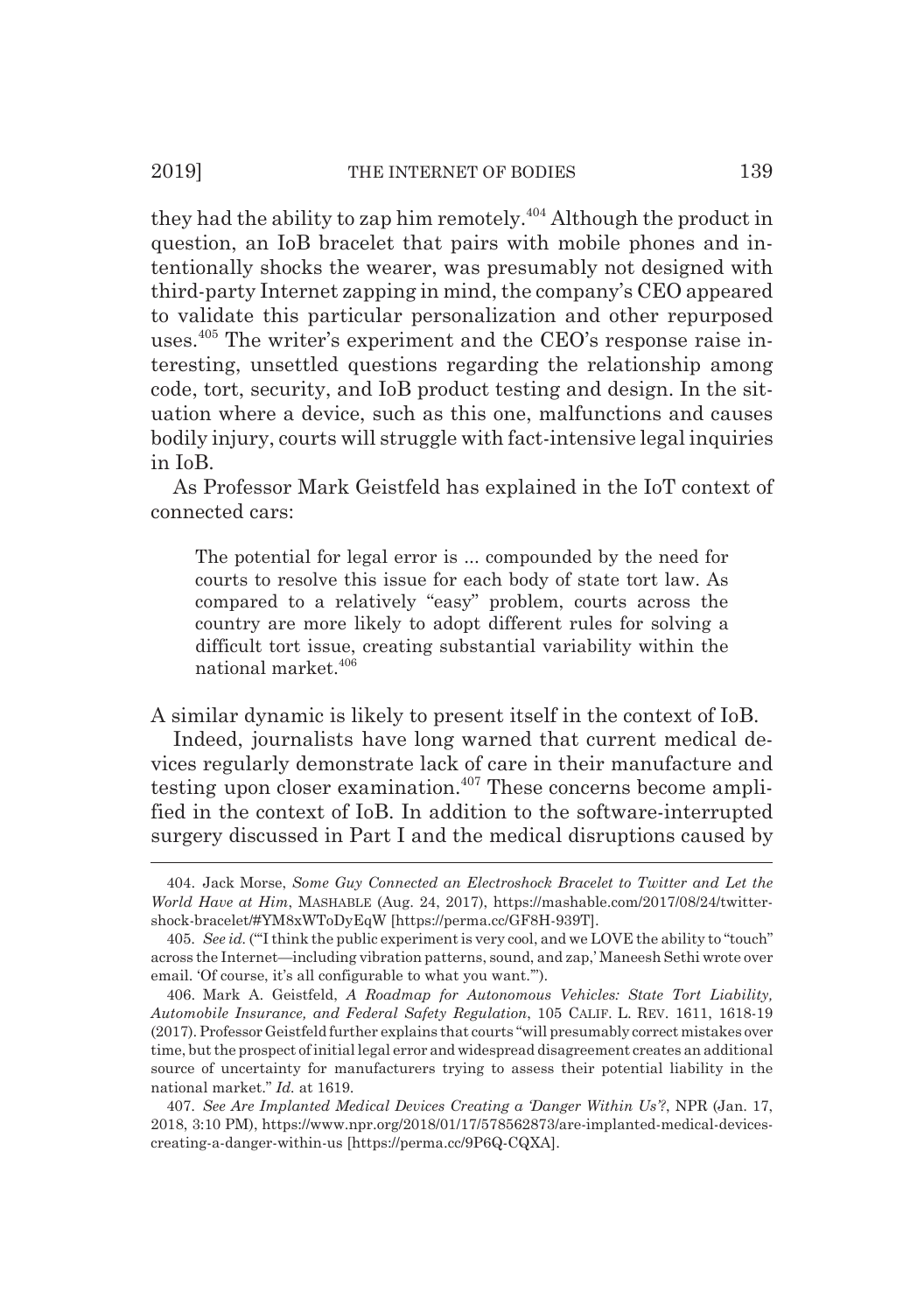they had the ability to zap him remotely.[404] Although the product in question, an IoB bracelet that pairs with mobile phones and intentionally shocks the wearer, was presumably not designed with third-party Internet zapping in mind, the company's CEO appeared to validate this particular personalization and other repurposed uses.[405] The writer's experiment and the CEO's response raise interesting, unsettled questions regarding the relationship among code, tort, security, and IoB product testing and design. In the situation where a device, such as this one, malfunctions and causes bodily injury, courts will struggle with fact-intensive legal inquiries in IoB.

As Professor Mark Geistfeld has explained in the IoT context of connected cars:

> The potential for legal error is ... compounded by the need for courts to resolve this issue for each body of state tort law. As compared to a relatively "easy" problem, courts across the country are more likely to adopt different rules for solving a difficult tort issue, creating substantial variability within the national market.[406]

A similar dynamic is likely to present itself in the context of IoB.

Indeed, journalists have long warned that current medical devices regularly demonstrate lack of care in their manufacture and testing upon closer examination.[407] These concerns become amplified in the context of IoB. In addition to the software-interrupted surgery discussed in Part I and the medical disruptions caused by

---

404. Jack Morse, *Some Guy Connected an Electroshock Bracelet to Twitter and Let the World Have at Him*, MASHABLE (Aug. 24, 2017), https://mashable.com/2017/08/24/twitter-shock-bracelet/#YM8xWToDyEqW [https://perma.cc/GF8H-939T].

405. *See id.* ("'I think the public experiment is very cool, and we LOVE the ability to "touch" across the Internet—including vibration patterns, sound, and zap,' Maneesh Sethi wrote over email. 'Of course, it's all configurable to what you want.'").

406. Mark A. Geistfeld, *A Roadmap for Autonomous Vehicles: State Tort Liability, Automobile Insurance, and Federal Safety Regulation*, 105 CALIF. L. REV. 1611, 1618-19 (2017). Professor Geistfeld further explains that courts "will presumably correct mistakes over time, but the prospect of initial legal error and widespread disagreement creates an additional source of uncertainty for manufacturers trying to assess their potential liability in the national market." *Id.* at 1619.

407. *See Are Implanted Medical Devices Creating a 'Danger Within Us'?*, NPR (Jan. 17, 2018, 3:10 PM), https://www.npr.org/2018/01/17/578562873/are-implanted-medical-devices-creating-a-danger-within-us [https://perma.cc/9P6Q-CQXA].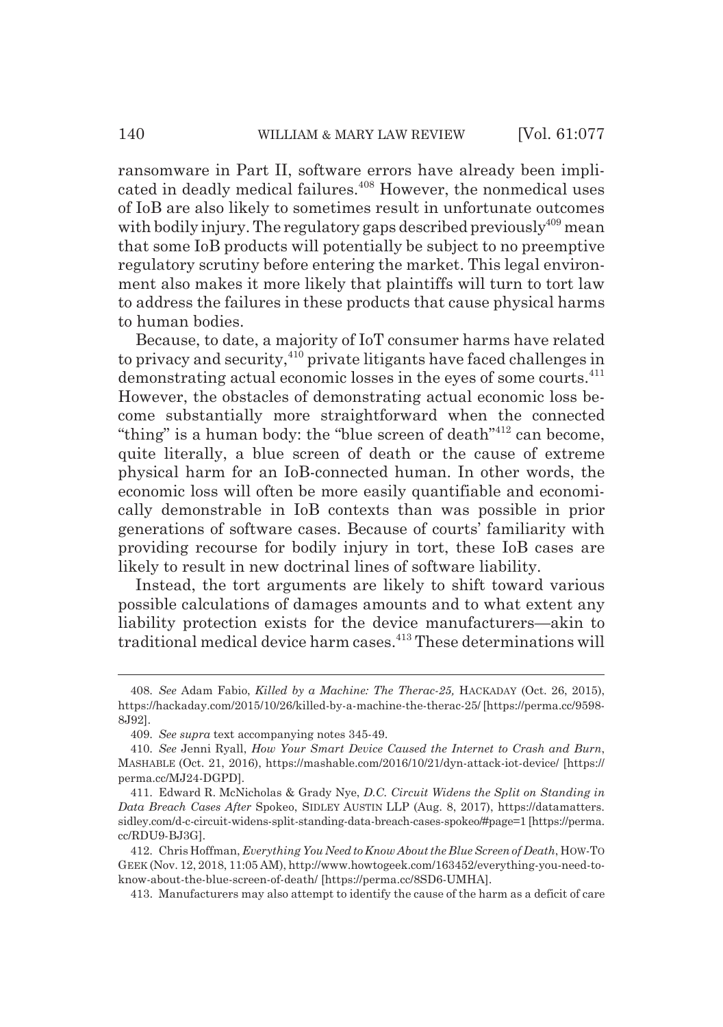ransomware in Part II, software errors have already been implicated in deadly medical failures.[408] However, the nonmedical uses of IoB are also likely to sometimes result in unfortunate outcomes with bodily injury. The regulatory gaps described previously[409] mean that some IoB products will potentially be subject to no preemptive regulatory scrutiny before entering the market. This legal environment also makes it more likely that plaintiffs will turn to tort law to address the failures in these products that cause physical harms to human bodies.

Because, to date, a majority of IoT consumer harms have related to privacy and security,[410] private litigants have faced challenges in demonstrating actual economic losses in the eyes of some courts.[411] However, the obstacles of demonstrating actual economic loss become substantially more straightforward when the connected "thing" is a human body: the "blue screen of death"[412] can become, quite literally, a blue screen of death or the cause of extreme physical harm for an IoB-connected human. In other words, the economic loss will often be more easily quantifiable and economically demonstrable in IoB contexts than was possible in prior generations of software cases. Because of courts' familiarity with providing recourse for bodily injury in tort, these IoB cases are likely to result in new doctrinal lines of software liability.

Instead, the tort arguments are likely to shift toward various possible calculations of damages amounts and to what extent any liability protection exists for the device manufacturers—akin to traditional medical device harm cases.[413] These determinations will

---

408. *See* Adam Fabio, *Killed by a Machine: The Therac-25,* HACKADAY (Oct. 26, 2015), https://hackaday.com/2015/10/26/killed-by-a-machine-the-therac-25/ [https://perma.cc/9598-8J92].

409. *See supra* text accompanying notes 345-49.

410. *See* Jenni Ryall, *How Your Smart Device Caused the Internet to Crash and Burn*, MASHABLE (Oct. 21, 2016), https://mashable.com/2016/10/21/dyn-attack-iot-device/ [https://perma.cc/MJ24-DGPD].

411. Edward R. McNicholas & Grady Nye, *D.C. Circuit Widens the Split on Standing in Data Breach Cases After* Spokeo, SIDLEY AUSTIN LLP (Aug. 8, 2017), https://datamatters.sidley.com/d-c-circuit-widens-split-standing-data-breach-cases-spokeo/#page=1 [https://perma.cc/RDU9-BJ3G].

412. Chris Hoffman, *Everything You Need to Know About the Blue Screen of Death*, HOW-TO GEEK (Nov. 12, 2018, 11:05 AM), http://www.howtogeek.com/163452/everything-you-need-to-know-about-the-blue-screen-of-death/ [https://perma.cc/8SD6-UMHA].

413. Manufacturers may also attempt to identify the cause of the harm as a deficit of care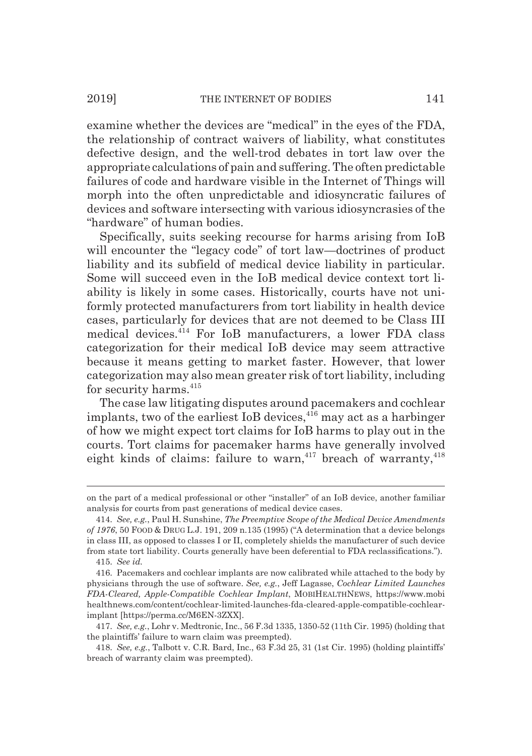examine whether the devices are "medical" in the eyes of the FDA, the relationship of contract waivers of liability, what constitutes defective design, and the well-trod debates in tort law over the appropriate calculations of pain and suffering. The often predictable failures of code and hardware visible in the Internet of Things will morph into the often unpredictable and idiosyncratic failures of devices and software intersecting with various idiosyncrasies of the "hardware" of human bodies.

Specifically, suits seeking recourse for harms arising from IoB will encounter the "legacy code" of tort law—doctrines of product liability and its subfield of medical device liability in particular. Some will succeed even in the IoB medical device context tort liability is likely in some cases. Historically, courts have not uniformly protected manufacturers from tort liability in health device cases, particularly for devices that are not deemed to be Class III medical devices.[414] For IoB manufacturers, a lower FDA class categorization for their medical IoB device may seem attractive because it means getting to market faster. However, that lower categorization may also mean greater risk of tort liability, including for security harms.[415]

The case law litigating disputes around pacemakers and cochlear implants, two of the earliest IoB devices,[416] may act as a harbinger of how we might expect tort claims for IoB harms to play out in the courts. Tort claims for pacemaker harms have generally involved eight kinds of claims: failure to warn,[417] breach of warranty,[418]

---

on the part of a medical professional or other "installer" of an IoB device, another familiar analysis for courts from past generations of medical device cases.

414. *See, e.g.*, Paul H. Sunshine, *The Preemptive Scope of the Medical Device Amendments of 1976*, 50 FOOD & DRUG L.J. 191, 209 n.135 (1995) ("A determination that a device belongs in class III, as opposed to classes I or II, completely shields the manufacturer of such device from state tort liability. Courts generally have been deferential to FDA reclassifications.").

415. *See id.*

416. Pacemakers and cochlear implants are now calibrated while attached to the body by physicians through the use of software. *See, e.g.*, Jeff Lagasse, *Cochlear Limited Launches FDA-Cleared, Apple-Compatible Cochlear Implant*, MOBIHEALTHNEWS, https://www.mobihealthnews.com/content/cochlear-limited-launches-fda-cleared-apple-compatible-cochlear-implant [https://perma.cc/M6EN-3ZXX].

417. *See, e.g.*, Lohr v. Medtronic, Inc., 56 F.3d 1335, 1350-52 (11th Cir. 1995) (holding that the plaintiffs' failure to warn claim was preempted).

418. *See, e.g.*, Talbott v. C.R. Bard, Inc., 63 F.3d 25, 31 (1st Cir. 1995) (holding plaintiffs' breach of warranty claim was preempted).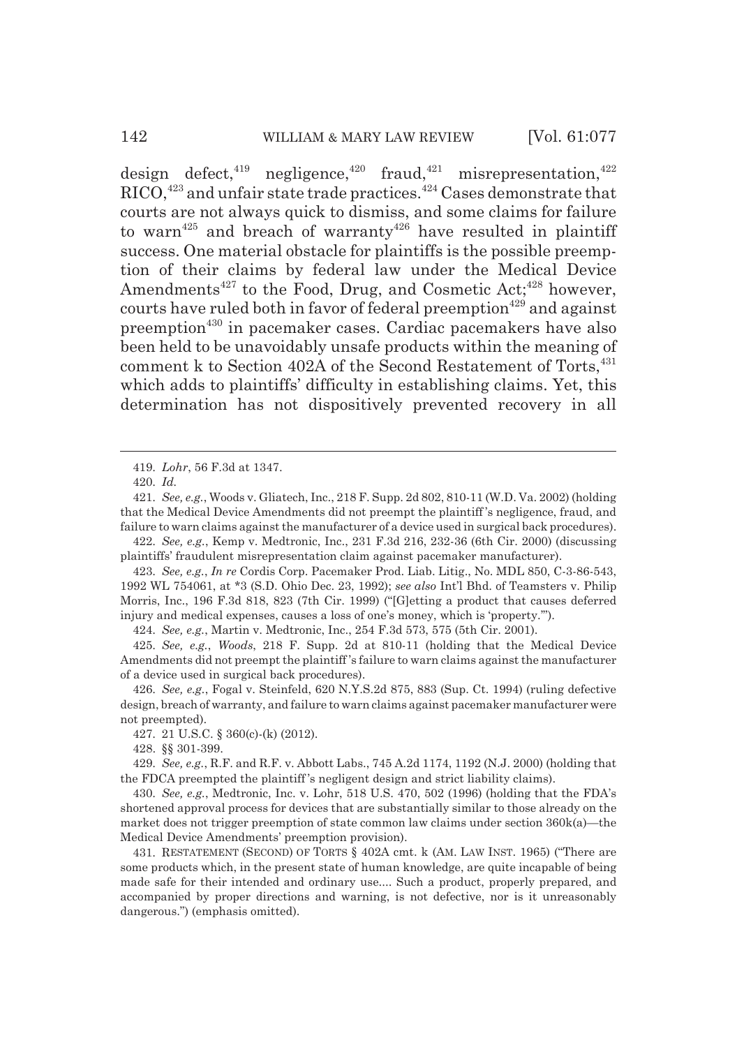design defect,[419] negligence,[420] fraud,[421] misrepresentation,[422] RICO,[423] and unfair state trade practices.[424] Cases demonstrate that courts are not always quick to dismiss, and some claims for failure to warn[425] and breach of warranty[426] have resulted in plaintiff success. One material obstacle for plaintiffs is the possible preemption of their claims by federal law under the Medical Device Amendments[427] to the Food, Drug, and Cosmetic Act;[428] however, courts have ruled both in favor of federal preemption[429] and against preemption[430] in pacemaker cases. Cardiac pacemakers have also been held to be unavoidably unsafe products within the meaning of comment k to Section 402A of the Second Restatement of Torts,[431] which adds to plaintiffs' difficulty in establishing claims. Yet, this determination has not dispositively prevented recovery in all

419. *Lohr*, 56 F.3d at 1347.

420. *Id.*

421. *See, e.g.*, Woods v. Gliatech, Inc., 218 F. Supp. 2d 802, 810-11 (W.D. Va. 2002) (holding that the Medical Device Amendments did not preempt the plaintiff's negligence, fraud, and failure to warn claims against the manufacturer of a device used in surgical back procedures).

422. *See, e.g.*, Kemp v. Medtronic, Inc., 231 F.3d 216, 232-36 (6th Cir. 2000) (discussing plaintiffs' fraudulent misrepresentation claim against pacemaker manufacturer).

423. *See, e.g.*, *In re* Cordis Corp. Pacemaker Prod. Liab. Litig., No. MDL 850, C-3-86-543, 1992 WL 754061, at *3 (S.D. Ohio Dec. 23, 1992); *see also* Int'l Bhd. of Teamsters v. Philip Morris, Inc., 196 F.3d 818, 823 (7th Cir. 1999) ("[G]etting a product that causes deferred injury and medical expenses, causes a loss of one's money, which is 'property.'").

424. *See, e.g.*, Martin v. Medtronic, Inc., 254 F.3d 573, 575 (5th Cir. 2001).

425. *See, e.g.*, *Woods*, 218 F. Supp. 2d at 810-11 (holding that the Medical Device Amendments did not preempt the plaintiff's failure to warn claims against the manufacturer of a device used in surgical back procedures).

426. *See, e.g.*, Fogal v. Steinfeld, 620 N.Y.S.2d 875, 883 (Sup. Ct. 1994) (ruling defective design, breach of warranty, and failure to warn claims against pacemaker manufacturer were not preempted).

427. 21 U.S.C. § 360(c)-(k) (2012).

428. §§ 301-399.

429. *See, e.g.*, R.F. and R.F. v. Abbott Labs., 745 A.2d 1174, 1192 (N.J. 2000) (holding that the FDCA preempted the plaintiff's negligent design and strict liability claims).

430. *See, e.g.*, Medtronic, Inc. v. Lohr, 518 U.S. 470, 502 (1996) (holding that the FDA's shortened approval process for devices that are substantially similar to those already on the market does not trigger preemption of state common law claims under section 360k(a)—the Medical Device Amendments' preemption provision).

431. RESTATEMENT (SECOND) OF TORTS § 402A cmt. k (AM. LAW INST. 1965) ("There are some products which, in the present state of human knowledge, are quite incapable of being made safe for their intended and ordinary use.... Such a product, properly prepared, and accompanied by proper directions and warning, is not defective, nor is it unreasonably dangerous.") (emphasis omitted).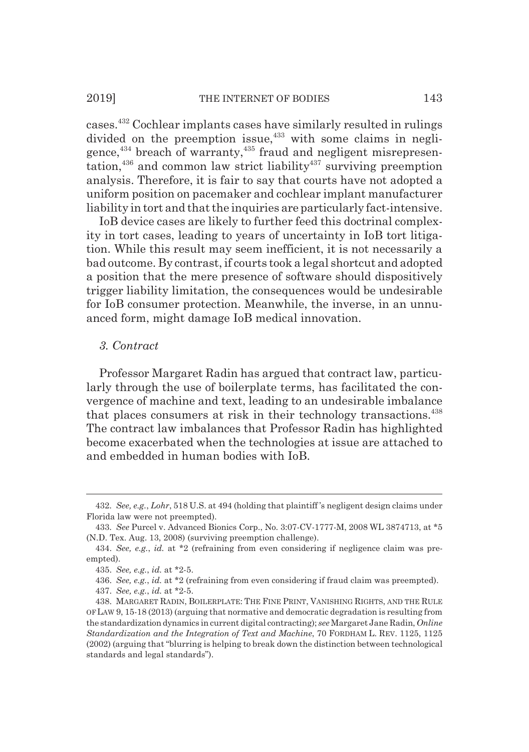cases.[432] Cochlear implants cases have similarly resulted in rulings divided on the preemption issue,[433] with some claims in negligence,[434] breach of warranty,[435] fraud and negligent misrepresentation,[436] and common law strict liability[437] surviving preemption analysis. Therefore, it is fair to say that courts have not adopted a uniform position on pacemaker and cochlear implant manufacturer liability in tort and that the inquiries are particularly fact-intensive.

IoB device cases are likely to further feed this doctrinal complexity in tort cases, leading to years of uncertainty in IoB tort litigation. While this result may seem inefficient, it is not necessarily a bad outcome. By contrast, if courts took a legal shortcut and adopted a position that the mere presence of software should dispositively trigger liability limitation, the consequences would be undesirable for IoB consumer protection. Meanwhile, the inverse, in an unnuanced form, might damage IoB medical innovation.

### *3. Contract*

Professor Margaret Radin has argued that contract law, particularly through the use of boilerplate terms, has facilitated the convergence of machine and text, leading to an undesirable imbalance that places consumers at risk in their technology transactions.[438] The contract law imbalances that Professor Radin has highlighted become exacerbated when the technologies at issue are attached to and embedded in human bodies with IoB.

---

432. *See, e.g.*, *Lohr*, 518 U.S. at 494 (holding that plaintiff's negligent design claims under Florida law were not preempted).

433. *See* Purcel v. Advanced Bionics Corp., No. 3:07-CV-1777-M, 2008 WL 3874713, at *5 (N.D. Tex. Aug. 13, 2008) (surviving preemption challenge).

434. *See, e.g.*, *id.* at *2 (refraining from even considering if negligence claim was preempted).

435. *See, e.g.*, *id.* at *2-5.

436. *See, e.g.*, *id.* at *2 (refraining from even considering if fraud claim was preempted).

437. *See, e.g.*, *id.* at *2-5.

438. MARGARET RADIN, BOILERPLATE: THE FINE PRINT, VANISHING RIGHTS, AND THE RULE OF LAW 9, 15-18 (2013) (arguing that normative and democratic degradation is resulting from the standardization dynamics in current digital contracting); *see* Margaret Jane Radin, *Online Standardization and the Integration of Text and Machine*, 70 FORDHAM L. REV. 1125, 1125 (2002) (arguing that "blurring is helping to break down the distinction between technological standards and legal standards").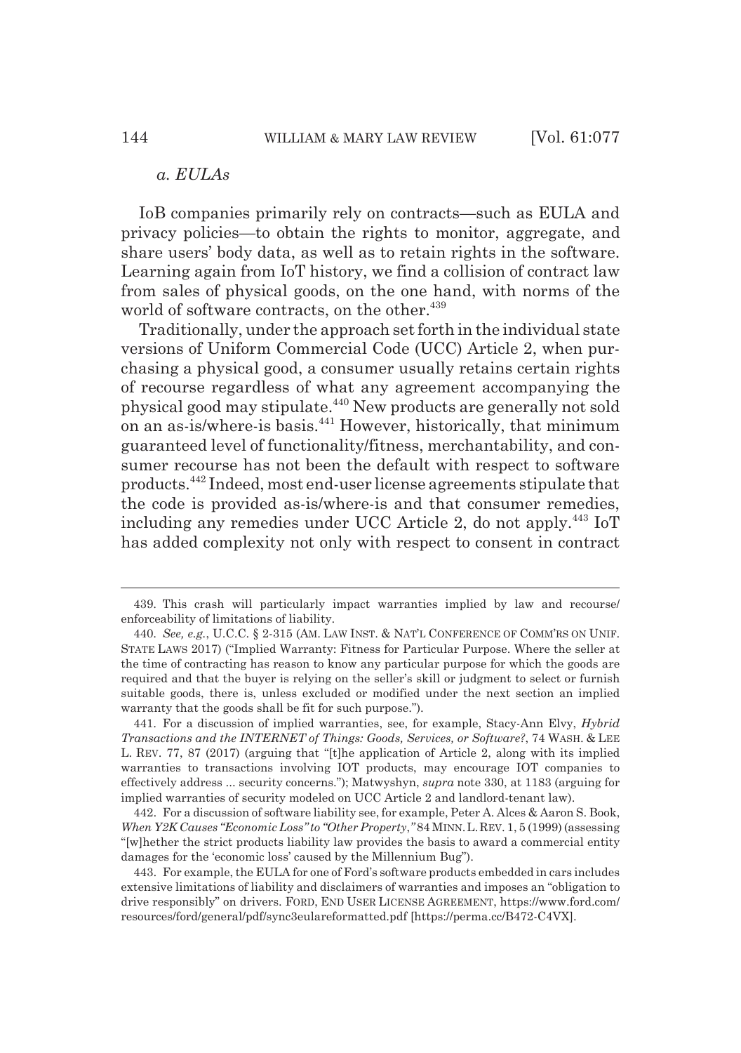*a. EULAs*

IoB companies primarily rely on contracts—such as EULA and privacy policies—to obtain the rights to monitor, aggregate, and share users' body data, as well as to retain rights in the software. Learning again from IoT history, we find a collision of contract law from sales of physical goods, on the one hand, with norms of the world of software contracts, on the other.[439]

Traditionally, under the approach set forth in the individual state versions of Uniform Commercial Code (UCC) Article 2, when purchasing a physical good, a consumer usually retains certain rights of recourse regardless of what any agreement accompanying the physical good may stipulate.[440] New products are generally not sold on an as-is/where-is basis.[441] However, historically, that minimum guaranteed level of functionality/fitness, merchantability, and consumer recourse has not been the default with respect to software products.[442] Indeed, most end-user license agreements stipulate that the code is provided as-is/where-is and that consumer remedies, including any remedies under UCC Article 2, do not apply.[443] IoT has added complexity not only with respect to consent in contract

---

439. This crash will particularly impact warranties implied by law and recourse/enforceability of limitations of liability.

440. *See, e.g.*, U.C.C. § 2-315 (AM. LAW INST. & NAT'L CONFERENCE OF COMM'RS ON UNIF. STATE LAWS 2017) ("Implied Warranty: Fitness for Particular Purpose. Where the seller at the time of contracting has reason to know any particular purpose for which the goods are required and that the buyer is relying on the seller's skill or judgment to select or furnish suitable goods, there is, unless excluded or modified under the next section an implied warranty that the goods shall be fit for such purpose.").

441. For a discussion of implied warranties, see, for example, Stacy-Ann Elvy, *Hybrid Transactions and the INTERNET of Things: Goods, Services, or Software?*, 74 WASH. & LEE L. REV. 77, 87 (2017) (arguing that "[t]he application of Article 2, along with its implied warranties to transactions involving IOT products, may encourage IOT companies to effectively address ... security concerns."); Matwyshyn, *supra* note 330, at 1183 (arguing for implied warranties of security modeled on UCC Article 2 and landlord-tenant law).

442. For a discussion of software liability see, for example, Peter A. Alces & Aaron S. Book, *When Y2K Causes "Economic Loss" to "Other Property*,*"* 84 MINN. L. REV. 1, 5 (1999) (assessing "[w]hether the strict products liability law provides the basis to award a commercial entity damages for the 'economic loss' caused by the Millennium Bug").

443. For example, the EULA for one of Ford's software products embedded in cars includes extensive limitations of liability and disclaimers of warranties and imposes an "obligation to drive responsibly" on drivers. FORD, END USER LICENSE AGREEMENT, https://www.ford.com/resources/ford/general/pdf/sync3eulareformatted.pdf [https://perma.cc/B472-C4VX].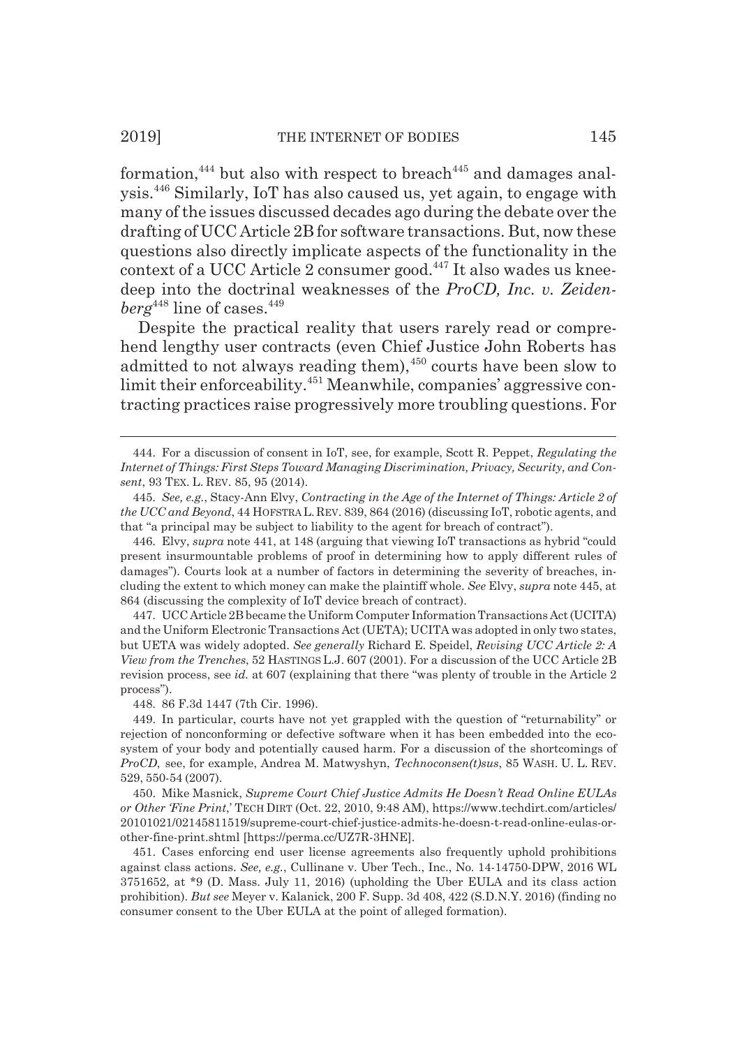formation,[444] but also with respect to breach[445] and damages analysis.[446] Similarly, IoT has also caused us, yet again, to engage with many of the issues discussed decades ago during the debate over the drafting of UCC Article 2B for software transactions. But, now these questions also directly implicate aspects of the functionality in the context of a UCC Article 2 consumer good.[447] It also wades us knee-deep into the doctrinal weaknesses of the *ProCD, Inc. v. Zeidenberg*[448] line of cases.[449]

Despite the practical reality that users rarely read or comprehend lengthy user contracts (even Chief Justice John Roberts has admitted to not always reading them),[450] courts have been slow to limit their enforceability.[451] Meanwhile, companies' aggressive contracting practices raise progressively more troubling questions. For

---

444. For a discussion of consent in IoT, see, for example, Scott R. Peppet, *Regulating the Internet of Things: First Steps Toward Managing Discrimination, Privacy, Security, and Consent*, 93 TEX. L. REV. 85, 95 (2014).

445. *See, e.g.*, Stacy-Ann Elvy, *Contracting in the Age of the Internet of Things: Article 2 of the UCC and Beyond*, 44 HOFSTRA L. REV. 839, 864 (2016) (discussing IoT, robotic agents, and that "a principal may be subject to liability to the agent for breach of contract").

446. Elvy, *supra* note 441, at 148 (arguing that viewing IoT transactions as hybrid "could present insurmountable problems of proof in determining how to apply different rules of damages"). Courts look at a number of factors in determining the severity of breaches, including the extent to which money can make the plaintiff whole. *See* Elvy, *supra* note 445, at 864 (discussing the complexity of IoT device breach of contract).

447. UCC Article 2B became the Uniform Computer Information Transactions Act (UCITA) and the Uniform Electronic Transactions Act (UETA); UCITA was adopted in only two states, but UETA was widely adopted. *See generally* Richard E. Speidel, *Revising UCC Article 2: A View from the Trenches*, 52 HASTINGS L.J. 607 (2001). For a discussion of the UCC Article 2B revision process, see *id.* at 607 (explaining that there "was plenty of trouble in the Article 2 process").

448. 86 F.3d 1447 (7th Cir. 1996).

449. In particular, courts have not yet grappled with the question of "returnability" or rejection of nonconforming or defective software when it has been embedded into the ecosystem of your body and potentially caused harm. For a discussion of the shortcomings of *ProCD*, see, for example, Andrea M. Matwyshyn, *Technoconsen(t)sus*, 85 WASH. U. L. REV. 529, 550-54 (2007).

450. Mike Masnick, *Supreme Court Chief Justice Admits He Doesn't Read Online EULAs or Other 'Fine Print*,' TECH DIRT (Oct. 22, 2010, 9:48 AM), https://www.techdirt.com/articles/20101021/02145811519/supreme-court-chief-justice-admits-he-doesn-t-read-online-eulas-or-other-fine-print.shtml [https://perma.cc/UZ7R-3HNE].

451. Cases enforcing end user license agreements also frequently uphold prohibitions against class actions. *See, e.g.*, Cullinane v. Uber Tech., Inc., No. 14-14750-DPW, 2016 WL 3751652, at *9 (D. Mass. July 11, 2016) (upholding the Uber EULA and its class action prohibition). *But see* Meyer v. Kalanick, 200 F. Supp. 3d 408, 422 (S.D.N.Y. 2016) (finding no consumer consent to the Uber EULA at the point of alleged formation).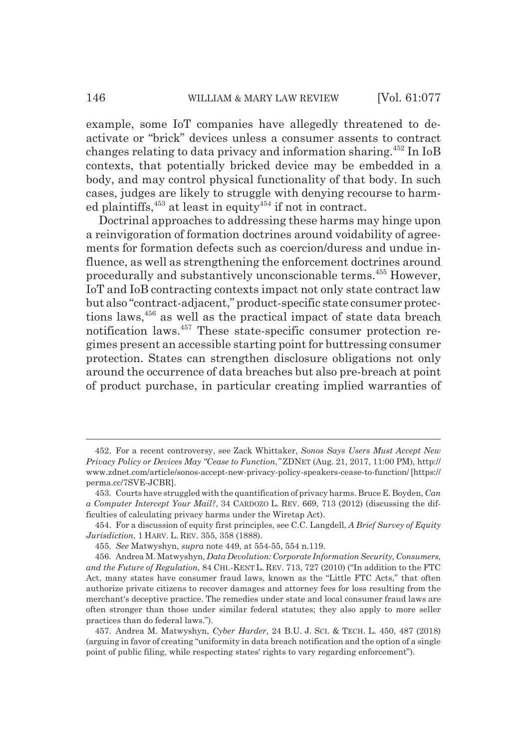example, some IoT companies have allegedly threatened to deactivate or "brick" devices unless a consumer assents to contract changes relating to data privacy and information sharing.[452] In IoB contexts, that potentially bricked device may be embedded in a body, and may control physical functionality of that body. In such cases, judges are likely to struggle with denying recourse to harmed plaintiffs,[453] at least in equity[454] if not in contract.

Doctrinal approaches to addressing these harms may hinge upon a reinvigoration of formation doctrines around voidability of agreements for formation defects such as coercion/duress and undue influence, as well as strengthening the enforcement doctrines around procedurally and substantively unconscionable terms.[455] However, IoT and IoB contracting contexts impact not only state contract law but also "contract-adjacent," product-specific state consumer protections laws,[456] as well as the practical impact of state data breach notification laws.[457] These state-specific consumer protection regimes present an accessible starting point for buttressing consumer protection. States can strengthen disclosure obligations not only around the occurrence of data breaches but also pre-breach at point of product purchase, in particular creating implied warranties of

---

452. For a recent controversy, see Zack Whittaker, *Sonos Says Users Must Accept New Privacy Policy or Devices May "Cease to Function,"* ZDNET (Aug. 21, 2017, 11:00 PM), http://www.zdnet.com/article/sonos-accept-new-privacy-policy-speakers-cease-to-function/ [https://perma.cc/7SVE-JCBR].

453. Courts have struggled with the quantification of privacy harms. Bruce E. Boyden, *Can a Computer Intercept Your Mail?*, 34 CARDOZO L. REV. 669, 713 (2012) (discussing the difficulties of calculating privacy harms under the Wiretap Act).

454. For a discussion of equity first principles, see C.C. Langdell, *A Brief Survey of Equity Jurisdiction*, 1 HARV. L. REV. 355, 358 (1888).

455. *See* Matwyshyn, *supra* note 449, at 554-55, 554 n.119.

456. Andrea M. Matwyshyn, *Data Devolution: Corporate Information Security, Consumers, and the Future of Regulation*, 84 CHI.-KENT L. REV. 713, 727 (2010) ("In addition to the FTC Act, many states have consumer fraud laws, known as the "Little FTC Acts," that often authorize private citizens to recover damages and attorney fees for loss resulting from the merchant's deceptive practice. The remedies under state and local consumer fraud laws are often stronger than those under similar federal statutes; they also apply to more seller practices than do federal laws.").

457. Andrea M. Matwyshyn, *Cyber Harder*, 24 B.U. J. SCI. & TECH. L. 450, 487 (2018) (arguing in favor of creating "uniformity in data breach notification and the option of a single point of public filing, while respecting states' rights to vary regarding enforcement").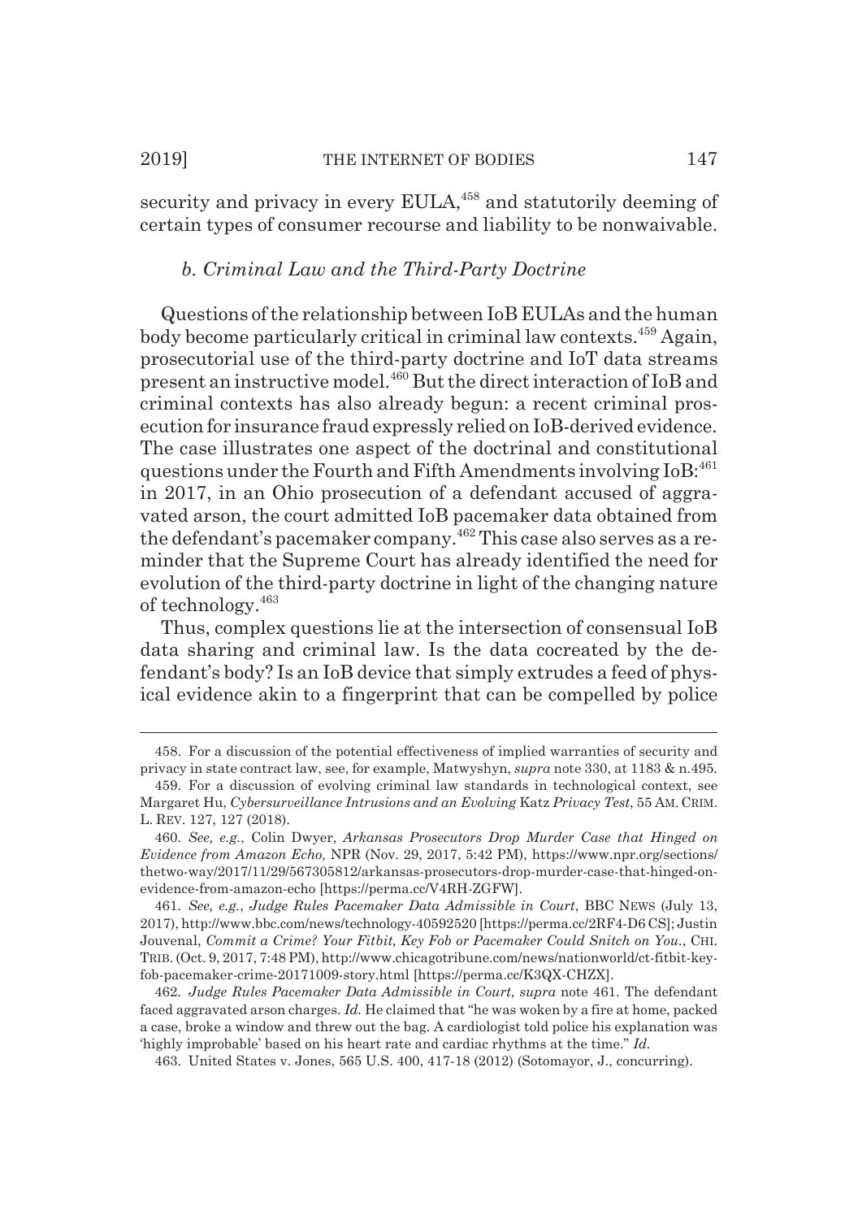security and privacy in every EULA,[458] and statutorily deeming of certain types of consumer recourse and liability to be nonwaivable.

### *b. Criminal Law and the Third-Party Doctrine*

Questions of the relationship between IoB EULAs and the human body become particularly critical in criminal law contexts.[459] Again, prosecutorial use of the third-party doctrine and IoT data streams present an instructive model.[460] But the direct interaction of IoB and criminal contexts has also already begun: a recent criminal prosecution for insurance fraud expressly relied on IoB-derived evidence. The case illustrates one aspect of the doctrinal and constitutional questions under the Fourth and Fifth Amendments involving IoB:[461] in 2017, in an Ohio prosecution of a defendant accused of aggravated arson, the court admitted IoB pacemaker data obtained from the defendant's pacemaker company.[462] This case also serves as a reminder that the Supreme Court has already identified the need for evolution of the third-party doctrine in light of the changing nature of technology.[463]

Thus, complex questions lie at the intersection of consensual IoB data sharing and criminal law. Is the data cocreated by the defendant's body? Is an IoB device that simply extrudes a feed of physical evidence akin to a fingerprint that can be compelled by police

---

458. For a discussion of the potential effectiveness of implied warranties of security and privacy in state contract law, see, for example, Matwyshyn, *supra* note 330, at 1183 & n.495.

459. For a discussion of evolving criminal law standards in technological context, see Margaret Hu, *Cybersurveillance Intrusions and an Evolving* Katz *Privacy Test*, 55 AM. CRIM. L. REV. 127, 127 (2018).

460. *See, e.g.*, Colin Dwyer, *Arkansas Prosecutors Drop Murder Case that Hinged on Evidence from Amazon Echo,* NPR (Nov. 29, 2017, 5:42 PM), https://www.npr.org/sections/thetwo-way/2017/11/29/567305812/arkansas-prosecutors-drop-murder-case-that-hinged-on-evidence-from-amazon-echo [https://perma.cc/V4RH-ZGFW].

461. *See, e.g.*, *Judge Rules Pacemaker Data Admissible in Court*, BBC NEWS (July 13, 2017), http://www.bbc.com/news/technology-40592520 [https://perma.cc/2RF4-D6CS]; Justin Jouvenal, *Commit a Crime? Your Fitbit, Key Fob or Pacemaker Could Snitch on You.*, CHI. TRIB. (Oct. 9, 2017, 7:48 PM), http://www.chicagotribune.com/news/nationworld/ct-fitbit-key-fob-pacemaker-crime-20171009-story.html [https://perma.cc/K3QX-CHZX].

462. *Judge Rules Pacemaker Data Admissible in Court*, *supra* note 461. The defendant faced aggravated arson charges. *Id.* He claimed that "he was woken by a fire at home, packed a case, broke a window and threw out the bag. A cardiologist told police his explanation was 'highly improbable' based on his heart rate and cardiac rhythms at the time." *Id.*

463. United States v. Jones, 565 U.S. 400, 417-18 (2012) (Sotomayor, J., concurring).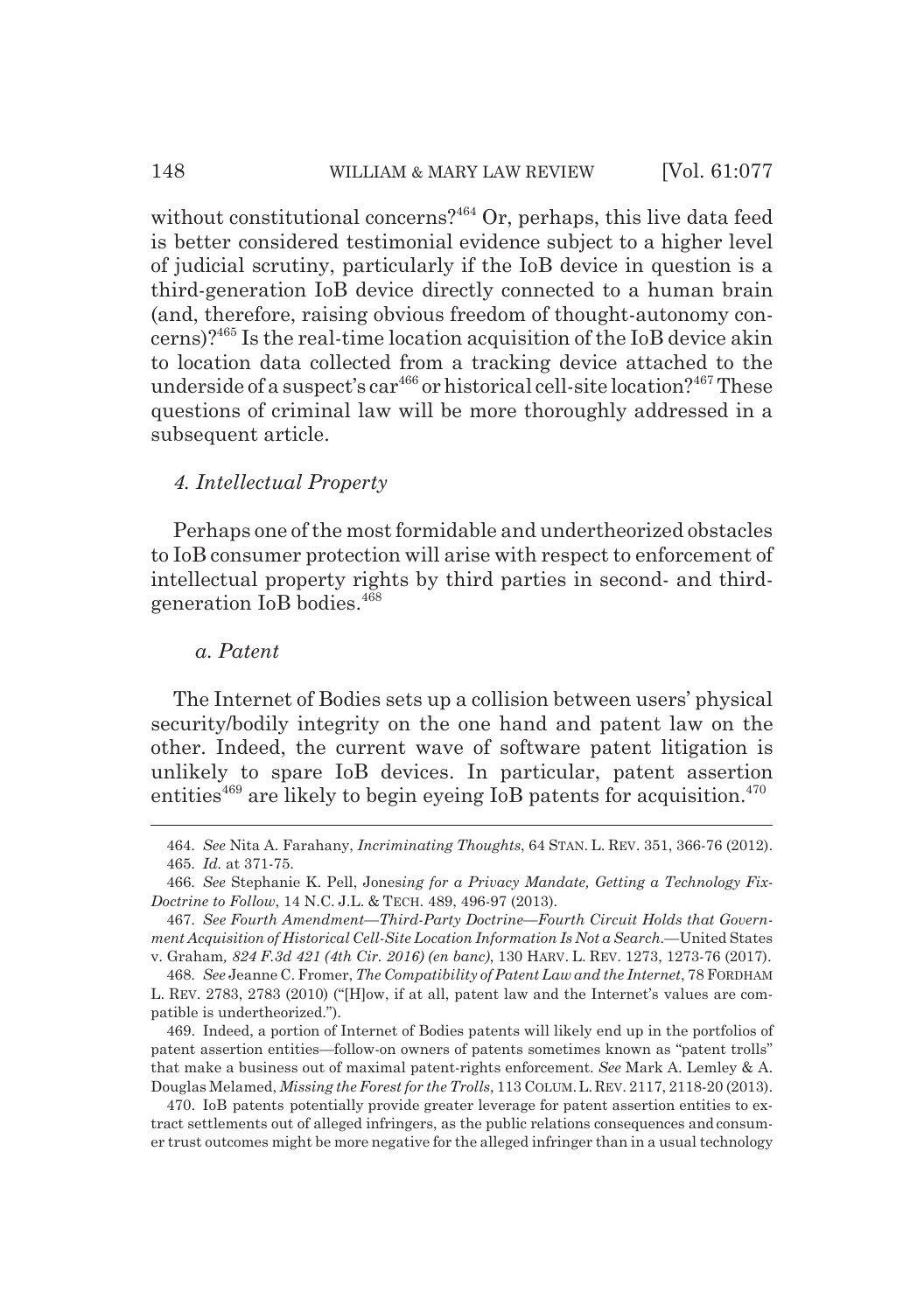without constitutional concerns?[464] Or, perhaps, this live data feed is better considered testimonial evidence subject to a higher level of judicial scrutiny, particularly if the IoB device in question is a third-generation IoB device directly connected to a human brain (and, therefore, raising obvious freedom of thought-autonomy concerns)?[465] Is the real-time location acquisition of the IoB device akin to location data collected from a tracking device attached to the underside of a suspect's car[466] or historical cell-site location?[467] These questions of criminal law will be more thoroughly addressed in a subsequent article.

#### *4. Intellectual Property*

Perhaps one of the most formidable and undertheorized obstacles to IoB consumer protection will arise with respect to enforcement of intellectual property rights by third parties in second- and third-generation IoB bodies.[468]

##### *a. Patent*

The Internet of Bodies sets up a collision between users' physical security/bodily integrity on the one hand and patent law on the other. Indeed, the current wave of software patent litigation is unlikely to spare IoB devices. In particular, patent assertion entities[469] are likely to begin eyeing IoB patents for acquisition.[470]

---

464. *See* Nita A. Farahany, *Incriminating Thoughts*, 64 STAN. L. REV. 351, 366-76 (2012).

465. *Id.* at 371-75.

466. *See* Stephanie K. Pell, Jones*ing for a Privacy Mandate, Getting a Technology Fix-Doctrine to Follow*, 14 N.C. J.L. & TECH. 489, 496-97 (2013).

467. *See Fourth Amendment—Third-Party Doctrine—Fourth Circuit Holds that Government Acquisition of Historical Cell-Site Location Information Is Not a Search.*—United States v. Graham*, 824 F.3d 421 (4th Cir. 2016) (en banc)*, 130 HARV. L. REV. 1273, 1273-76 (2017).

468. *See* Jeanne C. Fromer, *The Compatibility of Patent Law and the Internet*, 78 FORDHAM L. REV. 2783, 2783 (2010) ("[H]ow, if at all, patent law and the Internet's values are compatible is undertheorized.").

469. Indeed, a portion of Internet of Bodies patents will likely end up in the portfolios of patent assertion entities—follow-on owners of patents sometimes known as "patent trolls" that make a business out of maximal patent-rights enforcement. *See* Mark A. Lemley & A. Douglas Melamed, *Missing the Forest for the Trolls*, 113 COLUM. L. REV. 2117, 2118-20 (2013).

470. IoB patents potentially provide greater leverage for patent assertion entities to extract settlements out of alleged infringers, as the public relations consequences and consumer trust outcomes might be more negative for the alleged infringer than in a usual technology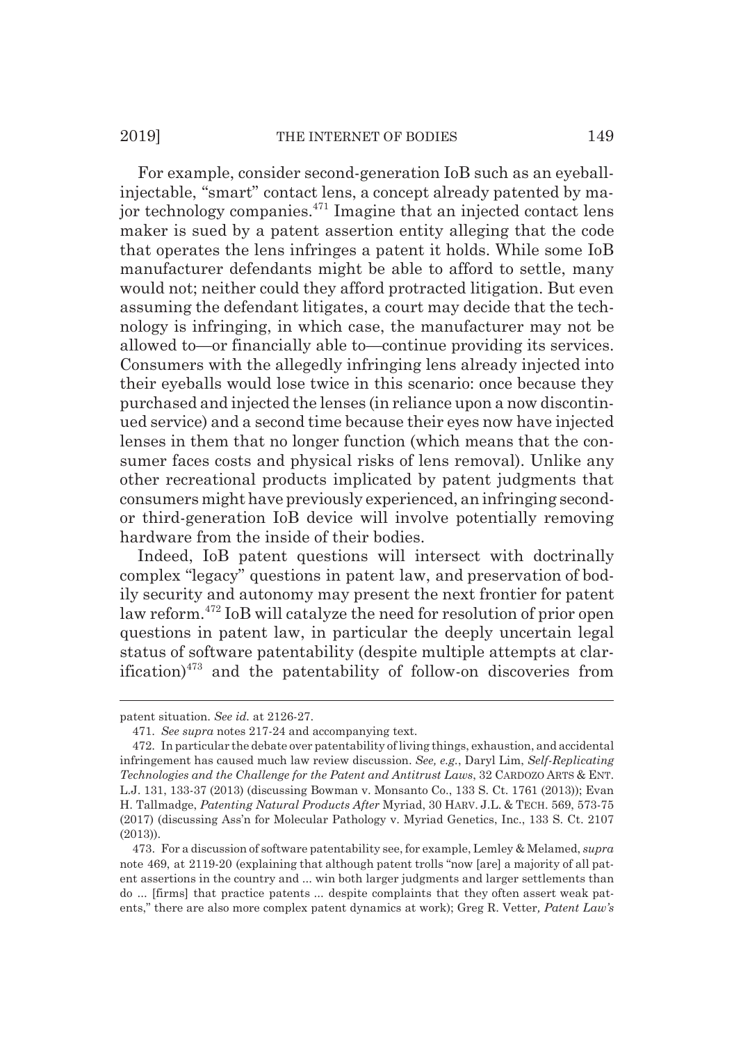For example, consider second-generation IoB such as an eyeball-injectable, "smart" contact lens, a concept already patented by major technology companies.[471] Imagine that an injected contact lens maker is sued by a patent assertion entity alleging that the code that operates the lens infringes a patent it holds. While some IoB manufacturer defendants might be able to afford to settle, many would not; neither could they afford protracted litigation. But even assuming the defendant litigates, a court may decide that the technology is infringing, in which case, the manufacturer may not be allowed to—or financially able to—continue providing its services. Consumers with the allegedly infringing lens already injected into their eyeballs would lose twice in this scenario: once because they purchased and injected the lenses (in reliance upon a now discontinued service) and a second time because their eyes now have injected lenses in them that no longer function (which means that the consumer faces costs and physical risks of lens removal). Unlike any other recreational products implicated by patent judgments that consumers might have previously experienced, an infringing second- or third-generation IoB device will involve potentially removing hardware from the inside of their bodies.

Indeed, IoB patent questions will intersect with doctrinally complex "legacy" questions in patent law, and preservation of bodily security and autonomy may present the next frontier for patent law reform.[472] IoB will catalyze the need for resolution of prior open questions in patent law, in particular the deeply uncertain legal status of software patentability (despite multiple attempts at clarification)[473] and the patentability of follow-on discoveries from

---

patent situation. *See id.* at 2126-27.

471. *See supra* notes 217-24 and accompanying text.

472. In particular the debate over patentability of living things, exhaustion, and accidental infringement has caused much law review discussion. *See, e.g.*, Daryl Lim, *Self-Replicating Technologies and the Challenge for the Patent and Antitrust Laws*, 32 CARDOZO ARTS & ENT. L.J. 131, 133-37 (2013) (discussing Bowman v. Monsanto Co., 133 S. Ct. 1761 (2013)); Evan H. Tallmadge, *Patenting Natural Products After* Myriad, 30 HARV. J.L. & TECH. 569, 573-75 (2017) (discussing Ass'n for Molecular Pathology v. Myriad Genetics, Inc., 133 S. Ct. 2107 (2013)).

473. For a discussion of software patentability see, for example, Lemley & Melamed, *supra* note 469, at 2119-20 (explaining that although patent trolls "now [are] a majority of all patent assertions in the country and ... win both larger judgments and larger settlements than do ... [firms] that practice patents ... despite complaints that they often assert weak patents," there are also more complex patent dynamics at work); Greg R. Vetter, *Patent Law's*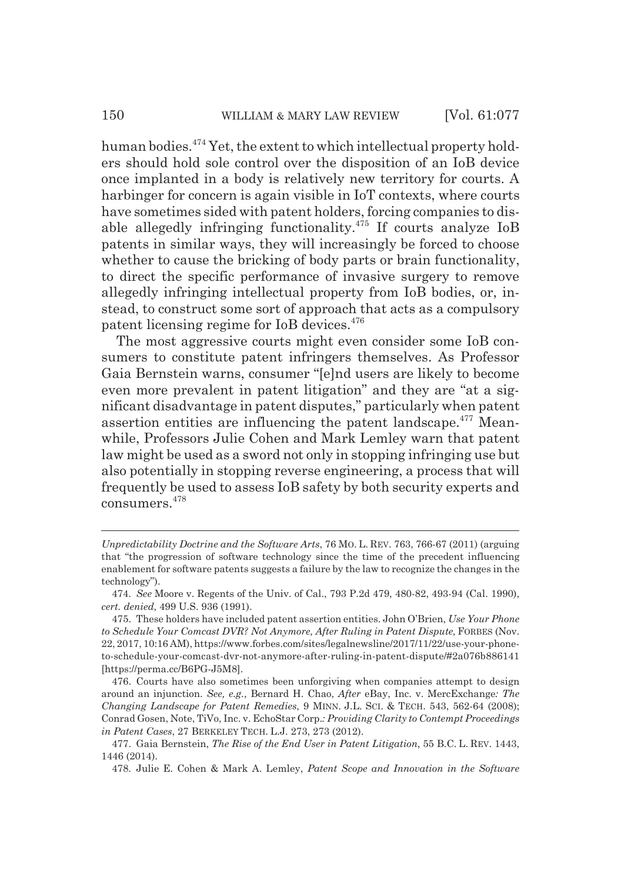human bodies.[474] Yet, the extent to which intellectual property holders should hold sole control over the disposition of an IoB device once implanted in a body is relatively new territory for courts. A harbinger for concern is again visible in IoT contexts, where courts have sometimes sided with patent holders, forcing companies to disable allegedly infringing functionality.[475] If courts analyze IoB patents in similar ways, they will increasingly be forced to choose whether to cause the bricking of body parts or brain functionality, to direct the specific performance of invasive surgery to remove allegedly infringing intellectual property from IoB bodies, or, instead, to construct some sort of approach that acts as a compulsory patent licensing regime for IoB devices.[476]

The most aggressive courts might even consider some IoB consumers to constitute patent infringers themselves. As Professor Gaia Bernstein warns, consumer "[e]nd users are likely to become even more prevalent in patent litigation" and they are "at a significant disadvantage in patent disputes," particularly when patent assertion entities are influencing the patent landscape.[477] Meanwhile, Professors Julie Cohen and Mark Lemley warn that patent law might be used as a sword not only in stopping infringing use but also potentially in stopping reverse engineering, a process that will frequently be used to assess IoB safety by both security experts and consumers.[478]

---

*Unpredictability Doctrine and the Software Arts*, 76 MO. L. REV. 763, 766-67 (2011) (arguing that "the progression of software technology since the time of the precedent influencing enablement for software patents suggests a failure by the law to recognize the changes in the technology").

474. *See* Moore v. Regents of the Univ. of Cal., 793 P.2d 479, 480-82, 493-94 (Cal. 1990), *cert. denied*, 499 U.S. 936 (1991).

475. These holders have included patent assertion entities. John O'Brien, *Use Your Phone to Schedule Your Comcast DVR? Not Anymore, After Ruling in Patent Dispute,* FORBES (Nov. 22, 2017, 10:16 AM), https://www.forbes.com/sites/legalnewsline/2017/11/22/use-your-phone-to-schedule-your-comcast-dvr-not-anymore-after-ruling-in-patent-dispute/#2a076b886141 [https://perma.cc/B6PG-J5M8].

476. Courts have also sometimes been unforgiving when companies attempt to design around an injunction. *See, e.g.*, Bernard H. Chao, *After* eBay, Inc. v. MercExchange*: The Changing Landscape for Patent Remedies*, 9 MINN. J.L. SCI. & TECH. 543, 562-64 (2008); Conrad Gosen, Note, TiVo, Inc. v. EchoStar Corp.*: Providing Clarity to Contempt Proceedings in Patent Cases*, 27 BERKELEY TECH. L.J. 273, 273 (2012).

477. Gaia Bernstein, *The Rise of the End User in Patent Litigation*, 55 B.C. L. REV. 1443, 1446 (2014).

478. Julie E. Cohen & Mark A. Lemley, *Patent Scope and Innovation in the Software*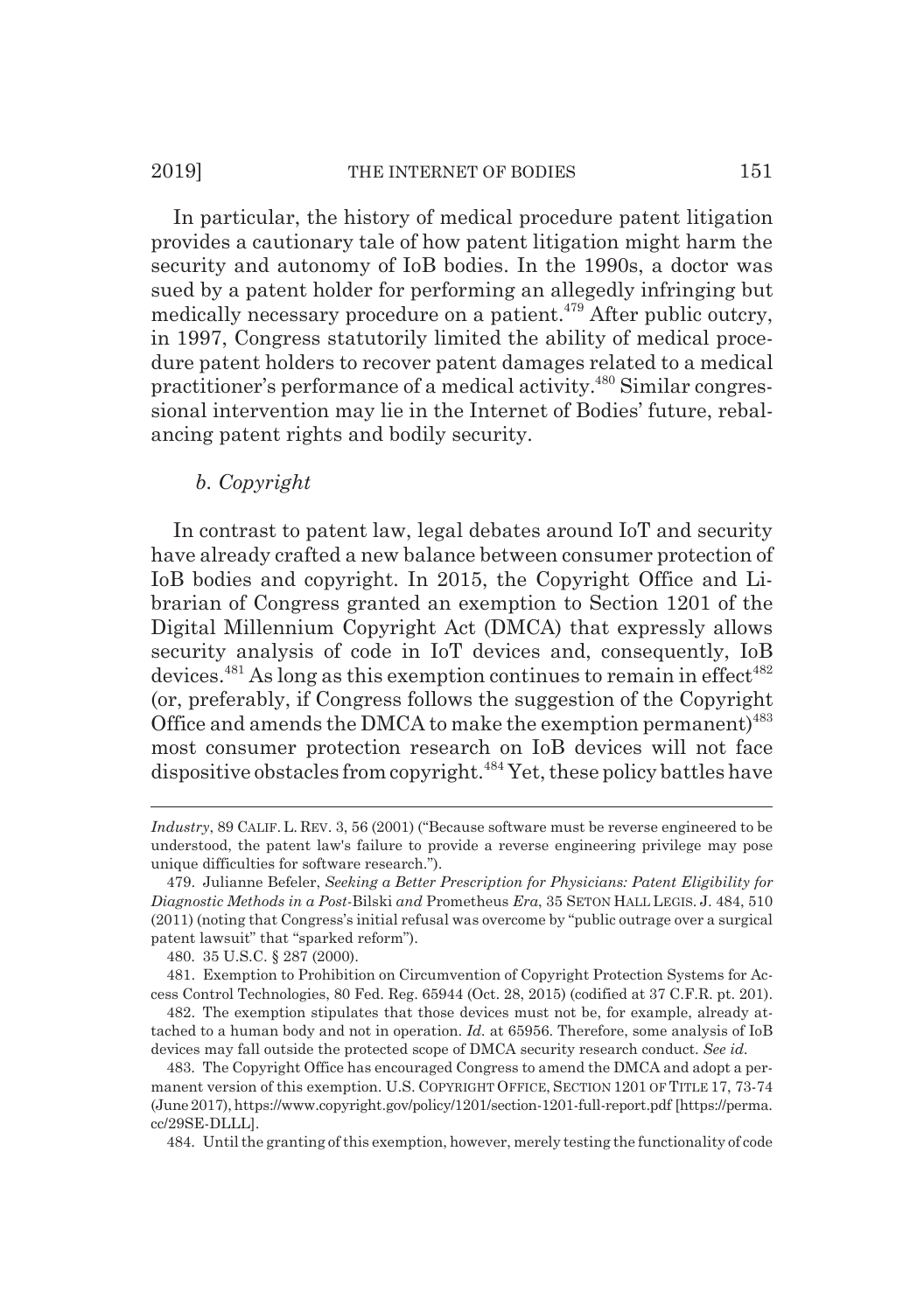In particular, the history of medical procedure patent litigation provides a cautionary tale of how patent litigation might harm the security and autonomy of IoB bodies. In the 1990s, a doctor was sued by a patent holder for performing an allegedly infringing but medically necessary procedure on a patient.[479] After public outcry, in 1997, Congress statutorily limited the ability of medical procedure patent holders to recover patent damages related to a medical practitioner's performance of a medical activity.[480] Similar congressional intervention may lie in the Internet of Bodies' future, rebalancing patent rights and bodily security.

### *b. Copyright*

In contrast to patent law, legal debates around IoT and security have already crafted a new balance between consumer protection of IoB bodies and copyright. In 2015, the Copyright Office and Librarian of Congress granted an exemption to Section 1201 of the Digital Millennium Copyright Act (DMCA) that expressly allows security analysis of code in IoT devices and, consequently, IoB devices.[481] As long as this exemption continues to remain in effect[482] (or, preferably, if Congress follows the suggestion of the Copyright Office and amends the DMCA to make the exemption permanent)[483] most consumer protection research on IoB devices will not face dispositive obstacles from copyright.[484] Yet, these policy battles have

---

*Industry*, 89 CALIF. L. REV. 3, 56 (2001) ("Because software must be reverse engineered to be understood, the patent law's failure to provide a reverse engineering privilege may pose unique difficulties for software research.").

479. Julianne Befeler, *Seeking a Better Prescription for Physicians: Patent Eligibility for Diagnostic Methods in a Post-*Bilski *and* Prometheus *Era*, 35 SETON HALL LEGIS. J. 484, 510 (2011) (noting that Congress's initial refusal was overcome by "public outrage over a surgical patent lawsuit" that "sparked reform").

480. 35 U.S.C. § 287 (2000).

481. Exemption to Prohibition on Circumvention of Copyright Protection Systems for Access Control Technologies, 80 Fed. Reg. 65944 (Oct. 28, 2015) (codified at 37 C.F.R. pt. 201).

482. The exemption stipulates that those devices must not be, for example, already attached to a human body and not in operation. *Id.* at 65956. Therefore, some analysis of IoB devices may fall outside the protected scope of DMCA security research conduct. *See id.*

483. The Copyright Office has encouraged Congress to amend the DMCA and adopt a permanent version of this exemption. U.S. COPYRIGHT OFFICE, SECTION 1201 OF TITLE 17, 73-74 (June 2017), https://www.copyright.gov/policy/1201/section-1201-full-report.pdf [https://perma.cc/29SE-DLLL].

484. Until the granting of this exemption, however, merely testing the functionality of code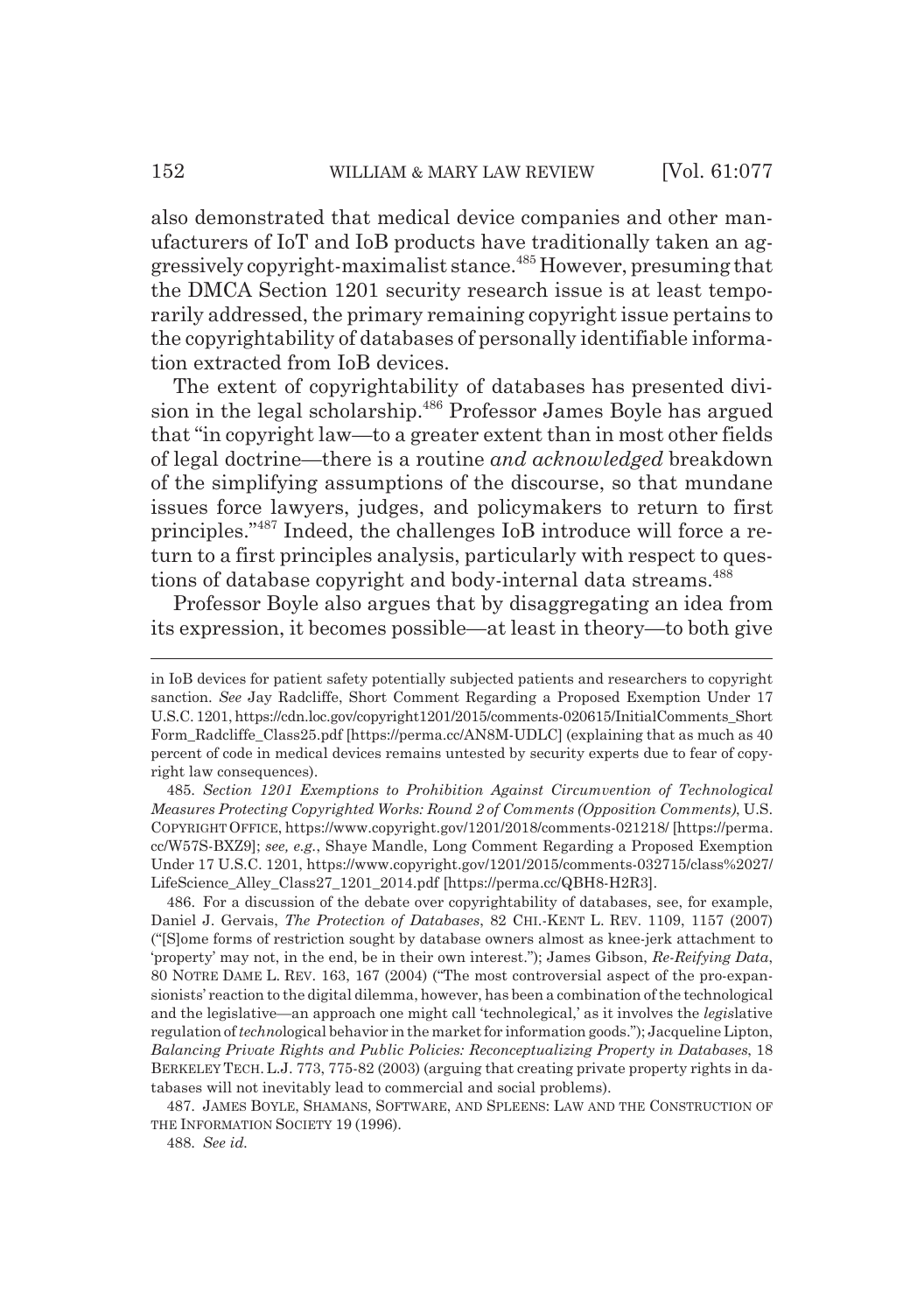also demonstrated that medical device companies and other manufacturers of IoT and IoB products have traditionally taken an aggressively copyright-maximalist stance.[485] However, presuming that the DMCA Section 1201 security research issue is at least temporarily addressed, the primary remaining copyright issue pertains to the copyrightability of databases of personally identifiable information extracted from IoB devices.

The extent of copyrightability of databases has presented division in the legal scholarship.[486] Professor James Boyle has argued that "in copyright law—to a greater extent than in most other fields of legal doctrine—there is a routine *and acknowledged* breakdown of the simplifying assumptions of the discourse, so that mundane issues force lawyers, judges, and policymakers to return to first principles."[487] Indeed, the challenges IoB introduce will force a return to a first principles analysis, particularly with respect to questions of database copyright and body-internal data streams.[488]

Professor Boyle also argues that by disaggregating an idea from its expression, it becomes possible—at least in theory—to both give

---

in IoB devices for patient safety potentially subjected patients and researchers to copyright sanction. *See* Jay Radcliffe, Short Comment Regarding a Proposed Exemption Under 17 U.S.C. 1201, https://cdn.loc.gov/copyright1201/2015/comments-020615/InitialComments_ShortForm_Radcliffe_Class25.pdf [https://perma.cc/AN8M-UDLC] (explaining that as much as 40 percent of code in medical devices remains untested by security experts due to fear of copyright law consequences).

485. *Section 1201 Exemptions to Prohibition Against Circumvention of Technological Measures Protecting Copyrighted Works: Round 2 of Comments (Opposition Comments)*, U.S. COPYRIGHT OFFICE, https://www.copyright.gov/1201/2018/comments-021218/ [https://perma.cc/W57S-BXZ9]; *see, e.g.*, Shaye Mandle, Long Comment Regarding a Proposed Exemption Under 17 U.S.C. 1201, https://www.copyright.gov/1201/2015/comments-032715/class%2027/LifeScience_Alley_Class27_1201_2014.pdf [https://perma.cc/QBH8-H2R3].

486. For a discussion of the debate over copyrightability of databases, see, for example, Daniel J. Gervais, *The Protection of Databases*, 82 CHI.-KENT L. REV. 1109, 1157 (2007) ("[S]ome forms of restriction sought by database owners almost as knee-jerk attachment to 'property' may not, in the end, be in their own interest."); James Gibson, *Re-Reifying Data*, 80 NOTRE DAME L. REV. 163, 167 (2004) ("The most controversial aspect of the pro-expansionists' reaction to the digital dilemma, however, has been a combination of the technological and the legislative—an approach one might call 'technolegical,' as it involves the *legis*lative regulation of *techno*logical behavior in the market for information goods."); Jacqueline Lipton, *Balancing Private Rights and Public Policies: Reconceptualizing Property in Databases*, 18 BERKELEY TECH. L.J. 773, 775-82 (2003) (arguing that creating private property rights in databases will not inevitably lead to commercial and social problems).

487. JAMES BOYLE, SHAMANS, SOFTWARE, AND SPLEENS: LAW AND THE CONSTRUCTION OF THE INFORMATION SOCIETY 19 (1996).

488. *See id.*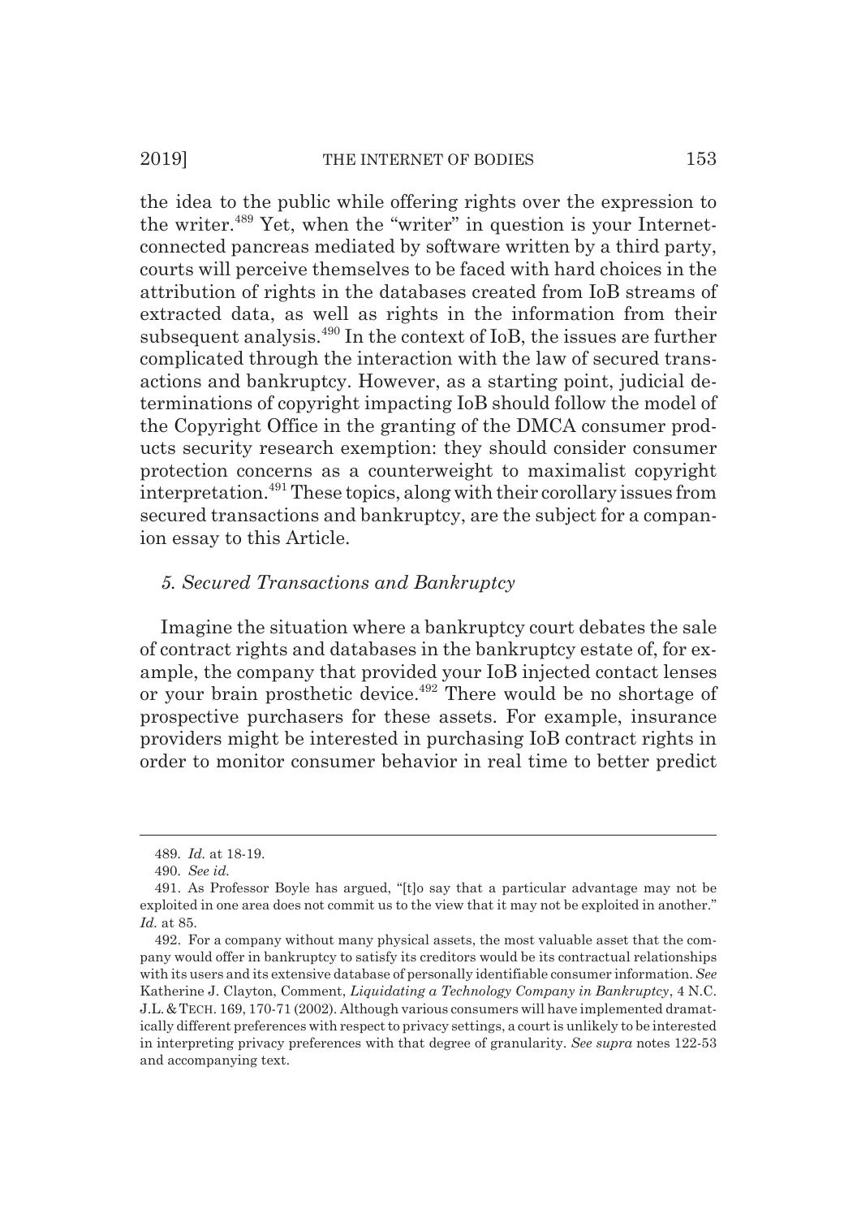the idea to the public while offering rights over the expression to the writer.[489] Yet, when the "writer" in question is your Internet-connected pancreas mediated by software written by a third party, courts will perceive themselves to be faced with hard choices in the attribution of rights in the databases created from IoB streams of extracted data, as well as rights in the information from their subsequent analysis.[490] In the context of IoB, the issues are further complicated through the interaction with the law of secured transactions and bankruptcy. However, as a starting point, judicial determinations of copyright impacting IoB should follow the model of the Copyright Office in the granting of the DMCA consumer products security research exemption: they should consider consumer protection concerns as a counterweight to maximalist copyright interpretation.[491] These topics, along with their corollary issues from secured transactions and bankruptcy, are the subject for a companion essay to this Article.

### *5. Secured Transactions and Bankruptcy*

Imagine the situation where a bankruptcy court debates the sale of contract rights and databases in the bankruptcy estate of, for example, the company that provided your IoB injected contact lenses or your brain prosthetic device.[492] There would be no shortage of prospective purchasers for these assets. For example, insurance providers might be interested in purchasing IoB contract rights in order to monitor consumer behavior in real time to better predict

---

489. *Id.* at 18-19.

490. *See id.*

491. As Professor Boyle has argued, "[t]o say that a particular advantage may not be exploited in one area does not commit us to the view that it may not be exploited in another." *Id.* at 85.

492. For a company without many physical assets, the most valuable asset that the company would offer in bankruptcy to satisfy its creditors would be its contractual relationships with its users and its extensive database of personally identifiable consumer information. *See* Katherine J. Clayton, Comment, *Liquidating a Technology Company in Bankruptcy*, 4 N.C. J.L. & TECH. 169, 170-71 (2002). Although various consumers will have implemented dramatically different preferences with respect to privacy settings, a court is unlikely to be interested in interpreting privacy preferences with that degree of granularity. *See supra* notes 122-53 and accompanying text.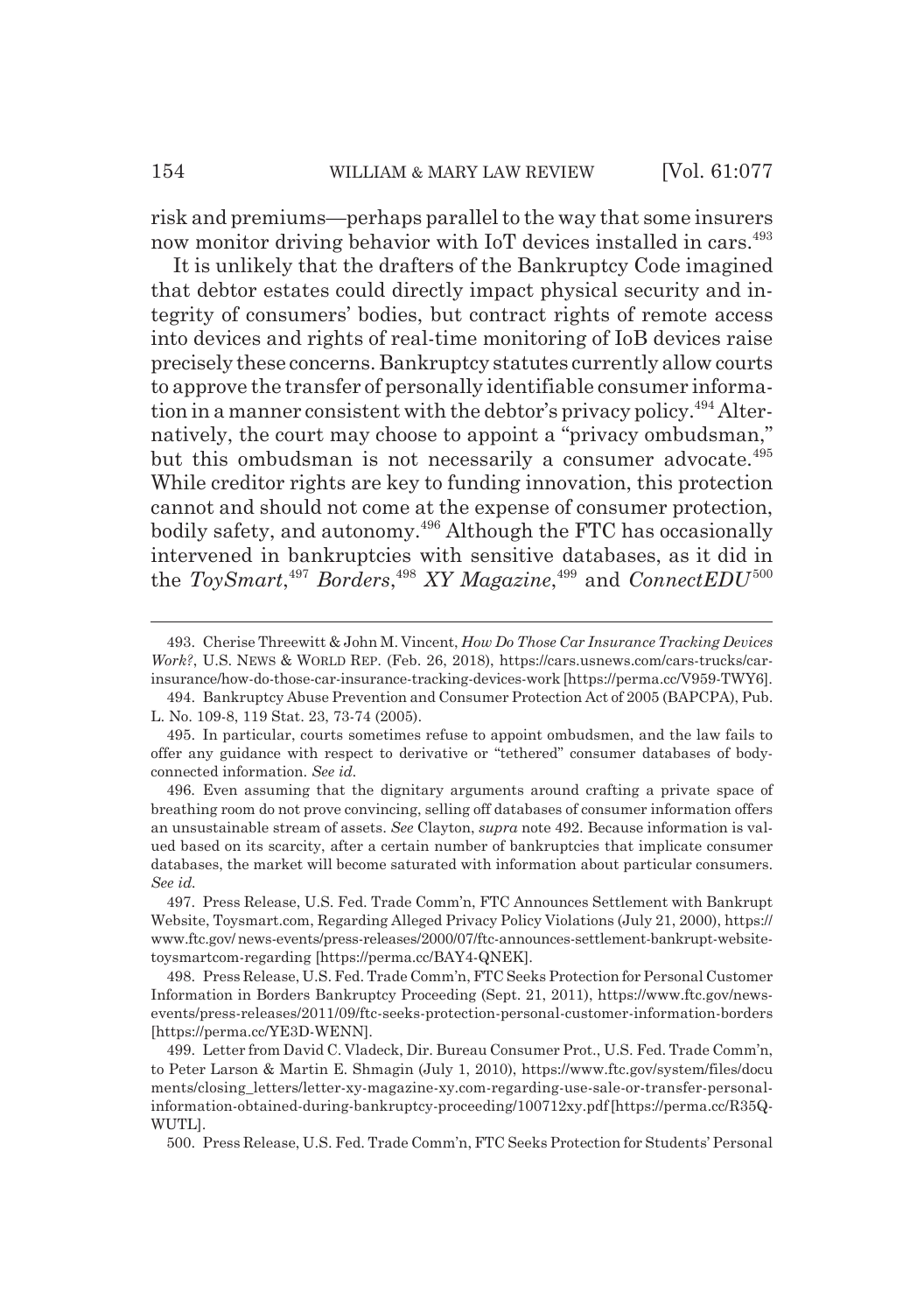risk and premiums—perhaps parallel to the way that some insurers now monitor driving behavior with IoT devices installed in cars.[493]

It is unlikely that the drafters of the Bankruptcy Code imagined that debtor estates could directly impact physical security and integrity of consumers' bodies, but contract rights of remote access into devices and rights of real-time monitoring of IoB devices raise precisely these concerns. Bankruptcy statutes currently allow courts to approve the transfer of personally identifiable consumer information in a manner consistent with the debtor's privacy policy.[494] Alternatively, the court may choose to appoint a "privacy ombudsman," but this ombudsman is not necessarily a consumer advocate.[495] While creditor rights are key to funding innovation, this protection cannot and should not come at the expense of consumer protection, bodily safety, and autonomy.[496] Although the FTC has occasionally intervened in bankruptcies with sensitive databases, as it did in the *ToySmart*,[497] *Borders*,[498] *XY Magazine*,[499] and *ConnectEDU*[500]

---

493. Cherise Threewitt & John M. Vincent, *How Do Those Car Insurance Tracking Devices Work?*, U.S. NEWS & WORLD REP. (Feb. 26, 2018), https://cars.usnews.com/cars-trucks/car-insurance/how-do-those-car-insurance-tracking-devices-work [https://perma.cc/V959-TWY6].

494. Bankruptcy Abuse Prevention and Consumer Protection Act of 2005 (BAPCPA), Pub. L. No. 109-8, 119 Stat. 23, 73-74 (2005).

495. In particular, courts sometimes refuse to appoint ombudsmen, and the law fails to offer any guidance with respect to derivative or "tethered" consumer databases of body-connected information. *See id.*

496. Even assuming that the dignitary arguments around crafting a private space of breathing room do not prove convincing, selling off databases of consumer information offers an unsustainable stream of assets. *See* Clayton, *supra* note 492. Because information is valued based on its scarcity, after a certain number of bankruptcies that implicate consumer databases, the market will become saturated with information about particular consumers. *See id.*

497. Press Release, U.S. Fed. Trade Comm'n, FTC Announces Settlement with Bankrupt Website, Toysmart.com, Regarding Alleged Privacy Policy Violations (July 21, 2000), https://www.ftc.gov/news-events/press-releases/2000/07/ftc-announces-settlement-bankrupt-website-toysmartcom-regarding [https://perma.cc/BAY4-QNEK].

498. Press Release, U.S. Fed. Trade Comm'n, FTC Seeks Protection for Personal Customer Information in Borders Bankruptcy Proceeding (Sept. 21, 2011), https://www.ftc.gov/news-events/press-releases/2011/09/ftc-seeks-protection-personal-customer-information-borders [https://perma.cc/YE3D-WENN].

499. Letter from David C. Vladeck, Dir. Bureau Consumer Prot., U.S. Fed. Trade Comm'n, to Peter Larson & Martin E. Shmagin (July 1, 2010), https://www.ftc.gov/system/files/documents/closing_letters/letter-xy-magazine-xy.com-regarding-use-sale-or-transfer-personal-information-obtained-during-bankruptcy-proceeding/100712xy.pdf [https://perma.cc/R35Q-WUTL].

500. Press Release, U.S. Fed. Trade Comm'n, FTC Seeks Protection for Students' Personal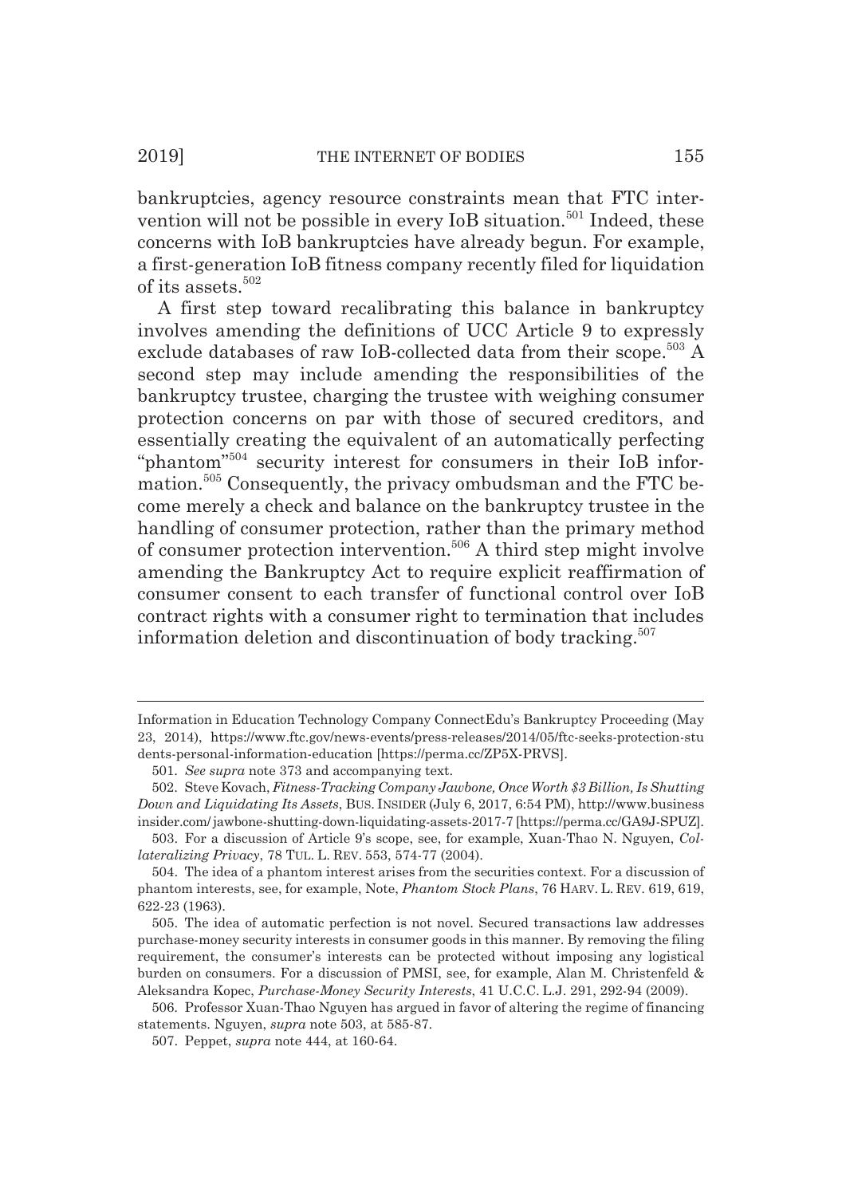bankruptcies, agency resource constraints mean that FTC intervention will not be possible in every IoB situation.[501] Indeed, these concerns with IoB bankruptcies have already begun. For example, a first-generation IoB fitness company recently filed for liquidation of its assets.[502]

A first step toward recalibrating this balance in bankruptcy involves amending the definitions of UCC Article 9 to expressly exclude databases of raw IoB-collected data from their scope.[503] A second step may include amending the responsibilities of the bankruptcy trustee, charging the trustee with weighing consumer protection concerns on par with those of secured creditors, and essentially creating the equivalent of an automatically perfecting "phantom"[504] security interest for consumers in their IoB information.[505] Consequently, the privacy ombudsman and the FTC become merely a check and balance on the bankruptcy trustee in the handling of consumer protection, rather than the primary method of consumer protection intervention.[506] A third step might involve amending the Bankruptcy Act to require explicit reaffirmation of consumer consent to each transfer of functional control over IoB contract rights with a consumer right to termination that includes information deletion and discontinuation of body tracking.[507]

---

Information in Education Technology Company ConnectEdu's Bankruptcy Proceeding (May 23, 2014), https://www.ftc.gov/news-events/press-releases/2014/05/ftc-seeks-protection-students-personal-information-education [https://perma.cc/ZP5X-PRVS].

501. *See supra* note 373 and accompanying text.

502. Steve Kovach, *Fitness-Tracking Company Jawbone, Once Worth $3 Billion, Is Shutting Down and Liquidating Its Assets*, BUS. INSIDER (July 6, 2017, 6:54 PM), http://www.businessinsider.com/jawbone-shutting-down-liquidating-assets-2017-7 [https://perma.cc/GA9J-SPUZ].

503. For a discussion of Article 9's scope, see, for example, Xuan-Thao N. Nguyen, *Collateralizing Privacy*, 78 TUL. L. REV. 553, 574-77 (2004).

504. The idea of a phantom interest arises from the securities context. For a discussion of phantom interests, see, for example, Note, *Phantom Stock Plans*, 76 HARV. L. REV. 619, 619, 622-23 (1963).

505. The idea of automatic perfection is not novel. Secured transactions law addresses purchase-money security interests in consumer goods in this manner. By removing the filing requirement, the consumer's interests can be protected without imposing any logistical burden on consumers. For a discussion of PMSI, see, for example, Alan M. Christenfeld & Aleksandra Kopec, *Purchase-Money Security Interests*, 41 U.C.C. L.J. 291, 292-94 (2009).

506. Professor Xuan-Thao Nguyen has argued in favor of altering the regime of financing statements. Nguyen, *supra* note 503, at 585-87.

507. Peppet, *supra* note 444, at 160-64.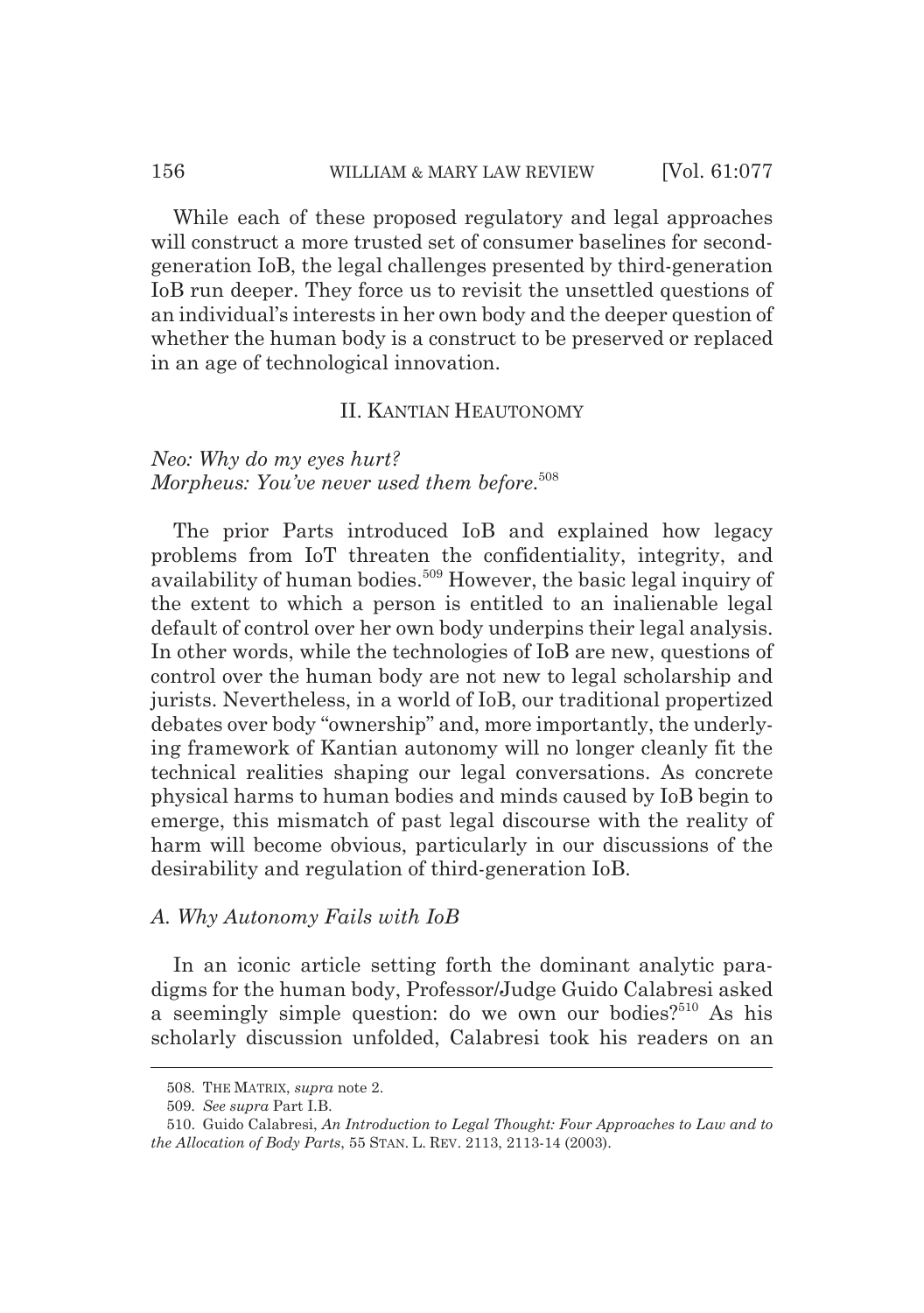While each of these proposed regulatory and legal approaches will construct a more trusted set of consumer baselines for second-generation IoB, the legal challenges presented by third-generation IoB run deeper. They force us to revisit the unsettled questions of an individual's interests in her own body and the deeper question of whether the human body is a construct to be preserved or replaced in an age of technological innovation.

## II. KANTIAN HEAUTONOMY

*Neo: Why do my eyes hurt?*
*Morpheus: You've never used them before.*[508]

The prior Parts introduced IoB and explained how legacy problems from IoT threaten the confidentiality, integrity, and availability of human bodies.[509] However, the basic legal inquiry of the extent to which a person is entitled to an inalienable legal default of control over her own body underpins their legal analysis. In other words, while the technologies of IoB are new, questions of control over the human body are not new to legal scholarship and jurists. Nevertheless, in a world of IoB, our traditional propertized debates over body "ownership" and, more importantly, the underlying framework of Kantian autonomy will no longer cleanly fit the technical realities shaping our legal conversations. As concrete physical harms to human bodies and minds caused by IoB begin to emerge, this mismatch of past legal discourse with the reality of harm will become obvious, particularly in our discussions of the desirability and regulation of third-generation IoB.

### *A. Why Autonomy Fails with IoB*

In an iconic article setting forth the dominant analytic paradigms for the human body, Professor/Judge Guido Calabresi asked a seemingly simple question: do we own our bodies?[510] As his scholarly discussion unfolded, Calabresi took his readers on an

---

508. THE MATRIX, *supra* note 2.

509. *See supra* Part I.B.

510. Guido Calabresi, *An Introduction to Legal Thought: Four Approaches to Law and to the Allocation of Body Parts*, 55 STAN. L. REV. 2113, 2113-14 (2003).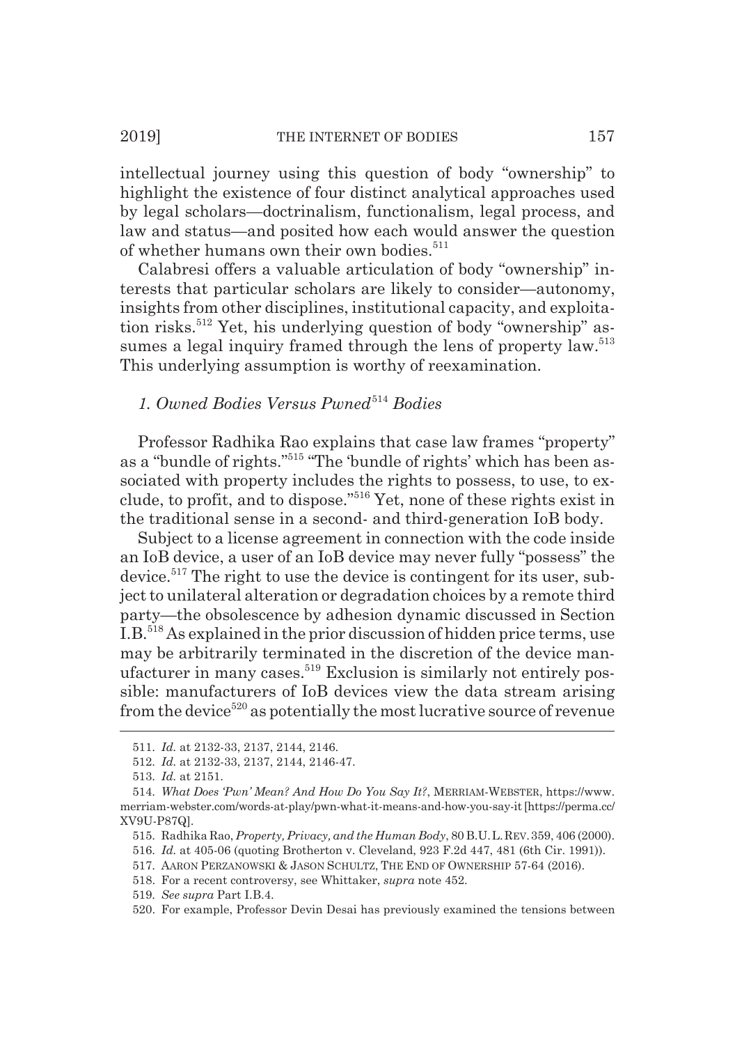intellectual journey using this question of body "ownership" to highlight the existence of four distinct analytical approaches used by legal scholars—doctrinalism, functionalism, legal process, and law and status—and posited how each would answer the question of whether humans own their own bodies.[511]

Calabresi offers a valuable articulation of body "ownership" interests that particular scholars are likely to consider—autonomy, insights from other disciplines, institutional capacity, and exploitation risks.[512] Yet, his underlying question of body "ownership" assumes a legal inquiry framed through the lens of property law.[513] This underlying assumption is worthy of reexamination.

### *1. Owned Bodies Versus Pwned[514] Bodies*

Professor Radhika Rao explains that case law frames "property" as a "bundle of rights."[515] "The 'bundle of rights' which has been associated with property includes the rights to possess, to use, to exclude, to profit, and to dispose."[516] Yet, none of these rights exist in the traditional sense in a second- and third-generation IoB body.

Subject to a license agreement in connection with the code inside an IoB device, a user of an IoB device may never fully "possess" the device.[517] The right to use the device is contingent for its user, subject to unilateral alteration or degradation choices by a remote third party—the obsolescence by adhesion dynamic discussed in Section I.B.[518] As explained in the prior discussion of hidden price terms, use may be arbitrarily terminated in the discretion of the device manufacturer in many cases.[519] Exclusion is similarly not entirely possible: manufacturers of IoB devices view the data stream arising from the device[520] as potentially the most lucrative source of revenue

---

511. *Id.* at 2132-33, 2137, 2144, 2146.

512. *Id.* at 2132-33, 2137, 2144, 2146-47.

513. *Id.* at 2151.

514. *What Does 'Pwn' Mean? And How Do You Say It?*, MERRIAM-WEBSTER, https://www.merriam-webster.com/words-at-play/pwn-what-it-means-and-how-you-say-it [https://perma.cc/XV9U-P87Q].

515. Radhika Rao, *Property, Privacy, and the Human Body*, 80 B.U. L. REV. 359, 406 (2000).

516. *Id.* at 405-06 (quoting Brotherton v. Cleveland, 923 F.2d 447, 481 (6th Cir. 1991)).

517. AARON PERZANOWSKI & JASON SCHULTZ, THE END OF OWNERSHIP 57-64 (2016).

518. For a recent controversy, see Whittaker, *supra* note 452.

519. *See supra* Part I.B.4.

520. For example, Professor Devin Desai has previously examined the tensions between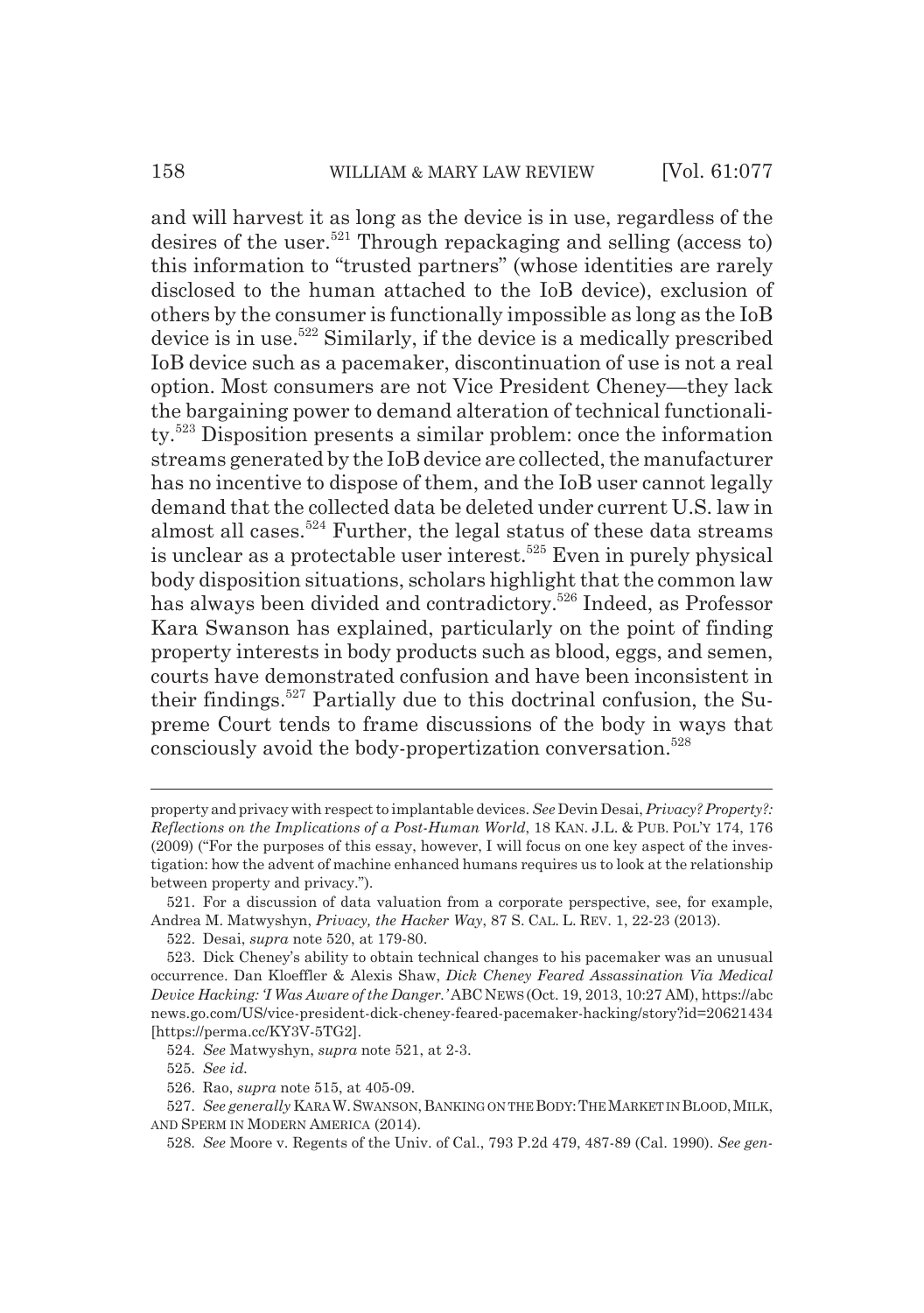and will harvest it as long as the device is in use, regardless of the desires of the user.[521] Through repackaging and selling (access to) this information to "trusted partners" (whose identities are rarely disclosed to the human attached to the IoB device), exclusion of others by the consumer is functionally impossible as long as the IoB device is in use.[522] Similarly, if the device is a medically prescribed IoB device such as a pacemaker, discontinuation of use is not a real option. Most consumers are not Vice President Cheney—they lack the bargaining power to demand alteration of technical functionality.[523] Disposition presents a similar problem: once the information streams generated by the IoB device are collected, the manufacturer has no incentive to dispose of them, and the IoB user cannot legally demand that the collected data be deleted under current U.S. law in almost all cases.[524] Further, the legal status of these data streams is unclear as a protectable user interest.[525] Even in purely physical body disposition situations, scholars highlight that the common law has always been divided and contradictory.[526] Indeed, as Professor Kara Swanson has explained, particularly on the point of finding property interests in body products such as blood, eggs, and semen, courts have demonstrated confusion and have been inconsistent in their findings.[527] Partially due to this doctrinal confusion, the Supreme Court tends to frame discussions of the body in ways that consciously avoid the body-propertization conversation.[528]

---

property and privacy with respect to implantable devices. *See* Devin Desai, *Privacy? Property?: Reflections on the Implications of a Post-Human World*, 18 KAN. J.L. & PUB. POL'Y 174, 176 (2009) ("For the purposes of this essay, however, I will focus on one key aspect of the investigation: how the advent of machine enhanced humans requires us to look at the relationship between property and privacy.").

521. For a discussion of data valuation from a corporate perspective, see, for example, Andrea M. Matwyshyn, *Privacy, the Hacker Way*, 87 S. CAL. L. REV. 1, 22-23 (2013).

522. Desai, *supra* note 520, at 179-80.

523. Dick Cheney's ability to obtain technical changes to his pacemaker was an unusual occurrence. Dan Kloeffler & Alexis Shaw, *Dick Cheney Feared Assassination Via Medical Device Hacking: 'I Was Aware of the Danger.'* ABC NEWS (Oct. 19, 2013, 10:27 AM), https://abcnews.go.com/US/vice-president-dick-cheney-feared-pacemaker-hacking/story?id=20621434 [https://perma.cc/KY3V-5TG2].

524. *See* Matwyshyn, *supra* note 521, at 2-3.

525. *See id.*

526. Rao, *supra* note 515, at 405-09.

527. *See generally* KARA W. SWANSON, BANKING ON THE BODY: THE MARKET IN BLOOD, MILK, AND SPERM IN MODERN AMERICA (2014).

528. *See* Moore v. Regents of the Univ. of Cal., 793 P.2d 479, 487-89 (Cal. 1990). *See gen-*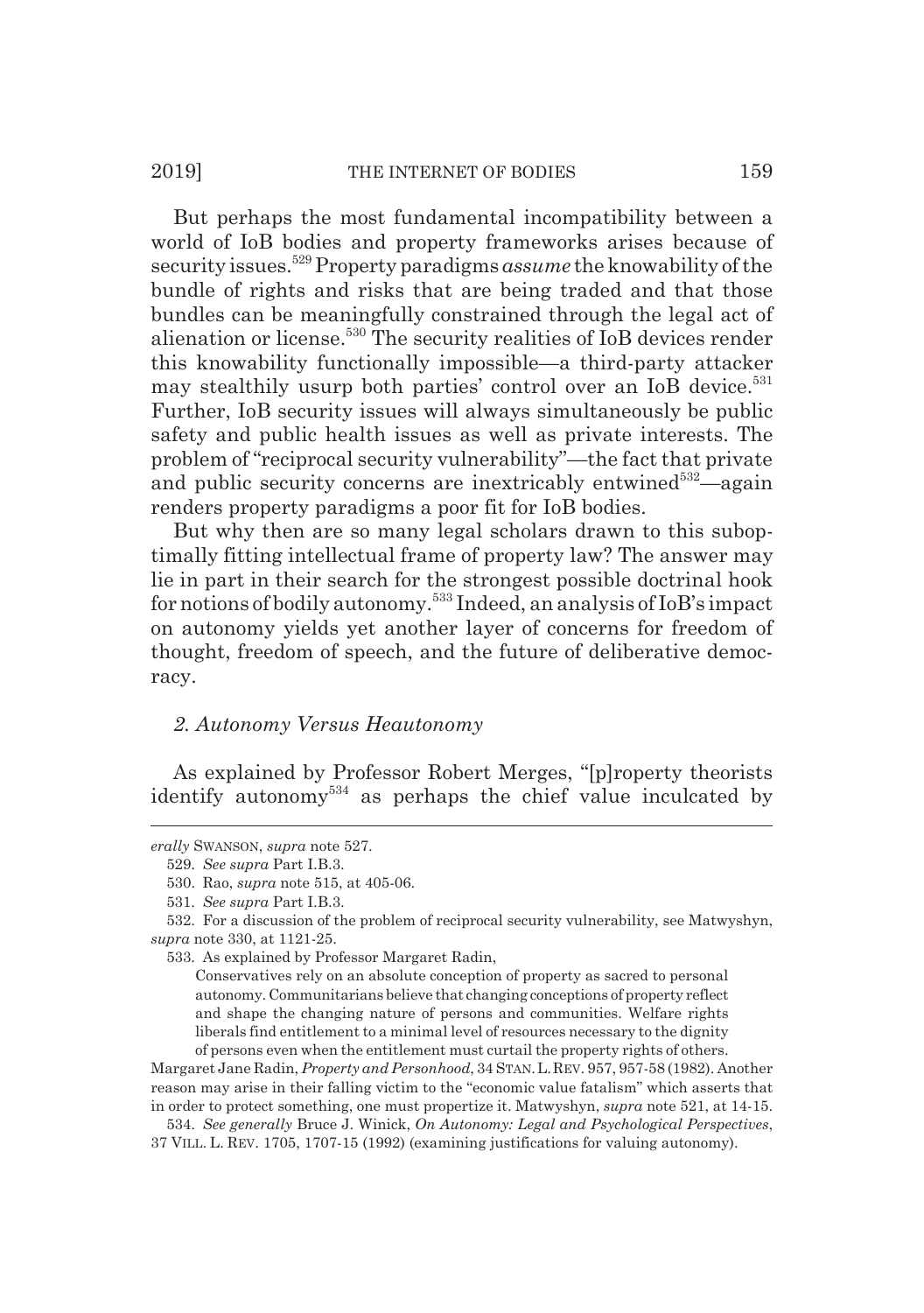But perhaps the most fundamental incompatibility between a world of IoB bodies and property frameworks arises because of security issues.[529] Property paradigms *assume* the knowability of the bundle of rights and risks that are being traded and that those bundles can be meaningfully constrained through the legal act of alienation or license.[530] The security realities of IoB devices render this knowability functionally impossible—a third-party attacker may stealthily usurp both parties' control over an IoB device.[531] Further, IoB security issues will always simultaneously be public safety and public health issues as well as private interests. The problem of "reciprocal security vulnerability"—the fact that private and public security concerns are inextricably entwined[532]—again renders property paradigms a poor fit for IoB bodies.

But why then are so many legal scholars drawn to this suboptimally fitting intellectual frame of property law? The answer may lie in part in their search for the strongest possible doctrinal hook for notions of bodily autonomy.[533] Indeed, an analysis of IoB's impact on autonomy yields yet another layer of concerns for freedom of thought, freedom of speech, and the future of deliberative democracy.

### *2. Autonomy Versus Heautonomy*

As explained by Professor Robert Merges, "[p]roperty theorists identify autonomy[534] as perhaps the chief value inculcated by

---

*erally* SWANSON, *supra* note 527.

529. *See supra* Part I.B.3.

530. Rao, *supra* note 515, at 405-06.

531. *See supra* Part I.B.3.

532. For a discussion of the problem of reciprocal security vulnerability, see Matwyshyn, *supra* note 330, at 1121-25.

533. As explained by Professor Margaret Radin,

> Conservatives rely on an absolute conception of property as sacred to personal autonomy. Communitarians believe that changing conceptions of property reflect and shape the changing nature of persons and communities. Welfare rights liberals find entitlement to a minimal level of resources necessary to the dignity of persons even when the entitlement must curtail the property rights of others.

Margaret Jane Radin, *Property and Personhood*, 34 STAN. L. REV. 957, 957-58 (1982). Another reason may arise in their falling victim to the "economic value fatalism" which asserts that in order to protect something, one must propertize it. Matwyshyn, *supra* note 521, at 14-15.

534. *See generally* Bruce J. Winick, *On Autonomy: Legal and Psychological Perspectives*, 37 VILL. L. REV. 1705, 1707-15 (1992) (examining justifications for valuing autonomy).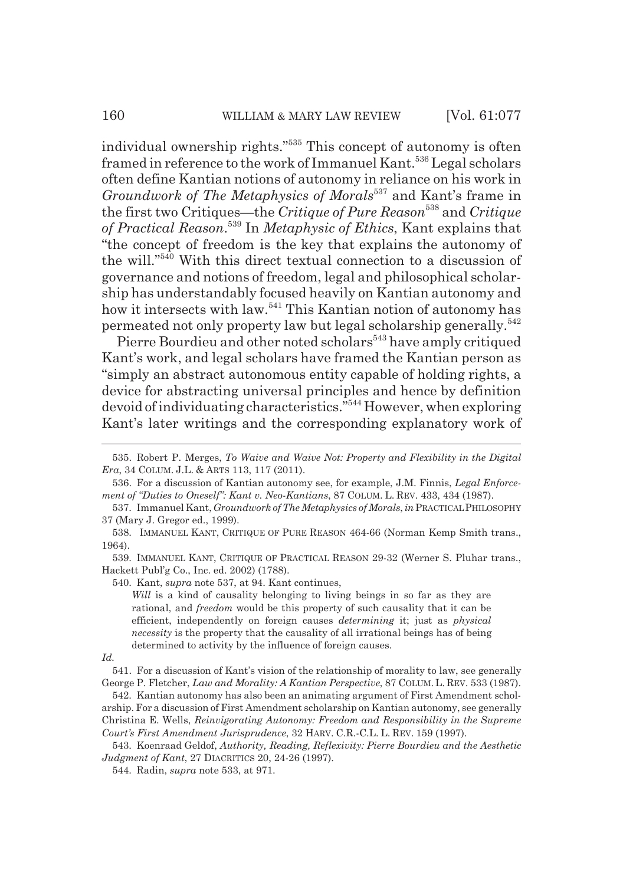individual ownership rights."[535] This concept of autonomy is often framed in reference to the work of Immanuel Kant.[536] Legal scholars often define Kantian notions of autonomy in reliance on his work in *Groundwork of The Metaphysics of Morals*[537] and Kant's frame in the first two Critiques—the *Critique of Pure Reason*[538] and *Critique of Practical Reason*.[539] In *Metaphysic of Ethics*, Kant explains that "the concept of freedom is the key that explains the autonomy of the will."[540] With this direct textual connection to a discussion of governance and notions of freedom, legal and philosophical scholarship has understandably focused heavily on Kantian autonomy and how it intersects with law.[541] This Kantian notion of autonomy has permeated not only property law but legal scholarship generally.[542]

Pierre Bourdieu and other noted scholars[543] have amply critiqued Kant's work, and legal scholars have framed the Kantian person as "simply an abstract autonomous entity capable of holding rights, a device for abstracting universal principles and hence by definition devoid of individuating characteristics."[544] However, when exploring Kant's later writings and the corresponding explanatory work of

---

535. Robert P. Merges, *To Waive and Waive Not: Property and Flexibility in the Digital Era*, 34 COLUM. J.L. & ARTS 113, 117 (2011).

536. For a discussion of Kantian autonomy see, for example, J.M. Finnis, *Legal Enforcement of "Duties to Oneself": Kant v. Neo-Kantians*, 87 COLUM. L. REV. 433, 434 (1987).

537. Immanuel Kant, *Groundwork of The Metaphysics of Morals*, *in* PRACTICAL PHILOSOPHY 37 (Mary J. Gregor ed., 1999).

538. IMMANUEL KANT, CRITIQUE OF PURE REASON 464-66 (Norman Kemp Smith trans., 1964).

539. IMMANUEL KANT, CRITIQUE OF PRACTICAL REASON 29-32 (Werner S. Pluhar trans., Hackett Publ'g Co., Inc. ed. 2002) (1788).

540. Kant, *supra* note 537, at 94. Kant continues,

> *Will* is a kind of causality belonging to living beings in so far as they are rational, and *freedom* would be this property of such causality that it can be efficient, independently on foreign causes *determining* it; just as *physical necessity* is the property that the causality of all irrational beings has of being determined to activity by the influence of foreign causes.

*Id.*

541. For a discussion of Kant's vision of the relationship of morality to law, see generally George P. Fletcher, *Law and Morality: A Kantian Perspective*, 87 COLUM. L. REV. 533 (1987).

542. Kantian autonomy has also been an animating argument of First Amendment scholarship. For a discussion of First Amendment scholarship on Kantian autonomy, see generally Christina E. Wells, *Reinvigorating Autonomy: Freedom and Responsibility in the Supreme Court's First Amendment Jurisprudence*, 32 HARV. C.R.-C.L. L. REV. 159 (1997).

543. Koenraad Geldof, *Authority, Reading, Reflexivity: Pierre Bourdieu and the Aesthetic Judgment of Kant*, 27 DIACRITICS 20, 24-26 (1997).

544. Radin, *supra* note 533, at 971.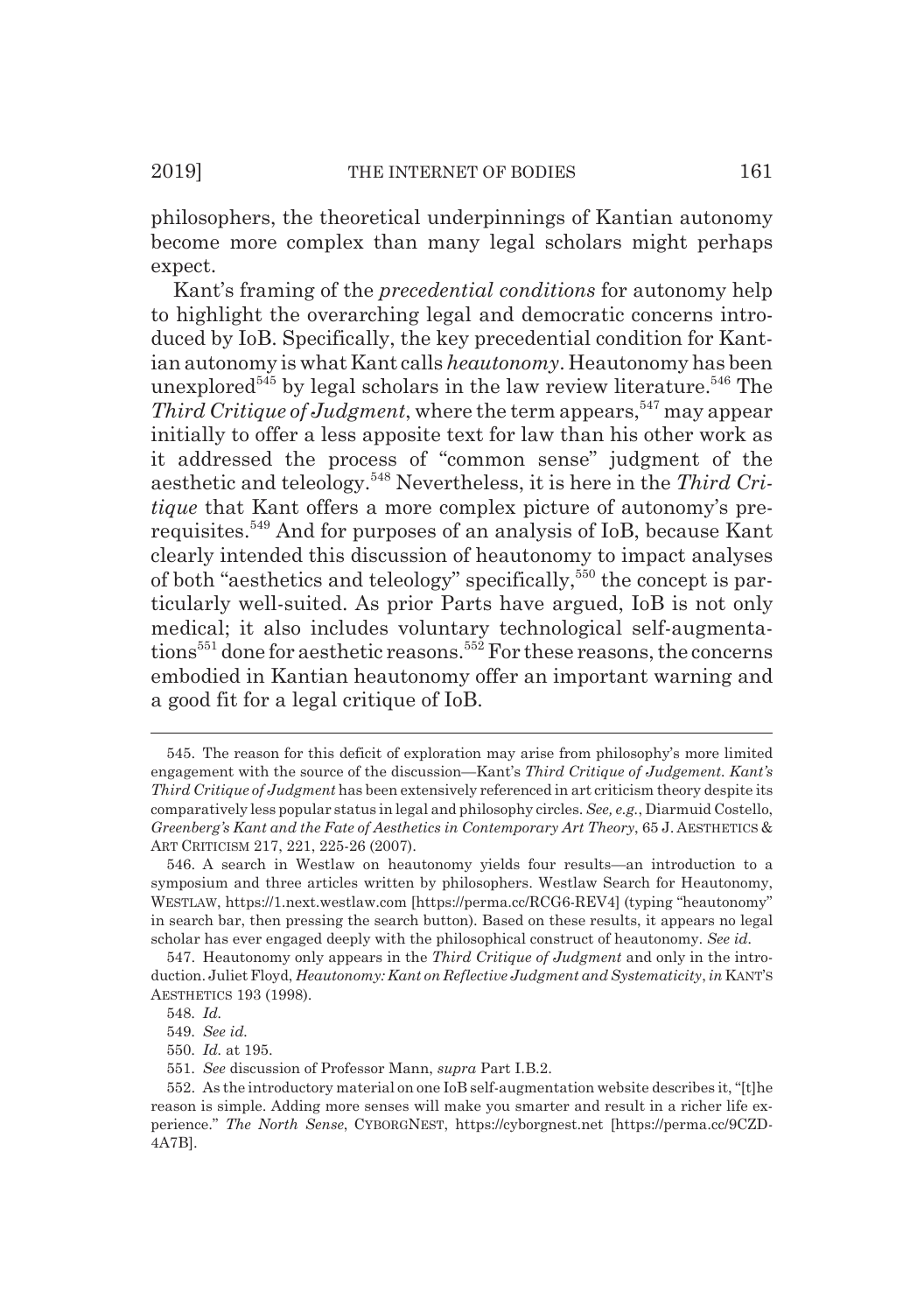philosophers, the theoretical underpinnings of Kantian autonomy become more complex than many legal scholars might perhaps expect.

Kant's framing of the *precedential conditions* for autonomy help to highlight the overarching legal and democratic concerns introduced by IoB. Specifically, the key precedential condition for Kantian autonomy is what Kant calls *heautonomy*. Heautonomy has been unexplored[545] by legal scholars in the law review literature.[546] The *Third Critique of Judgment*, where the term appears,[547] may appear initially to offer a less apposite text for law than his other work as it addressed the process of "common sense" judgment of the aesthetic and teleology.[548] Nevertheless, it is here in the *Third Critique* that Kant offers a more complex picture of autonomy's prerequisites.[549] And for purposes of an analysis of IoB, because Kant clearly intended this discussion of heautonomy to impact analyses of both "aesthetics and teleology" specifically,[550] the concept is particularly well-suited. As prior Parts have argued, IoB is not only medical; it also includes voluntary technological self-augmentations[551] done for aesthetic reasons.[552] For these reasons, the concerns embodied in Kantian heautonomy offer an important warning and a good fit for a legal critique of IoB.

545. The reason for this deficit of exploration may arise from philosophy's more limited engagement with the source of the discussion—Kant's *Third Critique of Judgement. Kant's Third Critique of Judgment* has been extensively referenced in art criticism theory despite its comparatively less popular status in legal and philosophy circles. *See, e.g.*, Diarmuid Costello, *Greenberg's Kant and the Fate of Aesthetics in Contemporary Art Theory*, 65 J. AESTHETICS & ART CRITICISM 217, 221, 225-26 (2007).

546. A search in Westlaw on heautonomy yields four results—an introduction to a symposium and three articles written by philosophers. Westlaw Search for Heautonomy, WESTLAW, https://1.next.westlaw.com [https://perma.cc/RCG6-REV4] (typing "heautonomy" in search bar, then pressing the search button). Based on these results, it appears no legal scholar has ever engaged deeply with the philosophical construct of heautonomy. *See id.*

547. Heautonomy only appears in the *Third Critique of Judgment* and only in the introduction. Juliet Floyd, *Heautonomy: Kant on Reflective Judgment and Systematicity*, *in* KANT'S AESTHETICS 193 (1998).

548. *Id.*

549. *See id.*

550. *Id.* at 195.

551. *See* discussion of Professor Mann, *supra* Part I.B.2.

552. As the introductory material on one IoB self-augmentation website describes it, "[t]he reason is simple. Adding more senses will make you smarter and result in a richer life experience." *The North Sense*, CYBORGNEST, https://cyborgnest.net [https://perma.cc/9CZD-4A7B].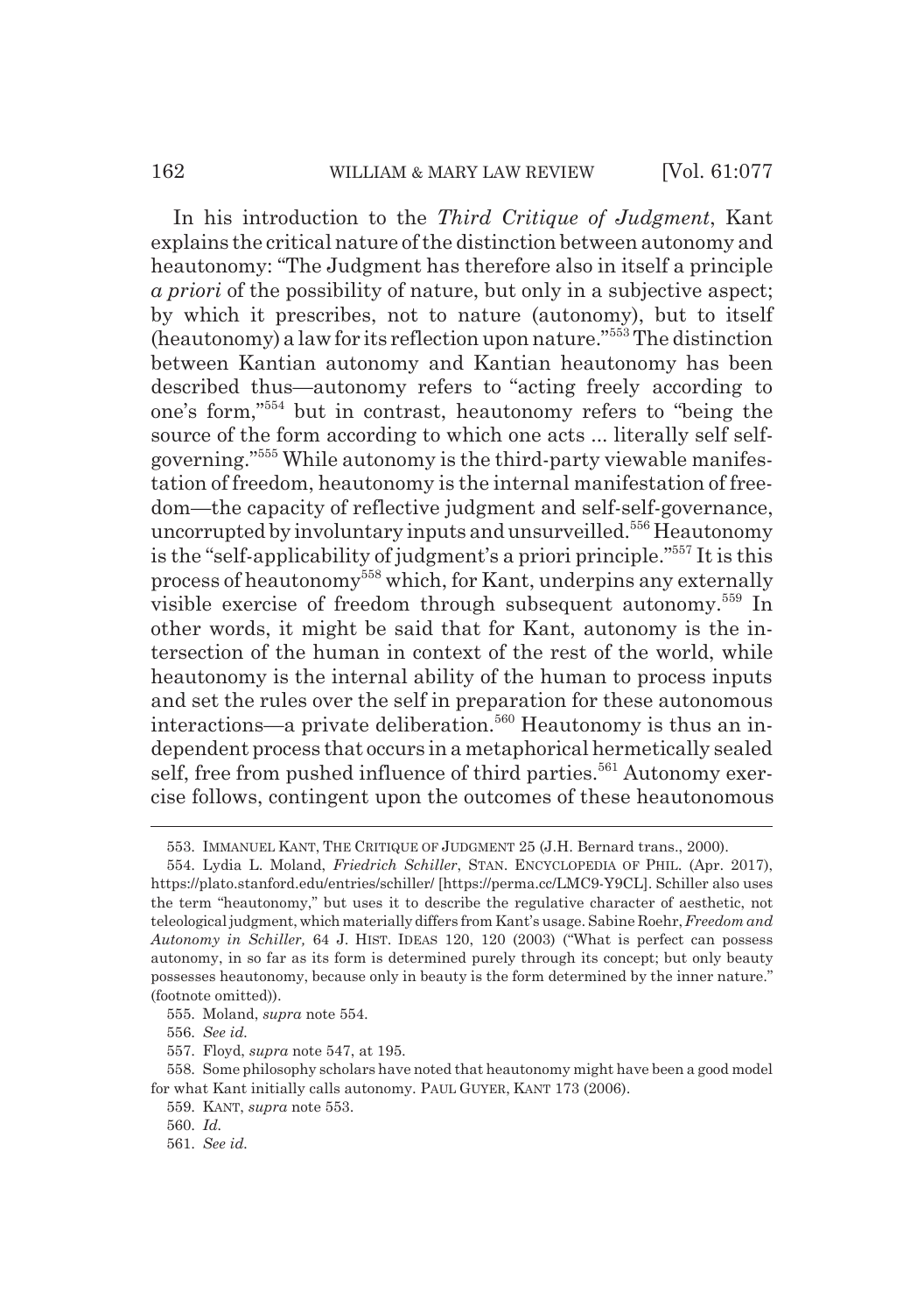In his introduction to the *Third Critique of Judgment*, Kant explains the critical nature of the distinction between autonomy and heautonomy: "The Judgment has therefore also in itself a principle *a priori* of the possibility of nature, but only in a subjective aspect; by which it prescribes, not to nature (autonomy), but to itself (heautonomy) a law for its reflection upon nature."[553] The distinction between Kantian autonomy and Kantian heautonomy has been described thus—autonomy refers to "acting freely according to one's form,"[554] but in contrast, heautonomy refers to "being the source of the form according to which one acts ... literally self self-governing."[555] While autonomy is the third-party viewable manifestation of freedom, heautonomy is the internal manifestation of freedom—the capacity of reflective judgment and self-self-governance, uncorrupted by involuntary inputs and unsurveilled.[556] Heautonomy is the "self-applicability of judgment's a priori principle."[557] It is this process of heautonomy[558] which, for Kant, underpins any externally visible exercise of freedom through subsequent autonomy.[559] In other words, it might be said that for Kant, autonomy is the intersection of the human in context of the rest of the world, while heautonomy is the internal ability of the human to process inputs and set the rules over the self in preparation for these autonomous interactions—a private deliberation.[560] Heautonomy is thus an independent process that occurs in a metaphorical hermetically sealed self, free from pushed influence of third parties.[561] Autonomy exercise follows, contingent upon the outcomes of these heautonomous

---

553. IMMANUEL KANT, THE CRITIQUE OF JUDGMENT 25 (J.H. Bernard trans., 2000).

554. Lydia L. Moland, *Friedrich Schiller*, STAN. ENCYCLOPEDIA OF PHIL. (Apr. 2017), https://plato.stanford.edu/entries/schiller/ [https://perma.cc/LMC9-Y9CL]. Schiller also uses the term "heautonomy," but uses it to describe the regulative character of aesthetic, not teleological judgment, which materially differs from Kant's usage. Sabine Roehr, *Freedom and Autonomy in Schiller,* 64 J. HIST. IDEAS 120, 120 (2003) ("What is perfect can possess autonomy, in so far as its form is determined purely through its concept; but only beauty possesses heautonomy, because only in beauty is the form determined by the inner nature." (footnote omitted)).

555. Moland, *supra* note 554.

556. *See id.*

557. Floyd, *supra* note 547, at 195.

558. Some philosophy scholars have noted that heautonomy might have been a good model for what Kant initially calls autonomy. PAUL GUYER, KANT 173 (2006).

559. KANT, *supra* note 553.

560. *Id.*

561. *See id.*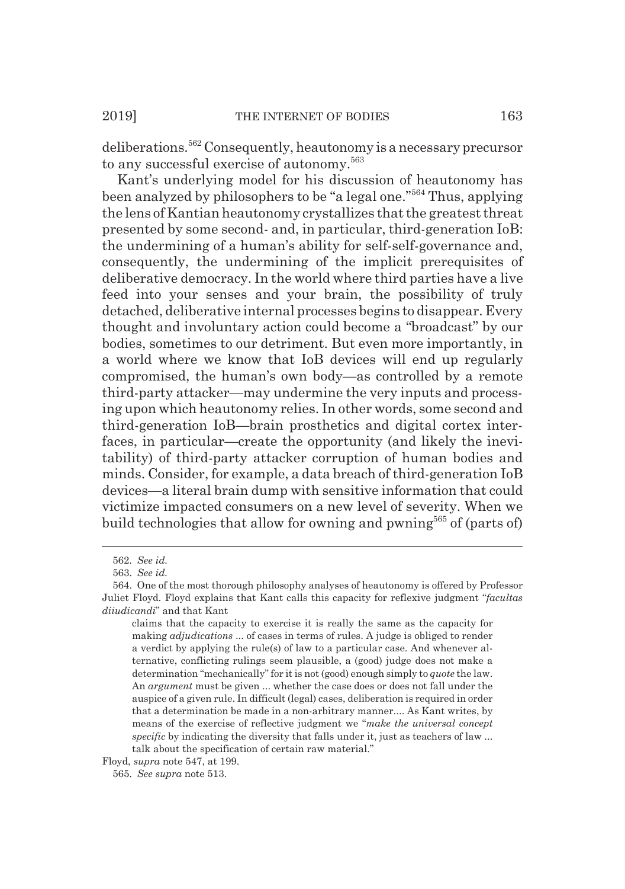deliberations.[562] Consequently, heautonomy is a necessary precursor to any successful exercise of autonomy.[563]

Kant's underlying model for his discussion of heautonomy has been analyzed by philosophers to be "a legal one."[564] Thus, applying the lens of Kantian heautonomy crystallizes that the greatest threat presented by some second- and, in particular, third-generation IoB: the undermining of a human's ability for self-self-governance and, consequently, the undermining of the implicit prerequisites of deliberative democracy. In the world where third parties have a live feed into your senses and your brain, the possibility of truly detached, deliberative internal processes begins to disappear. Every thought and involuntary action could become a "broadcast" by our bodies, sometimes to our detriment. But even more importantly, in a world where we know that IoB devices will end up regularly compromised, the human's own body—as controlled by a remote third-party attacker—may undermine the very inputs and processing upon which heautonomy relies. In other words, some second and third-generation IoB—brain prosthetics and digital cortex interfaces, in particular—create the opportunity (and likely the inevitability) of third-party attacker corruption of human bodies and minds. Consider, for example, a data breach of third-generation IoB devices—a literal brain dump with sensitive information that could victimize impacted consumers on a new level of severity. When we build technologies that allow for owning and pwning[565] of (parts of)

---

562. *See id.*

563. *See id.*

564. One of the most thorough philosophy analyses of heautonomy is offered by Professor Juliet Floyd. Floyd explains that Kant calls this capacity for reflexive judgment "*facultas diiudicandi*" and that Kant

> claims that the capacity to exercise it is really the same as the capacity for making *adjudications* ... of cases in terms of rules. A judge is obliged to render a verdict by applying the rule(s) of law to a particular case. And whenever alternative, conflicting rulings seem plausible, a (good) judge does not make a determination "mechanically" for it is not (good) enough simply to *quote* the law. An *argument* must be given ... whether the case does or does not fall under the auspice of a given rule. In difficult (legal) cases, deliberation is required in order that a determination be made in a non-arbitrary manner.... As Kant writes, by means of the exercise of reflective judgment we "*make the universal concept specific* by indicating the diversity that falls under it, just as teachers of law ... talk about the specification of certain raw material."

Floyd, *supra* note 547, at 199.

565. *See supra* note 513.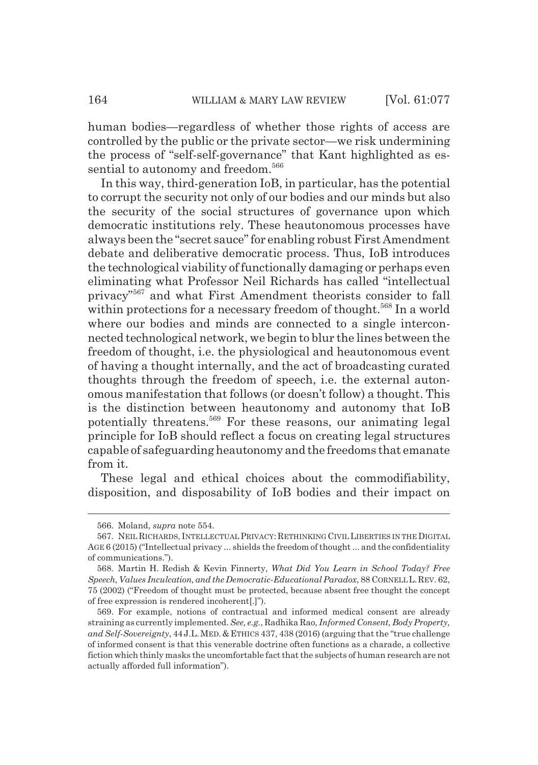human bodies—regardless of whether those rights of access are controlled by the public or the private sector—we risk undermining the process of "self-self-governance" that Kant highlighted as essential to autonomy and freedom.[566]

In this way, third-generation IoB, in particular, has the potential to corrupt the security not only of our bodies and our minds but also the security of the social structures of governance upon which democratic institutions rely. These heautonomous processes have always been the "secret sauce" for enabling robust First Amendment debate and deliberative democratic process. Thus, IoB introduces the technological viability of functionally damaging or perhaps even eliminating what Professor Neil Richards has called "intellectual privacy"[567] and what First Amendment theorists consider to fall within protections for a necessary freedom of thought.[568] In a world where our bodies and minds are connected to a single interconnected technological network, we begin to blur the lines between the freedom of thought, i.e. the physiological and heautonomous event of having a thought internally, and the act of broadcasting curated thoughts through the freedom of speech, i.e. the external autonomous manifestation that follows (or doesn't follow) a thought. This is the distinction between heautonomy and autonomy that IoB potentially threatens.[569] For these reasons, our animating legal principle for IoB should reflect a focus on creating legal structures capable of safeguarding heautonomy and the freedoms that emanate from it.

These legal and ethical choices about the commodifiability, disposition, and disposability of IoB bodies and their impact on

---

566. Moland, *supra* note 554.

567. NEIL RICHARDS, INTELLECTUAL PRIVACY: RETHINKING CIVIL LIBERTIES IN THE DIGITAL AGE 6 (2015) ("Intellectual privacy ... shields the freedom of thought ... and the confidentiality of communications.").

568. Martin H. Redish & Kevin Finnerty, *What Did You Learn in School Today? Free Speech, Values Inculcation, and the Democratic-Educational Paradox*, 88 CORNELL L. REV. 62, 75 (2002) ("Freedom of thought must be protected, because absent free thought the concept of free expression is rendered incoherent[.]").

569. For example, notions of contractual and informed medical consent are already straining as currently implemented. *See, e.g.*, Radhika Rao, *Informed Consent, Body Property, and Self-Sovereignty*, 44 J.L. MED. & ETHICS 437, 438 (2016) (arguing that the "true challenge of informed consent is that this venerable doctrine often functions as a charade, a collective fiction which thinly masks the uncomfortable fact that the subjects of human research are not actually afforded full information").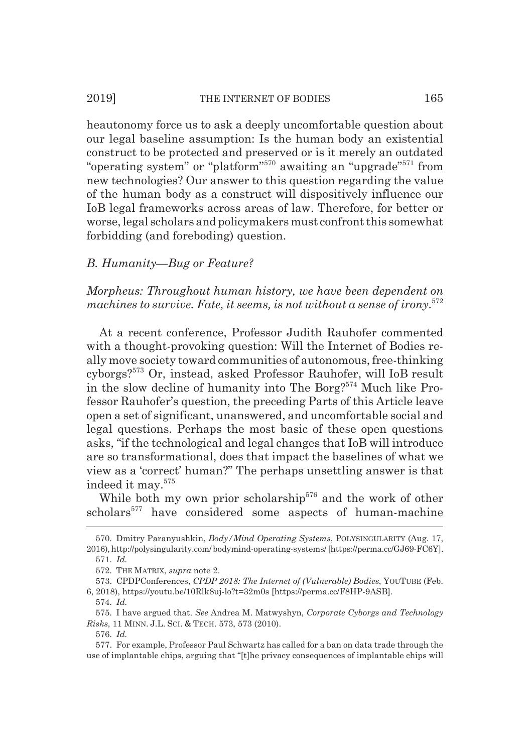heautonomy force us to ask a deeply uncomfortable question about our legal baseline assumption: Is the human body an existential construct to be protected and preserved or is it merely an outdated "operating system" or "platform"[570] awaiting an "upgrade"[571] from new technologies? Our answer to this question regarding the value of the human body as a construct will dispositively influence our IoB legal frameworks across areas of law. Therefore, for better or worse, legal scholars and policymakers must confront this somewhat forbidding (and foreboding) question.

### *B. Humanity—Bug or Feature?*

*Morpheus: Throughout human history, we have been dependent on machines to survive. Fate, it seems, is not without a sense of irony.*[572]

At a recent conference, Professor Judith Rauhofer commented with a thought-provoking question: Will the Internet of Bodies really move society toward communities of autonomous, free-thinking cyborgs?[573] Or, instead, asked Professor Rauhofer, will IoB result in the slow decline of humanity into The Borg?[574] Much like Professor Rauhofer's question, the preceding Parts of this Article leave open a set of significant, unanswered, and uncomfortable social and legal questions. Perhaps the most basic of these open questions asks, "if the technological and legal changes that IoB will introduce are so transformational, does that impact the baselines of what we view as a 'correct' human?" The perhaps unsettling answer is that indeed it may.[575]

While both my own prior scholarship[576] and the work of other scholars[577] have considered some aspects of human-machine

---

570. Dmitry Paranyushkin, *Body/Mind Operating Systems*, POLYSINGULARITY (Aug. 17, 2016), http://polysingularity.com/bodymind-operating-systems/ [https://perma.cc/GJ69-FC6Y].

571. *Id.*

572. THE MATRIX, *supra* note 2.

573. CPDPConferences, *CPDP 2018: The Internet of (Vulnerable) Bodies*, YOUTUBE (Feb. 6, 2018), https://youtu.be/10Rlk8uj-lo?t=32m0s [https://perma.cc/F8HP-9ASB].

574. *Id.*

575. I have argued that. *See* Andrea M. Matwyshyn, *Corporate Cyborgs and Technology Risks*, 11 MINN. J.L. SCI. & TECH. 573, 573 (2010).

576. *Id.*

577. For example, Professor Paul Schwartz has called for a ban on data trade through the use of implantable chips, arguing that "[t]he privacy consequences of implantable chips will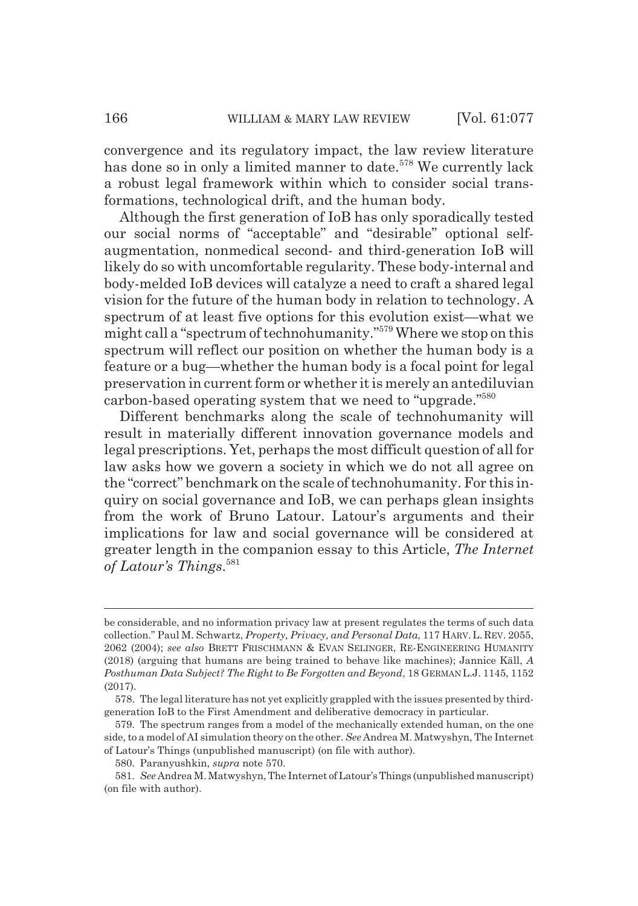convergence and its regulatory impact, the law review literature has done so in only a limited manner to date.[578] We currently lack a robust legal framework within which to consider social transformations, technological drift, and the human body.

Although the first generation of IoB has only sporadically tested our social norms of "acceptable" and "desirable" optional self-augmentation, nonmedical second- and third-generation IoB will likely do so with uncomfortable regularity. These body-internal and body-melded IoB devices will catalyze a need to craft a shared legal vision for the future of the human body in relation to technology. A spectrum of at least five options for this evolution exist—what we might call a "spectrum of technohumanity."[579] Where we stop on this spectrum will reflect our position on whether the human body is a feature or a bug—whether the human body is a focal point for legal preservation in current form or whether it is merely an antediluvian carbon-based operating system that we need to "upgrade."[580]

Different benchmarks along the scale of technohumanity will result in materially different innovation governance models and legal prescriptions. Yet, perhaps the most difficult question of all for law asks how we govern a society in which we do not all agree on the "correct" benchmark on the scale of technohumanity. For this inquiry on social governance and IoB, we can perhaps glean insights from the work of Bruno Latour. Latour's arguments and their implications for law and social governance will be considered at greater length in the companion essay to this Article, *The Internet of Latour's Things*.[581]

---

be considerable, and no information privacy law at present regulates the terms of such data collection." Paul M. Schwartz, *Property, Privacy, and Personal Data*, 117 HARV. L. REV. 2055, 2062 (2004); *see also* BRETT FRISCHMANN & EVAN SELINGER, RE-ENGINEERING HUMANITY (2018) (arguing that humans are being trained to behave like machines); Jannice Käll, *A Posthuman Data Subject? The Right to Be Forgotten and Beyond*, 18 GERMAN L.J. 1145, 1152 (2017).

578. The legal literature has not yet explicitly grappled with the issues presented by third-generation IoB to the First Amendment and deliberative democracy in particular.

579. The spectrum ranges from a model of the mechanically extended human, on the one side, to a model of AI simulation theory on the other. *See* Andrea M. Matwyshyn, The Internet of Latour's Things (unpublished manuscript) (on file with author).

580. Paranyushkin, *supra* note 570.

581. *See* Andrea M. Matwyshyn, The Internet of Latour's Things (unpublished manuscript) (on file with author).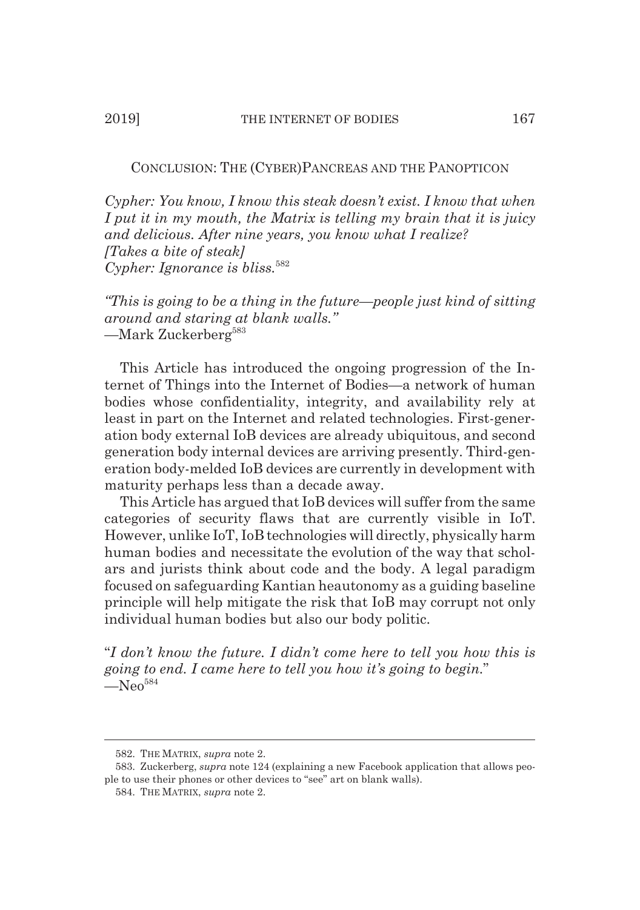## CONCLUSION: THE (CYBER)PANCREAS AND THE PANOPTICON

*Cypher: You know, I know this steak doesn't exist. I know that when I put it in my mouth, the Matrix is telling my brain that it is juicy and delicious. After nine years, you know what I realize?*
*[Takes a bite of steak]*
*Cypher: Ignorance is bliss.*[582]

*"This is going to be a thing in the future—people just kind of sitting around and staring at blank walls."*
—Mark Zuckerberg[583]

This Article has introduced the ongoing progression of the Internet of Things into the Internet of Bodies—a network of human bodies whose confidentiality, integrity, and availability rely at least in part on the Internet and related technologies. First-generation body external IoB devices are already ubiquitous, and second generation body internal devices are arriving presently. Third-generation body-melded IoB devices are currently in development with maturity perhaps less than a decade away.

This Article has argued that IoB devices will suffer from the same categories of security flaws that are currently visible in IoT. However, unlike IoT, IoB technologies will directly, physically harm human bodies and necessitate the evolution of the way that scholars and jurists think about code and the body. A legal paradigm focused on safeguarding Kantian heautonomy as a guiding baseline principle will help mitigate the risk that IoB may corrupt not only individual human bodies but also our body politic.

"*I don't know the future. I didn't come here to tell you how this is going to end. I came here to tell you how it's going to begin.*"
—Neo[584]

---

582. THE MATRIX, *supra* note 2.

583. Zuckerberg, *supra* note 124 (explaining a new Facebook application that allows people to use their phones or other devices to "see" art on blank walls).

584. THE MATRIX, *supra* note 2.